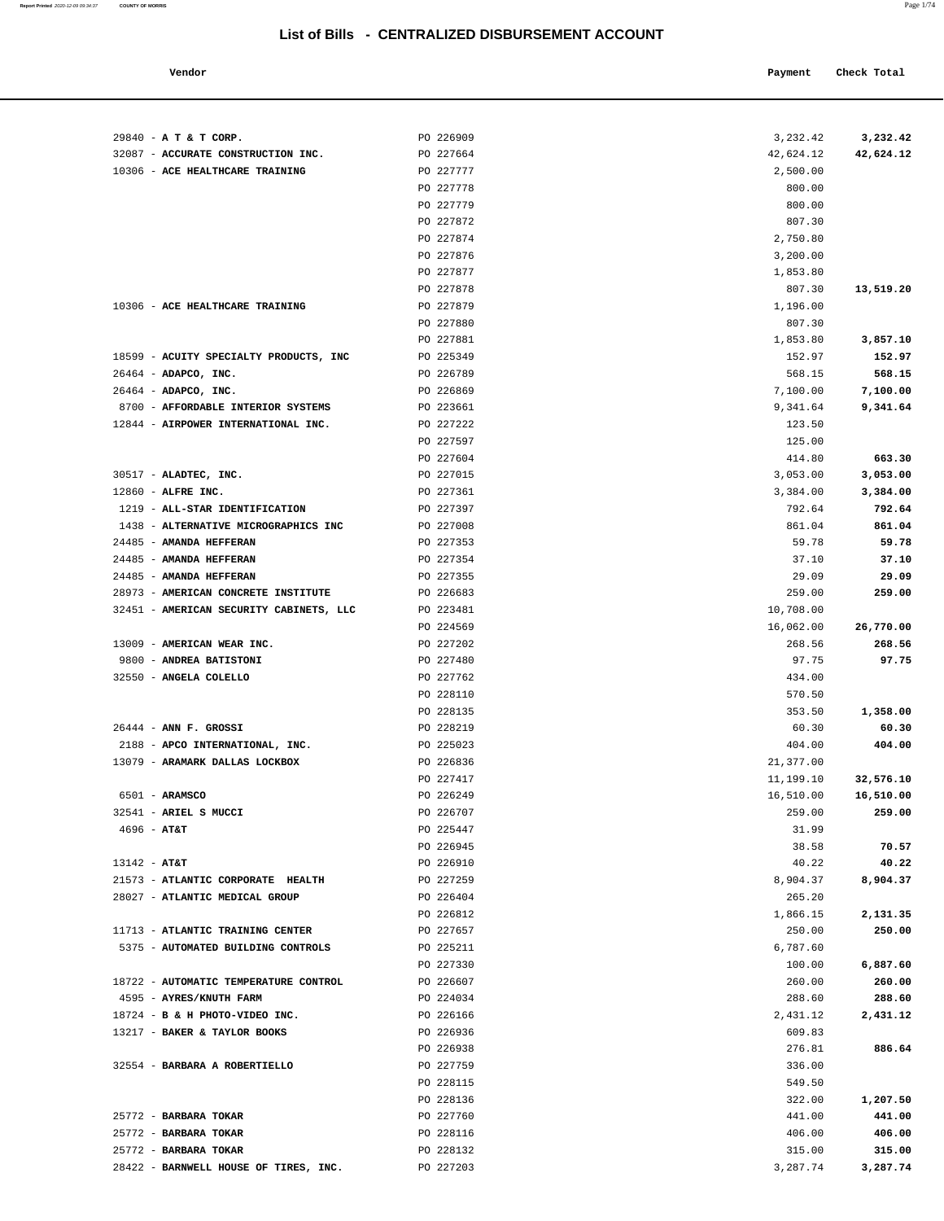# List of Bills - CENTRALIZED DISBURSEMENT ACCOUNT

| Vendor | | Payment | Check Total |
|---|---|---|---|
| 29840 - **A T & T CORP.** | PO 226909 | 3,232.42 | **3,232.42** |
| 32087 - **ACCURATE CONSTRUCTION INC.** | PO 227664 | 42,624.12 | **42,624.12** |
| 10306 - **ACE HEALTHCARE TRAINING** | PO 227777 | 2,500.00 | |
| | PO 227778 | 800.00 | |
| | PO 227779 | 800.00 | |
| | PO 227872 | 807.30 | |
| | PO 227874 | 2,750.80 | |
| | PO 227876 | 3,200.00 | |
| | PO 227877 | 1,853.80 | |
| | PO 227878 | 807.30 | **13,519.20** |
| 10306 - **ACE HEALTHCARE TRAINING** | PO 227879 | 1,196.00 | |
| | PO 227880 | 807.30 | |
| | PO 227881 | 1,853.80 | **3,857.10** |
| 18599 - **ACUITY SPECIALTY PRODUCTS, INC** | PO 225349 | 152.97 | **152.97** |
| 26464 - **ADAPCO, INC.** | PO 226789 | 568.15 | **568.15** |
| 26464 - **ADAPCO, INC.** | PO 226869 | 7,100.00 | **7,100.00** |
| 8700 - **AFFORDABLE INTERIOR SYSTEMS** | PO 223661 | 9,341.64 | **9,341.64** |
| 12844 - **AIRPOWER INTERNATIONAL INC.** | PO 227222 | 123.50 | |
| | PO 227597 | 125.00 | |
| | PO 227604 | 414.80 | **663.30** |
| 30517 - **ALADTEC, INC.** | PO 227015 | 3,053.00 | **3,053.00** |
| 12860 - **ALFRE INC.** | PO 227361 | 3,384.00 | **3,384.00** |
| 1219 - **ALL-STAR IDENTIFICATION** | PO 227397 | 792.64 | **792.64** |
| 1438 - **ALTERNATIVE MICROGRAPHICS INC** | PO 227008 | 861.04 | **861.04** |
| 24485 - **AMANDA HEFFERAN** | PO 227353 | 59.78 | **59.78** |
| 24485 - **AMANDA HEFFERAN** | PO 227354 | 37.10 | **37.10** |
| 24485 - **AMANDA HEFFERAN** | PO 227355 | 29.09 | **29.09** |
| 28973 - **AMERICAN CONCRETE INSTITUTE** | PO 226683 | 259.00 | **259.00** |
| 32451 - **AMERICAN SECURITY CABINETS, LLC** | PO 223481 | 10,708.00 | |
| | PO 224569 | 16,062.00 | **26,770.00** |
| 13009 - **AMERICAN WEAR INC.** | PO 227202 | 268.56 | **268.56** |
| 9800 - **ANDREA BATISTONI** | PO 227480 | 97.75 | **97.75** |
| 32550 - **ANGELA COLELLO** | PO 227762 | 434.00 | |
| | PO 228110 | 570.50 | |
| | PO 228135 | 353.50 | **1,358.00** |
| 26444 - **ANN F. GROSSI** | PO 228219 | 60.30 | **60.30** |
| 2188 - **APCO INTERNATIONAL, INC.** | PO 225023 | 404.00 | **404.00** |
| 13079 - **ARAMARK DALLAS LOCKBOX** | PO 226836 | 21,377.00 | |
| | PO 227417 | 11,199.10 | **32,576.10** |
| 6501 - **ARAMSCO** | PO 226249 | 16,510.00 | **16,510.00** |
| 32541 - **ARIEL S MUCCI** | PO 226707 | 259.00 | **259.00** |
| 4696 - **AT&T** | PO 225447 | 31.99 | |
| | PO 226945 | 38.58 | **70.57** |
| 13142 - **AT&T** | PO 226910 | 40.22 | **40.22** |
| 21573 - **ATLANTIC CORPORATE HEALTH** | PO 227259 | 8,904.37 | **8,904.37** |
| 28027 - **ATLANTIC MEDICAL GROUP** | PO 226404 | 265.20 | |
| | PO 226812 | 1,866.15 | **2,131.35** |
| 11713 - **ATLANTIC TRAINING CENTER** | PO 227657 | 250.00 | **250.00** |
| 5375 - **AUTOMATED BUILDING CONTROLS** | PO 225211 | 6,787.60 | |
| | PO 227330 | 100.00 | **6,887.60** |
| 18722 - **AUTOMATIC TEMPERATURE CONTROL** | PO 226607 | 260.00 | **260.00** |
| 4595 - **AYRES/KNUTH FARM** | PO 224034 | 288.60 | **288.60** |
| 18724 - **B & H PHOTO-VIDEO INC.** | PO 226166 | 2,431.12 | **2,431.12** |
| 13217 - **BAKER & TAYLOR BOOKS** | PO 226936 | 609.83 | |
| | PO 226938 | 276.81 | **886.64** |
| 32554 - **BARBARA A ROBERTIELLO** | PO 227759 | 336.00 | |
| | PO 228115 | 549.50 | |
| | PO 228136 | 322.00 | **1,207.50** |
| 25772 - **BARBARA TOKAR** | PO 227760 | 441.00 | **441.00** |
| 25772 - **BARBARA TOKAR** | PO 228116 | 406.00 | **406.00** |
| 25772 - **BARBARA TOKAR** | PO 228132 | 315.00 | **315.00** |
| 28422 - **BARNWELL HOUSE OF TIRES, INC.** | PO 227203 | 3,287.74 | **3,287.74** |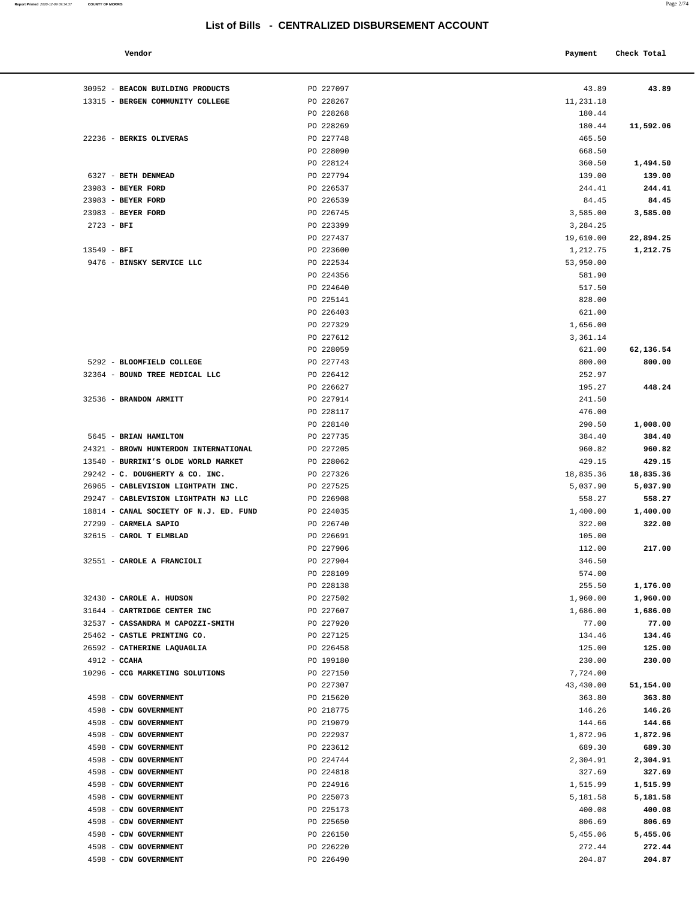# List of Bills - CENTRALIZED DISBURSEMENT ACCOUNT

| Vendor | | Payment | Check Total |
|---|---|---|---|
| 30952 - **BEACON BUILDING PRODUCTS** | PO 227097 | 43.89 | **43.89** |
| 13315 - **BERGEN COMMUNITY COLLEGE** | PO 228267 | 11,231.18 | |
| | PO 228268 | 180.44 | |
| | PO 228269 | 180.44 | **11,592.06** |
| 22236 - **BERKIS OLIVERAS** | PO 227748 | 465.50 | |
| | PO 228090 | 668.50 | |
| | PO 228124 | 360.50 | **1,494.50** |
| 6327 - **BETH DENMEAD** | PO 227794 | 139.00 | **139.00** |
| 23983 - **BEYER FORD** | PO 226537 | 244.41 | **244.41** |
| 23983 - **BEYER FORD** | PO 226539 | 84.45 | **84.45** |
| 23983 - **BEYER FORD** | PO 226745 | 3,585.00 | **3,585.00** |
| 2723 - **BFI** | PO 223399 | 3,284.25 | |
| | PO 227437 | 19,610.00 | **22,894.25** |
| 13549 - **BFI** | PO 223600 | 1,212.75 | **1,212.75** |
| 9476 - **BINSKY SERVICE LLC** | PO 222534 | 53,950.00 | |
| | PO 224356 | 581.90 | |
| | PO 224640 | 517.50 | |
| | PO 225141 | 828.00 | |
| | PO 226403 | 621.00 | |
| | PO 227329 | 1,656.00 | |
| | PO 227612 | 3,361.14 | |
| | PO 228059 | 621.00 | **62,136.54** |
| 5292 - **BLOOMFIELD COLLEGE** | PO 227743 | 800.00 | **800.00** |
| 32364 - **BOUND TREE MEDICAL LLC** | PO 226412 | 252.97 | |
| | PO 226627 | 195.27 | **448.24** |
| 32536 - **BRANDON ARMITT** | PO 227914 | 241.50 | |
| | PO 228117 | 476.00 | |
| | PO 228140 | 290.50 | **1,008.00** |
| 5645 - **BRIAN HAMILTON** | PO 227735 | 384.40 | **384.40** |
| 24321 - **BROWN HUNTERDON INTERNATIONAL** | PO 227205 | 960.82 | **960.82** |
| 13540 - **BURRINI'S OLDE WORLD MARKET** | PO 228062 | 429.15 | **429.15** |
| 29242 - **C. DOUGHERTY & CO. INC.** | PO 227326 | 18,835.36 | **18,835.36** |
| 26965 - **CABLEVISION LIGHTPATH INC.** | PO 227525 | 5,037.90 | **5,037.90** |
| 29247 - **CABLEVISION LIGHTPATH NJ LLC** | PO 226908 | 558.27 | **558.27** |
| 18814 - **CANAL SOCIETY OF N.J. ED. FUND** | PO 224035 | 1,400.00 | **1,400.00** |
| 27299 - **CARMELA SAPIO** | PO 226740 | 322.00 | **322.00** |
| 32615 - **CAROL T ELMBLAD** | PO 226691 | 105.00 | |
| | PO 227906 | 112.00 | **217.00** |
| 32551 - **CAROLE A FRANCIOLI** | PO 227904 | 346.50 | |
| | PO 228109 | 574.00 | |
| | PO 228138 | 255.50 | **1,176.00** |
| 32430 - **CAROLE A. HUDSON** | PO 227502 | 1,960.00 | **1,960.00** |
| 31644 - **CARTRIDGE CENTER INC** | PO 227607 | 1,686.00 | **1,686.00** |
| 32537 - **CASSANDRA M CAPOZZI-SMITH** | PO 227920 | 77.00 | **77.00** |
| 25462 - **CASTLE PRINTING CO.** | PO 227125 | 134.46 | **134.46** |
| 26592 - **CATHERINE LAQUAGLIA** | PO 226458 | 125.00 | **125.00** |
| 4912 - **CCAHA** | PO 199180 | 230.00 | **230.00** |
| 10296 - **CCG MARKETING SOLUTIONS** | PO 227150 | 7,724.00 | |
| | PO 227307 | 43,430.00 | **51,154.00** |
| 4598 - **CDW GOVERNMENT** | PO 215620 | 363.80 | **363.80** |
| 4598 - **CDW GOVERNMENT** | PO 218775 | 146.26 | **146.26** |
| 4598 - **CDW GOVERNMENT** | PO 219079 | 144.66 | **144.66** |
| 4598 - **CDW GOVERNMENT** | PO 222937 | 1,872.96 | **1,872.96** |
| 4598 - **CDW GOVERNMENT** | PO 223612 | 689.30 | **689.30** |
| 4598 - **CDW GOVERNMENT** | PO 224744 | 2,304.91 | **2,304.91** |
| 4598 - **CDW GOVERNMENT** | PO 224818 | 327.69 | **327.69** |
| 4598 - **CDW GOVERNMENT** | PO 224916 | 1,515.99 | **1,515.99** |
| 4598 - **CDW GOVERNMENT** | PO 225073 | 5,181.58 | **5,181.58** |
| 4598 - **CDW GOVERNMENT** | PO 225173 | 400.08 | **400.08** |
| 4598 - **CDW GOVERNMENT** | PO 225650 | 806.69 | **806.69** |
| 4598 - **CDW GOVERNMENT** | PO 226150 | 5,455.06 | **5,455.06** |
| 4598 - **CDW GOVERNMENT** | PO 226220 | 272.44 | **272.44** |
| 4598 - **CDW GOVERNMENT** | PO 226490 | 204.87 | **204.87** |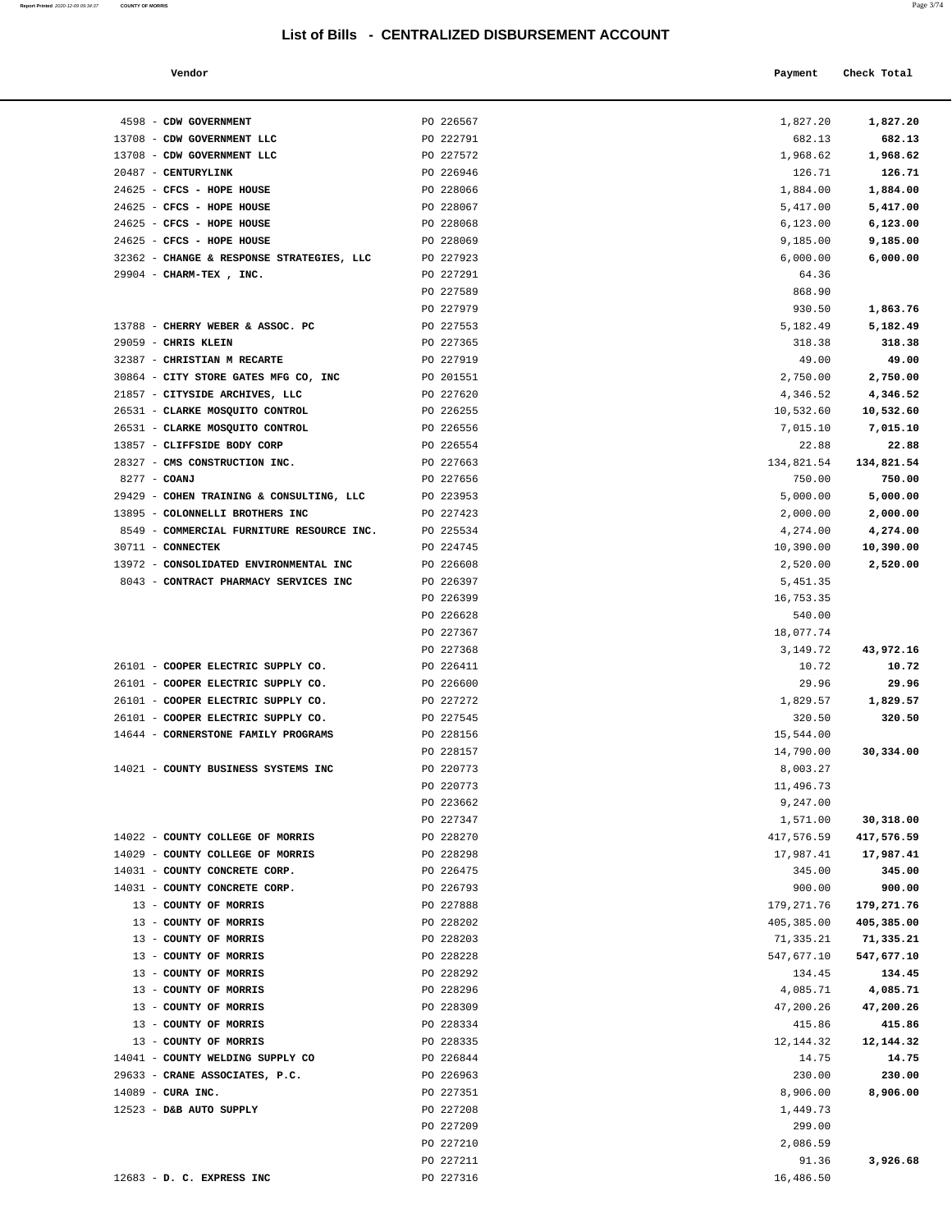# List of Bills - CENTRALIZED DISBURSEMENT ACCOUNT

| Vendor | | Payment | Check Total |
|---|---|---|---|
| 4598 - **CDW GOVERNMENT** | PO 226567 | 1,827.20 | **1,827.20** |
| 13708 - **CDW GOVERNMENT LLC** | PO 222791 | 682.13 | **682.13** |
| 13708 - **CDW GOVERNMENT LLC** | PO 227572 | 1,968.62 | **1,968.62** |
| 20487 - **CENTURYLINK** | PO 226946 | 126.71 | **126.71** |
| 24625 - **CFCS - HOPE HOUSE** | PO 228066 | 1,884.00 | **1,884.00** |
| 24625 - **CFCS - HOPE HOUSE** | PO 228067 | 5,417.00 | **5,417.00** |
| 24625 - **CFCS - HOPE HOUSE** | PO 228068 | 6,123.00 | **6,123.00** |
| 24625 - **CFCS - HOPE HOUSE** | PO 228069 | 9,185.00 | **9,185.00** |
| 32362 - **CHANGE & RESPONSE STRATEGIES, LLC** | PO 227923 | 6,000.00 | **6,000.00** |
| 29904 - **CHARM-TEX , INC.** | PO 227291 | 64.36 | |
| | PO 227589 | 868.90 | |
| | PO 227979 | 930.50 | **1,863.76** |
| 13788 - **CHERRY WEBER & ASSOC. PC** | PO 227553 | 5,182.49 | **5,182.49** |
| 29059 - **CHRIS KLEIN** | PO 227365 | 318.38 | **318.38** |
| 32387 - **CHRISTIAN M RECARTE** | PO 227919 | 49.00 | **49.00** |
| 30864 - **CITY STORE GATES MFG CO, INC** | PO 201551 | 2,750.00 | **2,750.00** |
| 21857 - **CITYSIDE ARCHIVES, LLC** | PO 227620 | 4,346.52 | **4,346.52** |
| 26531 - **CLARKE MOSQUITO CONTROL** | PO 226255 | 10,532.60 | **10,532.60** |
| 26531 - **CLARKE MOSQUITO CONTROL** | PO 226556 | 7,015.10 | **7,015.10** |
| 13857 - **CLIFFSIDE BODY CORP** | PO 226554 | 22.88 | **22.88** |
| 28327 - **CMS CONSTRUCTION INC.** | PO 227663 | 134,821.54 | **134,821.54** |
| 8277 - **COANJ** | PO 227656 | 750.00 | **750.00** |
| 29429 - **COHEN TRAINING & CONSULTING, LLC** | PO 223953 | 5,000.00 | **5,000.00** |
| 13895 - **COLONNELLI BROTHERS INC** | PO 227423 | 2,000.00 | **2,000.00** |
| 8549 - **COMMERCIAL FURNITURE RESOURCE INC.** | PO 225534 | 4,274.00 | **4,274.00** |
| 30711 - **CONNECTEK** | PO 224745 | 10,390.00 | **10,390.00** |
| 13972 - **CONSOLIDATED ENVIRONMENTAL INC** | PO 226608 | 2,520.00 | **2,520.00** |
| 8043 - **CONTRACT PHARMACY SERVICES INC** | PO 226397 | 5,451.35 | |
| | PO 226399 | 16,753.35 | |
| | PO 226628 | 540.00 | |
| | PO 227367 | 18,077.74 | |
| | PO 227368 | 3,149.72 | **43,972.16** |
| 26101 - **COOPER ELECTRIC SUPPLY CO.** | PO 226411 | 10.72 | **10.72** |
| 26101 - **COOPER ELECTRIC SUPPLY CO.** | PO 226600 | 29.96 | **29.96** |
| 26101 - **COOPER ELECTRIC SUPPLY CO.** | PO 227272 | 1,829.57 | **1,829.57** |
| 26101 - **COOPER ELECTRIC SUPPLY CO.** | PO 227545 | 320.50 | **320.50** |
| 14644 - **CORNERSTONE FAMILY PROGRAMS** | PO 228156 | 15,544.00 | |
| | PO 228157 | 14,790.00 | **30,334.00** |
| 14021 - **COUNTY BUSINESS SYSTEMS INC** | PO 220773 | 8,003.27 | |
| | PO 220773 | 11,496.73 | |
| | PO 223662 | 9,247.00 | |
| | PO 227347 | 1,571.00 | **30,318.00** |
| 14022 - **COUNTY COLLEGE OF MORRIS** | PO 228270 | 417,576.59 | **417,576.59** |
| 14029 - **COUNTY COLLEGE OF MORRIS** | PO 228298 | 17,987.41 | **17,987.41** |
| 14031 - **COUNTY CONCRETE CORP.** | PO 226475 | 345.00 | **345.00** |
| 14031 - **COUNTY CONCRETE CORP.** | PO 226793 | 900.00 | **900.00** |
| 13 - **COUNTY OF MORRIS** | PO 227888 | 179,271.76 | **179,271.76** |
| 13 - **COUNTY OF MORRIS** | PO 228202 | 405,385.00 | **405,385.00** |
| 13 - **COUNTY OF MORRIS** | PO 228203 | 71,335.21 | **71,335.21** |
| 13 - **COUNTY OF MORRIS** | PO 228228 | 547,677.10 | **547,677.10** |
| 13 - **COUNTY OF MORRIS** | PO 228292 | 134.45 | **134.45** |
| 13 - **COUNTY OF MORRIS** | PO 228296 | 4,085.71 | **4,085.71** |
| 13 - **COUNTY OF MORRIS** | PO 228309 | 47,200.26 | **47,200.26** |
| 13 - **COUNTY OF MORRIS** | PO 228334 | 415.86 | **415.86** |
| 13 - **COUNTY OF MORRIS** | PO 228335 | 12,144.32 | **12,144.32** |
| 14041 - **COUNTY WELDING SUPPLY CO** | PO 226844 | 14.75 | **14.75** |
| 29633 - **CRANE ASSOCIATES, P.C.** | PO 226963 | 230.00 | **230.00** |
| 14089 - **CURA INC.** | PO 227351 | 8,906.00 | **8,906.00** |
| 12523 - **D&B AUTO SUPPLY** | PO 227208 | 1,449.73 | |
| | PO 227209 | 299.00 | |
| | PO 227210 | 2,086.59 | |
| | PO 227211 | 91.36 | **3,926.68** |
| 12683 - **D. C. EXPRESS INC** | PO 227316 | 16,486.50 | |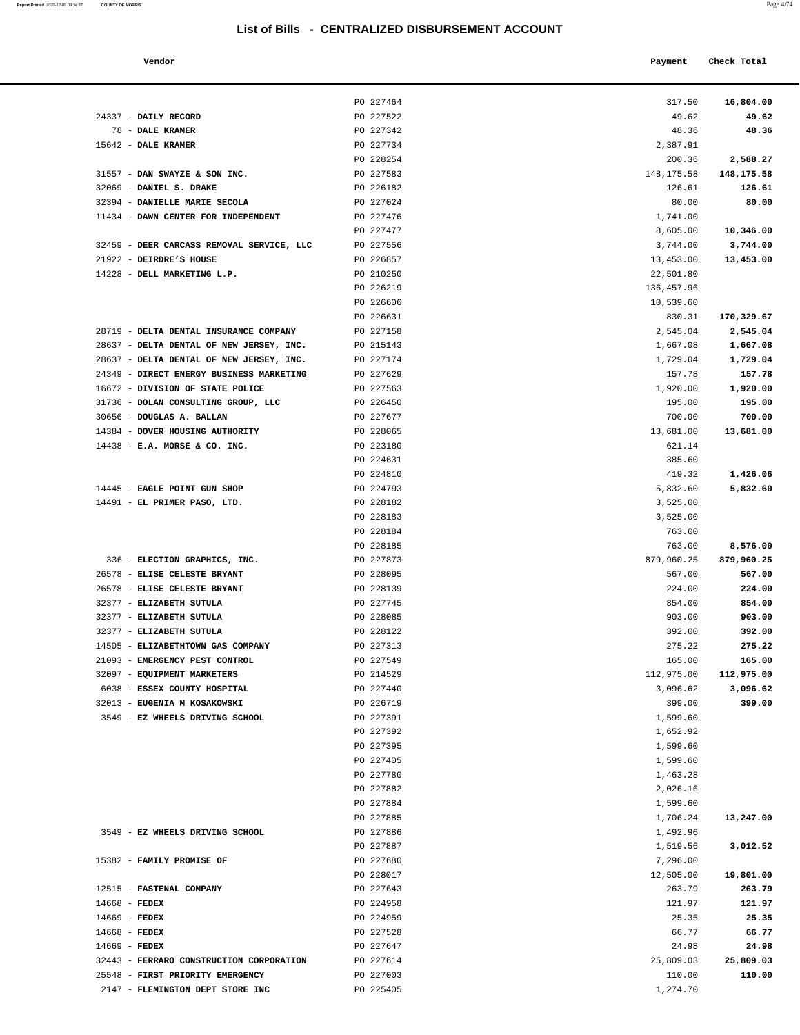# List of Bills - CENTRALIZED DISBURSEMENT ACCOUNT

| Vendor | | Payment | Check Total |
|---|---|---|---|
| | PO 227464 | 317.50 | **16,804.00** |
| 24337 - **DAILY RECORD** | PO 227522 | 49.62 | **49.62** |
| 78 - **DALE KRAMER** | PO 227342 | 48.36 | **48.36** |
| 15642 - **DALE KRAMER** | PO 227734 | 2,387.91 | |
| | PO 228254 | 200.36 | **2,588.27** |
| 31557 - **DAN SWAYZE & SON INC.** | PO 227583 | 148,175.58 | **148,175.58** |
| 32069 - **DANIEL S. DRAKE** | PO 226182 | 126.61 | **126.61** |
| 32394 - **DANIELLE MARIE SECOLA** | PO 227024 | 80.00 | **80.00** |
| 11434 - **DAWN CENTER FOR INDEPENDENT** | PO 227476 | 1,741.00 | |
| | PO 227477 | 8,605.00 | **10,346.00** |
| 32459 - **DEER CARCASS REMOVAL SERVICE, LLC** | PO 227556 | 3,744.00 | **3,744.00** |
| 21922 - **DEIRDRE'S HOUSE** | PO 226857 | 13,453.00 | **13,453.00** |
| 14228 - **DELL MARKETING L.P.** | PO 210250 | 22,501.80 | |
| | PO 226219 | 136,457.96 | |
| | PO 226606 | 10,539.60 | |
| | PO 226631 | 830.31 | **170,329.67** |
| 28719 - **DELTA DENTAL INSURANCE COMPANY** | PO 227158 | 2,545.04 | **2,545.04** |
| 28637 - **DELTA DENTAL OF NEW JERSEY, INC.** | PO 215143 | 1,667.08 | **1,667.08** |
| 28637 - **DELTA DENTAL OF NEW JERSEY, INC.** | PO 227174 | 1,729.04 | **1,729.04** |
| 24349 - **DIRECT ENERGY BUSINESS MARKETING** | PO 227629 | 157.78 | **157.78** |
| 16672 - **DIVISION OF STATE POLICE** | PO 227563 | 1,920.00 | **1,920.00** |
| 31736 - **DOLAN CONSULTING GROUP, LLC** | PO 226450 | 195.00 | **195.00** |
| 30656 - **DOUGLAS A. BALLAN** | PO 227677 | 700.00 | **700.00** |
| 14384 - **DOVER HOUSING AUTHORITY** | PO 228065 | 13,681.00 | **13,681.00** |
| 14438 - **E.A. MORSE & CO. INC.** | PO 223180 | 621.14 | |
| | PO 224631 | 385.60 | |
| | PO 224810 | 419.32 | **1,426.06** |
| 14445 - **EAGLE POINT GUN SHOP** | PO 224793 | 5,832.60 | **5,832.60** |
| 14491 - **EL PRIMER PASO, LTD.** | PO 228182 | 3,525.00 | |
| | PO 228183 | 3,525.00 | |
| | PO 228184 | 763.00 | |
| | PO 228185 | 763.00 | **8,576.00** |
| 336 - **ELECTION GRAPHICS, INC.** | PO 227873 | 879,960.25 | **879,960.25** |
| 26578 - **ELISE CELESTE BRYANT** | PO 228095 | 567.00 | **567.00** |
| 26578 - **ELISE CELESTE BRYANT** | PO 228139 | 224.00 | **224.00** |
| 32377 - **ELIZABETH SUTULA** | PO 227745 | 854.00 | **854.00** |
| 32377 - **ELIZABETH SUTULA** | PO 228085 | 903.00 | **903.00** |
| 32377 - **ELIZABETH SUTULA** | PO 228122 | 392.00 | **392.00** |
| 14505 - **ELIZABETHTOWN GAS COMPANY** | PO 227313 | 275.22 | **275.22** |
| 21093 - **EMERGENCY PEST CONTROL** | PO 227549 | 165.00 | **165.00** |
| 32097 - **EQUIPMENT MARKETERS** | PO 214529 | 112,975.00 | **112,975.00** |
| 6038 - **ESSEX COUNTY HOSPITAL** | PO 227440 | 3,096.62 | **3,096.62** |
| 32013 - **EUGENIA M KOSAKOWSKI** | PO 226719 | 399.00 | **399.00** |
| 3549 - **EZ WHEELS DRIVING SCHOOL** | PO 227391 | 1,599.60 | |
| | PO 227392 | 1,652.92 | |
| | PO 227395 | 1,599.60 | |
| | PO 227405 | 1,599.60 | |
| | PO 227780 | 1,463.28 | |
| | PO 227882 | 2,026.16 | |
| | PO 227884 | 1,599.60 | |
| | PO 227885 | 1,706.24 | **13,247.00** |
| 3549 - **EZ WHEELS DRIVING SCHOOL** | PO 227886 | 1,492.96 | |
| | PO 227887 | 1,519.56 | **3,012.52** |
| 15382 - **FAMILY PROMISE OF** | PO 227680 | 7,296.00 | |
| | PO 228017 | 12,505.00 | **19,801.00** |
| 12515 - **FASTENAL COMPANY** | PO 227643 | 263.79 | **263.79** |
| 14668 - **FEDEX** | PO 224958 | 121.97 | **121.97** |
| 14669 - **FEDEX** | PO 224959 | 25.35 | **25.35** |
| 14668 - **FEDEX** | PO 227528 | 66.77 | **66.77** |
| 14669 - **FEDEX** | PO 227647 | 24.98 | **24.98** |
| 32443 - **FERRARO CONSTRUCTION CORPORATION** | PO 227614 | 25,809.03 | **25,809.03** |
| 25548 - **FIRST PRIORITY EMERGENCY** | PO 227003 | 110.00 | **110.00** |
| 2147 - **FLEMINGTON DEPT STORE INC** | PO 225405 | 1,274.70 | |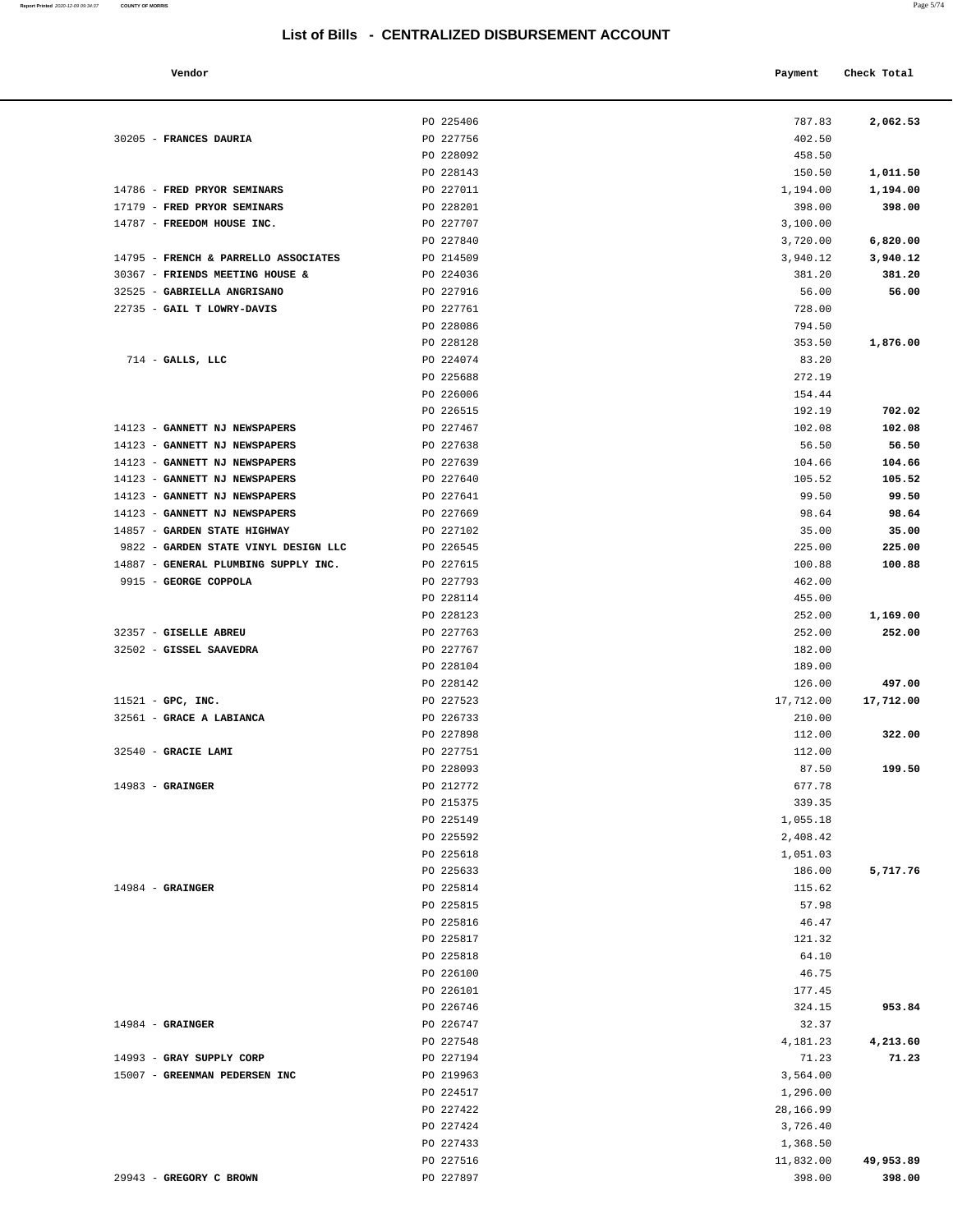# List of Bills - CENTRALIZED DISBURSEMENT ACCOUNT

| Vendor | | Payment | Check Total |
|---|---|---|---|
| | PO 225406 | 787.83 | **2,062.53** |
| 30205 - **FRANCES DAURIA** | PO 227756 | 402.50 | |
| | PO 228092 | 458.50 | |
| | PO 228143 | 150.50 | **1,011.50** |
| 14786 - **FRED PRYOR SEMINARS** | PO 227011 | 1,194.00 | **1,194.00** |
| 17179 - **FRED PRYOR SEMINARS** | PO 228201 | 398.00 | **398.00** |
| 14787 - **FREEDOM HOUSE INC.** | PO 227707 | 3,100.00 | |
| | PO 227840 | 3,720.00 | **6,820.00** |
| 14795 - **FRENCH & PARRELLO ASSOCIATES** | PO 214509 | 3,940.12 | **3,940.12** |
| 30367 - **FRIENDS MEETING HOUSE &** | PO 224036 | 381.20 | **381.20** |
| 32525 - **GABRIELLA ANGRISANO** | PO 227916 | 56.00 | **56.00** |
| 22735 - **GAIL T LOWRY-DAVIS** | PO 227761 | 728.00 | |
| | PO 228086 | 794.50 | |
| | PO 228128 | 353.50 | **1,876.00** |
| 714 - **GALLS, LLC** | PO 224074 | 83.20 | |
| | PO 225688 | 272.19 | |
| | PO 226006 | 154.44 | |
| | PO 226515 | 192.19 | **702.02** |
| 14123 - **GANNETT NJ NEWSPAPERS** | PO 227467 | 102.08 | **102.08** |
| 14123 - **GANNETT NJ NEWSPAPERS** | PO 227638 | 56.50 | **56.50** |
| 14123 - **GANNETT NJ NEWSPAPERS** | PO 227639 | 104.66 | **104.66** |
| 14123 - **GANNETT NJ NEWSPAPERS** | PO 227640 | 105.52 | **105.52** |
| 14123 - **GANNETT NJ NEWSPAPERS** | PO 227641 | 99.50 | **99.50** |
| 14123 - **GANNETT NJ NEWSPAPERS** | PO 227669 | 98.64 | **98.64** |
| 14857 - **GARDEN STATE HIGHWAY** | PO 227102 | 35.00 | **35.00** |
| 9822 - **GARDEN STATE VINYL DESIGN LLC** | PO 226545 | 225.00 | **225.00** |
| 14887 - **GENERAL PLUMBING SUPPLY INC.** | PO 227615 | 100.88 | **100.88** |
| 9915 - **GEORGE COPPOLA** | PO 227793 | 462.00 | |
| | PO 228114 | 455.00 | |
| | PO 228123 | 252.00 | **1,169.00** |
| 32357 - **GISELLE ABREU** | PO 227763 | 252.00 | **252.00** |
| 32502 - **GISSEL SAAVEDRA** | PO 227767 | 182.00 | |
| | PO 228104 | 189.00 | |
| | PO 228142 | 126.00 | **497.00** |
| 11521 - **GPC, INC.** | PO 227523 | 17,712.00 | **17,712.00** |
| 32561 - **GRACE A LABIANCA** | PO 226733 | 210.00 | |
| | PO 227898 | 112.00 | **322.00** |
| 32540 - **GRACIE LAMI** | PO 227751 | 112.00 | |
| | PO 228093 | 87.50 | **199.50** |
| 14983 - **GRAINGER** | PO 212772 | 677.78 | |
| | PO 215375 | 339.35 | |
| | PO 225149 | 1,055.18 | |
| | PO 225592 | 2,408.42 | |
| | PO 225618 | 1,051.03 | |
| | PO 225633 | 186.00 | **5,717.76** |
| 14984 - **GRAINGER** | PO 225814 | 115.62 | |
| | PO 225815 | 57.98 | |
| | PO 225816 | 46.47 | |
| | PO 225817 | 121.32 | |
| | PO 225818 | 64.10 | |
| | PO 226100 | 46.75 | |
| | PO 226101 | 177.45 | |
| | PO 226746 | 324.15 | **953.84** |
| 14984 - **GRAINGER** | PO 226747 | 32.37 | |
| | PO 227548 | 4,181.23 | **4,213.60** |
| 14993 - **GRAY SUPPLY CORP** | PO 227194 | 71.23 | **71.23** |
| 15007 - **GREENMAN PEDERSEN INC** | PO 219963 | 3,564.00 | |
| | PO 224517 | 1,296.00 | |
| | PO 227422 | 28,166.99 | |
| | PO 227424 | 3,726.40 | |
| | PO 227433 | 1,368.50 | |
| | PO 227516 | 11,832.00 | **49,953.89** |
| 29943 - **GREGORY C BROWN** | PO 227897 | 398.00 | **398.00** |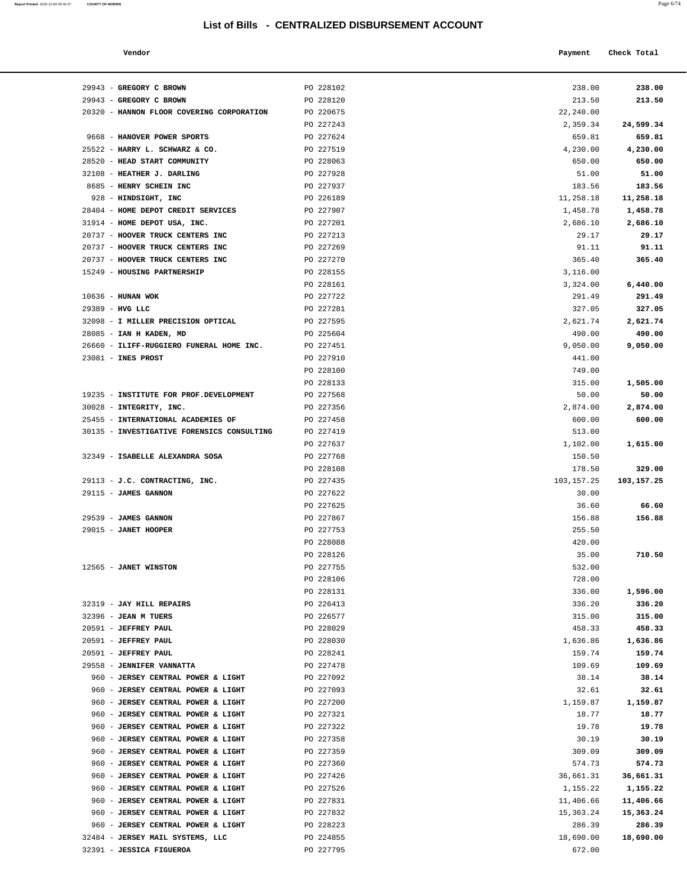## List of Bills - CENTRALIZED DISBURSEMENT ACCOUNT

| Vendor | | Payment | Check Total |
|---|---|---|---|
| 29943 - **GREGORY C BROWN** | PO 228102 | 238.00 | **238.00** |
| 29943 - **GREGORY C BROWN** | PO 228120 | 213.50 | **213.50** |
| 20320 - **HANNON FLOOR COVERING CORPORATION** | PO 220675 | 22,240.00 | |
| | PO 227243 | 2,359.34 | **24,599.34** |
| 9668 - **HANOVER POWER SPORTS** | PO 227624 | 659.81 | **659.81** |
| 25522 - **HARRY L. SCHWARZ & CO.** | PO 227519 | 4,230.00 | **4,230.00** |
| 28520 - **HEAD START COMMUNITY** | PO 228063 | 650.00 | **650.00** |
| 32108 - **HEATHER J. DARLING** | PO 227928 | 51.00 | **51.00** |
| 8685 - **HENRY SCHEIN INC** | PO 227937 | 183.56 | **183.56** |
| 928 - **HINDSIGHT, INC** | PO 226189 | 11,258.18 | **11,258.18** |
| 28404 - **HOME DEPOT CREDIT SERVICES** | PO 227907 | 1,458.78 | **1,458.78** |
| 31914 - **HOME DEPOT USA, INC.** | PO 227201 | 2,686.10 | **2,686.10** |
| 20737 - **HOOVER TRUCK CENTERS INC** | PO 227213 | 29.17 | **29.17** |
| 20737 - **HOOVER TRUCK CENTERS INC** | PO 227269 | 91.11 | **91.11** |
| 20737 - **HOOVER TRUCK CENTERS INC** | PO 227270 | 365.40 | **365.40** |
| 15249 - **HOUSING PARTNERSHIP** | PO 228155 | 3,116.00 | |
| | PO 228161 | 3,324.00 | **6,440.00** |
| 10636 - **HUNAN WOK** | PO 227722 | 291.49 | **291.49** |
| 29389 - **HVG LLC** | PO 227281 | 327.05 | **327.05** |
| 32098 - **I MILLER PRECISION OPTICAL** | PO 227595 | 2,621.74 | **2,621.74** |
| 28085 - **IAN H KADEN, MD** | PO 225604 | 490.00 | **490.00** |
| 26660 - **ILIFF-RUGGIERO FUNERAL HOME INC.** | PO 227451 | 9,050.00 | **9,050.00** |
| 23081 - **INES PROST** | PO 227910 | 441.00 | |
| | PO 228100 | 749.00 | |
| | PO 228133 | 315.00 | **1,505.00** |
| 19235 - **INSTITUTE FOR PROF.DEVELOPMENT** | PO 227568 | 50.00 | **50.00** |
| 30028 - **INTEGRITY, INC.** | PO 227356 | 2,874.00 | **2,874.00** |
| 25455 - **INTERNATIONAL ACADEMIES OF** | PO 227458 | 600.00 | **600.00** |
| 30135 - **INVESTIGATIVE FORENSICS CONSULTING** | PO 227419 | 513.00 | |
| | PO 227637 | 1,102.00 | **1,615.00** |
| 32349 - **ISABELLE ALEXANDRA SOSA** | PO 227768 | 150.50 | |
| | PO 228108 | 178.50 | **329.00** |
| 29113 - **J.C. CONTRACTING, INC.** | PO 227435 | 103,157.25 | **103,157.25** |
| 29115 - **JAMES GANNON** | PO 227622 | 30.00 | |
| | PO 227625 | 36.60 | **66.60** |
| 29539 - **JAMES GANNON** | PO 227867 | 156.88 | **156.88** |
| 29015 - **JANET HOOPER** | PO 227753 | 255.50 | |
| | PO 228088 | 420.00 | |
| | PO 228126 | 35.00 | **710.50** |
| 12565 - **JANET WINSTON** | PO 227755 | 532.00 | |
| | PO 228106 | 728.00 | |
| | PO 228131 | 336.00 | **1,596.00** |
| 32319 - **JAY HILL REPAIRS** | PO 226413 | 336.20 | **336.20** |
| 32396 - **JEAN M TUERS** | PO 226577 | 315.00 | **315.00** |
| 20591 - **JEFFREY PAUL** | PO 228029 | 458.33 | **458.33** |
| 20591 - **JEFFREY PAUL** | PO 228030 | 1,636.86 | **1,636.86** |
| 20591 - **JEFFREY PAUL** | PO 228241 | 159.74 | **159.74** |
| 29558 - **JENNIFER VANNATTA** | PO 227478 | 109.69 | **109.69** |
| 960 - **JERSEY CENTRAL POWER & LIGHT** | PO 227092 | 38.14 | **38.14** |
| 960 - **JERSEY CENTRAL POWER & LIGHT** | PO 227093 | 32.61 | **32.61** |
| 960 - **JERSEY CENTRAL POWER & LIGHT** | PO 227200 | 1,159.87 | **1,159.87** |
| 960 - **JERSEY CENTRAL POWER & LIGHT** | PO 227321 | 18.77 | **18.77** |
| 960 - **JERSEY CENTRAL POWER & LIGHT** | PO 227322 | 19.78 | **19.78** |
| 960 - **JERSEY CENTRAL POWER & LIGHT** | PO 227358 | 30.19 | **30.19** |
| 960 - **JERSEY CENTRAL POWER & LIGHT** | PO 227359 | 309.09 | **309.09** |
| 960 - **JERSEY CENTRAL POWER & LIGHT** | PO 227360 | 574.73 | **574.73** |
| 960 - **JERSEY CENTRAL POWER & LIGHT** | PO 227426 | 36,661.31 | **36,661.31** |
| 960 - **JERSEY CENTRAL POWER & LIGHT** | PO 227526 | 1,155.22 | **1,155.22** |
| 960 - **JERSEY CENTRAL POWER & LIGHT** | PO 227831 | 11,406.66 | **11,406.66** |
| 960 - **JERSEY CENTRAL POWER & LIGHT** | PO 227832 | 15,363.24 | **15,363.24** |
| 960 - **JERSEY CENTRAL POWER & LIGHT** | PO 228223 | 286.39 | **286.39** |
| 32484 - **JERSEY MAIL SYSTEMS, LLC** | PO 224855 | 18,690.00 | **18,690.00** |
| 32391 - **JESSICA FIGUEROA** | PO 227795 | 672.00 | |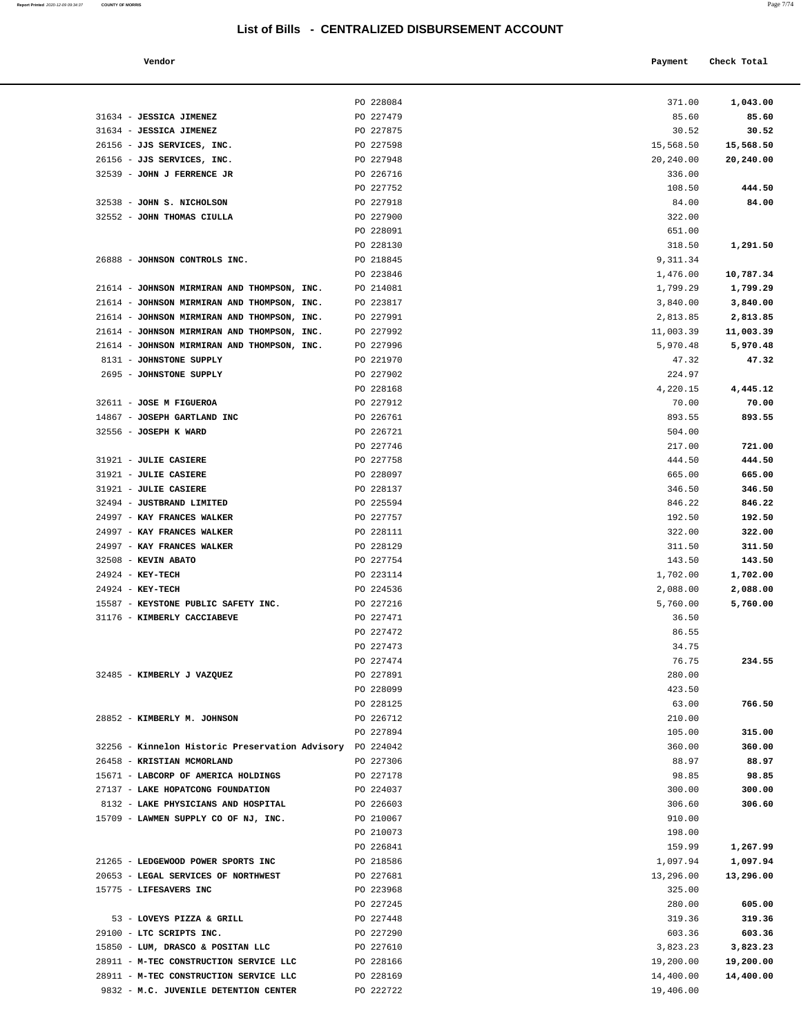# List of Bills - CENTRALIZED DISBURSEMENT ACCOUNT

| Vendor | | Payment | Check Total |
|---|---|---|---|
| | PO 228084 | 371.00 | **1,043.00** |
| 31634 - **JESSICA JIMENEZ** | PO 227479 | 85.60 | **85.60** |
| 31634 - **JESSICA JIMENEZ** | PO 227875 | 30.52 | **30.52** |
| 26156 - **JJS SERVICES, INC.** | PO 227598 | 15,568.50 | **15,568.50** |
| 26156 - **JJS SERVICES, INC.** | PO 227948 | 20,240.00 | **20,240.00** |
| 32539 - **JOHN J FERRENCE JR** | PO 226716 | 336.00 | |
| | PO 227752 | 108.50 | **444.50** |
| 32538 - **JOHN S. NICHOLSON** | PO 227918 | 84.00 | **84.00** |
| 32552 - **JOHN THOMAS CIULLA** | PO 227900 | 322.00 | |
| | PO 228091 | 651.00 | |
| | PO 228130 | 318.50 | **1,291.50** |
| 26888 - **JOHNSON CONTROLS INC.** | PO 218845 | 9,311.34 | |
| | PO 223846 | 1,476.00 | **10,787.34** |
| 21614 - **JOHNSON MIRMIRAN AND THOMPSON, INC.** | PO 214081 | 1,799.29 | **1,799.29** |
| 21614 - **JOHNSON MIRMIRAN AND THOMPSON, INC.** | PO 223817 | 3,840.00 | **3,840.00** |
| 21614 - **JOHNSON MIRMIRAN AND THOMPSON, INC.** | PO 227991 | 2,813.85 | **2,813.85** |
| 21614 - **JOHNSON MIRMIRAN AND THOMPSON, INC.** | PO 227992 | 11,003.39 | **11,003.39** |
| 21614 - **JOHNSON MIRMIRAN AND THOMPSON, INC.** | PO 227996 | 5,970.48 | **5,970.48** |
| 8131 - **JOHNSTONE SUPPLY** | PO 221970 | 47.32 | **47.32** |
| 2695 - **JOHNSTONE SUPPLY** | PO 227902 | 224.97 | |
| | PO 228168 | 4,220.15 | **4,445.12** |
| 32611 - **JOSE M FIGUEROA** | PO 227912 | 70.00 | **70.00** |
| 14867 - **JOSEPH GARTLAND INC** | PO 226761 | 893.55 | **893.55** |
| 32556 - **JOSEPH K WARD** | PO 226721 | 504.00 | |
| | PO 227746 | 217.00 | **721.00** |
| 31921 - **JULIE CASIERE** | PO 227758 | 444.50 | **444.50** |
| 31921 - **JULIE CASIERE** | PO 228097 | 665.00 | **665.00** |
| 31921 - **JULIE CASIERE** | PO 228137 | 346.50 | **346.50** |
| 32494 - **JUSTBRAND LIMITED** | PO 225594 | 846.22 | **846.22** |
| 24997 - **KAY FRANCES WALKER** | PO 227757 | 192.50 | **192.50** |
| 24997 - **KAY FRANCES WALKER** | PO 228111 | 322.00 | **322.00** |
| 24997 - **KAY FRANCES WALKER** | PO 228129 | 311.50 | **311.50** |
| 32508 - **KEVIN ABATO** | PO 227754 | 143.50 | **143.50** |
| 24924 - **KEY-TECH** | PO 223114 | 1,702.00 | **1,702.00** |
| 24924 - **KEY-TECH** | PO 224536 | 2,088.00 | **2,088.00** |
| 15587 - **KEYSTONE PUBLIC SAFETY INC.** | PO 227216 | 5,760.00 | **5,760.00** |
| 31176 - **KIMBERLY CACCIABEVE** | PO 227471 | 36.50 | |
| | PO 227472 | 86.55 | |
| | PO 227473 | 34.75 | |
| | PO 227474 | 76.75 | **234.55** |
| 32485 - **KIMBERLY J VAZQUEZ** | PO 227891 | 280.00 | |
| | PO 228099 | 423.50 | |
| | PO 228125 | 63.00 | **766.50** |
| 28852 - **KIMBERLY M. JOHNSON** | PO 226712 | 210.00 | |
| | PO 227894 | 105.00 | **315.00** |
| 32256 - **Kinnelon Historic Preservation Advisory** | PO 224042 | 360.00 | **360.00** |
| 26458 - **KRISTIAN MCMORLAND** | PO 227306 | 88.97 | **88.97** |
| 15671 - **LABCORP OF AMERICA HOLDINGS** | PO 227178 | 98.85 | **98.85** |
| 27137 - **LAKE HOPATCONG FOUNDATION** | PO 224037 | 300.00 | **300.00** |
| 8132 - **LAKE PHYSICIANS AND HOSPITAL** | PO 226603 | 306.60 | **306.60** |
| 15709 - **LAWMEN SUPPLY CO OF NJ, INC.** | PO 210067 | 910.00 | |
| | PO 210073 | 198.00 | |
| | PO 226841 | 159.99 | **1,267.99** |
| 21265 - **LEDGEWOOD POWER SPORTS INC** | PO 218586 | 1,097.94 | **1,097.94** |
| 20653 - **LEGAL SERVICES OF NORTHWEST** | PO 227681 | 13,296.00 | **13,296.00** |
| 15775 - **LIFESAVERS INC** | PO 223968 | 325.00 | |
| | PO 227245 | 280.00 | **605.00** |
| 53 - **LOVEYS PIZZA & GRILL** | PO 227448 | 319.36 | **319.36** |
| 29100 - **LTC SCRIPTS INC.** | PO 227290 | 603.36 | **603.36** |
| 15850 - **LUM, DRASCO & POSITAN LLC** | PO 227610 | 3,823.23 | **3,823.23** |
| 28911 - **M-TEC CONSTRUCTION SERVICE LLC** | PO 228166 | 19,200.00 | **19,200.00** |
| 28911 - **M-TEC CONSTRUCTION SERVICE LLC** | PO 228169 | 14,400.00 | **14,400.00** |
| 9832 - **M.C. JUVENILE DETENTION CENTER** | PO 222722 | 19,406.00 | |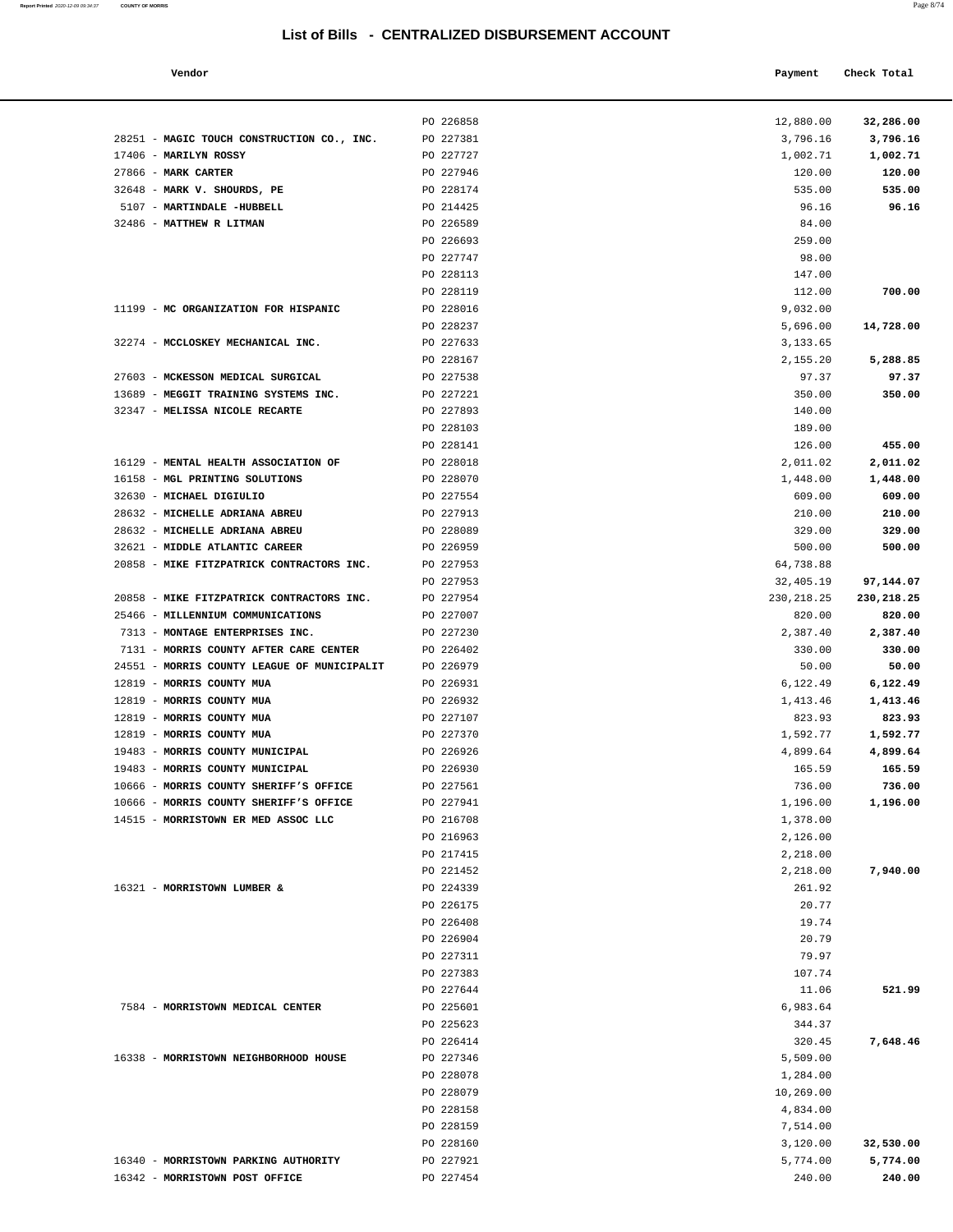# List of Bills - CENTRALIZED DISBURSEMENT ACCOUNT

| Vendor | | Payment | Check Total |
|---|---|---|---|
| | PO 226858 | 12,880.00 | **32,286.00** |
| 28251 - **MAGIC TOUCH CONSTRUCTION CO., INC.** | PO 227381 | 3,796.16 | **3,796.16** |
| 17406 - **MARILYN ROSSY** | PO 227727 | 1,002.71 | **1,002.71** |
| 27866 - **MARK CARTER** | PO 227946 | 120.00 | **120.00** |
| 32648 - **MARK V. SHOURDS, PE** | PO 228174 | 535.00 | **535.00** |
| 5107 - **MARTINDALE -HUBBELL** | PO 214425 | 96.16 | **96.16** |
| 32486 - **MATTHEW R LITMAN** | PO 226589 | 84.00 | |
| | PO 226693 | 259.00 | |
| | PO 227747 | 98.00 | |
| | PO 228113 | 147.00 | |
| | PO 228119 | 112.00 | **700.00** |
| 11199 - **MC ORGANIZATION FOR HISPANIC** | PO 228016 | 9,032.00 | |
| | PO 228237 | 5,696.00 | **14,728.00** |
| 32274 - **MCCLOSKEY MECHANICAL INC.** | PO 227633 | 3,133.65 | |
| | PO 228167 | 2,155.20 | **5,288.85** |
| 27603 - **MCKESSON MEDICAL SURGICAL** | PO 227538 | 97.37 | **97.37** |
| 13689 - **MEGGIT TRAINING SYSTEMS INC.** | PO 227221 | 350.00 | **350.00** |
| 32347 - **MELISSA NICOLE RECARTE** | PO 227893 | 140.00 | |
| | PO 228103 | 189.00 | |
| | PO 228141 | 126.00 | **455.00** |
| 16129 - **MENTAL HEALTH ASSOCIATION OF** | PO 228018 | 2,011.02 | **2,011.02** |
| 16158 - **MGL PRINTING SOLUTIONS** | PO 228070 | 1,448.00 | **1,448.00** |
| 32630 - **MICHAEL DIGIULIO** | PO 227554 | 609.00 | **609.00** |
| 28632 - **MICHELLE ADRIANA ABREU** | PO 227913 | 210.00 | **210.00** |
| 28632 - **MICHELLE ADRIANA ABREU** | PO 228089 | 329.00 | **329.00** |
| 32621 - **MIDDLE ATLANTIC CAREER** | PO 226959 | 500.00 | **500.00** |
| 20858 - **MIKE FITZPATRICK CONTRACTORS INC.** | PO 227953 | 64,738.88 | |
| | PO 227953 | 32,405.19 | **97,144.07** |
| 20858 - **MIKE FITZPATRICK CONTRACTORS INC.** | PO 227954 | 230,218.25 | **230,218.25** |
| 25466 - **MILLENNIUM COMMUNICATIONS** | PO 227007 | 820.00 | **820.00** |
| 7313 - **MONTAGE ENTERPRISES INC.** | PO 227230 | 2,387.40 | **2,387.40** |
| 7131 - **MORRIS COUNTY AFTER CARE CENTER** | PO 226402 | 330.00 | **330.00** |
| 24551 - **MORRIS COUNTY LEAGUE OF MUNICIPALIT** | PO 226979 | 50.00 | **50.00** |
| 12819 - **MORRIS COUNTY MUA** | PO 226931 | 6,122.49 | **6,122.49** |
| 12819 - **MORRIS COUNTY MUA** | PO 226932 | 1,413.46 | **1,413.46** |
| 12819 - **MORRIS COUNTY MUA** | PO 227107 | 823.93 | **823.93** |
| 12819 - **MORRIS COUNTY MUA** | PO 227370 | 1,592.77 | **1,592.77** |
| 19483 - **MORRIS COUNTY MUNICIPAL** | PO 226926 | 4,899.64 | **4,899.64** |
| 19483 - **MORRIS COUNTY MUNICIPAL** | PO 226930 | 165.59 | **165.59** |
| 10666 - **MORRIS COUNTY SHERIFF'S OFFICE** | PO 227561 | 736.00 | **736.00** |
| 10666 - **MORRIS COUNTY SHERIFF'S OFFICE** | PO 227941 | 1,196.00 | **1,196.00** |
| 14515 - **MORRISTOWN ER MED ASSOC LLC** | PO 216708 | 1,378.00 | |
| | PO 216963 | 2,126.00 | |
| | PO 217415 | 2,218.00 | |
| | PO 221452 | 2,218.00 | **7,940.00** |
| 16321 - **MORRISTOWN LUMBER &** | PO 224339 | 261.92 | |
| | PO 226175 | 20.77 | |
| | PO 226408 | 19.74 | |
| | PO 226904 | 20.79 | |
| | PO 227311 | 79.97 | |
| | PO 227383 | 107.74 | |
| | PO 227644 | 11.06 | **521.99** |
| 7584 - **MORRISTOWN MEDICAL CENTER** | PO 225601 | 6,983.64 | |
| | PO 225623 | 344.37 | |
| | PO 226414 | 320.45 | **7,648.46** |
| 16338 - **MORRISTOWN NEIGHBORHOOD HOUSE** | PO 227346 | 5,509.00 | |
| | PO 228078 | 1,284.00 | |
| | PO 228079 | 10,269.00 | |
| | PO 228158 | 4,834.00 | |
| | PO 228159 | 7,514.00 | |
| | PO 228160 | 3,120.00 | **32,530.00** |
| 16340 - **MORRISTOWN PARKING AUTHORITY** | PO 227921 | 5,774.00 | **5,774.00** |
| 16342 - **MORRISTOWN POST OFFICE** | PO 227454 | 240.00 | **240.00** |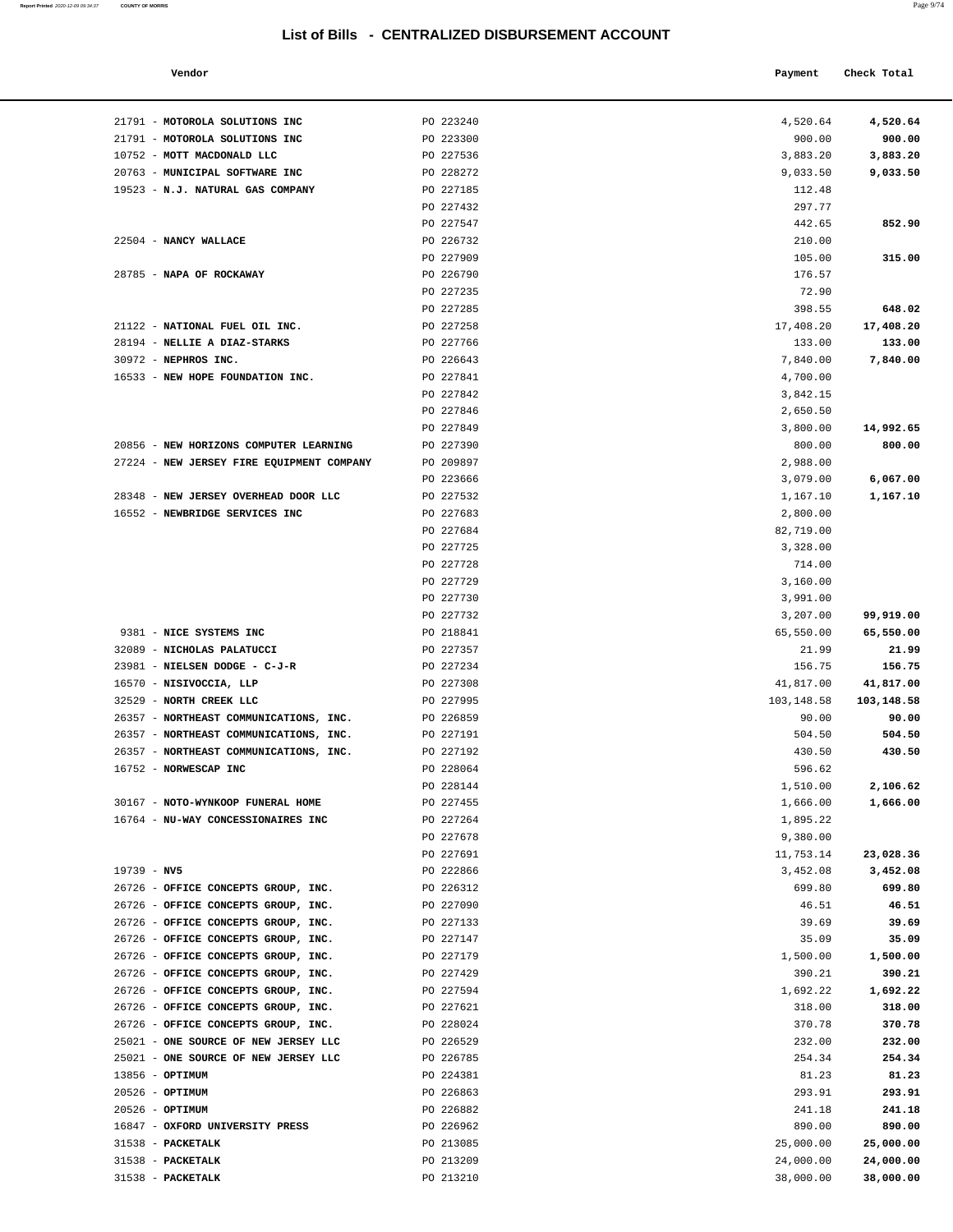# List of Bills - CENTRALIZED DISBURSEMENT ACCOUNT

| Vendor | | Payment | Check Total |
|---|---|---|---|
| 21791 - **MOTOROLA SOLUTIONS INC** | PO 223240 | 4,520.64 | **4,520.64** |
| 21791 - **MOTOROLA SOLUTIONS INC** | PO 223300 | 900.00 | **900.00** |
| 10752 - **MOTT MACDONALD LLC** | PO 227536 | 3,883.20 | **3,883.20** |
| 20763 - **MUNICIPAL SOFTWARE INC** | PO 228272 | 9,033.50 | **9,033.50** |
| 19523 - **N.J. NATURAL GAS COMPANY** | PO 227185 | 112.48 | |
| | PO 227432 | 297.77 | |
| | PO 227547 | 442.65 | **852.90** |
| 22504 - **NANCY WALLACE** | PO 226732 | 210.00 | |
| | PO 227909 | 105.00 | **315.00** |
| 28785 - **NAPA OF ROCKAWAY** | PO 226790 | 176.57 | |
| | PO 227235 | 72.90 | |
| | PO 227285 | 398.55 | **648.02** |
| 21122 - **NATIONAL FUEL OIL INC.** | PO 227258 | 17,408.20 | **17,408.20** |
| 28194 - **NELLIE A DIAZ-STARKS** | PO 227766 | 133.00 | **133.00** |
| 30972 - **NEPHROS INC.** | PO 226643 | 7,840.00 | **7,840.00** |
| 16533 - **NEW HOPE FOUNDATION INC.** | PO 227841 | 4,700.00 | |
| | PO 227842 | 3,842.15 | |
| | PO 227846 | 2,650.50 | |
| | PO 227849 | 3,800.00 | **14,992.65** |
| 20856 - **NEW HORIZONS COMPUTER LEARNING** | PO 227390 | 800.00 | **800.00** |
| 27224 - **NEW JERSEY FIRE EQUIPMENT COMPANY** | PO 209897 | 2,988.00 | |
| | PO 223666 | 3,079.00 | **6,067.00** |
| 28348 - **NEW JERSEY OVERHEAD DOOR LLC** | PO 227532 | 1,167.10 | **1,167.10** |
| 16552 - **NEWBRIDGE SERVICES INC** | PO 227683 | 2,800.00 | |
| | PO 227684 | 82,719.00 | |
| | PO 227725 | 3,328.00 | |
| | PO 227728 | 714.00 | |
| | PO 227729 | 3,160.00 | |
| | PO 227730 | 3,991.00 | |
| | PO 227732 | 3,207.00 | **99,919.00** |
| 9381 - **NICE SYSTEMS INC** | PO 218841 | 65,550.00 | **65,550.00** |
| 32089 - **NICHOLAS PALATUCCI** | PO 227357 | 21.99 | **21.99** |
| 23981 - **NIELSEN DODGE - C-J-R** | PO 227234 | 156.75 | **156.75** |
| 16570 - **NISIVOCCIA, LLP** | PO 227308 | 41,817.00 | **41,817.00** |
| 32529 - **NORTH CREEK LLC** | PO 227995 | 103,148.58 | **103,148.58** |
| 26357 - **NORTHEAST COMMUNICATIONS, INC.** | PO 226859 | 90.00 | **90.00** |
| 26357 - **NORTHEAST COMMUNICATIONS, INC.** | PO 227191 | 504.50 | **504.50** |
| 26357 - **NORTHEAST COMMUNICATIONS, INC.** | PO 227192 | 430.50 | **430.50** |
| 16752 - **NORWESCAP INC** | PO 228064 | 596.62 | |
| | PO 228144 | 1,510.00 | **2,106.62** |
| 30167 - **NOTO-WYNKOOP FUNERAL HOME** | PO 227455 | 1,666.00 | **1,666.00** |
| 16764 - **NU-WAY CONCESSIONAIRES INC** | PO 227264 | 1,895.22 | |
| | PO 227678 | 9,380.00 | |
| | PO 227691 | 11,753.14 | **23,028.36** |
| 19739 - **NV5** | PO 222866 | 3,452.08 | **3,452.08** |
| 26726 - **OFFICE CONCEPTS GROUP, INC.** | PO 226312 | 699.80 | **699.80** |
| 26726 - **OFFICE CONCEPTS GROUP, INC.** | PO 227090 | 46.51 | **46.51** |
| 26726 - **OFFICE CONCEPTS GROUP, INC.** | PO 227133 | 39.69 | **39.69** |
| 26726 - **OFFICE CONCEPTS GROUP, INC.** | PO 227147 | 35.09 | **35.09** |
| 26726 - **OFFICE CONCEPTS GROUP, INC.** | PO 227179 | 1,500.00 | **1,500.00** |
| 26726 - **OFFICE CONCEPTS GROUP, INC.** | PO 227429 | 390.21 | **390.21** |
| 26726 - **OFFICE CONCEPTS GROUP, INC.** | PO 227594 | 1,692.22 | **1,692.22** |
| 26726 - **OFFICE CONCEPTS GROUP, INC.** | PO 227621 | 318.00 | **318.00** |
| 26726 - **OFFICE CONCEPTS GROUP, INC.** | PO 228024 | 370.78 | **370.78** |
| 25021 - **ONE SOURCE OF NEW JERSEY LLC** | PO 226529 | 232.00 | **232.00** |
| 25021 - **ONE SOURCE OF NEW JERSEY LLC** | PO 226785 | 254.34 | **254.34** |
| 13856 - **OPTIMUM** | PO 224381 | 81.23 | **81.23** |
| 20526 - **OPTIMUM** | PO 226863 | 293.91 | **293.91** |
| 20526 - **OPTIMUM** | PO 226882 | 241.18 | **241.18** |
| 16847 - **OXFORD UNIVERSITY PRESS** | PO 226962 | 890.00 | **890.00** |
| 31538 - **PACKETALK** | PO 213085 | 25,000.00 | **25,000.00** |
| 31538 - **PACKETALK** | PO 213209 | 24,000.00 | **24,000.00** |
| 31538 - **PACKETALK** | PO 213210 | 38,000.00 | **38,000.00** |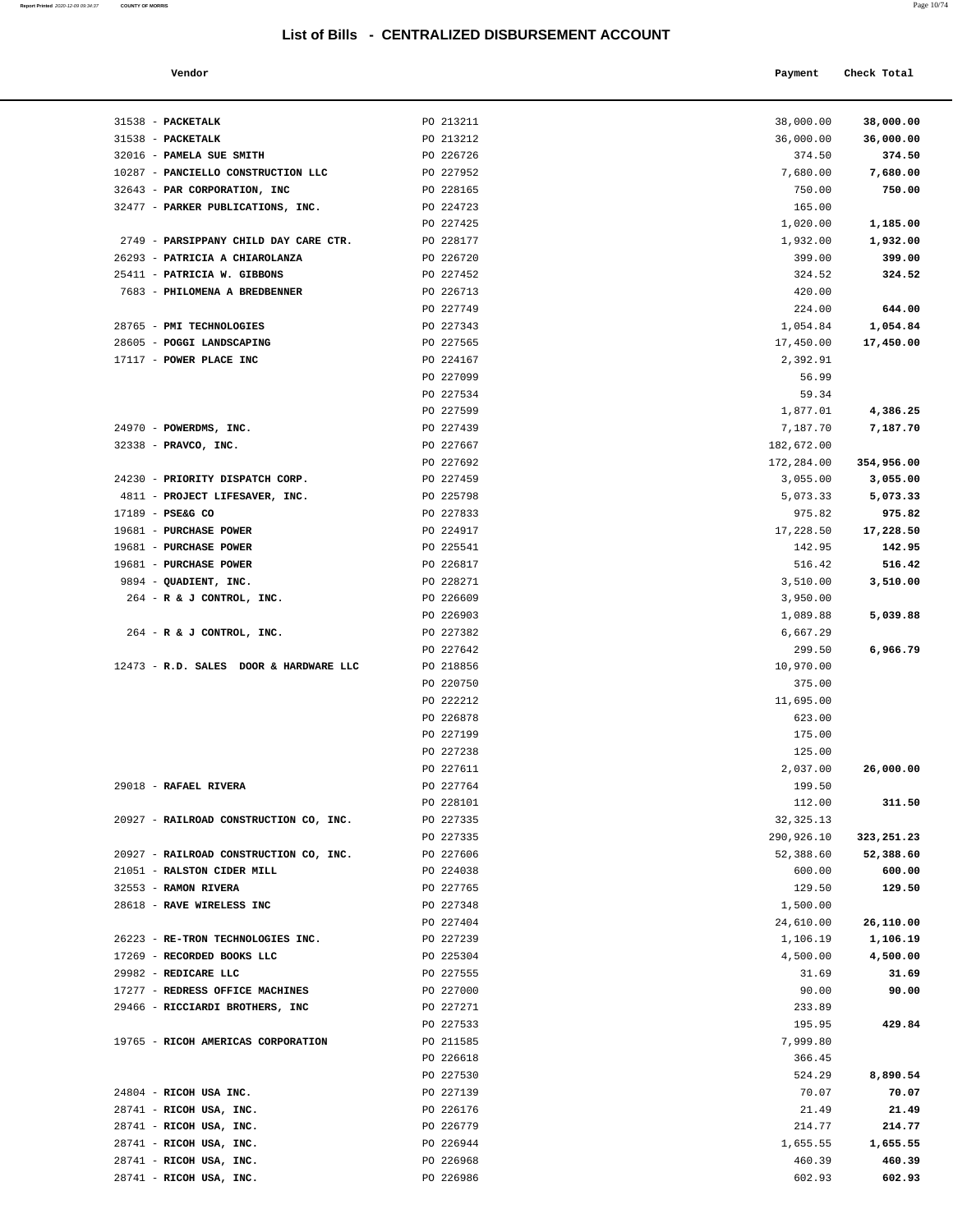## List of Bills - CENTRALIZED DISBURSEMENT ACCOUNT

| Vendor | | Payment | Check Total |
|---|---|---|---|
| 31538 - **PACKETALK** | PO 213211 | 38,000.00 | **38,000.00** |
| 31538 - **PACKETALK** | PO 213212 | 36,000.00 | **36,000.00** |
| 32016 - **PAMELA SUE SMITH** | PO 226726 | 374.50 | **374.50** |
| 10287 - **PANCIELLO CONSTRUCTION LLC** | PO 227952 | 7,680.00 | **7,680.00** |
| 32643 - **PAR CORPORATION, INC** | PO 228165 | 750.00 | **750.00** |
| 32477 - **PARKER PUBLICATIONS, INC.** | PO 224723 | 165.00 | |
| | PO 227425 | 1,020.00 | **1,185.00** |
| 2749 - **PARSIPPANY CHILD DAY CARE CTR.** | PO 228177 | 1,932.00 | **1,932.00** |
| 26293 - **PATRICIA A CHIAROLANZA** | PO 226720 | 399.00 | **399.00** |
| 25411 - **PATRICIA W. GIBBONS** | PO 227452 | 324.52 | **324.52** |
| 7683 - **PHILOMENA A BREDBENNER** | PO 226713 | 420.00 | |
| | PO 227749 | 224.00 | **644.00** |
| 28765 - **PMI TECHNOLOGIES** | PO 227343 | 1,054.84 | **1,054.84** |
| 28605 - **POGGI LANDSCAPING** | PO 227565 | 17,450.00 | **17,450.00** |
| 17117 - **POWER PLACE INC** | PO 224167 | 2,392.91 | |
| | PO 227099 | 56.99 | |
| | PO 227534 | 59.34 | |
| | PO 227599 | 1,877.01 | **4,386.25** |
| 24970 - **POWERDMS, INC.** | PO 227439 | 7,187.70 | **7,187.70** |
| 32338 - **PRAVCO, INC.** | PO 227667 | 182,672.00 | |
| | PO 227692 | 172,284.00 | **354,956.00** |
| 24230 - **PRIORITY DISPATCH CORP.** | PO 227459 | 3,055.00 | **3,055.00** |
| 4811 - **PROJECT LIFESAVER, INC.** | PO 225798 | 5,073.33 | **5,073.33** |
| 17189 - **PSE&G CO** | PO 227833 | 975.82 | **975.82** |
| 19681 - **PURCHASE POWER** | PO 224917 | 17,228.50 | **17,228.50** |
| 19681 - **PURCHASE POWER** | PO 225541 | 142.95 | **142.95** |
| 19681 - **PURCHASE POWER** | PO 226817 | 516.42 | **516.42** |
| 9894 - **QUADIENT, INC.** | PO 228271 | 3,510.00 | **3,510.00** |
| 264 - **R & J CONTROL, INC.** | PO 226609 | 3,950.00 | |
| | PO 226903 | 1,089.88 | **5,039.88** |
| 264 - **R & J CONTROL, INC.** | PO 227382 | 6,667.29 | |
| | PO 227642 | 299.50 | **6,966.79** |
| 12473 - **R.D. SALES DOOR & HARDWARE LLC** | PO 218856 | 10,970.00 | |
| | PO 220750 | 375.00 | |
| | PO 222212 | 11,695.00 | |
| | PO 226878 | 623.00 | |
| | PO 227199 | 175.00 | |
| | PO 227238 | 125.00 | |
| | PO 227611 | 2,037.00 | **26,000.00** |
| 29018 - **RAFAEL RIVERA** | PO 227764 | 199.50 | |
| | PO 228101 | 112.00 | **311.50** |
| 20927 - **RAILROAD CONSTRUCTION CO, INC.** | PO 227335 | 32,325.13 | |
| | PO 227335 | 290,926.10 | **323,251.23** |
| 20927 - **RAILROAD CONSTRUCTION CO, INC.** | PO 227606 | 52,388.60 | **52,388.60** |
| 21051 - **RALSTON CIDER MILL** | PO 224038 | 600.00 | **600.00** |
| 32553 - **RAMON RIVERA** | PO 227765 | 129.50 | **129.50** |
| 28618 - **RAVE WIRELESS INC** | PO 227348 | 1,500.00 | |
| | PO 227404 | 24,610.00 | **26,110.00** |
| 26223 - **RE-TRON TECHNOLOGIES INC.** | PO 227239 | 1,106.19 | **1,106.19** |
| 17269 - **RECORDED BOOKS LLC** | PO 225304 | 4,500.00 | **4,500.00** |
| 29982 - **REDICARE LLC** | PO 227555 | 31.69 | **31.69** |
| 17277 - **REDRESS OFFICE MACHINES** | PO 227000 | 90.00 | **90.00** |
| 29466 - **RICCIARDI BROTHERS, INC** | PO 227271 | 233.89 | |
| | PO 227533 | 195.95 | **429.84** |
| 19765 - **RICOH AMERICAS CORPORATION** | PO 211585 | 7,999.80 | |
| | PO 226618 | 366.45 | |
| | PO 227530 | 524.29 | **8,890.54** |
| 24804 - **RICOH USA INC.** | PO 227139 | 70.07 | **70.07** |
| 28741 - **RICOH USA, INC.** | PO 226176 | 21.49 | **21.49** |
| 28741 - **RICOH USA, INC.** | PO 226779 | 214.77 | **214.77** |
| 28741 - **RICOH USA, INC.** | PO 226944 | 1,655.55 | **1,655.55** |
| 28741 - **RICOH USA, INC.** | PO 226968 | 460.39 | **460.39** |
| 28741 - **RICOH USA, INC.** | PO 226986 | 602.93 | **602.93** |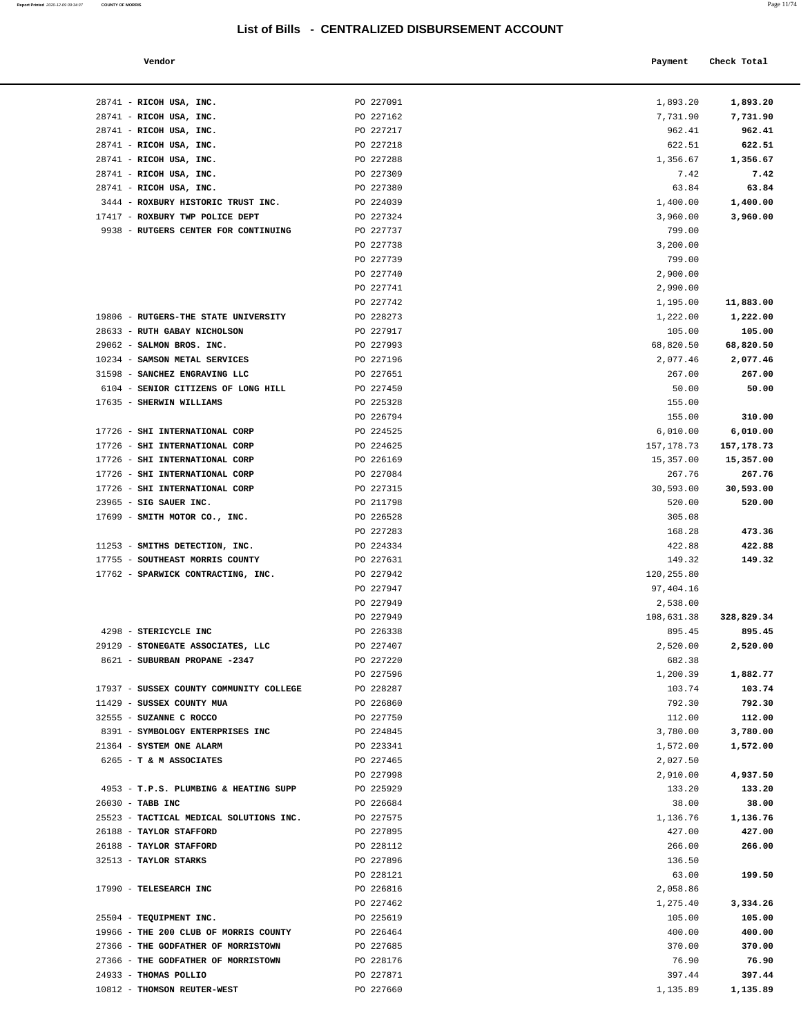# List of Bills - CENTRALIZED DISBURSEMENT ACCOUNT

| Vendor | | Payment | Check Total |
|---|---|---|---|
| 28741 - **RICOH USA, INC.** | PO 227091 | 1,893.20 | **1,893.20** |
| 28741 - **RICOH USA, INC.** | PO 227162 | 7,731.90 | **7,731.90** |
| 28741 - **RICOH USA, INC.** | PO 227217 | 962.41 | **962.41** |
| 28741 - **RICOH USA, INC.** | PO 227218 | 622.51 | **622.51** |
| 28741 - **RICOH USA, INC.** | PO 227288 | 1,356.67 | **1,356.67** |
| 28741 - **RICOH USA, INC.** | PO 227309 | 7.42 | **7.42** |
| 28741 - **RICOH USA, INC.** | PO 227380 | 63.84 | **63.84** |
| 3444 - **ROXBURY HISTORIC TRUST INC.** | PO 224039 | 1,400.00 | **1,400.00** |
| 17417 - **ROXBURY TWP POLICE DEPT** | PO 227324 | 3,960.00 | **3,960.00** |
| 9938 - **RUTGERS CENTER FOR CONTINUING** | PO 227737 | 799.00 | |
| | PO 227738 | 3,200.00 | |
| | PO 227739 | 799.00 | |
| | PO 227740 | 2,900.00 | |
| | PO 227741 | 2,990.00 | |
| | PO 227742 | 1,195.00 | **11,883.00** |
| 19806 - **RUTGERS-THE STATE UNIVERSITY** | PO 228273 | 1,222.00 | **1,222.00** |
| 28633 - **RUTH GABAY NICHOLSON** | PO 227917 | 105.00 | **105.00** |
| 29062 - **SALMON BROS. INC.** | PO 227993 | 68,820.50 | **68,820.50** |
| 10234 - **SAMSON METAL SERVICES** | PO 227196 | 2,077.46 | **2,077.46** |
| 31598 - **SANCHEZ ENGRAVING LLC** | PO 227651 | 267.00 | **267.00** |
| 6104 - **SENIOR CITIZENS OF LONG HILL** | PO 227450 | 50.00 | **50.00** |
| 17635 - **SHERWIN WILLIAMS** | PO 225328 | 155.00 | |
| | PO 226794 | 155.00 | **310.00** |
| 17726 - **SHI INTERNATIONAL CORP** | PO 224525 | 6,010.00 | **6,010.00** |
| 17726 - **SHI INTERNATIONAL CORP** | PO 224625 | 157,178.73 | **157,178.73** |
| 17726 - **SHI INTERNATIONAL CORP** | PO 226169 | 15,357.00 | **15,357.00** |
| 17726 - **SHI INTERNATIONAL CORP** | PO 227084 | 267.76 | **267.76** |
| 17726 - **SHI INTERNATIONAL CORP** | PO 227315 | 30,593.00 | **30,593.00** |
| 23965 - **SIG SAUER INC.** | PO 211798 | 520.00 | **520.00** |
| 17699 - **SMITH MOTOR CO., INC.** | PO 226528 | 305.08 | |
| | PO 227283 | 168.28 | **473.36** |
| 11253 - **SMITHS DETECTION, INC.** | PO 224334 | 422.88 | **422.88** |
| 17755 - **SOUTHEAST MORRIS COUNTY** | PO 227631 | 149.32 | **149.32** |
| 17762 - **SPARWICK CONTRACTING, INC.** | PO 227942 | 120,255.80 | |
| | PO 227947 | 97,404.16 | |
| | PO 227949 | 2,538.00 | |
| | PO 227949 | 108,631.38 | **328,829.34** |
| 4298 - **STERICYCLE INC** | PO 226338 | 895.45 | **895.45** |
| 29129 - **STONEGATE ASSOCIATES, LLC** | PO 227407 | 2,520.00 | **2,520.00** |
| 8621 - **SUBURBAN PROPANE -2347** | PO 227220 | 682.38 | |
| | PO 227596 | 1,200.39 | **1,882.77** |
| 17937 - **SUSSEX COUNTY COMMUNITY COLLEGE** | PO 228287 | 103.74 | **103.74** |
| 11429 - **SUSSEX COUNTY MUA** | PO 226860 | 792.30 | **792.30** |
| 32555 - **SUZANNE C ROCCO** | PO 227750 | 112.00 | **112.00** |
| 8391 - **SYMBOLOGY ENTERPRISES INC** | PO 224845 | 3,780.00 | **3,780.00** |
| 21364 - **SYSTEM ONE ALARM** | PO 223341 | 1,572.00 | **1,572.00** |
| 6265 - **T & M ASSOCIATES** | PO 227465 | 2,027.50 | |
| | PO 227998 | 2,910.00 | **4,937.50** |
| 4953 - **T.P.S. PLUMBING & HEATING SUPP** | PO 225929 | 133.20 | **133.20** |
| 26030 - **TABB INC** | PO 226684 | 38.00 | **38.00** |
| 25523 - **TACTICAL MEDICAL SOLUTIONS INC.** | PO 227575 | 1,136.76 | **1,136.76** |
| 26188 - **TAYLOR STAFFORD** | PO 227895 | 427.00 | **427.00** |
| 26188 - **TAYLOR STAFFORD** | PO 228112 | 266.00 | **266.00** |
| 32513 - **TAYLOR STARKS** | PO 227896 | 136.50 | |
| | PO 228121 | 63.00 | **199.50** |
| 17990 - **TELESEARCH INC** | PO 226816 | 2,058.86 | |
| | PO 227462 | 1,275.40 | **3,334.26** |
| 25504 - **TEQUIPMENT INC.** | PO 225619 | 105.00 | **105.00** |
| 19966 - **THE 200 CLUB OF MORRIS COUNTY** | PO 226464 | 400.00 | **400.00** |
| 27366 - **THE GODFATHER OF MORRISTOWN** | PO 227685 | 370.00 | **370.00** |
| 27366 - **THE GODFATHER OF MORRISTOWN** | PO 228176 | 76.90 | **76.90** |
| 24933 - **THOMAS POLLIO** | PO 227871 | 397.44 | **397.44** |
| 10812 - **THOMSON REUTER-WEST** | PO 227660 | 1,135.89 | **1,135.89** |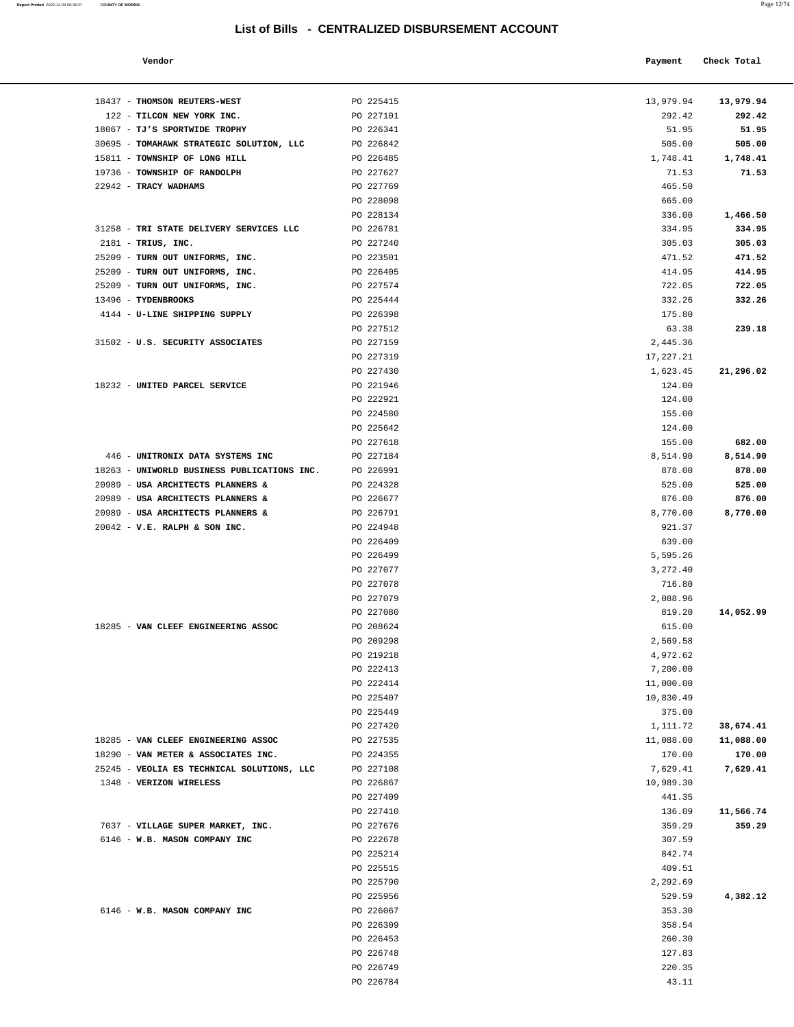# List of Bills - CENTRALIZED DISBURSEMENT ACCOUNT

| Vendor | | Payment | Check Total |
|---|---|---|---|
| 18437 - **THOMSON REUTERS-WEST** | PO 225415 | 13,979.94 | **13,979.94** |
| 122 - **TILCON NEW YORK INC.** | PO 227101 | 292.42 | **292.42** |
| 18067 - **TJ'S SPORTWIDE TROPHY** | PO 226341 | 51.95 | **51.95** |
| 30695 - **TOMAHAWK STRATEGIC SOLUTION, LLC** | PO 226842 | 505.00 | **505.00** |
| 15811 - **TOWNSHIP OF LONG HILL** | PO 226485 | 1,748.41 | **1,748.41** |
| 19736 - **TOWNSHIP OF RANDOLPH** | PO 227627 | 71.53 | **71.53** |
| 22942 - **TRACY WADHAMS** | PO 227769 | 465.50 | |
| | PO 228098 | 665.00 | |
| | PO 228134 | 336.00 | **1,466.50** |
| 31258 - **TRI STATE DELIVERY SERVICES LLC** | PO 226781 | 334.95 | **334.95** |
| 2181 - **TRIUS, INC.** | PO 227240 | 305.03 | **305.03** |
| 25209 - **TURN OUT UNIFORMS, INC.** | PO 223501 | 471.52 | **471.52** |
| 25209 - **TURN OUT UNIFORMS, INC.** | PO 226405 | 414.95 | **414.95** |
| 25209 - **TURN OUT UNIFORMS, INC.** | PO 227574 | 722.05 | **722.05** |
| 13496 - **TYDENBROOKS** | PO 225444 | 332.26 | **332.26** |
| 4144 - **U-LINE SHIPPING SUPPLY** | PO 226398 | 175.80 | |
| | PO 227512 | 63.38 | **239.18** |
| 31502 - **U.S. SECURITY ASSOCIATES** | PO 227159 | 2,445.36 | |
| | PO 227319 | 17,227.21 | |
| | PO 227430 | 1,623.45 | **21,296.02** |
| 18232 - **UNITED PARCEL SERVICE** | PO 221946 | 124.00 | |
| | PO 222921 | 124.00 | |
| | PO 224580 | 155.00 | |
| | PO 225642 | 124.00 | |
| | PO 227618 | 155.00 | **682.00** |
| 446 - **UNITRONIX DATA SYSTEMS INC** | PO 227184 | 8,514.90 | **8,514.90** |
| 18263 - **UNIWORLD BUSINESS PUBLICATIONS INC.** | PO 226991 | 878.00 | **878.00** |
| 20989 - **USA ARCHITECTS PLANNERS &** | PO 224328 | 525.00 | **525.00** |
| 20989 - **USA ARCHITECTS PLANNERS &** | PO 226677 | 876.00 | **876.00** |
| 20989 - **USA ARCHITECTS PLANNERS &** | PO 226791 | 8,770.00 | **8,770.00** |
| 20042 - **V.E. RALPH & SON INC.** | PO 224948 | 921.37 | |
| | PO 226409 | 639.00 | |
| | PO 226499 | 5,595.26 | |
| | PO 227077 | 3,272.40 | |
| | PO 227078 | 716.80 | |
| | PO 227079 | 2,088.96 | |
| | PO 227080 | 819.20 | **14,052.99** |
| 18285 - **VAN CLEEF ENGINEERING ASSOC** | PO 208624 | 615.00 | |
| | PO 209298 | 2,569.58 | |
| | PO 219218 | 4,972.62 | |
| | PO 222413 | 7,200.00 | |
| | PO 222414 | 11,000.00 | |
| | PO 225407 | 10,830.49 | |
| | PO 225449 | 375.00 | |
| | PO 227420 | 1,111.72 | **38,674.41** |
| 18285 - **VAN CLEEF ENGINEERING ASSOC** | PO 227535 | 11,088.00 | **11,088.00** |
| 18290 - **VAN METER & ASSOCIATES INC.** | PO 224355 | 170.00 | **170.00** |
| 25245 - **VEOLIA ES TECHNICAL SOLUTIONS, LLC** | PO 227108 | 7,629.41 | **7,629.41** |
| 1348 - **VERIZON WIRELESS** | PO 226867 | 10,989.30 | |
| | PO 227409 | 441.35 | |
| | PO 227410 | 136.09 | **11,566.74** |
| 7037 - **VILLAGE SUPER MARKET, INC.** | PO 227676 | 359.29 | **359.29** |
| 6146 - **W.B. MASON COMPANY INC** | PO 222678 | 307.59 | |
| | PO 225214 | 842.74 | |
| | PO 225515 | 409.51 | |
| | PO 225790 | 2,292.69 | |
| | PO 225956 | 529.59 | **4,382.12** |
| 6146 - **W.B. MASON COMPANY INC** | PO 226067 | 353.30 | |
| | PO 226309 | 358.54 | |
| | PO 226453 | 260.30 | |
| | PO 226748 | 127.83 | |
| | PO 226749 | 220.35 | |
| | PO 226784 | 43.11 | |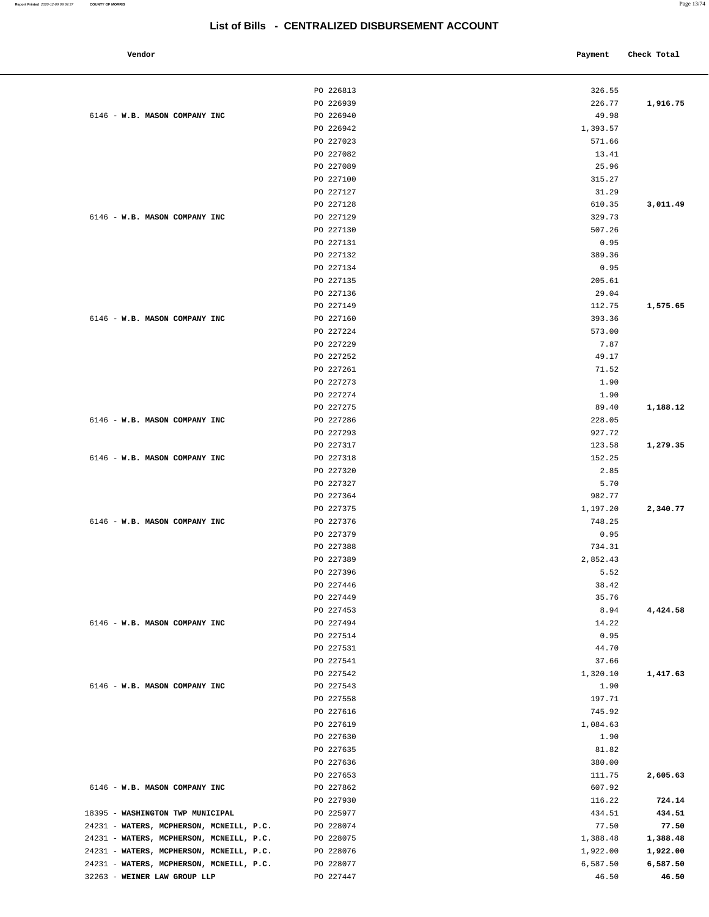## List of Bills - CENTRALIZED DISBURSEMENT ACCOUNT

| Vendor | | Payment | Check Total |
|---|---|---|---|
| | PO 226813 | 326.55 | |
| | PO 226939 | 226.77 | **1,916.75** |
| 6146 - **W.B. MASON COMPANY INC** | PO 226940 | 49.98 | |
| | PO 226942 | 1,393.57 | |
| | PO 227023 | 571.66 | |
| | PO 227082 | 13.41 | |
| | PO 227089 | 25.96 | |
| | PO 227100 | 315.27 | |
| | PO 227127 | 31.29 | |
| | PO 227128 | 610.35 | **3,011.49** |
| 6146 - **W.B. MASON COMPANY INC** | PO 227129 | 329.73 | |
| | PO 227130 | 507.26 | |
| | PO 227131 | 0.95 | |
| | PO 227132 | 389.36 | |
| | PO 227134 | 0.95 | |
| | PO 227135 | 205.61 | |
| | PO 227136 | 29.04 | |
| | PO 227149 | 112.75 | **1,575.65** |
| 6146 - **W.B. MASON COMPANY INC** | PO 227160 | 393.36 | |
| | PO 227224 | 573.00 | |
| | PO 227229 | 7.87 | |
| | PO 227252 | 49.17 | |
| | PO 227261 | 71.52 | |
| | PO 227273 | 1.90 | |
| | PO 227274 | 1.90 | |
| | PO 227275 | 89.40 | **1,188.12** |
| 6146 - **W.B. MASON COMPANY INC** | PO 227286 | 228.05 | |
| | PO 227293 | 927.72 | |
| | PO 227317 | 123.58 | **1,279.35** |
| 6146 - **W.B. MASON COMPANY INC** | PO 227318 | 152.25 | |
| | PO 227320 | 2.85 | |
| | PO 227327 | 5.70 | |
| | PO 227364 | 982.77 | |
| | PO 227375 | 1,197.20 | **2,340.77** |
| 6146 - **W.B. MASON COMPANY INC** | PO 227376 | 748.25 | |
| | PO 227379 | 0.95 | |
| | PO 227388 | 734.31 | |
| | PO 227389 | 2,852.43 | |
| | PO 227396 | 5.52 | |
| | PO 227446 | 38.42 | |
| | PO 227449 | 35.76 | |
| | PO 227453 | 8.94 | **4,424.58** |
| 6146 - **W.B. MASON COMPANY INC** | PO 227494 | 14.22 | |
| | PO 227514 | 0.95 | |
| | PO 227531 | 44.70 | |
| | PO 227541 | 37.66 | |
| | PO 227542 | 1,320.10 | **1,417.63** |
| 6146 - **W.B. MASON COMPANY INC** | PO 227543 | 1.90 | |
| | PO 227558 | 197.71 | |
| | PO 227616 | 745.92 | |
| | PO 227619 | 1,084.63 | |
| | PO 227630 | 1.90 | |
| | PO 227635 | 81.82 | |
| | PO 227636 | 380.00 | |
| | PO 227653 | 111.75 | **2,605.63** |
| 6146 - **W.B. MASON COMPANY INC** | PO 227862 | 607.92 | |
| | PO 227930 | 116.22 | **724.14** |
| 18395 - **WASHINGTON TWP MUNICIPAL** | PO 225977 | 434.51 | **434.51** |
| 24231 - **WATERS, MCPHERSON, MCNEILL, P.C.** | PO 228074 | 77.50 | **77.50** |
| 24231 - **WATERS, MCPHERSON, MCNEILL, P.C.** | PO 228075 | 1,388.48 | **1,388.48** |
| 24231 - **WATERS, MCPHERSON, MCNEILL, P.C.** | PO 228076 | 1,922.00 | **1,922.00** |
| 24231 - **WATERS, MCPHERSON, MCNEILL, P.C.** | PO 228077 | 6,587.50 | **6,587.50** |
| 32263 - **WEINER LAW GROUP LLP** | PO 227447 | 46.50 | **46.50** |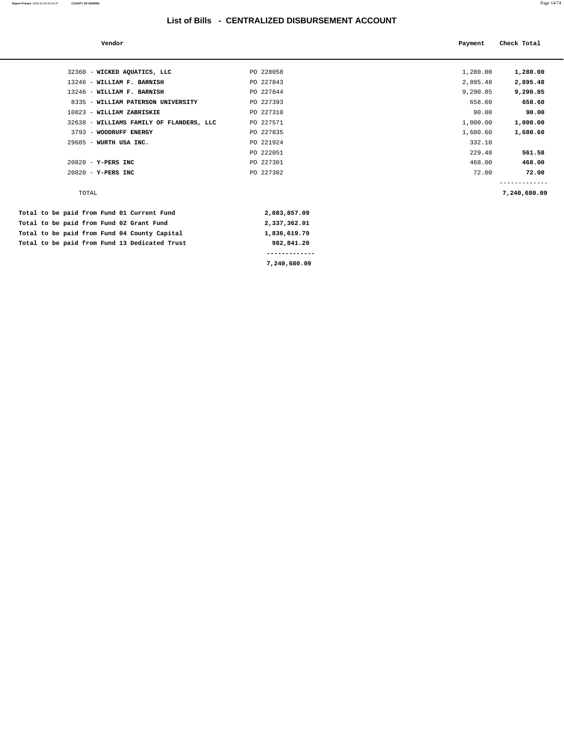# List of Bills - CENTRALIZED DISBURSEMENT ACCOUNT

| Vendor | | Payment | Check Total |
|---|---|---|---|
| 32360 - **WICKED AQUATICS, LLC** | PO 228058 | 1,280.00 | **1,280.00** |
| 13246 - **WILLIAM F. BARNISH** | PO 227843 | 2,895.48 | **2,895.48** |
| 13246 - **WILLIAM F. BARNISH** | PO 227844 | 9,290.85 | **9,290.85** |
| 8335 - **WILLIAM PATERSON UNIVERSITY** | PO 227393 | 658.60 | **658.60** |
| 10823 - **WILLIAM ZABRISKIE** | PO 227310 | 90.00 | **90.00** |
| 32638 - **WILLIAMS FAMILY OF FLANDERS, LLC** | PO 227571 | 1,000.00 | **1,000.00** |
| 3793 - **WOODRUFF ENERGY** | PO 227835 | 1,680.60 | **1,680.60** |
| 29685 - **WURTH USA INC.** | PO 221924 | 332.10 | |
| | PO 222051 | 229.48 | **561.58** |
| 20820 - **Y-PERS INC** | PO 227301 | 468.00 | **468.00** |
| 20820 - **Y-PERS INC** | PO 227302 | 72.00 | **72.00** |
| | | | ------------- |
| TOTAL | | | **7,240,680.09** |

| | |
|---|---|
| **Total to be paid from Fund 01 Current Fund** | **2,083,857.09** |
| **Total to be paid from Fund 02 Grant Fund** | **2,337,362.01** |
| **Total to be paid from Fund 04 County Capital** | **1,836,619.79** |
| **Total to be paid from Fund 13 Dedicated Trust** | **982,841.20** |
| | ------------- |
| | **7,240,680.09** |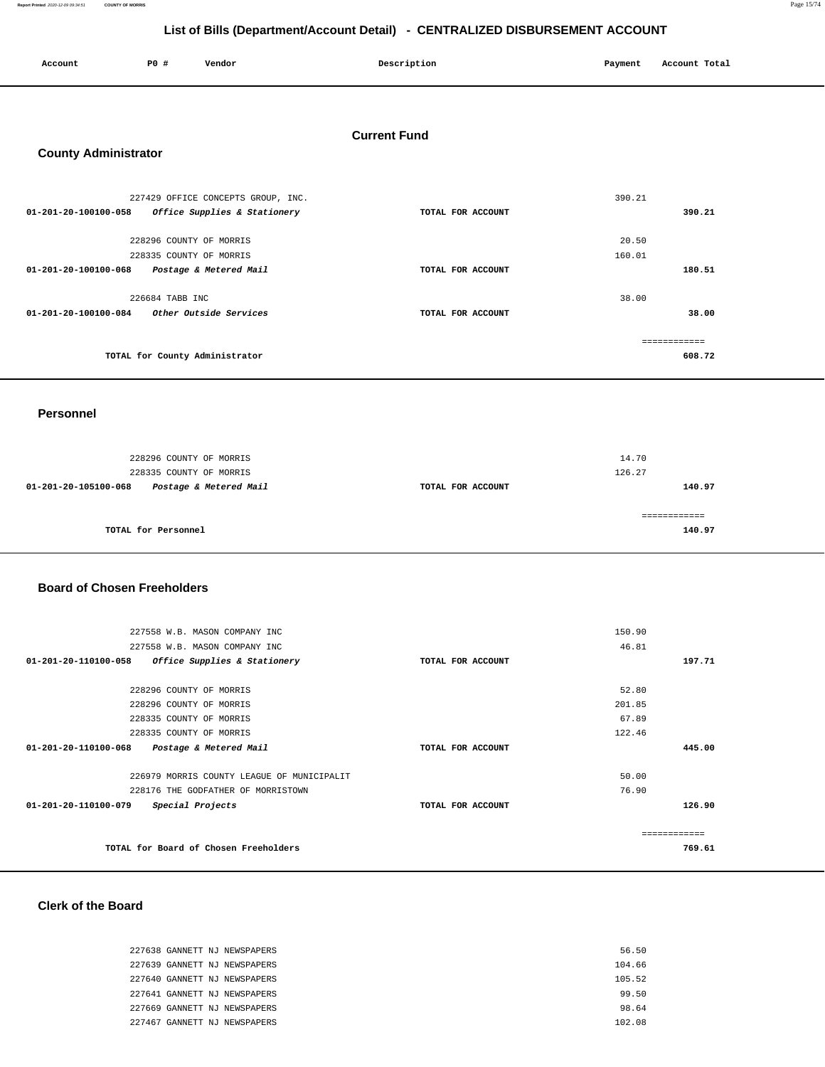# List of Bills (Department/Account Detail) - CENTRALIZED DISBURSEMENT ACCOUNT

| Account | PO # | Vendor | Description | Payment | Account Total |
|---|---|---|---|---|---|

## Current Fund

### County Administrator

| Account | PO # / Vendor | Description | Payment | Account Total |
|---|---|---|---|---|
| | 227429 OFFICE CONCEPTS GROUP, INC. | | 390.21 | |
| 01-201-20-100100-058 | *Office Supplies & Stationery* | TOTAL FOR ACCOUNT | | 390.21 |
| | 228296 COUNTY OF MORRIS | | 20.50 | |
| | 228335 COUNTY OF MORRIS | | 160.01 | |
| 01-201-20-100100-068 | *Postage & Metered Mail* | TOTAL FOR ACCOUNT | | 180.51 |
| | 226684 TABB INC | | 38.00 | |
| 01-201-20-100100-084 | *Other Outside Services* | TOTAL FOR ACCOUNT | | 38.00 |
| | | | | ============ |
| | TOTAL for County Administrator | | | 608.72 |

### Personnel

| Account | PO # / Vendor | Description | Payment | Account Total |
|---|---|---|---|---|
| | 228296 COUNTY OF MORRIS | | 14.70 | |
| | 228335 COUNTY OF MORRIS | | 126.27 | |
| 01-201-20-105100-068 | *Postage & Metered Mail* | TOTAL FOR ACCOUNT | | 140.97 |
| | | | | ============ |
| | TOTAL for Personnel | | | 140.97 |

### Board of Chosen Freeholders

| Account | PO # / Vendor | Description | Payment | Account Total |
|---|---|---|---|---|
| | 227558 W.B. MASON COMPANY INC | | 150.90 | |
| | 227558 W.B. MASON COMPANY INC | | 46.81 | |
| 01-201-20-110100-058 | *Office Supplies & Stationery* | TOTAL FOR ACCOUNT | | 197.71 |
| | 228296 COUNTY OF MORRIS | | 52.80 | |
| | 228296 COUNTY OF MORRIS | | 201.85 | |
| | 228335 COUNTY OF MORRIS | | 67.89 | |
| | 228335 COUNTY OF MORRIS | | 122.46 | |
| 01-201-20-110100-068 | *Postage & Metered Mail* | TOTAL FOR ACCOUNT | | 445.00 |
| | 226979 MORRIS COUNTY LEAGUE OF MUNICIPALIT | | 50.00 | |
| | 228176 THE GODFATHER OF MORRISTOWN | | 76.90 | |
| 01-201-20-110100-079 | *Special Projects* | TOTAL FOR ACCOUNT | | 126.90 |
| | | | | ============ |
| | TOTAL for Board of Chosen Freeholders | | | 769.61 |

### Clerk of the Board

| Account | PO # / Vendor | Description | Payment | Account Total |
|---|---|---|---|---|
| | 227638 GANNETT NJ NEWSPAPERS | | 56.50 | |
| | 227639 GANNETT NJ NEWSPAPERS | | 104.66 | |
| | 227640 GANNETT NJ NEWSPAPERS | | 105.52 | |
| | 227641 GANNETT NJ NEWSPAPERS | | 99.50 | |
| | 227669 GANNETT NJ NEWSPAPERS | | 98.64 | |
| | 227467 GANNETT NJ NEWSPAPERS | | 102.08 | |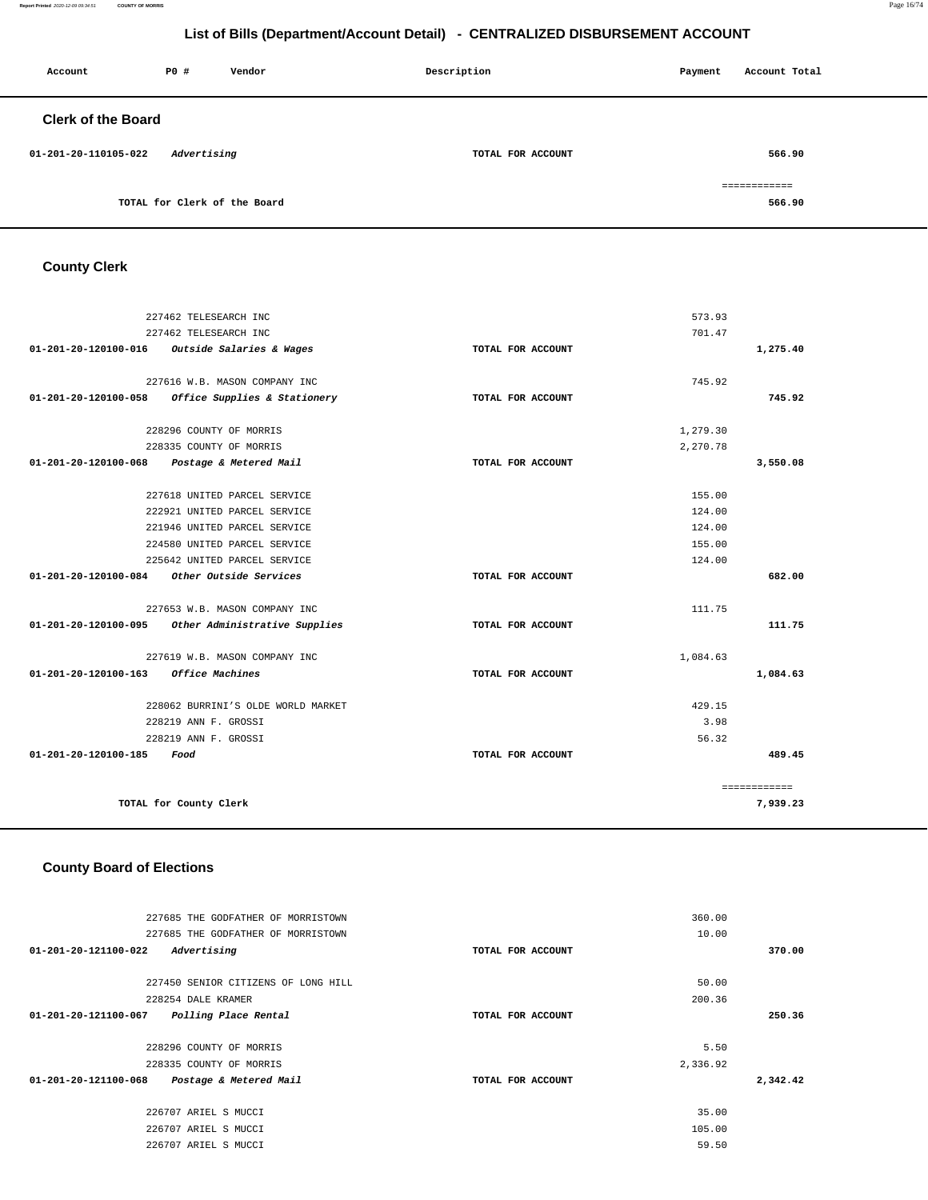# List of Bills (Department/Account Detail) - CENTRALIZED DISBURSEMENT ACCOUNT

| Account | PO # | Vendor | Description | Payment | Account Total |
|---|---|---|---|---|---|

## Clerk of the Board

| Account | PO # | Vendor | Description | Payment | Account Total |
|---|---|---|---|---|---|
| 01-201-20-110105-022 | | *Advertising* | TOTAL FOR ACCOUNT | | 566.90 |
| | | | | | ============ |
| | | TOTAL for Clerk of the Board | | | 566.90 |

## County Clerk

| Account | PO # | Vendor | Description | Payment | Account Total |
|---|---|---|---|---|---|
| | 227462 | TELESEARCH INC | | 573.93 | |
| | 227462 | TELESEARCH INC | | 701.47 | |
| 01-201-20-120100-016 | | *Outside Salaries & Wages* | TOTAL FOR ACCOUNT | | 1,275.40 |
| | 227616 | W.B. MASON COMPANY INC | | 745.92 | |
| 01-201-20-120100-058 | | *Office Supplies & Stationery* | TOTAL FOR ACCOUNT | | 745.92 |
| | 228296 | COUNTY OF MORRIS | | 1,279.30 | |
| | 228335 | COUNTY OF MORRIS | | 2,270.78 | |
| 01-201-20-120100-068 | | *Postage & Metered Mail* | TOTAL FOR ACCOUNT | | 3,550.08 |
| | 227618 | UNITED PARCEL SERVICE | | 155.00 | |
| | 222921 | UNITED PARCEL SERVICE | | 124.00 | |
| | 221946 | UNITED PARCEL SERVICE | | 124.00 | |
| | 224580 | UNITED PARCEL SERVICE | | 155.00 | |
| | 225642 | UNITED PARCEL SERVICE | | 124.00 | |
| 01-201-20-120100-084 | | *Other Outside Services* | TOTAL FOR ACCOUNT | | 682.00 |
| | 227653 | W.B. MASON COMPANY INC | | 111.75 | |
| 01-201-20-120100-095 | | *Other Administrative Supplies* | TOTAL FOR ACCOUNT | | 111.75 |
| | 227619 | W.B. MASON COMPANY INC | | 1,084.63 | |
| 01-201-20-120100-163 | | *Office Machines* | TOTAL FOR ACCOUNT | | 1,084.63 |
| | 228062 | BURRINI'S OLDE WORLD MARKET | | 429.15 | |
| | 228219 | ANN F. GROSSI | | 3.98 | |
| | 228219 | ANN F. GROSSI | | 56.32 | |
| 01-201-20-120100-185 | | *Food* | TOTAL FOR ACCOUNT | | 489.45 |
| | | | | | ============ |
| | | TOTAL for County Clerk | | | 7,939.23 |

## County Board of Elections

| Account | PO # | Vendor | Description | Payment | Account Total |
|---|---|---|---|---|---|
| | 227685 | THE GODFATHER OF MORRISTOWN | | 360.00 | |
| | 227685 | THE GODFATHER OF MORRISTOWN | | 10.00 | |
| 01-201-20-121100-022 | | *Advertising* | TOTAL FOR ACCOUNT | | 370.00 |
| | 227450 | SENIOR CITIZENS OF LONG HILL | | 50.00 | |
| | 228254 | DALE KRAMER | | 200.36 | |
| 01-201-20-121100-067 | | *Polling Place Rental* | TOTAL FOR ACCOUNT | | 250.36 |
| | 228296 | COUNTY OF MORRIS | | 5.50 | |
| | 228335 | COUNTY OF MORRIS | | 2,336.92 | |
| 01-201-20-121100-068 | | *Postage & Metered Mail* | TOTAL FOR ACCOUNT | | 2,342.42 |
| | 226707 | ARIEL S MUCCI | | 35.00 | |
| | 226707 | ARIEL S MUCCI | | 105.00 | |
| | 226707 | ARIEL S MUCCI | | 59.50 | |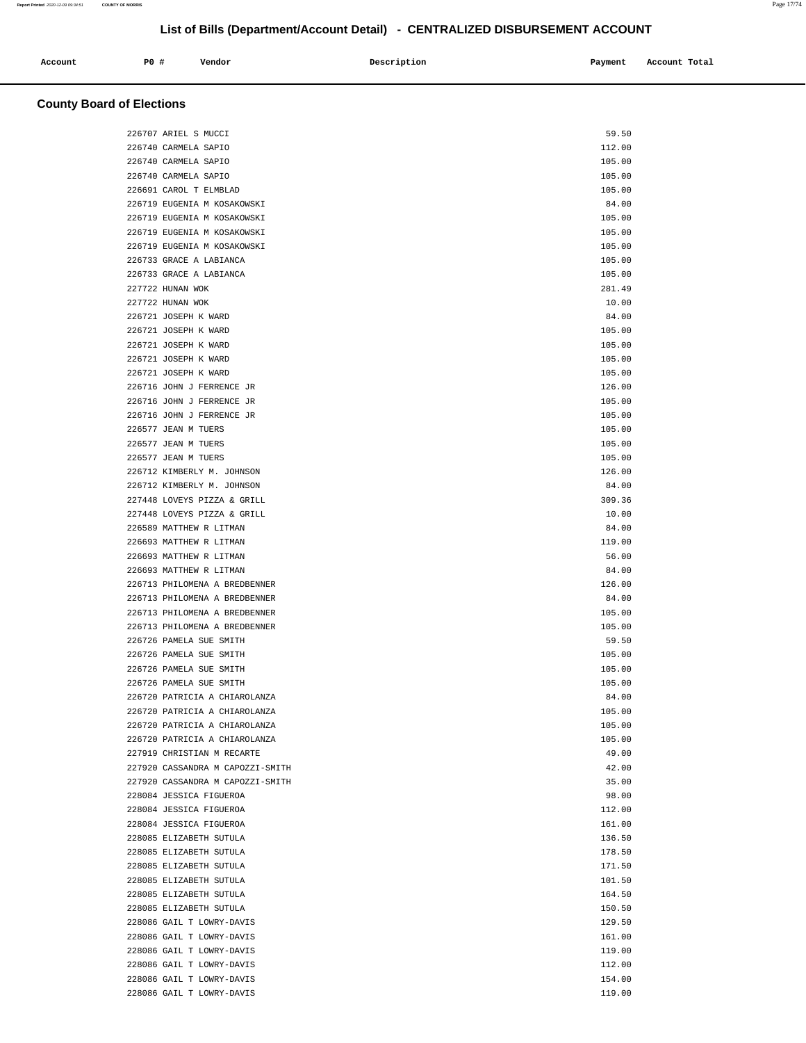# List of Bills (Department/Account Detail) - CENTRALIZED DISBURSEMENT ACCOUNT

| Account | PO # | Vendor | Description | Payment | Account Total |
|---|---|---|---|---|---|

## County Board of Elections

| Account | PO # | Vendor | Description | Payment | Account Total |
|---|---|---|---|---|---|
| | 226707 | ARIEL S MUCCI | | 59.50 | |
| | 226740 | CARMELA SAPIO | | 112.00 | |
| | 226740 | CARMELA SAPIO | | 105.00 | |
| | 226740 | CARMELA SAPIO | | 105.00 | |
| | 226691 | CAROL T ELMBLAD | | 105.00 | |
| | 226719 | EUGENIA M KOSAKOWSKI | | 84.00 | |
| | 226719 | EUGENIA M KOSAKOWSKI | | 105.00 | |
| | 226719 | EUGENIA M KOSAKOWSKI | | 105.00 | |
| | 226719 | EUGENIA M KOSAKOWSKI | | 105.00 | |
| | 226733 | GRACE A LABIANCA | | 105.00 | |
| | 226733 | GRACE A LABIANCA | | 105.00 | |
| | 227722 | HUNAN WOK | | 281.49 | |
| | 227722 | HUNAN WOK | | 10.00 | |
| | 226721 | JOSEPH K WARD | | 84.00 | |
| | 226721 | JOSEPH K WARD | | 105.00 | |
| | 226721 | JOSEPH K WARD | | 105.00 | |
| | 226721 | JOSEPH K WARD | | 105.00 | |
| | 226721 | JOSEPH K WARD | | 105.00 | |
| | 226716 | JOHN J FERRENCE JR | | 126.00 | |
| | 226716 | JOHN J FERRENCE JR | | 105.00 | |
| | 226716 | JOHN J FERRENCE JR | | 105.00 | |
| | 226577 | JEAN M TUERS | | 105.00 | |
| | 226577 | JEAN M TUERS | | 105.00 | |
| | 226577 | JEAN M TUERS | | 105.00 | |
| | 226712 | KIMBERLY M. JOHNSON | | 126.00 | |
| | 226712 | KIMBERLY M. JOHNSON | | 84.00 | |
| | 227448 | LOVEYS PIZZA & GRILL | | 309.36 | |
| | 227448 | LOVEYS PIZZA & GRILL | | 10.00 | |
| | 226589 | MATTHEW R LITMAN | | 84.00 | |
| | 226693 | MATTHEW R LITMAN | | 119.00 | |
| | 226693 | MATTHEW R LITMAN | | 56.00 | |
| | 226693 | MATTHEW R LITMAN | | 84.00 | |
| | 226713 | PHILOMENA A BREDBENNER | | 126.00 | |
| | 226713 | PHILOMENA A BREDBENNER | | 84.00 | |
| | 226713 | PHILOMENA A BREDBENNER | | 105.00 | |
| | 226713 | PHILOMENA A BREDBENNER | | 105.00 | |
| | 226726 | PAMELA SUE SMITH | | 59.50 | |
| | 226726 | PAMELA SUE SMITH | | 105.00 | |
| | 226726 | PAMELA SUE SMITH | | 105.00 | |
| | 226726 | PAMELA SUE SMITH | | 105.00 | |
| | 226720 | PATRICIA A CHIAROLANZA | | 84.00 | |
| | 226720 | PATRICIA A CHIAROLANZA | | 105.00 | |
| | 226720 | PATRICIA A CHIAROLANZA | | 105.00 | |
| | 226720 | PATRICIA A CHIAROLANZA | | 105.00 | |
| | 227919 | CHRISTIAN M RECARTE | | 49.00 | |
| | 227920 | CASSANDRA M CAPOZZI-SMITH | | 42.00 | |
| | 227920 | CASSANDRA M CAPOZZI-SMITH | | 35.00 | |
| | 228084 | JESSICA FIGUEROA | | 98.00 | |
| | 228084 | JESSICA FIGUEROA | | 112.00 | |
| | 228084 | JESSICA FIGUEROA | | 161.00 | |
| | 228085 | ELIZABETH SUTULA | | 136.50 | |
| | 228085 | ELIZABETH SUTULA | | 178.50 | |
| | 228085 | ELIZABETH SUTULA | | 171.50 | |
| | 228085 | ELIZABETH SUTULA | | 101.50 | |
| | 228085 | ELIZABETH SUTULA | | 164.50 | |
| | 228085 | ELIZABETH SUTULA | | 150.50 | |
| | 228086 | GAIL T LOWRY-DAVIS | | 129.50 | |
| | 228086 | GAIL T LOWRY-DAVIS | | 161.00 | |
| | 228086 | GAIL T LOWRY-DAVIS | | 119.00 | |
| | 228086 | GAIL T LOWRY-DAVIS | | 112.00 | |
| | 228086 | GAIL T LOWRY-DAVIS | | 154.00 | |
| | 228086 | GAIL T LOWRY-DAVIS | | 119.00 | |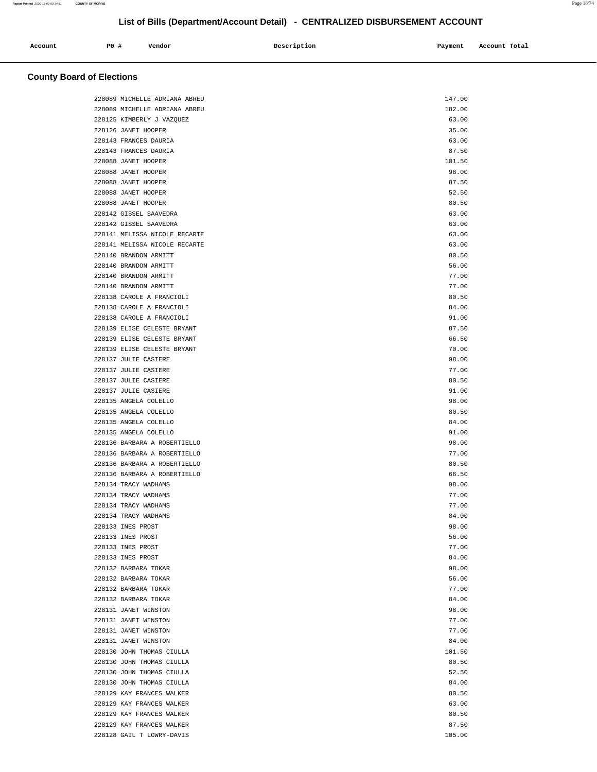# List of Bills (Department/Account Detail) - CENTRALIZED DISBURSEMENT ACCOUNT

## County Board of Elections

| Account | PO # | Vendor | Description | Payment | Account Total |
|---|---|---|---|---|---|
| | 228089 | MICHELLE ADRIANA ABREU | | 147.00 | |
| | 228089 | MICHELLE ADRIANA ABREU | | 182.00 | |
| | 228125 | KIMBERLY J VAZQUEZ | | 63.00 | |
| | 228126 | JANET HOOPER | | 35.00 | |
| | 228143 | FRANCES DAURIA | | 63.00 | |
| | 228143 | FRANCES DAURIA | | 87.50 | |
| | 228088 | JANET HOOPER | | 101.50 | |
| | 228088 | JANET HOOPER | | 98.00 | |
| | 228088 | JANET HOOPER | | 87.50 | |
| | 228088 | JANET HOOPER | | 52.50 | |
| | 228088 | JANET HOOPER | | 80.50 | |
| | 228142 | GISSEL SAAVEDRA | | 63.00 | |
| | 228142 | GISSEL SAAVEDRA | | 63.00 | |
| | 228141 | MELISSA NICOLE RECARTE | | 63.00 | |
| | 228141 | MELISSA NICOLE RECARTE | | 63.00 | |
| | 228140 | BRANDON ARMITT | | 80.50 | |
| | 228140 | BRANDON ARMITT | | 56.00 | |
| | 228140 | BRANDON ARMITT | | 77.00 | |
| | 228140 | BRANDON ARMITT | | 77.00 | |
| | 228138 | CAROLE A FRANCIOLI | | 80.50 | |
| | 228138 | CAROLE A FRANCIOLI | | 84.00 | |
| | 228138 | CAROLE A FRANCIOLI | | 91.00 | |
| | 228139 | ELISE CELESTE BRYANT | | 87.50 | |
| | 228139 | ELISE CELESTE BRYANT | | 66.50 | |
| | 228139 | ELISE CELESTE BRYANT | | 70.00 | |
| | 228137 | JULIE CASIERE | | 98.00 | |
| | 228137 | JULIE CASIERE | | 77.00 | |
| | 228137 | JULIE CASIERE | | 80.50 | |
| | 228137 | JULIE CASIERE | | 91.00 | |
| | 228135 | ANGELA COLELLO | | 98.00 | |
| | 228135 | ANGELA COLELLO | | 80.50 | |
| | 228135 | ANGELA COLELLO | | 84.00 | |
| | 228135 | ANGELA COLELLO | | 91.00 | |
| | 228136 | BARBARA A ROBERTIELLO | | 98.00 | |
| | 228136 | BARBARA A ROBERTIELLO | | 77.00 | |
| | 228136 | BARBARA A ROBERTIELLO | | 80.50 | |
| | 228136 | BARBARA A ROBERTIELLO | | 66.50 | |
| | 228134 | TRACY WADHAMS | | 98.00 | |
| | 228134 | TRACY WADHAMS | | 77.00 | |
| | 228134 | TRACY WADHAMS | | 77.00 | |
| | 228134 | TRACY WADHAMS | | 84.00 | |
| | 228133 | INES PROST | | 98.00 | |
| | 228133 | INES PROST | | 56.00 | |
| | 228133 | INES PROST | | 77.00 | |
| | 228133 | INES PROST | | 84.00 | |
| | 228132 | BARBARA TOKAR | | 98.00 | |
| | 228132 | BARBARA TOKAR | | 56.00 | |
| | 228132 | BARBARA TOKAR | | 77.00 | |
| | 228132 | BARBARA TOKAR | | 84.00 | |
| | 228131 | JANET WINSTON | | 98.00 | |
| | 228131 | JANET WINSTON | | 77.00 | |
| | 228131 | JANET WINSTON | | 77.00 | |
| | 228131 | JANET WINSTON | | 84.00 | |
| | 228130 | JOHN THOMAS CIULLA | | 101.50 | |
| | 228130 | JOHN THOMAS CIULLA | | 80.50 | |
| | 228130 | JOHN THOMAS CIULLA | | 52.50 | |
| | 228130 | JOHN THOMAS CIULLA | | 84.00 | |
| | 228129 | KAY FRANCES WALKER | | 80.50 | |
| | 228129 | KAY FRANCES WALKER | | 63.00 | |
| | 228129 | KAY FRANCES WALKER | | 80.50 | |
| | 228129 | KAY FRANCES WALKER | | 87.50 | |
| | 228128 | GAIL T LOWRY-DAVIS | | 105.00 | |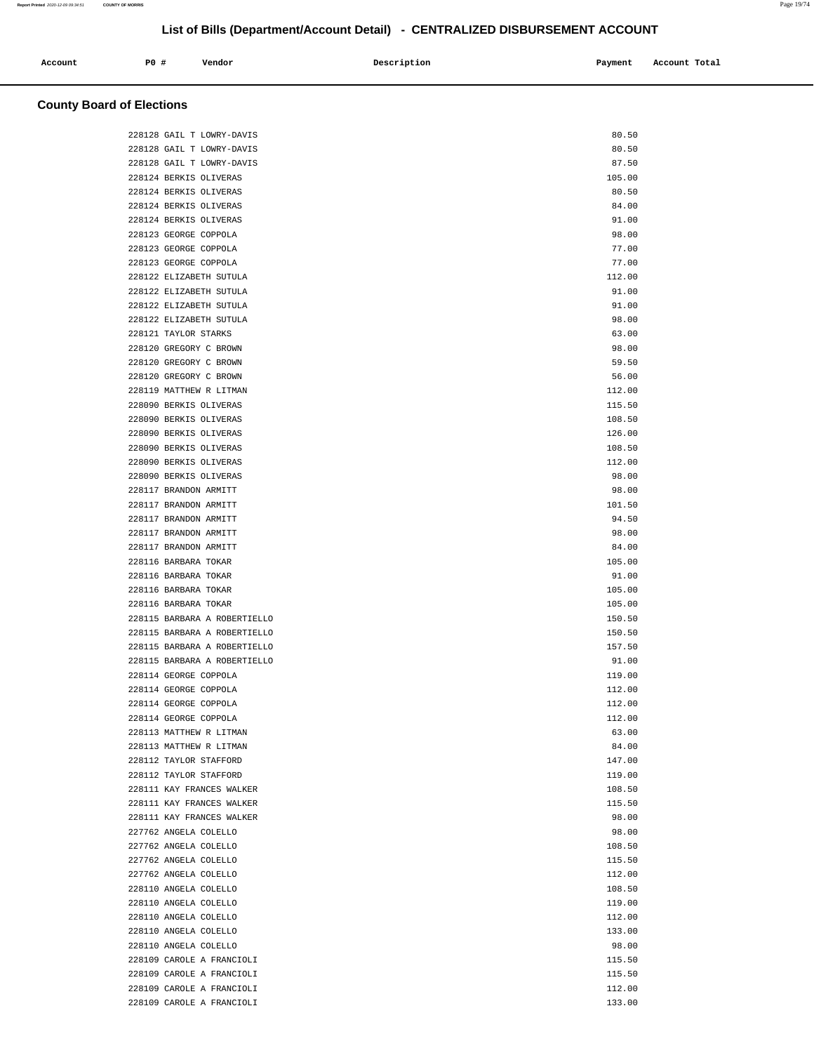# List of Bills (Department/Account Detail) - CENTRALIZED DISBURSEMENT ACCOUNT

## County Board of Elections

| Account | PO # | Vendor | Description | Payment | Account Total |
|---|---|---|---|---|---|
| | 228128 | GAIL T LOWRY-DAVIS | | 80.50 | |
| | 228128 | GAIL T LOWRY-DAVIS | | 80.50 | |
| | 228128 | GAIL T LOWRY-DAVIS | | 87.50 | |
| | 228124 | BERKIS OLIVERAS | | 105.00 | |
| | 228124 | BERKIS OLIVERAS | | 80.50 | |
| | 228124 | BERKIS OLIVERAS | | 84.00 | |
| | 228124 | BERKIS OLIVERAS | | 91.00 | |
| | 228123 | GEORGE COPPOLA | | 98.00 | |
| | 228123 | GEORGE COPPOLA | | 77.00 | |
| | 228123 | GEORGE COPPOLA | | 77.00 | |
| | 228122 | ELIZABETH SUTULA | | 112.00 | |
| | 228122 | ELIZABETH SUTULA | | 91.00 | |
| | 228122 | ELIZABETH SUTULA | | 91.00 | |
| | 228122 | ELIZABETH SUTULA | | 98.00 | |
| | 228121 | TAYLOR STARKS | | 63.00 | |
| | 228120 | GREGORY C BROWN | | 98.00 | |
| | 228120 | GREGORY C BROWN | | 59.50 | |
| | 228120 | GREGORY C BROWN | | 56.00 | |
| | 228119 | MATTHEW R LITMAN | | 112.00 | |
| | 228090 | BERKIS OLIVERAS | | 115.50 | |
| | 228090 | BERKIS OLIVERAS | | 108.50 | |
| | 228090 | BERKIS OLIVERAS | | 126.00 | |
| | 228090 | BERKIS OLIVERAS | | 108.50 | |
| | 228090 | BERKIS OLIVERAS | | 112.00 | |
| | 228090 | BERKIS OLIVERAS | | 98.00 | |
| | 228117 | BRANDON ARMITT | | 98.00 | |
| | 228117 | BRANDON ARMITT | | 101.50 | |
| | 228117 | BRANDON ARMITT | | 94.50 | |
| | 228117 | BRANDON ARMITT | | 98.00 | |
| | 228117 | BRANDON ARMITT | | 84.00 | |
| | 228116 | BARBARA TOKAR | | 105.00 | |
| | 228116 | BARBARA TOKAR | | 91.00 | |
| | 228116 | BARBARA TOKAR | | 105.00 | |
| | 228116 | BARBARA TOKAR | | 105.00 | |
| | 228115 | BARBARA A ROBERTIELLO | | 150.50 | |
| | 228115 | BARBARA A ROBERTIELLO | | 150.50 | |
| | 228115 | BARBARA A ROBERTIELLO | | 157.50 | |
| | 228115 | BARBARA A ROBERTIELLO | | 91.00 | |
| | 228114 | GEORGE COPPOLA | | 119.00 | |
| | 228114 | GEORGE COPPOLA | | 112.00 | |
| | 228114 | GEORGE COPPOLA | | 112.00 | |
| | 228114 | GEORGE COPPOLA | | 112.00 | |
| | 228113 | MATTHEW R LITMAN | | 63.00 | |
| | 228113 | MATTHEW R LITMAN | | 84.00 | |
| | 228112 | TAYLOR STAFFORD | | 147.00 | |
| | 228112 | TAYLOR STAFFORD | | 119.00 | |
| | 228111 | KAY FRANCES WALKER | | 108.50 | |
| | 228111 | KAY FRANCES WALKER | | 115.50 | |
| | 228111 | KAY FRANCES WALKER | | 98.00 | |
| | 227762 | ANGELA COLELLO | | 98.00 | |
| | 227762 | ANGELA COLELLO | | 108.50 | |
| | 227762 | ANGELA COLELLO | | 115.50 | |
| | 227762 | ANGELA COLELLO | | 112.00 | |
| | 228110 | ANGELA COLELLO | | 108.50 | |
| | 228110 | ANGELA COLELLO | | 119.00 | |
| | 228110 | ANGELA COLELLO | | 112.00 | |
| | 228110 | ANGELA COLELLO | | 133.00 | |
| | 228110 | ANGELA COLELLO | | 98.00 | |
| | 228109 | CAROLE A FRANCIOLI | | 115.50 | |
| | 228109 | CAROLE A FRANCIOLI | | 115.50 | |
| | 228109 | CAROLE A FRANCIOLI | | 112.00 | |
| | 228109 | CAROLE A FRANCIOLI | | 133.00 | |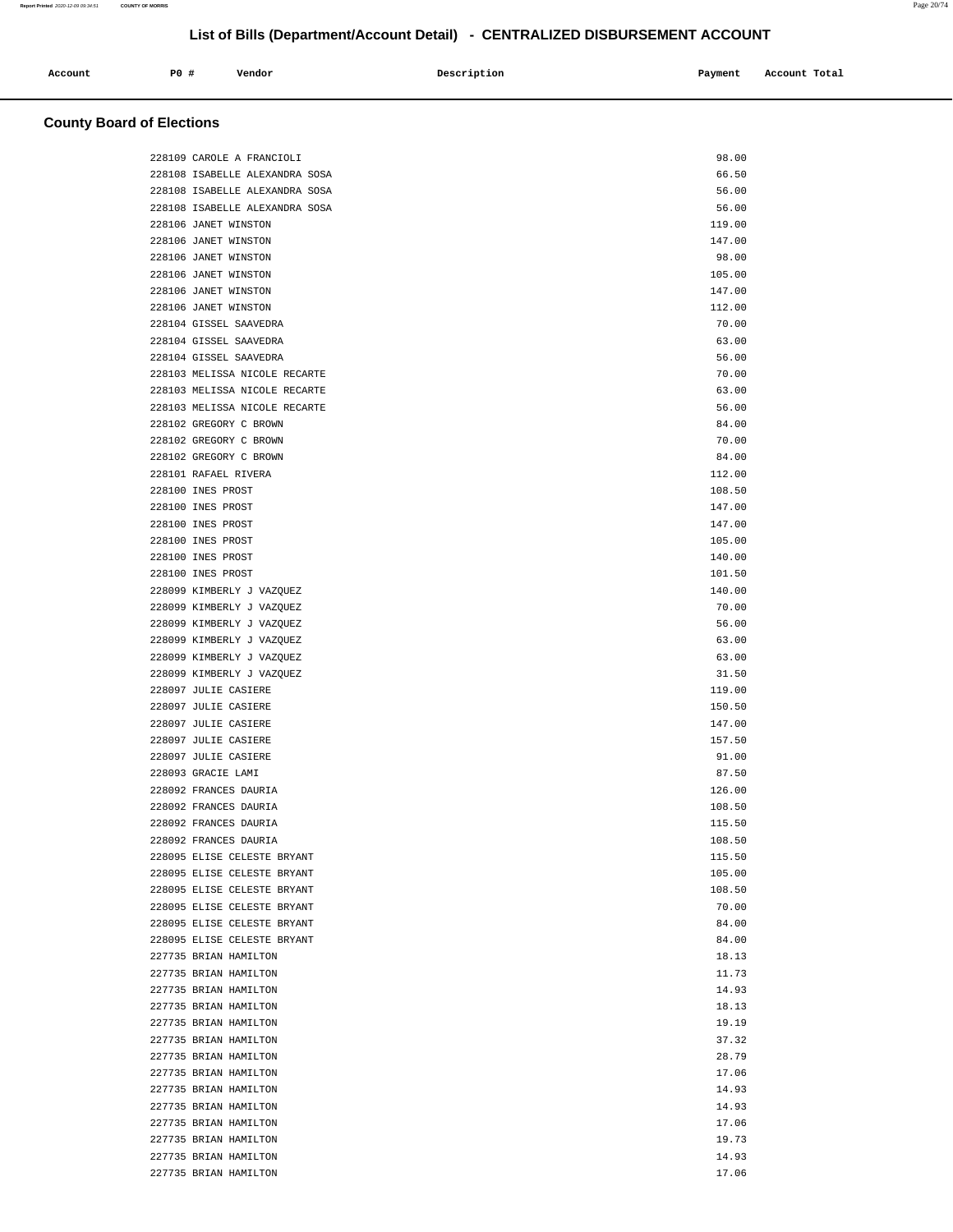## List of Bills (Department/Account Detail) - CENTRALIZED DISBURSEMENT ACCOUNT

| Account | PO # | Vendor | Description | Payment | Account Total |
|---|---|---|---|---|---|

### County Board of Elections

| Account | PO # | Vendor | Description | Payment | Account Total |
|---|---|---|---|---|---|
| | 228109 | CAROLE A FRANCIOLI | | 98.00 | |
| | 228108 | ISABELLE ALEXANDRA SOSA | | 66.50 | |
| | 228108 | ISABELLE ALEXANDRA SOSA | | 56.00 | |
| | 228108 | ISABELLE ALEXANDRA SOSA | | 56.00 | |
| | 228106 | JANET WINSTON | | 119.00 | |
| | 228106 | JANET WINSTON | | 147.00 | |
| | 228106 | JANET WINSTON | | 98.00 | |
| | 228106 | JANET WINSTON | | 105.00 | |
| | 228106 | JANET WINSTON | | 147.00 | |
| | 228106 | JANET WINSTON | | 112.00 | |
| | 228104 | GISSEL SAAVEDRA | | 70.00 | |
| | 228104 | GISSEL SAAVEDRA | | 63.00 | |
| | 228104 | GISSEL SAAVEDRA | | 56.00 | |
| | 228103 | MELISSA NICOLE RECARTE | | 70.00 | |
| | 228103 | MELISSA NICOLE RECARTE | | 63.00 | |
| | 228103 | MELISSA NICOLE RECARTE | | 56.00 | |
| | 228102 | GREGORY C BROWN | | 84.00 | |
| | 228102 | GREGORY C BROWN | | 70.00 | |
| | 228102 | GREGORY C BROWN | | 84.00 | |
| | 228101 | RAFAEL RIVERA | | 112.00 | |
| | 228100 | INES PROST | | 108.50 | |
| | 228100 | INES PROST | | 147.00 | |
| | 228100 | INES PROST | | 147.00 | |
| | 228100 | INES PROST | | 105.00 | |
| | 228100 | INES PROST | | 140.00 | |
| | 228100 | INES PROST | | 101.50 | |
| | 228099 | KIMBERLY J VAZQUEZ | | 140.00 | |
| | 228099 | KIMBERLY J VAZQUEZ | | 70.00 | |
| | 228099 | KIMBERLY J VAZQUEZ | | 56.00 | |
| | 228099 | KIMBERLY J VAZQUEZ | | 63.00 | |
| | 228099 | KIMBERLY J VAZQUEZ | | 63.00 | |
| | 228099 | KIMBERLY J VAZQUEZ | | 31.50 | |
| | 228097 | JULIE CASIERE | | 119.00 | |
| | 228097 | JULIE CASIERE | | 150.50 | |
| | 228097 | JULIE CASIERE | | 147.00 | |
| | 228097 | JULIE CASIERE | | 157.50 | |
| | 228097 | JULIE CASIERE | | 91.00 | |
| | 228093 | GRACIE LAMI | | 87.50 | |
| | 228092 | FRANCES DAURIA | | 126.00 | |
| | 228092 | FRANCES DAURIA | | 108.50 | |
| | 228092 | FRANCES DAURIA | | 115.50 | |
| | 228092 | FRANCES DAURIA | | 108.50 | |
| | 228095 | ELISE CELESTE BRYANT | | 115.50 | |
| | 228095 | ELISE CELESTE BRYANT | | 105.00 | |
| | 228095 | ELISE CELESTE BRYANT | | 108.50 | |
| | 228095 | ELISE CELESTE BRYANT | | 70.00 | |
| | 228095 | ELISE CELESTE BRYANT | | 84.00 | |
| | 228095 | ELISE CELESTE BRYANT | | 84.00 | |
| | 227735 | BRIAN HAMILTON | | 18.13 | |
| | 227735 | BRIAN HAMILTON | | 11.73 | |
| | 227735 | BRIAN HAMILTON | | 14.93 | |
| | 227735 | BRIAN HAMILTON | | 18.13 | |
| | 227735 | BRIAN HAMILTON | | 19.19 | |
| | 227735 | BRIAN HAMILTON | | 37.32 | |
| | 227735 | BRIAN HAMILTON | | 28.79 | |
| | 227735 | BRIAN HAMILTON | | 17.06 | |
| | 227735 | BRIAN HAMILTON | | 14.93 | |
| | 227735 | BRIAN HAMILTON | | 14.93 | |
| | 227735 | BRIAN HAMILTON | | 17.06 | |
| | 227735 | BRIAN HAMILTON | | 19.73 | |
| | 227735 | BRIAN HAMILTON | | 14.93 | |
| | 227735 | BRIAN HAMILTON | | 17.06 | |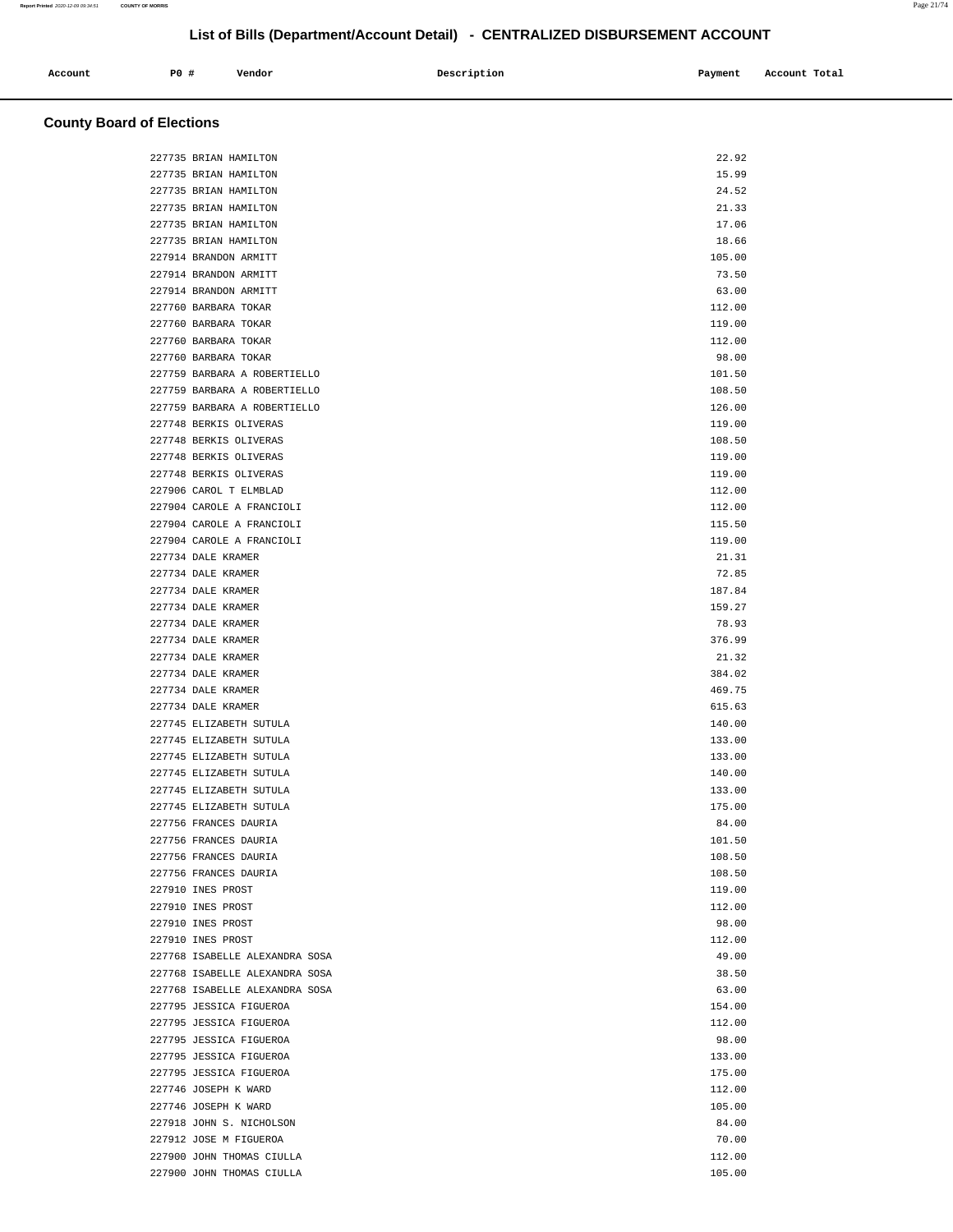## List of Bills (Department/Account Detail) - CENTRALIZED DISBURSEMENT ACCOUNT

| Account | PO # | Vendor | Description | Payment | Account Total |
|---|---|---|---|---|---|

### County Board of Elections

| Account | PO # | Vendor | Description | Payment | Account Total |
|---|---|---|---|---|---|
| | 227735 | BRIAN HAMILTON | | 22.92 | |
| | 227735 | BRIAN HAMILTON | | 15.99 | |
| | 227735 | BRIAN HAMILTON | | 24.52 | |
| | 227735 | BRIAN HAMILTON | | 21.33 | |
| | 227735 | BRIAN HAMILTON | | 17.06 | |
| | 227735 | BRIAN HAMILTON | | 18.66 | |
| | 227914 | BRANDON ARMITT | | 105.00 | |
| | 227914 | BRANDON ARMITT | | 73.50 | |
| | 227914 | BRANDON ARMITT | | 63.00 | |
| | 227760 | BARBARA TOKAR | | 112.00 | |
| | 227760 | BARBARA TOKAR | | 119.00 | |
| | 227760 | BARBARA TOKAR | | 112.00 | |
| | 227760 | BARBARA TOKAR | | 98.00 | |
| | 227759 | BARBARA A ROBERTIELLO | | 101.50 | |
| | 227759 | BARBARA A ROBERTIELLO | | 108.50 | |
| | 227759 | BARBARA A ROBERTIELLO | | 126.00 | |
| | 227748 | BERKIS OLIVERAS | | 119.00 | |
| | 227748 | BERKIS OLIVERAS | | 108.50 | |
| | 227748 | BERKIS OLIVERAS | | 119.00 | |
| | 227748 | BERKIS OLIVERAS | | 119.00 | |
| | 227906 | CAROL T ELMBLAD | | 112.00 | |
| | 227904 | CAROLE A FRANCIOLI | | 112.00 | |
| | 227904 | CAROLE A FRANCIOLI | | 115.50 | |
| | 227904 | CAROLE A FRANCIOLI | | 119.00 | |
| | 227734 | DALE KRAMER | | 21.31 | |
| | 227734 | DALE KRAMER | | 72.85 | |
| | 227734 | DALE KRAMER | | 187.84 | |
| | 227734 | DALE KRAMER | | 159.27 | |
| | 227734 | DALE KRAMER | | 78.93 | |
| | 227734 | DALE KRAMER | | 376.99 | |
| | 227734 | DALE KRAMER | | 21.32 | |
| | 227734 | DALE KRAMER | | 384.02 | |
| | 227734 | DALE KRAMER | | 469.75 | |
| | 227734 | DALE KRAMER | | 615.63 | |
| | 227745 | ELIZABETH SUTULA | | 140.00 | |
| | 227745 | ELIZABETH SUTULA | | 133.00 | |
| | 227745 | ELIZABETH SUTULA | | 133.00 | |
| | 227745 | ELIZABETH SUTULA | | 140.00 | |
| | 227745 | ELIZABETH SUTULA | | 133.00 | |
| | 227745 | ELIZABETH SUTULA | | 175.00 | |
| | 227756 | FRANCES DAURIA | | 84.00 | |
| | 227756 | FRANCES DAURIA | | 101.50 | |
| | 227756 | FRANCES DAURIA | | 108.50 | |
| | 227756 | FRANCES DAURIA | | 108.50 | |
| | 227910 | INES PROST | | 119.00 | |
| | 227910 | INES PROST | | 112.00 | |
| | 227910 | INES PROST | | 98.00 | |
| | 227910 | INES PROST | | 112.00 | |
| | 227768 | ISABELLE ALEXANDRA SOSA | | 49.00 | |
| | 227768 | ISABELLE ALEXANDRA SOSA | | 38.50 | |
| | 227768 | ISABELLE ALEXANDRA SOSA | | 63.00 | |
| | 227795 | JESSICA FIGUEROA | | 154.00 | |
| | 227795 | JESSICA FIGUEROA | | 112.00 | |
| | 227795 | JESSICA FIGUEROA | | 98.00 | |
| | 227795 | JESSICA FIGUEROA | | 133.00 | |
| | 227795 | JESSICA FIGUEROA | | 175.00 | |
| | 227746 | JOSEPH K WARD | | 112.00 | |
| | 227746 | JOSEPH K WARD | | 105.00 | |
| | 227918 | JOHN S. NICHOLSON | | 84.00 | |
| | 227912 | JOSE M FIGUEROA | | 70.00 | |
| | 227900 | JOHN THOMAS CIULLA | | 112.00 | |
| | 227900 | JOHN THOMAS CIULLA | | 105.00 | |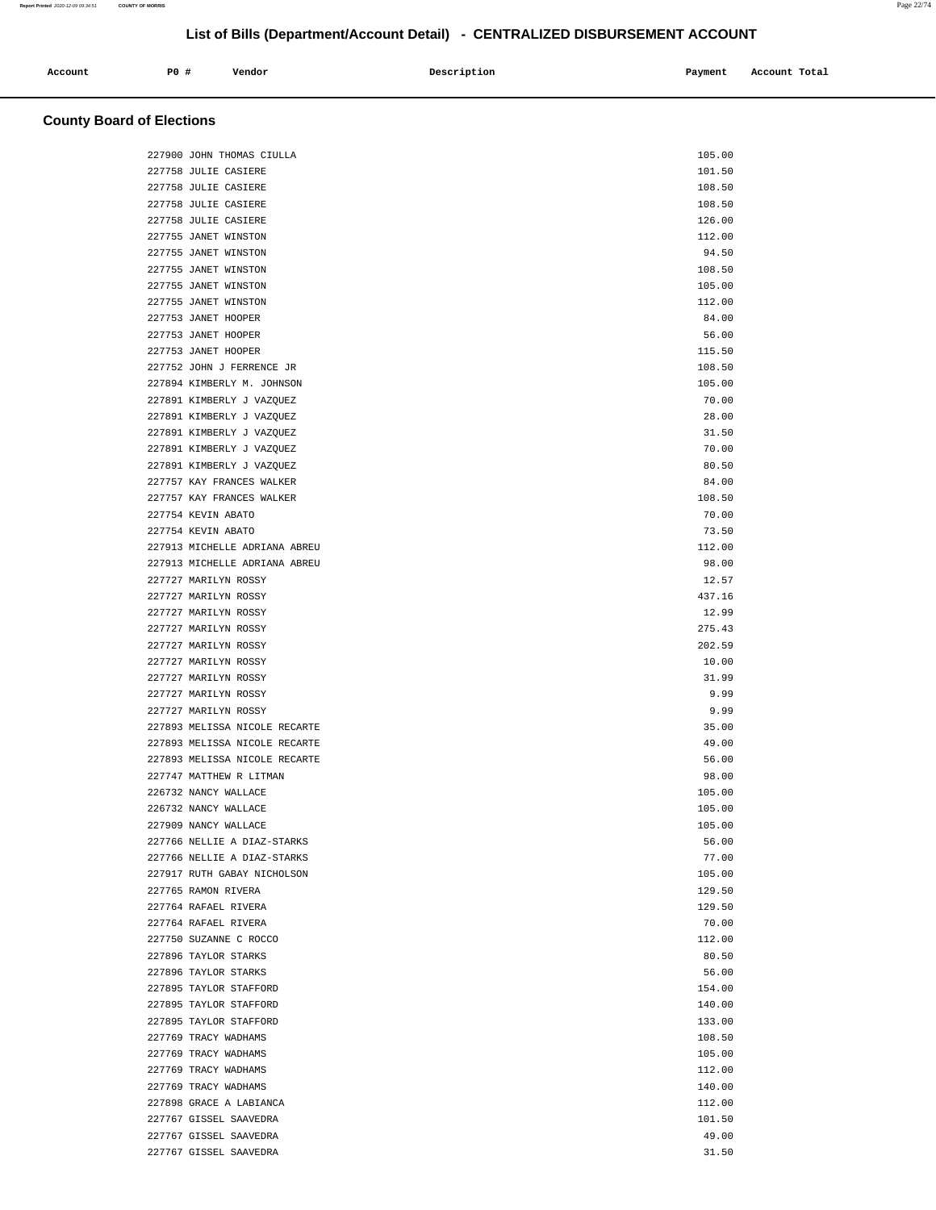# List of Bills (Department/Account Detail) - CENTRALIZED DISBURSEMENT ACCOUNT

| Account | PO # | Vendor | Description | Payment | Account Total |
|---|---|---|---|---|---|

## County Board of Elections

| Account | PO # | Vendor | Description | Payment | Account Total |
|---|---|---|---|---|---|
| | 227900 | JOHN THOMAS CIULLA | | 105.00 | |
| | 227758 | JULIE CASIERE | | 101.50 | |
| | 227758 | JULIE CASIERE | | 108.50 | |
| | 227758 | JULIE CASIERE | | 108.50 | |
| | 227758 | JULIE CASIERE | | 126.00 | |
| | 227755 | JANET WINSTON | | 112.00 | |
| | 227755 | JANET WINSTON | | 94.50 | |
| | 227755 | JANET WINSTON | | 108.50 | |
| | 227755 | JANET WINSTON | | 105.00 | |
| | 227755 | JANET WINSTON | | 112.00 | |
| | 227753 | JANET HOOPER | | 84.00 | |
| | 227753 | JANET HOOPER | | 56.00 | |
| | 227753 | JANET HOOPER | | 115.50 | |
| | 227752 | JOHN J FERRENCE JR | | 108.50 | |
| | 227894 | KIMBERLY M. JOHNSON | | 105.00 | |
| | 227891 | KIMBERLY J VAZQUEZ | | 70.00 | |
| | 227891 | KIMBERLY J VAZQUEZ | | 28.00 | |
| | 227891 | KIMBERLY J VAZQUEZ | | 31.50 | |
| | 227891 | KIMBERLY J VAZQUEZ | | 70.00 | |
| | 227891 | KIMBERLY J VAZQUEZ | | 80.50 | |
| | 227757 | KAY FRANCES WALKER | | 84.00 | |
| | 227757 | KAY FRANCES WALKER | | 108.50 | |
| | 227754 | KEVIN ABATO | | 70.00 | |
| | 227754 | KEVIN ABATO | | 73.50 | |
| | 227913 | MICHELLE ADRIANA ABREU | | 112.00 | |
| | 227913 | MICHELLE ADRIANA ABREU | | 98.00 | |
| | 227727 | MARILYN ROSSY | | 12.57 | |
| | 227727 | MARILYN ROSSY | | 437.16 | |
| | 227727 | MARILYN ROSSY | | 12.99 | |
| | 227727 | MARILYN ROSSY | | 275.43 | |
| | 227727 | MARILYN ROSSY | | 202.59 | |
| | 227727 | MARILYN ROSSY | | 10.00 | |
| | 227727 | MARILYN ROSSY | | 31.99 | |
| | 227727 | MARILYN ROSSY | | 9.99 | |
| | 227727 | MARILYN ROSSY | | 9.99 | |
| | 227893 | MELISSA NICOLE RECARTE | | 35.00 | |
| | 227893 | MELISSA NICOLE RECARTE | | 49.00 | |
| | 227893 | MELISSA NICOLE RECARTE | | 56.00 | |
| | 227747 | MATTHEW R LITMAN | | 98.00 | |
| | 226732 | NANCY WALLACE | | 105.00 | |
| | 226732 | NANCY WALLACE | | 105.00 | |
| | 227909 | NANCY WALLACE | | 105.00 | |
| | 227766 | NELLIE A DIAZ-STARKS | | 56.00 | |
| | 227766 | NELLIE A DIAZ-STARKS | | 77.00 | |
| | 227917 | RUTH GABAY NICHOLSON | | 105.00 | |
| | 227765 | RAMON RIVERA | | 129.50 | |
| | 227764 | RAFAEL RIVERA | | 129.50 | |
| | 227764 | RAFAEL RIVERA | | 70.00 | |
| | 227750 | SUZANNE C ROCCO | | 112.00 | |
| | 227896 | TAYLOR STARKS | | 80.50 | |
| | 227896 | TAYLOR STARKS | | 56.00 | |
| | 227895 | TAYLOR STAFFORD | | 154.00 | |
| | 227895 | TAYLOR STAFFORD | | 140.00 | |
| | 227895 | TAYLOR STAFFORD | | 133.00 | |
| | 227769 | TRACY WADHAMS | | 108.50 | |
| | 227769 | TRACY WADHAMS | | 105.00 | |
| | 227769 | TRACY WADHAMS | | 112.00 | |
| | 227769 | TRACY WADHAMS | | 140.00 | |
| | 227898 | GRACE A LABIANCA | | 112.00 | |
| | 227767 | GISSEL SAAVEDRA | | 101.50 | |
| | 227767 | GISSEL SAAVEDRA | | 49.00 | |
| | 227767 | GISSEL SAAVEDRA | | 31.50 | |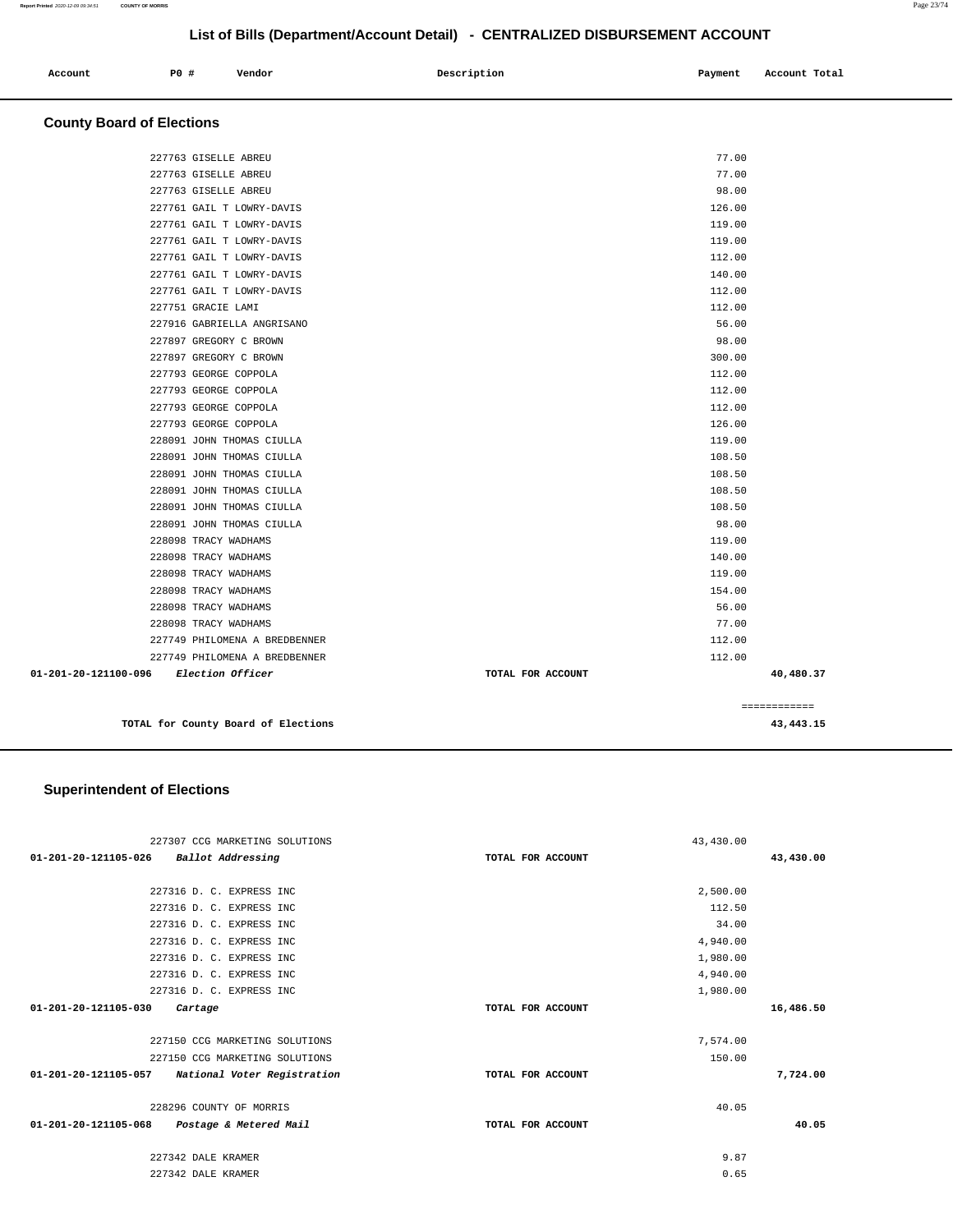## List of Bills (Department/Account Detail) - CENTRALIZED DISBURSEMENT ACCOUNT

| Account | PO # | Vendor | Description | Payment | Account Total |
|---|---|---|---|---|---|

### County Board of Elections

| Account | PO # | Vendor | Description | Payment | Account Total |
|---|---|---|---|---|---|
| | 227763 | GISELLE ABREU | | 77.00 | |
| | 227763 | GISELLE ABREU | | 77.00 | |
| | 227763 | GISELLE ABREU | | 98.00 | |
| | 227761 | GAIL T LOWRY-DAVIS | | 126.00 | |
| | 227761 | GAIL T LOWRY-DAVIS | | 119.00 | |
| | 227761 | GAIL T LOWRY-DAVIS | | 119.00 | |
| | 227761 | GAIL T LOWRY-DAVIS | | 112.00 | |
| | 227761 | GAIL T LOWRY-DAVIS | | 140.00 | |
| | 227761 | GAIL T LOWRY-DAVIS | | 112.00 | |
| | 227751 | GRACIE LAMI | | 112.00 | |
| | 227916 | GABRIELLA ANGRISANO | | 56.00 | |
| | 227897 | GREGORY C BROWN | | 98.00 | |
| | 227897 | GREGORY C BROWN | | 300.00 | |
| | 227793 | GEORGE COPPOLA | | 112.00 | |
| | 227793 | GEORGE COPPOLA | | 112.00 | |
| | 227793 | GEORGE COPPOLA | | 112.00 | |
| | 227793 | GEORGE COPPOLA | | 126.00 | |
| | 228091 | JOHN THOMAS CIULLA | | 119.00 | |
| | 228091 | JOHN THOMAS CIULLA | | 108.50 | |
| | 228091 | JOHN THOMAS CIULLA | | 108.50 | |
| | 228091 | JOHN THOMAS CIULLA | | 108.50 | |
| | 228091 | JOHN THOMAS CIULLA | | 108.50 | |
| | 228091 | JOHN THOMAS CIULLA | | 98.00 | |
| | 228098 | TRACY WADHAMS | | 119.00 | |
| | 228098 | TRACY WADHAMS | | 140.00 | |
| | 228098 | TRACY WADHAMS | | 119.00 | |
| | 228098 | TRACY WADHAMS | | 154.00 | |
| | 228098 | TRACY WADHAMS | | 56.00 | |
| | 228098 | TRACY WADHAMS | | 77.00 | |
| | 227749 | PHILOMENA A BREDBENNER | | 112.00 | |
| | 227749 | PHILOMENA A BREDBENNER | | 112.00 | |
| **01-201-20-121100-096** | | *Election Officer* | TOTAL FOR ACCOUNT | | **40,480.37** |
| | | | | | ============ |
| | | **TOTAL for County Board of Elections** | | | **43,443.15** |

### Superintendent of Elections

| Account | PO # | Vendor | Description | Payment | Account Total |
|---|---|---|---|---|---|
| | 227307 | CCG MARKETING SOLUTIONS | | 43,430.00 | |
| **01-201-20-121105-026** | | *Ballot Addressing* | TOTAL FOR ACCOUNT | | **43,430.00** |
| | 227316 | D. C. EXPRESS INC | | 2,500.00 | |
| | 227316 | D. C. EXPRESS INC | | 112.50 | |
| | 227316 | D. C. EXPRESS INC | | 34.00 | |
| | 227316 | D. C. EXPRESS INC | | 4,940.00 | |
| | 227316 | D. C. EXPRESS INC | | 1,980.00 | |
| | 227316 | D. C. EXPRESS INC | | 4,940.00 | |
| | 227316 | D. C. EXPRESS INC | | 1,980.00 | |
| **01-201-20-121105-030** | | *Cartage* | TOTAL FOR ACCOUNT | | **16,486.50** |
| | 227150 | CCG MARKETING SOLUTIONS | | 7,574.00 | |
| | 227150 | CCG MARKETING SOLUTIONS | | 150.00 | |
| **01-201-20-121105-057** | | *National Voter Registration* | TOTAL FOR ACCOUNT | | **7,724.00** |
| | 228296 | COUNTY OF MORRIS | | 40.05 | |
| **01-201-20-121105-068** | | *Postage & Metered Mail* | TOTAL FOR ACCOUNT | | **40.05** |
| | 227342 | DALE KRAMER | | 9.87 | |
| | 227342 | DALE KRAMER | | 0.65 | |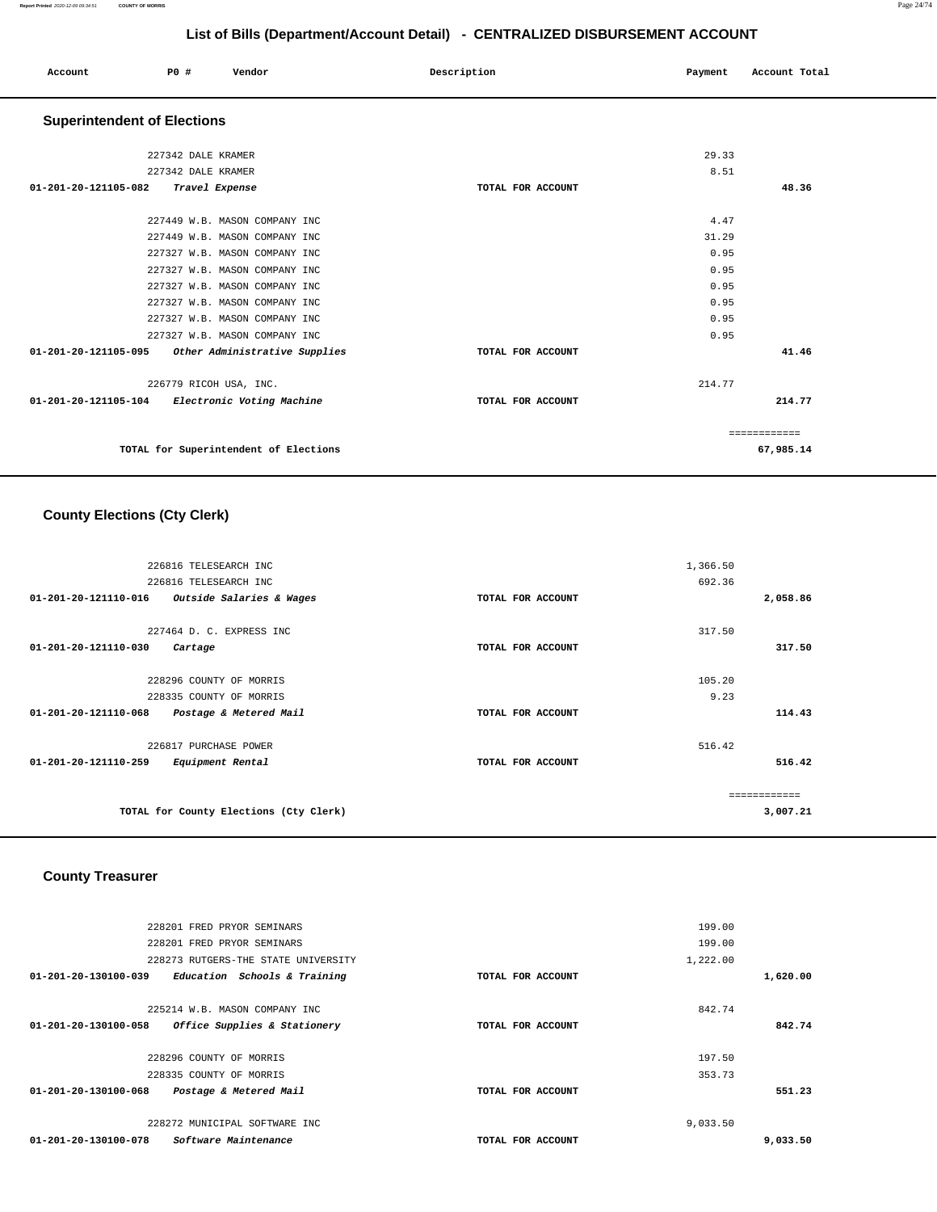# List of Bills (Department/Account Detail) - CENTRALIZED DISBURSEMENT ACCOUNT

| Account | PO # | Vendor | Description | Payment | Account Total |
|---|---|---|---|---|---|

## Superintendent of Elections

| Account | PO # | Vendor | Description | Payment | Account Total |
|---|---|---|---|---|---|
| | 227342 | DALE KRAMER | | 29.33 | |
| | 227342 | DALE KRAMER | | 8.51 | |
| 01-201-20-121105-082 | | *Travel Expense* | TOTAL FOR ACCOUNT | | 48.36 |
| | 227449 | W.B. MASON COMPANY INC | | 4.47 | |
| | 227449 | W.B. MASON COMPANY INC | | 31.29 | |
| | 227327 | W.B. MASON COMPANY INC | | 0.95 | |
| | 227327 | W.B. MASON COMPANY INC | | 0.95 | |
| | 227327 | W.B. MASON COMPANY INC | | 0.95 | |
| | 227327 | W.B. MASON COMPANY INC | | 0.95 | |
| | 227327 | W.B. MASON COMPANY INC | | 0.95 | |
| | 227327 | W.B. MASON COMPANY INC | | 0.95 | |
| 01-201-20-121105-095 | | *Other Administrative Supplies* | TOTAL FOR ACCOUNT | | 41.46 |
| | 226779 | RICOH USA, INC. | | 214.77 | |
| 01-201-20-121105-104 | | *Electronic Voting Machine* | TOTAL FOR ACCOUNT | | 214.77 |
| | | | | | ============ |
| | | TOTAL for Superintendent of Elections | | | 67,985.14 |

## County Elections (Cty Clerk)

| Account | PO # | Vendor | Description | Payment | Account Total |
|---|---|---|---|---|---|
| | 226816 | TELESEARCH INC | | 1,366.50 | |
| | 226816 | TELESEARCH INC | | 692.36 | |
| 01-201-20-121110-016 | | *Outside Salaries & Wages* | TOTAL FOR ACCOUNT | | 2,058.86 |
| | 227464 | D. C. EXPRESS INC | | 317.50 | |
| 01-201-20-121110-030 | | *Cartage* | TOTAL FOR ACCOUNT | | 317.50 |
| | 228296 | COUNTY OF MORRIS | | 105.20 | |
| | 228335 | COUNTY OF MORRIS | | 9.23 | |
| 01-201-20-121110-068 | | *Postage & Metered Mail* | TOTAL FOR ACCOUNT | | 114.43 |
| | 226817 | PURCHASE POWER | | 516.42 | |
| 01-201-20-121110-259 | | *Equipment Rental* | TOTAL FOR ACCOUNT | | 516.42 |
| | | | | | ============ |
| | | TOTAL for County Elections (Cty Clerk) | | | 3,007.21 |

## County Treasurer

| Account | PO # | Vendor | Description | Payment | Account Total |
|---|---|---|---|---|---|
| | 228201 | FRED PRYOR SEMINARS | | 199.00 | |
| | 228201 | FRED PRYOR SEMINARS | | 199.00 | |
| | 228273 | RUTGERS-THE STATE UNIVERSITY | | 1,222.00 | |
| 01-201-20-130100-039 | | *Education Schools & Training* | TOTAL FOR ACCOUNT | | 1,620.00 |
| | 225214 | W.B. MASON COMPANY INC | | 842.74 | |
| 01-201-20-130100-058 | | *Office Supplies & Stationery* | TOTAL FOR ACCOUNT | | 842.74 |
| | 228296 | COUNTY OF MORRIS | | 197.50 | |
| | 228335 | COUNTY OF MORRIS | | 353.73 | |
| 01-201-20-130100-068 | | *Postage & Metered Mail* | TOTAL FOR ACCOUNT | | 551.23 |
| | 228272 | MUNICIPAL SOFTWARE INC | | 9,033.50 | |
| 01-201-20-130100-078 | | *Software Maintenance* | TOTAL FOR ACCOUNT | | 9,033.50 |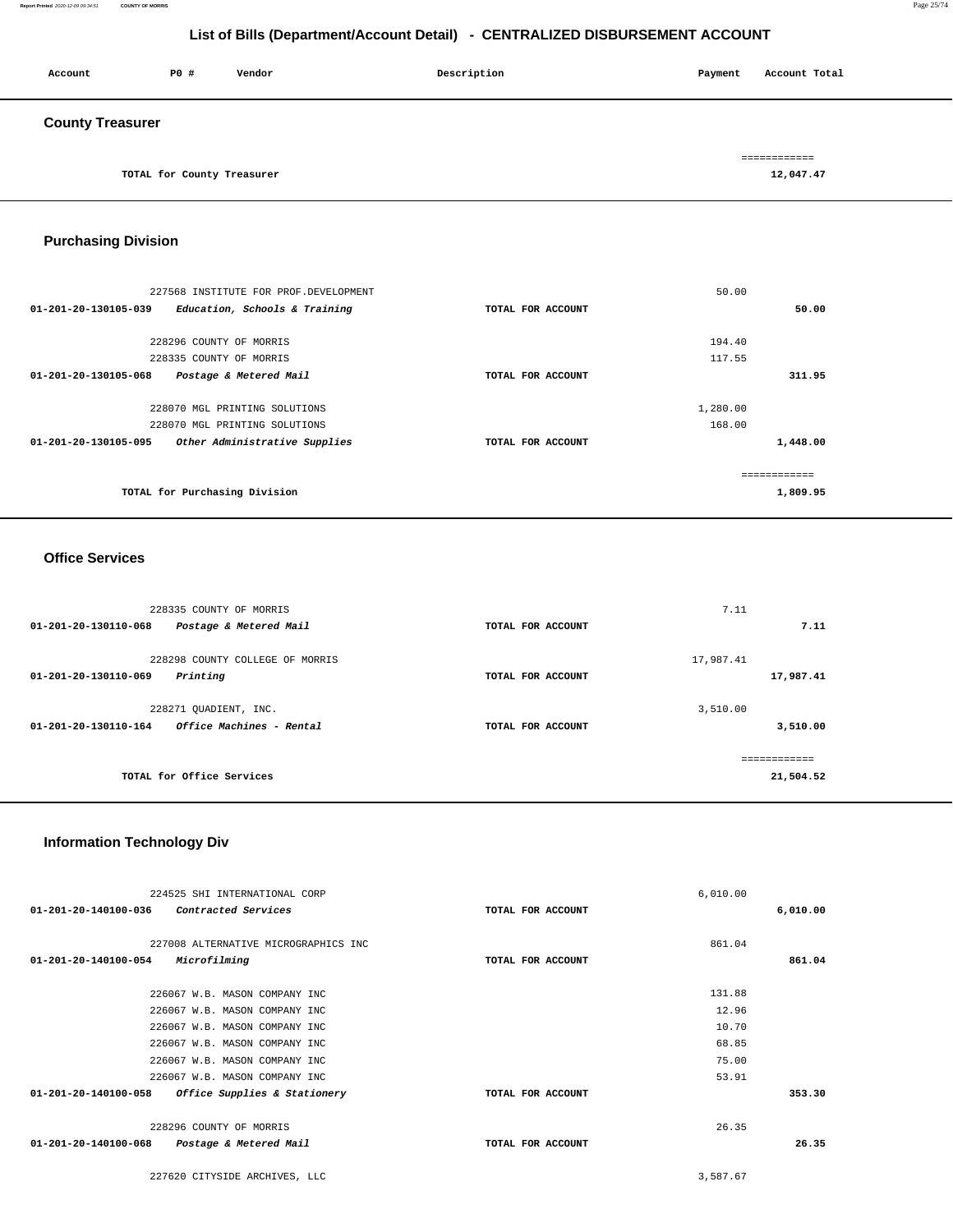# List of Bills (Department/Account Detail) - CENTRALIZED DISBURSEMENT ACCOUNT

| Account | PO # | Vendor | Description | Payment | Account Total |
|---|---|---|---|---|---|

## County Treasurer

| | | |
|---|---|---|
| TOTAL for County Treasurer | | 12,047.47 |

## Purchasing Division

| Account | PO # / Vendor | Description | Payment | Account Total |
|---|---|---|---|---|
| | 227568 INSTITUTE FOR PROF.DEVELOPMENT | | 50.00 | |
| 01-201-20-130105-039 | *Education, Schools & Training* | TOTAL FOR ACCOUNT | | 50.00 |
| | 228296 COUNTY OF MORRIS | | 194.40 | |
| | 228335 COUNTY OF MORRIS | | 117.55 | |
| 01-201-20-130105-068 | *Postage & Metered Mail* | TOTAL FOR ACCOUNT | | 311.95 |
| | 228070 MGL PRINTING SOLUTIONS | | 1,280.00 | |
| | 228070 MGL PRINTING SOLUTIONS | | 168.00 | |
| 01-201-20-130105-095 | *Other Administrative Supplies* | TOTAL FOR ACCOUNT | | 1,448.00 |
| | TOTAL for Purchasing Division | | | 1,809.95 |

## Office Services

| Account | PO # / Vendor | Description | Payment | Account Total |
|---|---|---|---|---|
| | 228335 COUNTY OF MORRIS | | 7.11 | |
| 01-201-20-130110-068 | *Postage & Metered Mail* | TOTAL FOR ACCOUNT | | 7.11 |
| | 228298 COUNTY COLLEGE OF MORRIS | | 17,987.41 | |
| 01-201-20-130110-069 | *Printing* | TOTAL FOR ACCOUNT | | 17,987.41 |
| | 228271 QUADIENT, INC. | | 3,510.00 | |
| 01-201-20-130110-164 | *Office Machines - Rental* | TOTAL FOR ACCOUNT | | 3,510.00 |
| | TOTAL for Office Services | | | 21,504.52 |

## Information Technology Div

| Account | PO # / Vendor | Description | Payment | Account Total |
|---|---|---|---|---|
| | 224525 SHI INTERNATIONAL CORP | | 6,010.00 | |
| 01-201-20-140100-036 | *Contracted Services* | TOTAL FOR ACCOUNT | | 6,010.00 |
| | 227008 ALTERNATIVE MICROGRAPHICS INC | | 861.04 | |
| 01-201-20-140100-054 | *Microfilming* | TOTAL FOR ACCOUNT | | 861.04 |
| | 226067 W.B. MASON COMPANY INC | | 131.88 | |
| | 226067 W.B. MASON COMPANY INC | | 12.96 | |
| | 226067 W.B. MASON COMPANY INC | | 10.70 | |
| | 226067 W.B. MASON COMPANY INC | | 68.85 | |
| | 226067 W.B. MASON COMPANY INC | | 75.00 | |
| | 226067 W.B. MASON COMPANY INC | | 53.91 | |
| 01-201-20-140100-058 | *Office Supplies & Stationery* | TOTAL FOR ACCOUNT | | 353.30 |
| | 228296 COUNTY OF MORRIS | | 26.35 | |
| 01-201-20-140100-068 | *Postage & Metered Mail* | TOTAL FOR ACCOUNT | | 26.35 |
| | 227620 CITYSIDE ARCHIVES, LLC | | 3,587.67 | |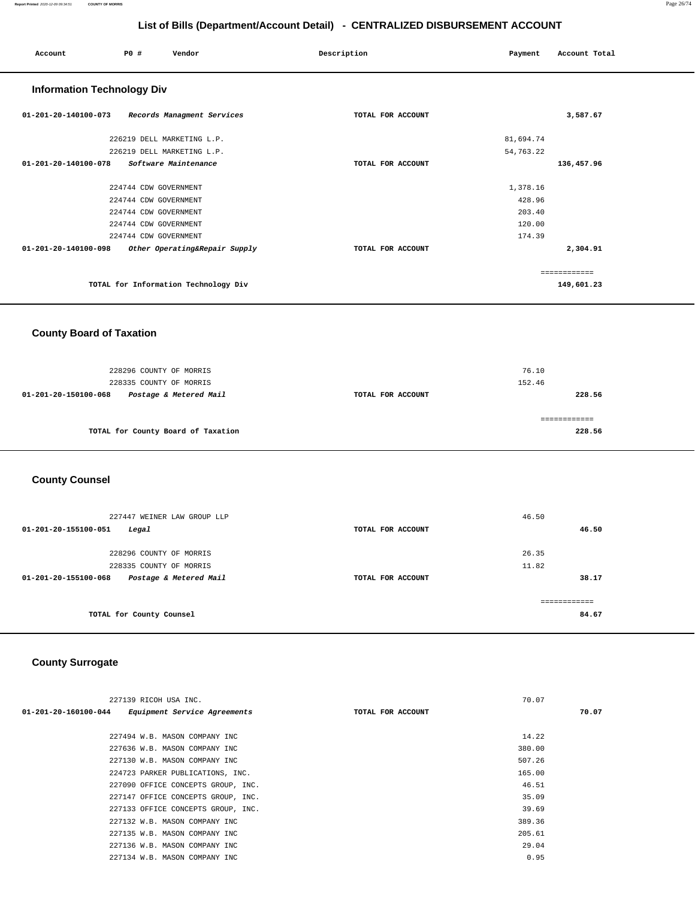# List of Bills (Department/Account Detail) - CENTRALIZED DISBURSEMENT ACCOUNT

| Account | PO # | Vendor | Description | Payment | Account Total |
|---|---|---|---|---|---|

## Information Technology Div

| Account | PO # | Vendor | Description | Payment | Account Total |
|---|---|---|---|---|---|
| 01-201-20-140100-073 | | *Records Managment Services* | TOTAL FOR ACCOUNT | | 3,587.67 |
| | 226219 | DELL MARKETING L.P. | | 81,694.74 | |
| | 226219 | DELL MARKETING L.P. | | 54,763.22 | |
| 01-201-20-140100-078 | | *Software Maintenance* | TOTAL FOR ACCOUNT | | 136,457.96 |
| | 224744 | CDW GOVERNMENT | | 1,378.16 | |
| | 224744 | CDW GOVERNMENT | | 428.96 | |
| | 224744 | CDW GOVERNMENT | | 203.40 | |
| | 224744 | CDW GOVERNMENT | | 120.00 | |
| | 224744 | CDW GOVERNMENT | | 174.39 | |
| 01-201-20-140100-098 | | *Other Operating&Repair Supply* | TOTAL FOR ACCOUNT | | 2,304.91 |
| | | | | | ============ |
| | | TOTAL for Information Technology Div | | | 149,601.23 |

## County Board of Taxation

| Account | PO # | Vendor | Description | Payment | Account Total |
|---|---|---|---|---|---|
| | 228296 | COUNTY OF MORRIS | | 76.10 | |
| | 228335 | COUNTY OF MORRIS | | 152.46 | |
| 01-201-20-150100-068 | | *Postage & Metered Mail* | TOTAL FOR ACCOUNT | | 228.56 |
| | | | | | ============ |
| | | TOTAL for County Board of Taxation | | | 228.56 |

## County Counsel

| Account | PO # | Vendor | Description | Payment | Account Total |
|---|---|---|---|---|---|
| | 227447 | WEINER LAW GROUP LLP | | 46.50 | |
| 01-201-20-155100-051 | | *Legal* | TOTAL FOR ACCOUNT | | 46.50 |
| | 228296 | COUNTY OF MORRIS | | 26.35 | |
| | 228335 | COUNTY OF MORRIS | | 11.82 | |
| 01-201-20-155100-068 | | *Postage & Metered Mail* | TOTAL FOR ACCOUNT | | 38.17 |
| | | | | | ============ |
| | | TOTAL for County Counsel | | | 84.67 |

## County Surrogate

| Account | PO # | Vendor | Description | Payment | Account Total |
|---|---|---|---|---|---|
| | 227139 | RICOH USA INC. | | 70.07 | |
| 01-201-20-160100-044 | | *Equipment Service Agreements* | TOTAL FOR ACCOUNT | | 70.07 |
| | 227494 | W.B. MASON COMPANY INC | | 14.22 | |
| | 227636 | W.B. MASON COMPANY INC | | 380.00 | |
| | 227130 | W.B. MASON COMPANY INC | | 507.26 | |
| | 224723 | PARKER PUBLICATIONS, INC. | | 165.00 | |
| | 227090 | OFFICE CONCEPTS GROUP, INC. | | 46.51 | |
| | 227147 | OFFICE CONCEPTS GROUP, INC. | | 35.09 | |
| | 227133 | OFFICE CONCEPTS GROUP, INC. | | 39.69 | |
| | 227132 | W.B. MASON COMPANY INC | | 389.36 | |
| | 227135 | W.B. MASON COMPANY INC | | 205.61 | |
| | 227136 | W.B. MASON COMPANY INC | | 29.04 | |
| | 227134 | W.B. MASON COMPANY INC | | 0.95 | |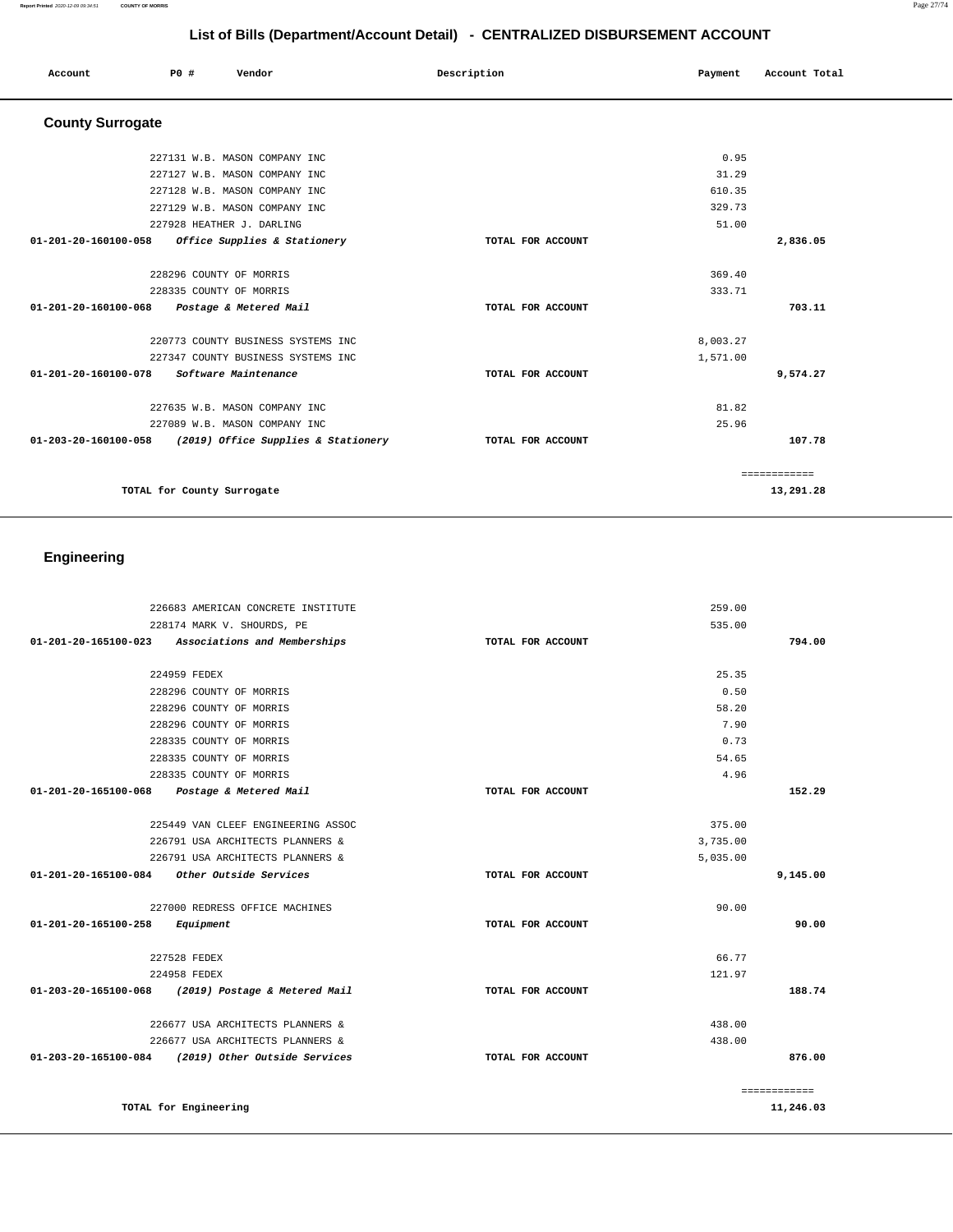# List of Bills (Department/Account Detail) - CENTRALIZED DISBURSEMENT ACCOUNT

| Account | PO # | Vendor | Description | Payment | Account Total |
|---|---|---|---|---|---|

## County Surrogate

| Account | PO # | Vendor | Description | Payment | Account Total |
|---|---|---|---|---|---|
| | 227131 | W.B. MASON COMPANY INC | | 0.95 | |
| | 227127 | W.B. MASON COMPANY INC | | 31.29 | |
| | 227128 | W.B. MASON COMPANY INC | | 610.35 | |
| | 227129 | W.B. MASON COMPANY INC | | 329.73 | |
| | 227928 | HEATHER J. DARLING | | 51.00 | |
| **01-201-20-160100-058** | | *Office Supplies & Stationery* | TOTAL FOR ACCOUNT | | **2,836.05** |
| | 228296 | COUNTY OF MORRIS | | 369.40 | |
| | 228335 | COUNTY OF MORRIS | | 333.71 | |
| **01-201-20-160100-068** | | *Postage & Metered Mail* | TOTAL FOR ACCOUNT | | **703.11** |
| | 220773 | COUNTY BUSINESS SYSTEMS INC | | 8,003.27 | |
| | 227347 | COUNTY BUSINESS SYSTEMS INC | | 1,571.00 | |
| **01-201-20-160100-078** | | *Software Maintenance* | TOTAL FOR ACCOUNT | | **9,574.27** |
| | 227635 | W.B. MASON COMPANY INC | | 81.82 | |
| | 227089 | W.B. MASON COMPANY INC | | 25.96 | |
| **01-203-20-160100-058** | | *(2019) Office Supplies & Stationery* | TOTAL FOR ACCOUNT | | **107.78** |
| | | | | | ============ |
| | | **TOTAL for County Surrogate** | | | **13,291.28** |

## Engineering

| Account | PO # | Vendor | Description | Payment | Account Total |
|---|---|---|---|---|---|
| | 226683 | AMERICAN CONCRETE INSTITUTE | | 259.00 | |
| | 228174 | MARK V. SHOURDS, PE | | 535.00 | |
| **01-201-20-165100-023** | | *Associations and Memberships* | TOTAL FOR ACCOUNT | | **794.00** |
| | 224959 | FEDEX | | 25.35 | |
| | 228296 | COUNTY OF MORRIS | | 0.50 | |
| | 228296 | COUNTY OF MORRIS | | 58.20 | |
| | 228296 | COUNTY OF MORRIS | | 7.90 | |
| | 228335 | COUNTY OF MORRIS | | 0.73 | |
| | 228335 | COUNTY OF MORRIS | | 54.65 | |
| | 228335 | COUNTY OF MORRIS | | 4.96 | |
| **01-201-20-165100-068** | | *Postage & Metered Mail* | TOTAL FOR ACCOUNT | | **152.29** |
| | 225449 | VAN CLEEF ENGINEERING ASSOC | | 375.00 | |
| | 226791 | USA ARCHITECTS PLANNERS & | | 3,735.00 | |
| | 226791 | USA ARCHITECTS PLANNERS & | | 5,035.00 | |
| **01-201-20-165100-084** | | *Other Outside Services* | TOTAL FOR ACCOUNT | | **9,145.00** |
| | 227000 | REDRESS OFFICE MACHINES | | 90.00 | |
| **01-201-20-165100-258** | | *Equipment* | TOTAL FOR ACCOUNT | | **90.00** |
| | 227528 | FEDEX | | 66.77 | |
| | 224958 | FEDEX | | 121.97 | |
| **01-203-20-165100-068** | | *(2019) Postage & Metered Mail* | TOTAL FOR ACCOUNT | | **188.74** |
| | 226677 | USA ARCHITECTS PLANNERS & | | 438.00 | |
| | 226677 | USA ARCHITECTS PLANNERS & | | 438.00 | |
| **01-203-20-165100-084** | | *(2019) Other Outside Services* | TOTAL FOR ACCOUNT | | **876.00** |
| | | | | | ============ |
| | | **TOTAL for Engineering** | | | **11,246.03** |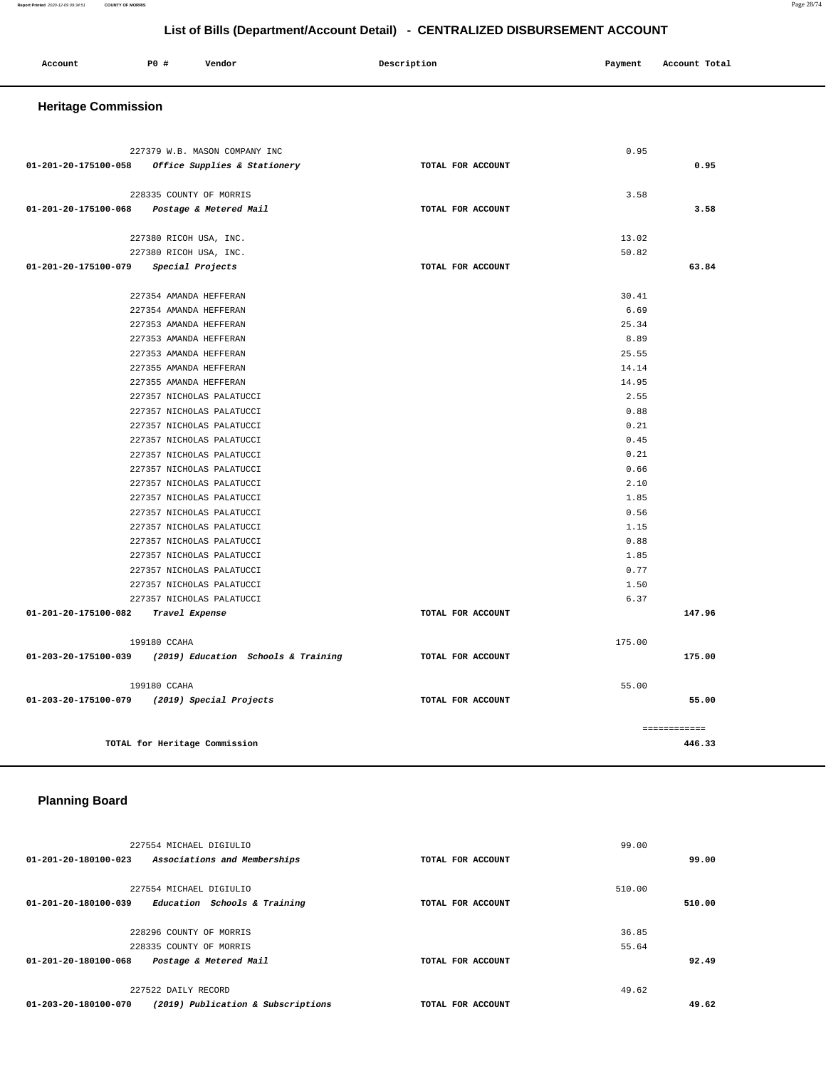# List of Bills (Department/Account Detail) - CENTRALIZED DISBURSEMENT ACCOUNT

| Account | PO # | Vendor | Description | Payment | Account Total |
|---|---|---|---|---|---|

## Heritage Commission

| Account | PO # | Vendor | Description | Payment | Account Total |
|---|---|---|---|---|---|
| | 227379 | W.B. MASON COMPANY INC | | 0.95 | |
| **01-201-20-175100-058** | | *Office Supplies & Stationery* | TOTAL FOR ACCOUNT | | **0.95** |
| | 228335 | COUNTY OF MORRIS | | 3.58 | |
| **01-201-20-175100-068** | | *Postage & Metered Mail* | TOTAL FOR ACCOUNT | | **3.58** |
| | 227380 | RICOH USA, INC. | | 13.02 | |
| | 227380 | RICOH USA, INC. | | 50.82 | |
| **01-201-20-175100-079** | | *Special Projects* | TOTAL FOR ACCOUNT | | **63.84** |
| | 227354 | AMANDA HEFFERAN | | 30.41 | |
| | 227354 | AMANDA HEFFERAN | | 6.69 | |
| | 227353 | AMANDA HEFFERAN | | 25.34 | |
| | 227353 | AMANDA HEFFERAN | | 8.89 | |
| | 227353 | AMANDA HEFFERAN | | 25.55 | |
| | 227355 | AMANDA HEFFERAN | | 14.14 | |
| | 227355 | AMANDA HEFFERAN | | 14.95 | |
| | 227357 | NICHOLAS PALATUCCI | | 2.55 | |
| | 227357 | NICHOLAS PALATUCCI | | 0.88 | |
| | 227357 | NICHOLAS PALATUCCI | | 0.21 | |
| | 227357 | NICHOLAS PALATUCCI | | 0.45 | |
| | 227357 | NICHOLAS PALATUCCI | | 0.21 | |
| | 227357 | NICHOLAS PALATUCCI | | 0.66 | |
| | 227357 | NICHOLAS PALATUCCI | | 2.10 | |
| | 227357 | NICHOLAS PALATUCCI | | 1.85 | |
| | 227357 | NICHOLAS PALATUCCI | | 0.56 | |
| | 227357 | NICHOLAS PALATUCCI | | 1.15 | |
| | 227357 | NICHOLAS PALATUCCI | | 0.88 | |
| | 227357 | NICHOLAS PALATUCCI | | 1.85 | |
| | 227357 | NICHOLAS PALATUCCI | | 0.77 | |
| | 227357 | NICHOLAS PALATUCCI | | 1.50 | |
| | 227357 | NICHOLAS PALATUCCI | | 6.37 | |
| **01-201-20-175100-082** | | *Travel Expense* | TOTAL FOR ACCOUNT | | **147.96** |
| | 199180 | CCAHA | | 175.00 | |
| **01-203-20-175100-039** | | *(2019) Education Schools & Training* | TOTAL FOR ACCOUNT | | **175.00** |
| | 199180 | CCAHA | | 55.00 | |
| **01-203-20-175100-079** | | *(2019) Special Projects* | TOTAL FOR ACCOUNT | | **55.00** |
| | | | | | ============ |
| | | **TOTAL for Heritage Commission** | | | **446.33** |

## Planning Board

| Account | PO # | Vendor | Description | Payment | Account Total |
|---|---|---|---|---|---|
| | 227554 | MICHAEL DIGIULIO | | 99.00 | |
| **01-201-20-180100-023** | | *Associations and Memberships* | TOTAL FOR ACCOUNT | | **99.00** |
| | 227554 | MICHAEL DIGIULIO | | 510.00 | |
| **01-201-20-180100-039** | | *Education Schools & Training* | TOTAL FOR ACCOUNT | | **510.00** |
| | 228296 | COUNTY OF MORRIS | | 36.85 | |
| | 228335 | COUNTY OF MORRIS | | 55.64 | |
| **01-201-20-180100-068** | | *Postage & Metered Mail* | TOTAL FOR ACCOUNT | | **92.49** |
| | 227522 | DAILY RECORD | | 49.62 | |
| **01-203-20-180100-070** | | *(2019) Publication & Subscriptions* | TOTAL FOR ACCOUNT | | **49.62** |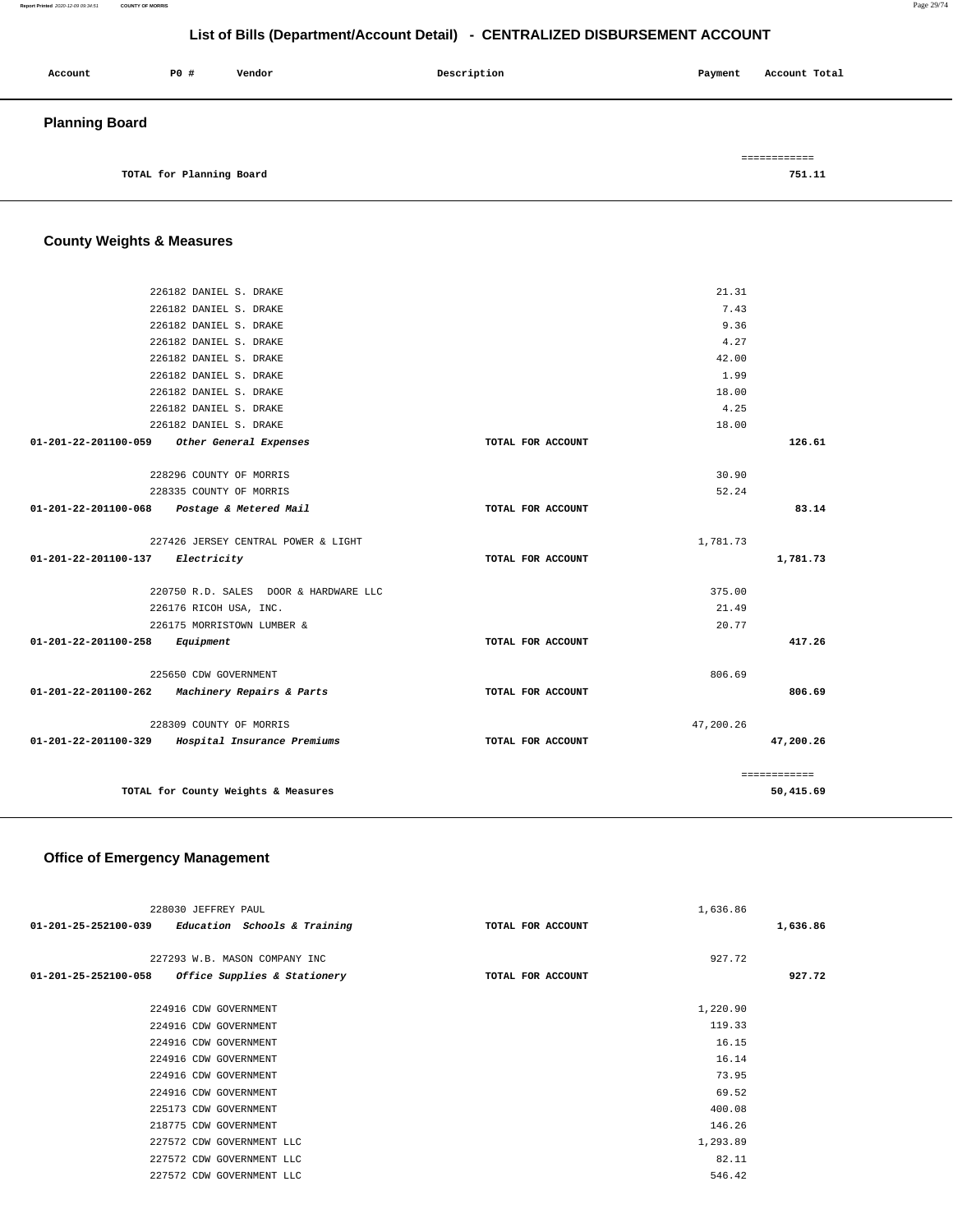# List of Bills (Department/Account Detail) - CENTRALIZED DISBURSEMENT ACCOUNT

| Account | P0 # | Vendor | Description | Payment | Account Total |
|---|---|---|---|---|---|

## Planning Board

| | | | | | |
|---|---|---|---|---|---|
| TOTAL for Planning Board | | | | | 751.11 |

## County Weights & Measures

| Account | P0 # | Vendor | Description | Payment | Account Total |
|---|---|---|---|---|---|
| | 226182 | DANIEL S. DRAKE | | 21.31 | |
| | 226182 | DANIEL S. DRAKE | | 7.43 | |
| | 226182 | DANIEL S. DRAKE | | 9.36 | |
| | 226182 | DANIEL S. DRAKE | | 4.27 | |
| | 226182 | DANIEL S. DRAKE | | 42.00 | |
| | 226182 | DANIEL S. DRAKE | | 1.99 | |
| | 226182 | DANIEL S. DRAKE | | 18.00 | |
| | 226182 | DANIEL S. DRAKE | | 4.25 | |
| | 226182 | DANIEL S. DRAKE | | 18.00 | |
| 01-201-22-201100-059 | | *Other General Expenses* | TOTAL FOR ACCOUNT | | 126.61 |
| | 228296 | COUNTY OF MORRIS | | 30.90 | |
| | 228335 | COUNTY OF MORRIS | | 52.24 | |
| 01-201-22-201100-068 | | *Postage & Metered Mail* | TOTAL FOR ACCOUNT | | 83.14 |
| | 227426 | JERSEY CENTRAL POWER & LIGHT | | 1,781.73 | |
| 01-201-22-201100-137 | | *Electricity* | TOTAL FOR ACCOUNT | | 1,781.73 |
| | 220750 | R.D. SALES DOOR & HARDWARE LLC | | 375.00 | |
| | 226176 | RICOH USA, INC. | | 21.49 | |
| | 226175 | MORRISTOWN LUMBER & | | 20.77 | |
| 01-201-22-201100-258 | | *Equipment* | TOTAL FOR ACCOUNT | | 417.26 |
| | 225650 | CDW GOVERNMENT | | 806.69 | |
| 01-201-22-201100-262 | | *Machinery Repairs & Parts* | TOTAL FOR ACCOUNT | | 806.69 |
| | 228309 | COUNTY OF MORRIS | | 47,200.26 | |
| 01-201-22-201100-329 | | *Hospital Insurance Premiums* | TOTAL FOR ACCOUNT | | 47,200.26 |
| TOTAL for County Weights & Measures | | | | | 50,415.69 |

## Office of Emergency Management

| Account | P0 # | Vendor | Description | Payment | Account Total |
|---|---|---|---|---|---|
| | 228030 | JEFFREY PAUL | | 1,636.86 | |
| 01-201-25-252100-039 | | *Education Schools & Training* | TOTAL FOR ACCOUNT | | 1,636.86 |
| | 227293 | W.B. MASON COMPANY INC | | 927.72 | |
| 01-201-25-252100-058 | | *Office Supplies & Stationery* | TOTAL FOR ACCOUNT | | 927.72 |
| | 224916 | CDW GOVERNMENT | | 1,220.90 | |
| | 224916 | CDW GOVERNMENT | | 119.33 | |
| | 224916 | CDW GOVERNMENT | | 16.15 | |
| | 224916 | CDW GOVERNMENT | | 16.14 | |
| | 224916 | CDW GOVERNMENT | | 73.95 | |
| | 224916 | CDW GOVERNMENT | | 69.52 | |
| | 225173 | CDW GOVERNMENT | | 400.08 | |
| | 218775 | CDW GOVERNMENT | | 146.26 | |
| | 227572 | CDW GOVERNMENT LLC | | 1,293.89 | |
| | 227572 | CDW GOVERNMENT LLC | | 82.11 | |
| | 227572 | CDW GOVERNMENT LLC | | 546.42 | |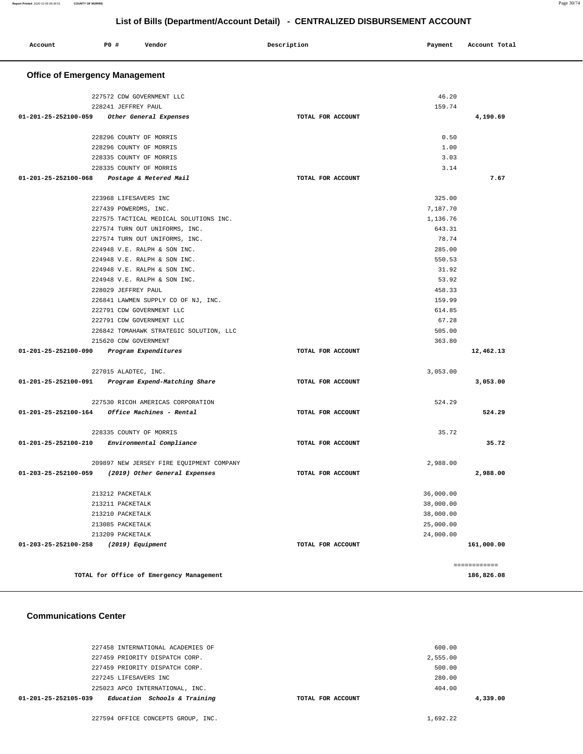# List of Bills (Department/Account Detail) - CENTRALIZED DISBURSEMENT ACCOUNT

| Account | PO # | Vendor | Description | Payment | Account Total |
|---|---|---|---|---|---|

## Office of Emergency Management

| Account | PO # | Vendor | Description | Payment | Account Total |
|---|---|---|---|---|---|
| | 227572 | CDW GOVERNMENT LLC | | 46.20 | |
| | 228241 | JEFFREY PAUL | | 159.74 | |
| **01-201-25-252100-059** | | *Other General Expenses* | TOTAL FOR ACCOUNT | | **4,190.69** |
| | 228296 | COUNTY OF MORRIS | | 0.50 | |
| | 228296 | COUNTY OF MORRIS | | 1.00 | |
| | 228335 | COUNTY OF MORRIS | | 3.03 | |
| | 228335 | COUNTY OF MORRIS | | 3.14 | |
| **01-201-25-252100-068** | | *Postage & Metered Mail* | TOTAL FOR ACCOUNT | | **7.67** |
| | 223968 | LIFESAVERS INC | | 325.00 | |
| | 227439 | POWERDMS, INC. | | 7,187.70 | |
| | 227575 | TACTICAL MEDICAL SOLUTIONS INC. | | 1,136.76 | |
| | 227574 | TURN OUT UNIFORMS, INC. | | 643.31 | |
| | 227574 | TURN OUT UNIFORMS, INC. | | 78.74 | |
| | 224948 | V.E. RALPH & SON INC. | | 285.00 | |
| | 224948 | V.E. RALPH & SON INC. | | 550.53 | |
| | 224948 | V.E. RALPH & SON INC. | | 31.92 | |
| | 224948 | V.E. RALPH & SON INC. | | 53.92 | |
| | 228029 | JEFFREY PAUL | | 458.33 | |
| | 226841 | LAWMEN SUPPLY CO OF NJ, INC. | | 159.99 | |
| | 222791 | CDW GOVERNMENT LLC | | 614.85 | |
| | 222791 | CDW GOVERNMENT LLC | | 67.28 | |
| | 226842 | TOMAHAWK STRATEGIC SOLUTION, LLC | | 505.00 | |
| | 215620 | CDW GOVERNMENT | | 363.80 | |
| **01-201-25-252100-090** | | *Program Expenditures* | TOTAL FOR ACCOUNT | | **12,462.13** |
| | 227015 | ALADTEC, INC. | | 3,053.00 | |
| **01-201-25-252100-091** | | *Program Expend-Matching Share* | TOTAL FOR ACCOUNT | | **3,053.00** |
| | 227530 | RICOH AMERICAS CORPORATION | | 524.29 | |
| **01-201-25-252100-164** | | *Office Machines - Rental* | TOTAL FOR ACCOUNT | | **524.29** |
| | 228335 | COUNTY OF MORRIS | | 35.72 | |
| **01-201-25-252100-210** | | *Environmental Compliance* | TOTAL FOR ACCOUNT | | **35.72** |
| | 209897 | NEW JERSEY FIRE EQUIPMENT COMPANY | | 2,988.00 | |
| **01-203-25-252100-059** | | *(2019) Other General Expenses* | TOTAL FOR ACCOUNT | | **2,988.00** |
| | 213212 | PACKETALK | | 36,000.00 | |
| | 213211 | PACKETALK | | 38,000.00 | |
| | 213210 | PACKETALK | | 38,000.00 | |
| | 213085 | PACKETALK | | 25,000.00 | |
| | 213209 | PACKETALK | | 24,000.00 | |
| **01-203-25-252100-258** | | *(2019) Equipment* | TOTAL FOR ACCOUNT | | **161,000.00** |
| | | | | | ============ |
| | | **TOTAL for Office of Emergency Management** | | | **186,826.08** |

## Communications Center

| Account | PO # | Vendor | Description | Payment | Account Total |
|---|---|---|---|---|---|
| | 227458 | INTERNATIONAL ACADEMIES OF | | 600.00 | |
| | 227459 | PRIORITY DISPATCH CORP. | | 2,555.00 | |
| | 227459 | PRIORITY DISPATCH CORP. | | 500.00 | |
| | 227245 | LIFESAVERS INC | | 280.00 | |
| | 225023 | APCO INTERNATIONAL, INC. | | 404.00 | |
| **01-201-25-252105-039** | | *Education Schools & Training* | TOTAL FOR ACCOUNT | | **4,339.00** |
| | 227594 | OFFICE CONCEPTS GROUP, INC. | | 1,692.22 | |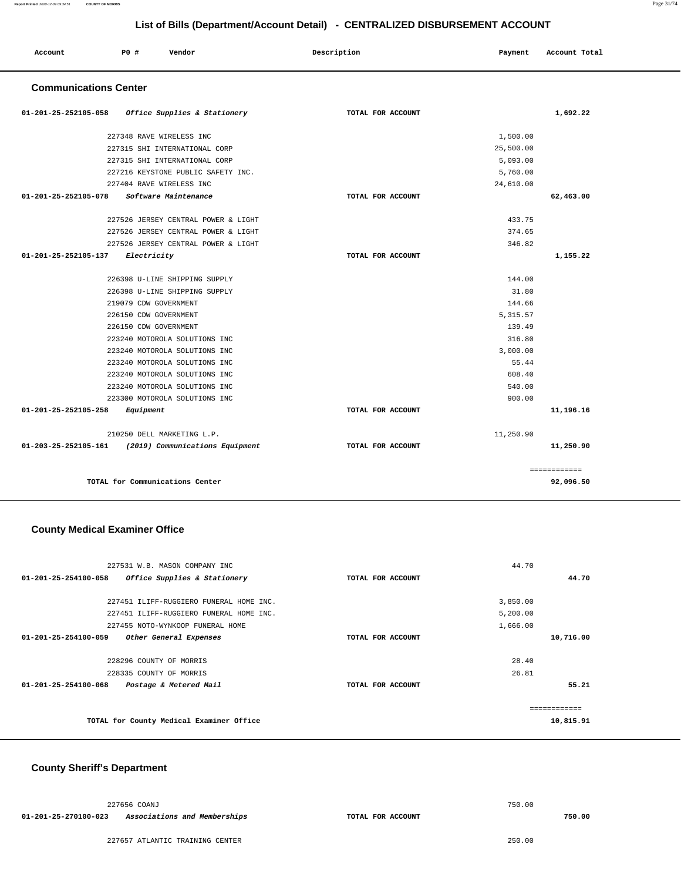## List of Bills (Department/Account Detail) - CENTRALIZED DISBURSEMENT ACCOUNT

| Account | PO # | Vendor | Description | Payment | Account Total |
|---|---|---|---|---|---|

### Communications Center

| Account | PO # | Vendor | Description | Payment | Account Total |
|---|---|---|---|---|---|
| 01-201-25-252105-058 | | *Office Supplies & Stationery* | TOTAL FOR ACCOUNT | | 1,692.22 |
| | 227348 | RAVE WIRELESS INC | | 1,500.00 | |
| | 227315 | SHI INTERNATIONAL CORP | | 25,500.00 | |
| | 227315 | SHI INTERNATIONAL CORP | | 5,093.00 | |
| | 227216 | KEYSTONE PUBLIC SAFETY INC. | | 5,760.00 | |
| | 227404 | RAVE WIRELESS INC | | 24,610.00 | |
| 01-201-25-252105-078 | | *Software Maintenance* | TOTAL FOR ACCOUNT | | 62,463.00 |
| | 227526 | JERSEY CENTRAL POWER & LIGHT | | 433.75 | |
| | 227526 | JERSEY CENTRAL POWER & LIGHT | | 374.65 | |
| | 227526 | JERSEY CENTRAL POWER & LIGHT | | 346.82 | |
| 01-201-25-252105-137 | | *Electricity* | TOTAL FOR ACCOUNT | | 1,155.22 |
| | 226398 | U-LINE SHIPPING SUPPLY | | 144.00 | |
| | 226398 | U-LINE SHIPPING SUPPLY | | 31.80 | |
| | 219079 | CDW GOVERNMENT | | 144.66 | |
| | 226150 | CDW GOVERNMENT | | 5,315.57 | |
| | 226150 | CDW GOVERNMENT | | 139.49 | |
| | 223240 | MOTOROLA SOLUTIONS INC | | 316.80 | |
| | 223240 | MOTOROLA SOLUTIONS INC | | 3,000.00 | |
| | 223240 | MOTOROLA SOLUTIONS INC | | 55.44 | |
| | 223240 | MOTOROLA SOLUTIONS INC | | 608.40 | |
| | 223240 | MOTOROLA SOLUTIONS INC | | 540.00 | |
| | 223300 | MOTOROLA SOLUTIONS INC | | 900.00 | |
| 01-201-25-252105-258 | | *Equipment* | TOTAL FOR ACCOUNT | | 11,196.16 |
| | 210250 | DELL MARKETING L.P. | | 11,250.90 | |
| 01-203-25-252105-161 | | *(2019) Communications Equipment* | TOTAL FOR ACCOUNT | | 11,250.90 |
| | | | | | ============ |
| | | TOTAL for Communications Center | | | 92,096.50 |

### County Medical Examiner Office

| Account | PO # | Vendor | Description | Payment | Account Total |
|---|---|---|---|---|---|
| | 227531 | W.B. MASON COMPANY INC | | 44.70 | |
| 01-201-25-254100-058 | | *Office Supplies & Stationery* | TOTAL FOR ACCOUNT | | 44.70 |
| | 227451 | ILIFF-RUGGIERO FUNERAL HOME INC. | | 3,850.00 | |
| | 227451 | ILIFF-RUGGIERO FUNERAL HOME INC. | | 5,200.00 | |
| | 227455 | NOTO-WYNKOOP FUNERAL HOME | | 1,666.00 | |
| 01-201-25-254100-059 | | *Other General Expenses* | TOTAL FOR ACCOUNT | | 10,716.00 |
| | 228296 | COUNTY OF MORRIS | | 28.40 | |
| | 228335 | COUNTY OF MORRIS | | 26.81 | |
| 01-201-25-254100-068 | | *Postage & Metered Mail* | TOTAL FOR ACCOUNT | | 55.21 |
| | | | | | ============ |
| | | TOTAL for County Medical Examiner Office | | | 10,815.91 |

### County Sheriff's Department

| Account | PO # | Vendor | Description | Payment | Account Total |
|---|---|---|---|---|---|
| | 227656 | COANJ | | 750.00 | |
| 01-201-25-270100-023 | | *Associations and Memberships* | TOTAL FOR ACCOUNT | | 750.00 |
| | 227657 | ATLANTIC TRAINING CENTER | | 250.00 | |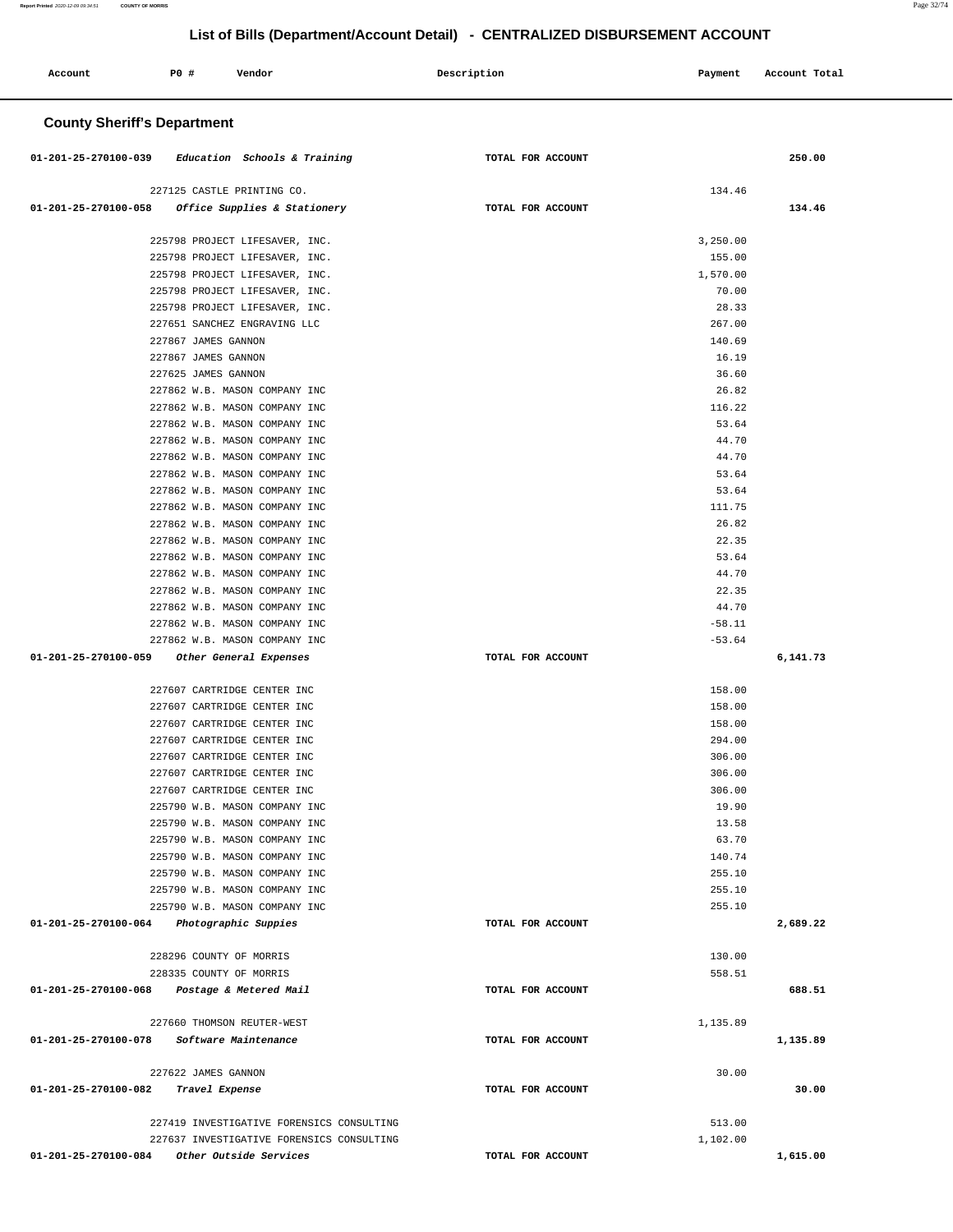# List of Bills (Department/Account Detail) - CENTRALIZED DISBURSEMENT ACCOUNT

| Account | PO # | Vendor | Description | Payment | Account Total |
|---|---|---|---|---|---|

## County Sheriff's Department

| Account | PO # | Vendor | Description | Payment | Account Total |
|---|---|---|---|---|---|
| 01-201-25-270100-039 | | *Education Schools & Training* | TOTAL FOR ACCOUNT | | 250.00 |
| | 227125 | CASTLE PRINTING CO. | | 134.46 | |
| 01-201-25-270100-058 | | *Office Supplies & Stationery* | TOTAL FOR ACCOUNT | | 134.46 |
| | 225798 | PROJECT LIFESAVER, INC. | | 3,250.00 | |
| | 225798 | PROJECT LIFESAVER, INC. | | 155.00 | |
| | 225798 | PROJECT LIFESAVER, INC. | | 1,570.00 | |
| | 225798 | PROJECT LIFESAVER, INC. | | 70.00 | |
| | 225798 | PROJECT LIFESAVER, INC. | | 28.33 | |
| | 227651 | SANCHEZ ENGRAVING LLC | | 267.00 | |
| | 227867 | JAMES GANNON | | 140.69 | |
| | 227867 | JAMES GANNON | | 16.19 | |
| | 227625 | JAMES GANNON | | 36.60 | |
| | 227862 | W.B. MASON COMPANY INC | | 26.82 | |
| | 227862 | W.B. MASON COMPANY INC | | 116.22 | |
| | 227862 | W.B. MASON COMPANY INC | | 53.64 | |
| | 227862 | W.B. MASON COMPANY INC | | 44.70 | |
| | 227862 | W.B. MASON COMPANY INC | | 44.70 | |
| | 227862 | W.B. MASON COMPANY INC | | 53.64 | |
| | 227862 | W.B. MASON COMPANY INC | | 53.64 | |
| | 227862 | W.B. MASON COMPANY INC | | 111.75 | |
| | 227862 | W.B. MASON COMPANY INC | | 26.82 | |
| | 227862 | W.B. MASON COMPANY INC | | 22.35 | |
| | 227862 | W.B. MASON COMPANY INC | | 53.64 | |
| | 227862 | W.B. MASON COMPANY INC | | 44.70 | |
| | 227862 | W.B. MASON COMPANY INC | | 22.35 | |
| | 227862 | W.B. MASON COMPANY INC | | 44.70 | |
| | 227862 | W.B. MASON COMPANY INC | | -58.11 | |
| | 227862 | W.B. MASON COMPANY INC | | -53.64 | |
| 01-201-25-270100-059 | | *Other General Expenses* | TOTAL FOR ACCOUNT | | 6,141.73 |
| | 227607 | CARTRIDGE CENTER INC | | 158.00 | |
| | 227607 | CARTRIDGE CENTER INC | | 158.00 | |
| | 227607 | CARTRIDGE CENTER INC | | 158.00 | |
| | 227607 | CARTRIDGE CENTER INC | | 294.00 | |
| | 227607 | CARTRIDGE CENTER INC | | 306.00 | |
| | 227607 | CARTRIDGE CENTER INC | | 306.00 | |
| | 227607 | CARTRIDGE CENTER INC | | 306.00 | |
| | 225790 | W.B. MASON COMPANY INC | | 19.90 | |
| | 225790 | W.B. MASON COMPANY INC | | 13.58 | |
| | 225790 | W.B. MASON COMPANY INC | | 63.70 | |
| | 225790 | W.B. MASON COMPANY INC | | 140.74 | |
| | 225790 | W.B. MASON COMPANY INC | | 255.10 | |
| | 225790 | W.B. MASON COMPANY INC | | 255.10 | |
| | 225790 | W.B. MASON COMPANY INC | | 255.10 | |
| 01-201-25-270100-064 | | *Photographic Suppies* | TOTAL FOR ACCOUNT | | 2,689.22 |
| | 228296 | COUNTY OF MORRIS | | 130.00 | |
| | 228335 | COUNTY OF MORRIS | | 558.51 | |
| 01-201-25-270100-068 | | *Postage & Metered Mail* | TOTAL FOR ACCOUNT | | 688.51 |
| | 227660 | THOMSON REUTER-WEST | | 1,135.89 | |
| 01-201-25-270100-078 | | *Software Maintenance* | TOTAL FOR ACCOUNT | | 1,135.89 |
| | 227622 | JAMES GANNON | | 30.00 | |
| 01-201-25-270100-082 | | *Travel Expense* | TOTAL FOR ACCOUNT | | 30.00 |
| | 227419 | INVESTIGATIVE FORENSICS CONSULTING | | 513.00 | |
| | 227637 | INVESTIGATIVE FORENSICS CONSULTING | | 1,102.00 | |
| 01-201-25-270100-084 | | *Other Outside Services* | TOTAL FOR ACCOUNT | | 1,615.00 |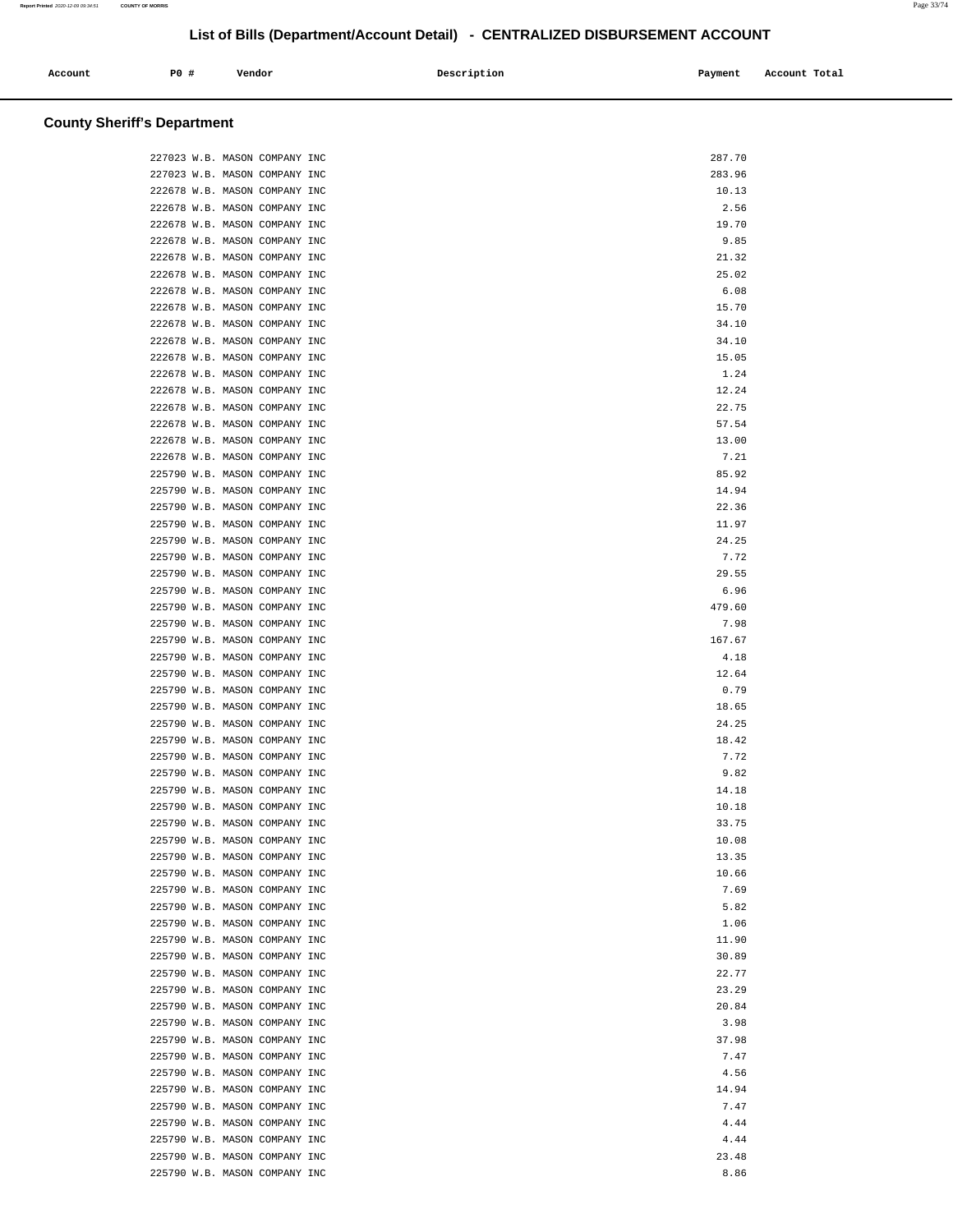# List of Bills (Department/Account Detail) - CENTRALIZED DISBURSEMENT ACCOUNT

| Account | PO # | Vendor | Description | Payment | Account Total |
|---|---|---|---|---|---|

## County Sheriff's Department

| Account | PO # | Vendor | Description | Payment | Account Total |
|---|---|---|---|---|---|
| | 227023 | W.B. MASON COMPANY INC | | 287.70 | |
| | 227023 | W.B. MASON COMPANY INC | | 283.96 | |
| | 222678 | W.B. MASON COMPANY INC | | 10.13 | |
| | 222678 | W.B. MASON COMPANY INC | | 2.56 | |
| | 222678 | W.B. MASON COMPANY INC | | 19.70 | |
| | 222678 | W.B. MASON COMPANY INC | | 9.85 | |
| | 222678 | W.B. MASON COMPANY INC | | 21.32 | |
| | 222678 | W.B. MASON COMPANY INC | | 25.02 | |
| | 222678 | W.B. MASON COMPANY INC | | 6.08 | |
| | 222678 | W.B. MASON COMPANY INC | | 15.70 | |
| | 222678 | W.B. MASON COMPANY INC | | 34.10 | |
| | 222678 | W.B. MASON COMPANY INC | | 34.10 | |
| | 222678 | W.B. MASON COMPANY INC | | 15.05 | |
| | 222678 | W.B. MASON COMPANY INC | | 1.24 | |
| | 222678 | W.B. MASON COMPANY INC | | 12.24 | |
| | 222678 | W.B. MASON COMPANY INC | | 22.75 | |
| | 222678 | W.B. MASON COMPANY INC | | 57.54 | |
| | 222678 | W.B. MASON COMPANY INC | | 13.00 | |
| | 222678 | W.B. MASON COMPANY INC | | 7.21 | |
| | 225790 | W.B. MASON COMPANY INC | | 85.92 | |
| | 225790 | W.B. MASON COMPANY INC | | 14.94 | |
| | 225790 | W.B. MASON COMPANY INC | | 22.36 | |
| | 225790 | W.B. MASON COMPANY INC | | 11.97 | |
| | 225790 | W.B. MASON COMPANY INC | | 24.25 | |
| | 225790 | W.B. MASON COMPANY INC | | 7.72 | |
| | 225790 | W.B. MASON COMPANY INC | | 29.55 | |
| | 225790 | W.B. MASON COMPANY INC | | 6.96 | |
| | 225790 | W.B. MASON COMPANY INC | | 479.60 | |
| | 225790 | W.B. MASON COMPANY INC | | 7.98 | |
| | 225790 | W.B. MASON COMPANY INC | | 167.67 | |
| | 225790 | W.B. MASON COMPANY INC | | 4.18 | |
| | 225790 | W.B. MASON COMPANY INC | | 12.64 | |
| | 225790 | W.B. MASON COMPANY INC | | 0.79 | |
| | 225790 | W.B. MASON COMPANY INC | | 18.65 | |
| | 225790 | W.B. MASON COMPANY INC | | 24.25 | |
| | 225790 | W.B. MASON COMPANY INC | | 18.42 | |
| | 225790 | W.B. MASON COMPANY INC | | 7.72 | |
| | 225790 | W.B. MASON COMPANY INC | | 9.82 | |
| | 225790 | W.B. MASON COMPANY INC | | 14.18 | |
| | 225790 | W.B. MASON COMPANY INC | | 10.18 | |
| | 225790 | W.B. MASON COMPANY INC | | 33.75 | |
| | 225790 | W.B. MASON COMPANY INC | | 10.08 | |
| | 225790 | W.B. MASON COMPANY INC | | 13.35 | |
| | 225790 | W.B. MASON COMPANY INC | | 10.66 | |
| | 225790 | W.B. MASON COMPANY INC | | 7.69 | |
| | 225790 | W.B. MASON COMPANY INC | | 5.82 | |
| | 225790 | W.B. MASON COMPANY INC | | 1.06 | |
| | 225790 | W.B. MASON COMPANY INC | | 11.90 | |
| | 225790 | W.B. MASON COMPANY INC | | 30.89 | |
| | 225790 | W.B. MASON COMPANY INC | | 22.77 | |
| | 225790 | W.B. MASON COMPANY INC | | 23.29 | |
| | 225790 | W.B. MASON COMPANY INC | | 20.84 | |
| | 225790 | W.B. MASON COMPANY INC | | 3.98 | |
| | 225790 | W.B. MASON COMPANY INC | | 37.98 | |
| | 225790 | W.B. MASON COMPANY INC | | 7.47 | |
| | 225790 | W.B. MASON COMPANY INC | | 4.56 | |
| | 225790 | W.B. MASON COMPANY INC | | 14.94 | |
| | 225790 | W.B. MASON COMPANY INC | | 7.47 | |
| | 225790 | W.B. MASON COMPANY INC | | 4.44 | |
| | 225790 | W.B. MASON COMPANY INC | | 4.44 | |
| | 225790 | W.B. MASON COMPANY INC | | 23.48 | |
| | 225790 | W.B. MASON COMPANY INC | | 8.86 | |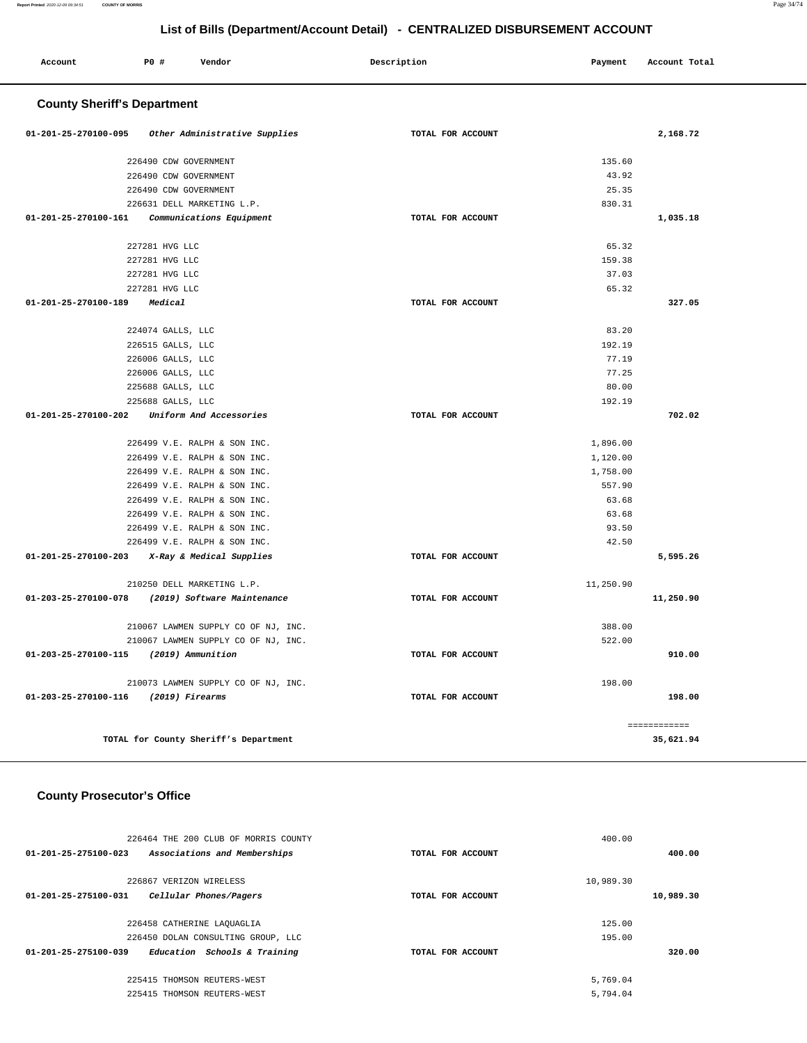# List of Bills (Department/Account Detail) - CENTRALIZED DISBURSEMENT ACCOUNT

| Account | PO # | Vendor | Description | Payment | Account Total |
|---|---|---|---|---|---|

## County Sheriff's Department

| Account | PO # | Vendor | Description | Payment | Account Total |
|---|---|---|---|---|---|
| 01-201-25-270100-095 | | *Other Administrative Supplies* | TOTAL FOR ACCOUNT | | 2,168.72 |
| | 226490 | CDW GOVERNMENT | | 135.60 | |
| | 226490 | CDW GOVERNMENT | | 43.92 | |
| | 226490 | CDW GOVERNMENT | | 25.35 | |
| | 226631 | DELL MARKETING L.P. | | 830.31 | |
| 01-201-25-270100-161 | | *Communications Equipment* | TOTAL FOR ACCOUNT | | 1,035.18 |
| | 227281 | HVG LLC | | 65.32 | |
| | 227281 | HVG LLC | | 159.38 | |
| | 227281 | HVG LLC | | 37.03 | |
| | 227281 | HVG LLC | | 65.32 | |
| 01-201-25-270100-189 | | *Medical* | TOTAL FOR ACCOUNT | | 327.05 |
| | 224074 | GALLS, LLC | | 83.20 | |
| | 226515 | GALLS, LLC | | 192.19 | |
| | 226006 | GALLS, LLC | | 77.19 | |
| | 226006 | GALLS, LLC | | 77.25 | |
| | 225688 | GALLS, LLC | | 80.00 | |
| | 225688 | GALLS, LLC | | 192.19 | |
| 01-201-25-270100-202 | | *Uniform And Accessories* | TOTAL FOR ACCOUNT | | 702.02 |
| | 226499 | V.E. RALPH & SON INC. | | 1,896.00 | |
| | 226499 | V.E. RALPH & SON INC. | | 1,120.00 | |
| | 226499 | V.E. RALPH & SON INC. | | 1,758.00 | |
| | 226499 | V.E. RALPH & SON INC. | | 557.90 | |
| | 226499 | V.E. RALPH & SON INC. | | 63.68 | |
| | 226499 | V.E. RALPH & SON INC. | | 63.68 | |
| | 226499 | V.E. RALPH & SON INC. | | 93.50 | |
| | 226499 | V.E. RALPH & SON INC. | | 42.50 | |
| 01-201-25-270100-203 | | *X-Ray & Medical Supplies* | TOTAL FOR ACCOUNT | | 5,595.26 |
| | 210250 | DELL MARKETING L.P. | | 11,250.90 | |
| 01-203-25-270100-078 | | *(2019) Software Maintenance* | TOTAL FOR ACCOUNT | | 11,250.90 |
| | 210067 | LAWMEN SUPPLY CO OF NJ, INC. | | 388.00 | |
| | 210067 | LAWMEN SUPPLY CO OF NJ, INC. | | 522.00 | |
| 01-203-25-270100-115 | | *(2019) Ammunition* | TOTAL FOR ACCOUNT | | 910.00 |
| | 210073 | LAWMEN SUPPLY CO OF NJ, INC. | | 198.00 | |
| 01-203-25-270100-116 | | *(2019) Firearms* | TOTAL FOR ACCOUNT | | 198.00 |
| | | | | | ============ |
| | | TOTAL for County Sheriff's Department | | | 35,621.94 |

## County Prosecutor's Office

| Account | PO # | Vendor | Description | Payment | Account Total |
|---|---|---|---|---|---|
| | 226464 | THE 200 CLUB OF MORRIS COUNTY | | 400.00 | |
| 01-201-25-275100-023 | | *Associations and Memberships* | TOTAL FOR ACCOUNT | | 400.00 |
| | 226867 | VERIZON WIRELESS | | 10,989.30 | |
| 01-201-25-275100-031 | | *Cellular Phones/Pagers* | TOTAL FOR ACCOUNT | | 10,989.30 |
| | 226458 | CATHERINE LAQUAGLIA | | 125.00 | |
| | 226450 | DOLAN CONSULTING GROUP, LLC | | 195.00 | |
| 01-201-25-275100-039 | | *Education Schools & Training* | TOTAL FOR ACCOUNT | | 320.00 |
| | 225415 | THOMSON REUTERS-WEST | | 5,769.04 | |
| | 225415 | THOMSON REUTERS-WEST | | 5,794.04 | |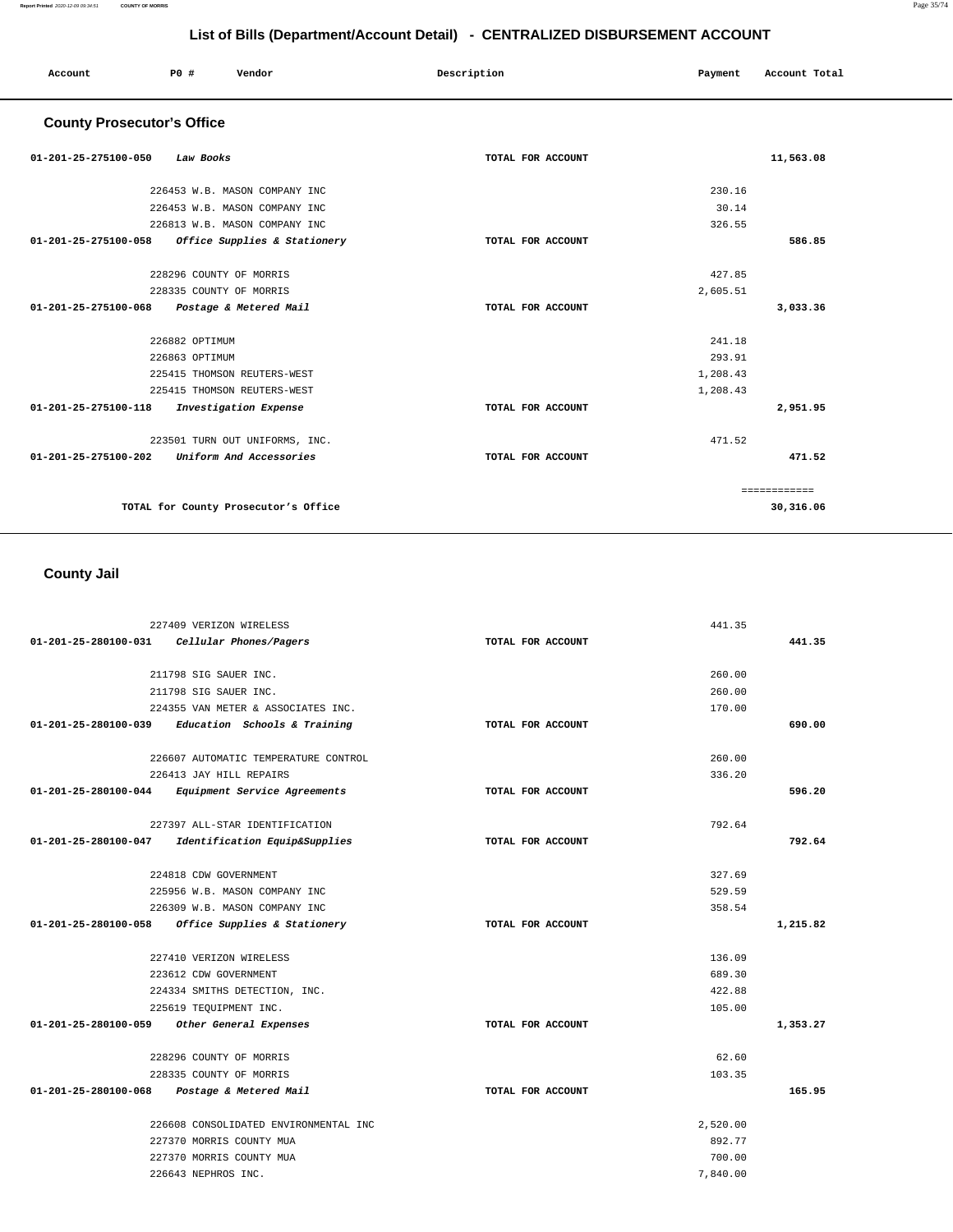## List of Bills (Department/Account Detail) - CENTRALIZED DISBURSEMENT ACCOUNT

| Account | PO # | Vendor | Description | Payment | Account Total |
|---|---|---|---|---|---|

### County Prosecutor's Office

| Account | PO # | Vendor | Description | Payment | Account Total |
|---|---|---|---|---|---|
| 01-201-25-275100-050 *Law Books* | | | TOTAL FOR ACCOUNT | | 11,563.08 |
| | 226453 | W.B. MASON COMPANY INC | | 230.16 | |
| | 226453 | W.B. MASON COMPANY INC | | 30.14 | |
| | 226813 | W.B. MASON COMPANY INC | | 326.55 | |
| 01-201-25-275100-058 *Office Supplies & Stationery* | | | TOTAL FOR ACCOUNT | | 586.85 |
| | 228296 | COUNTY OF MORRIS | | 427.85 | |
| | 228335 | COUNTY OF MORRIS | | 2,605.51 | |
| 01-201-25-275100-068 *Postage & Metered Mail* | | | TOTAL FOR ACCOUNT | | 3,033.36 |
| | 226882 | OPTIMUM | | 241.18 | |
| | 226863 | OPTIMUM | | 293.91 | |
| | 225415 | THOMSON REUTERS-WEST | | 1,208.43 | |
| | 225415 | THOMSON REUTERS-WEST | | 1,208.43 | |
| 01-201-25-275100-118 *Investigation Expense* | | | TOTAL FOR ACCOUNT | | 2,951.95 |
| | 223501 | TURN OUT UNIFORMS, INC. | | 471.52 | |
| 01-201-25-275100-202 *Uniform And Accessories* | | | TOTAL FOR ACCOUNT | | 471.52 |
| | | | | | ============ |
| TOTAL for County Prosecutor's Office | | | | | 30,316.06 |

### County Jail

| Account | PO # | Vendor | Description | Payment | Account Total |
|---|---|---|---|---|---|
| | 227409 | VERIZON WIRELESS | | 441.35 | |
| 01-201-25-280100-031 *Cellular Phones/Pagers* | | | TOTAL FOR ACCOUNT | | 441.35 |
| | 211798 | SIG SAUER INC. | | 260.00 | |
| | 211798 | SIG SAUER INC. | | 260.00 | |
| | 224355 | VAN METER & ASSOCIATES INC. | | 170.00 | |
| 01-201-25-280100-039 *Education Schools & Training* | | | TOTAL FOR ACCOUNT | | 690.00 |
| | 226607 | AUTOMATIC TEMPERATURE CONTROL | | 260.00 | |
| | 226413 | JAY HILL REPAIRS | | 336.20 | |
| 01-201-25-280100-044 *Equipment Service Agreements* | | | TOTAL FOR ACCOUNT | | 596.20 |
| | 227397 | ALL-STAR IDENTIFICATION | | 792.64 | |
| 01-201-25-280100-047 *Identification Equip&Supplies* | | | TOTAL FOR ACCOUNT | | 792.64 |
| | 224818 | CDW GOVERNMENT | | 327.69 | |
| | 225956 | W.B. MASON COMPANY INC | | 529.59 | |
| | 226309 | W.B. MASON COMPANY INC | | 358.54 | |
| 01-201-25-280100-058 *Office Supplies & Stationery* | | | TOTAL FOR ACCOUNT | | 1,215.82 |
| | 227410 | VERIZON WIRELESS | | 136.09 | |
| | 223612 | CDW GOVERNMENT | | 689.30 | |
| | 224334 | SMITHS DETECTION, INC. | | 422.88 | |
| | 225619 | TEQUIPMENT INC. | | 105.00 | |
| 01-201-25-280100-059 *Other General Expenses* | | | TOTAL FOR ACCOUNT | | 1,353.27 |
| | 228296 | COUNTY OF MORRIS | | 62.60 | |
| | 228335 | COUNTY OF MORRIS | | 103.35 | |
| 01-201-25-280100-068 *Postage & Metered Mail* | | | TOTAL FOR ACCOUNT | | 165.95 |
| | 226608 | CONSOLIDATED ENVIRONMENTAL INC | | 2,520.00 | |
| | 227370 | MORRIS COUNTY MUA | | 892.77 | |
| | 227370 | MORRIS COUNTY MUA | | 700.00 | |
| | 226643 | NEPHROS INC. | | 7,840.00 | |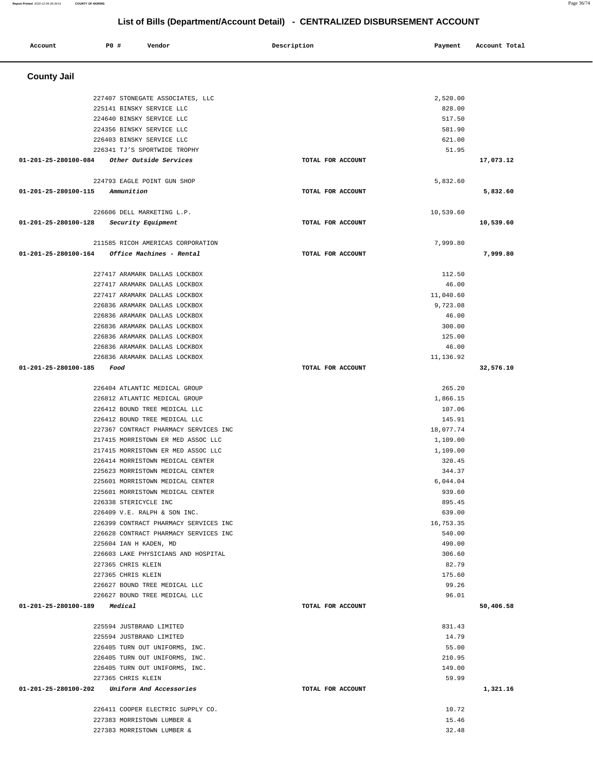## List of Bills (Department/Account Detail) - CENTRALIZED DISBURSEMENT ACCOUNT

| Account | PO # | Vendor | Description | Payment | Account Total |
|---|---|---|---|---|---|

### County Jail

| Account | PO # | Vendor | Description | Payment | Account Total |
|---|---|---|---|---|---|
| | 227407 | STONEGATE ASSOCIATES, LLC | | 2,520.00 | |
| | 225141 | BINSKY SERVICE LLC | | 828.00 | |
| | 224640 | BINSKY SERVICE LLC | | 517.50 | |
| | 224356 | BINSKY SERVICE LLC | | 581.90 | |
| | 226403 | BINSKY SERVICE LLC | | 621.00 | |
| | 226341 | TJ'S SPORTWIDE TROPHY | | 51.95 | |
| **01-201-25-280100-084** | | *Other Outside Services* | TOTAL FOR ACCOUNT | | **17,073.12** |
| | 224793 | EAGLE POINT GUN SHOP | | 5,832.60 | |
| **01-201-25-280100-115** | | *Ammunition* | TOTAL FOR ACCOUNT | | **5,832.60** |
| | 226606 | DELL MARKETING L.P. | | 10,539.60 | |
| **01-201-25-280100-128** | | *Security Equipment* | TOTAL FOR ACCOUNT | | **10,539.60** |
| | 211585 | RICOH AMERICAS CORPORATION | | 7,999.80 | |
| **01-201-25-280100-164** | | *Office Machines - Rental* | TOTAL FOR ACCOUNT | | **7,999.80** |
| | 227417 | ARAMARK DALLAS LOCKBOX | | 112.50 | |
| | 227417 | ARAMARK DALLAS LOCKBOX | | 46.00 | |
| | 227417 | ARAMARK DALLAS LOCKBOX | | 11,040.60 | |
| | 226836 | ARAMARK DALLAS LOCKBOX | | 9,723.08 | |
| | 226836 | ARAMARK DALLAS LOCKBOX | | 46.00 | |
| | 226836 | ARAMARK DALLAS LOCKBOX | | 300.00 | |
| | 226836 | ARAMARK DALLAS LOCKBOX | | 125.00 | |
| | 226836 | ARAMARK DALLAS LOCKBOX | | 46.00 | |
| | 226836 | ARAMARK DALLAS LOCKBOX | | 11,136.92 | |
| **01-201-25-280100-185** | | *Food* | TOTAL FOR ACCOUNT | | **32,576.10** |
| | 226404 | ATLANTIC MEDICAL GROUP | | 265.20 | |
| | 226812 | ATLANTIC MEDICAL GROUP | | 1,866.15 | |
| | 226412 | BOUND TREE MEDICAL LLC | | 107.06 | |
| | 226412 | BOUND TREE MEDICAL LLC | | 145.91 | |
| | 227367 | CONTRACT PHARMACY SERVICES INC | | 18,077.74 | |
| | 217415 | MORRISTOWN ER MED ASSOC LLC | | 1,109.00 | |
| | 217415 | MORRISTOWN ER MED ASSOC LLC | | 1,109.00 | |
| | 226414 | MORRISTOWN MEDICAL CENTER | | 320.45 | |
| | 225623 | MORRISTOWN MEDICAL CENTER | | 344.37 | |
| | 225601 | MORRISTOWN MEDICAL CENTER | | 6,044.04 | |
| | 225601 | MORRISTOWN MEDICAL CENTER | | 939.60 | |
| | 226338 | STERICYCLE INC | | 895.45 | |
| | 226409 | V.E. RALPH & SON INC. | | 639.00 | |
| | 226399 | CONTRACT PHARMACY SERVICES INC | | 16,753.35 | |
| | 226628 | CONTRACT PHARMACY SERVICES INC | | 540.00 | |
| | 225604 | IAN H KADEN, MD | | 490.00 | |
| | 226603 | LAKE PHYSICIANS AND HOSPITAL | | 306.60 | |
| | 227365 | CHRIS KLEIN | | 82.79 | |
| | 227365 | CHRIS KLEIN | | 175.60 | |
| | 226627 | BOUND TREE MEDICAL LLC | | 99.26 | |
| | 226627 | BOUND TREE MEDICAL LLC | | 96.01 | |
| **01-201-25-280100-189** | | *Medical* | TOTAL FOR ACCOUNT | | **50,406.58** |
| | 225594 | JUSTBRAND LIMITED | | 831.43 | |
| | 225594 | JUSTBRAND LIMITED | | 14.79 | |
| | 226405 | TURN OUT UNIFORMS, INC. | | 55.00 | |
| | 226405 | TURN OUT UNIFORMS, INC. | | 210.95 | |
| | 226405 | TURN OUT UNIFORMS, INC. | | 149.00 | |
| | 227365 | CHRIS KLEIN | | 59.99 | |
| **01-201-25-280100-202** | | *Uniform And Accessories* | TOTAL FOR ACCOUNT | | **1,321.16** |
| | 226411 | COOPER ELECTRIC SUPPLY CO. | | 10.72 | |
| | 227383 | MORRISTOWN LUMBER & | | 15.46 | |
| | 227383 | MORRISTOWN LUMBER & | | 32.48 | |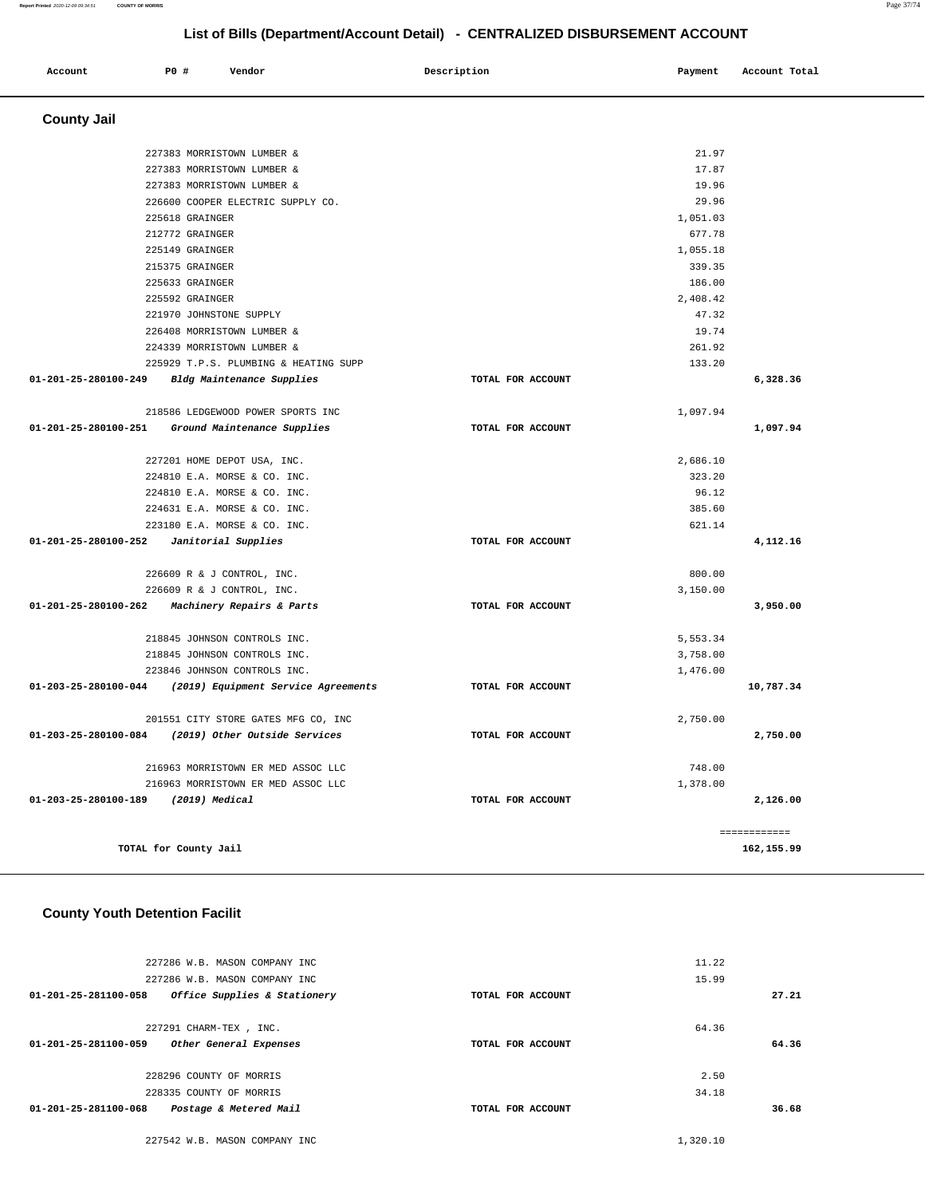# List of Bills (Department/Account Detail) - CENTRALIZED DISBURSEMENT ACCOUNT

| Account | PO # | Vendor | Description | Payment | Account Total |
|---|---|---|---|---|---|

## County Jail

| Account | PO # | Vendor | Description | Payment | Account Total |
|---|---|---|---|---|---|
| | 227383 | MORRISTOWN LUMBER & | | 21.97 | |
| | 227383 | MORRISTOWN LUMBER & | | 17.87 | |
| | 227383 | MORRISTOWN LUMBER & | | 19.96 | |
| | 226600 | COOPER ELECTRIC SUPPLY CO. | | 29.96 | |
| | 225618 | GRAINGER | | 1,051.03 | |
| | 212772 | GRAINGER | | 677.78 | |
| | 225149 | GRAINGER | | 1,055.18 | |
| | 215375 | GRAINGER | | 339.35 | |
| | 225633 | GRAINGER | | 186.00 | |
| | 225592 | GRAINGER | | 2,408.42 | |
| | 221970 | JOHNSTONE SUPPLY | | 47.32 | |
| | 226408 | MORRISTOWN LUMBER & | | 19.74 | |
| | 224339 | MORRISTOWN LUMBER & | | 261.92 | |
| | 225929 | T.P.S. PLUMBING & HEATING SUPP | | 133.20 | |
| 01-201-25-280100-249 | | *Bldg Maintenance Supplies* | TOTAL FOR ACCOUNT | | 6,328.36 |
| | 218586 | LEDGEWOOD POWER SPORTS INC | | 1,097.94 | |
| 01-201-25-280100-251 | | *Ground Maintenance Supplies* | TOTAL FOR ACCOUNT | | 1,097.94 |
| | 227201 | HOME DEPOT USA, INC. | | 2,686.10 | |
| | 224810 | E.A. MORSE & CO. INC. | | 323.20 | |
| | 224810 | E.A. MORSE & CO. INC. | | 96.12 | |
| | 224631 | E.A. MORSE & CO. INC. | | 385.60 | |
| | 223180 | E.A. MORSE & CO. INC. | | 621.14 | |
| 01-201-25-280100-252 | | *Janitorial Supplies* | TOTAL FOR ACCOUNT | | 4,112.16 |
| | 226609 | R & J CONTROL, INC. | | 800.00 | |
| | 226609 | R & J CONTROL, INC. | | 3,150.00 | |
| 01-201-25-280100-262 | | *Machinery Repairs & Parts* | TOTAL FOR ACCOUNT | | 3,950.00 |
| | 218845 | JOHNSON CONTROLS INC. | | 5,553.34 | |
| | 218845 | JOHNSON CONTROLS INC. | | 3,758.00 | |
| | 223846 | JOHNSON CONTROLS INC. | | 1,476.00 | |
| 01-203-25-280100-044 | | *(2019) Equipment Service Agreements* | TOTAL FOR ACCOUNT | | 10,787.34 |
| | 201551 | CITY STORE GATES MFG CO, INC | | 2,750.00 | |
| 01-203-25-280100-084 | | *(2019) Other Outside Services* | TOTAL FOR ACCOUNT | | 2,750.00 |
| | 216963 | MORRISTOWN ER MED ASSOC LLC | | 748.00 | |
| | 216963 | MORRISTOWN ER MED ASSOC LLC | | 1,378.00 | |
| 01-203-25-280100-189 | | *(2019) Medical* | TOTAL FOR ACCOUNT | | 2,126.00 |
| | | | | | ============ |
| | | TOTAL for County Jail | | | 162,155.99 |

## County Youth Detention Facilit

| Account | PO # | Vendor | Description | Payment | Account Total |
|---|---|---|---|---|---|
| | 227286 | W.B. MASON COMPANY INC | | 11.22 | |
| | 227286 | W.B. MASON COMPANY INC | | 15.99 | |
| 01-201-25-281100-058 | | *Office Supplies & Stationery* | TOTAL FOR ACCOUNT | | 27.21 |
| | 227291 | CHARM-TEX , INC. | | 64.36 | |
| 01-201-25-281100-059 | | *Other General Expenses* | TOTAL FOR ACCOUNT | | 64.36 |
| | 228296 | COUNTY OF MORRIS | | 2.50 | |
| | 228335 | COUNTY OF MORRIS | | 34.18 | |
| 01-201-25-281100-068 | | *Postage & Metered Mail* | TOTAL FOR ACCOUNT | | 36.68 |
| | 227542 | W.B. MASON COMPANY INC | | 1,320.10 | |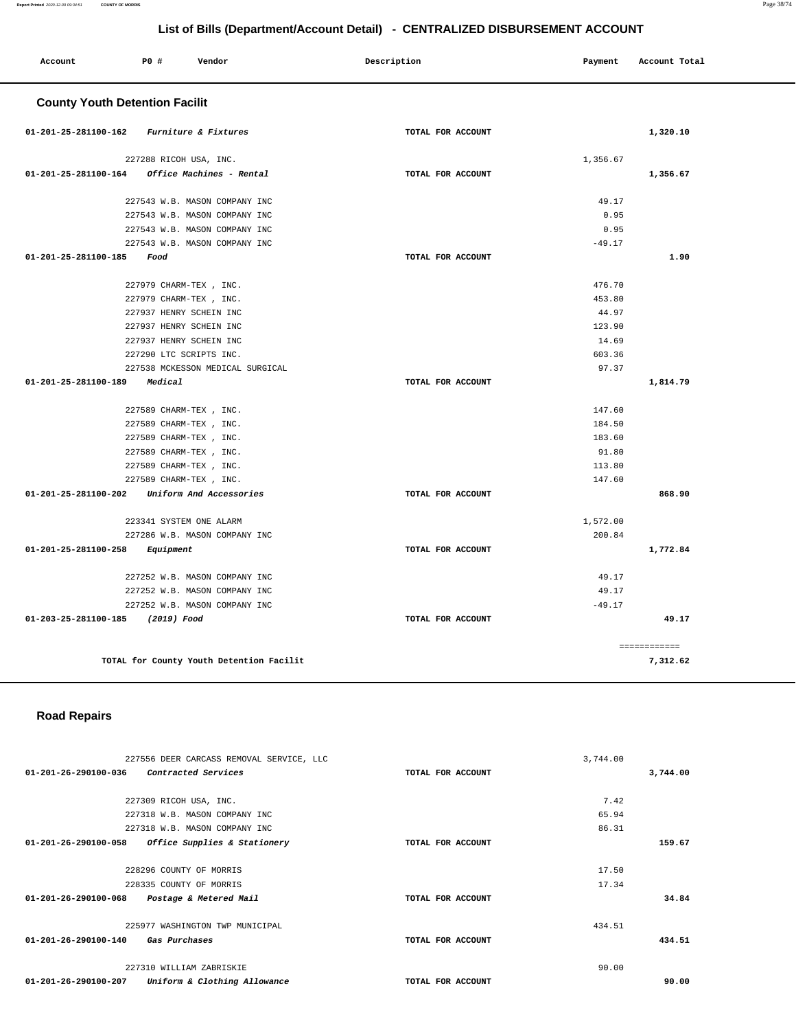## List of Bills (Department/Account Detail) - CENTRALIZED DISBURSEMENT ACCOUNT

| Account | PO # | Vendor | Description | Payment | Account Total |
|---|---|---|---|---|---|

### County Youth Detention Facilit

| Account | PO # | Vendor | Description | Payment | Account Total |
|---|---|---|---|---|---|
| 01-201-25-281100-162 *Furniture & Fixtures* | | | TOTAL FOR ACCOUNT | | 1,320.10 |
| | 227288 | RICOH USA, INC. | | 1,356.67 | |
| 01-201-25-281100-164 *Office Machines - Rental* | | | TOTAL FOR ACCOUNT | | 1,356.67 |
| | 227543 | W.B. MASON COMPANY INC | | 49.17 | |
| | 227543 | W.B. MASON COMPANY INC | | 0.95 | |
| | 227543 | W.B. MASON COMPANY INC | | 0.95 | |
| | 227543 | W.B. MASON COMPANY INC | | -49.17 | |
| 01-201-25-281100-185 *Food* | | | TOTAL FOR ACCOUNT | | 1.90 |
| | 227979 | CHARM-TEX , INC. | | 476.70 | |
| | 227979 | CHARM-TEX , INC. | | 453.80 | |
| | 227937 | HENRY SCHEIN INC | | 44.97 | |
| | 227937 | HENRY SCHEIN INC | | 123.90 | |
| | 227937 | HENRY SCHEIN INC | | 14.69 | |
| | 227290 | LTC SCRIPTS INC. | | 603.36 | |
| | 227538 | MCKESSON MEDICAL SURGICAL | | 97.37 | |
| 01-201-25-281100-189 *Medical* | | | TOTAL FOR ACCOUNT | | 1,814.79 |
| | 227589 | CHARM-TEX , INC. | | 147.60 | |
| | 227589 | CHARM-TEX , INC. | | 184.50 | |
| | 227589 | CHARM-TEX , INC. | | 183.60 | |
| | 227589 | CHARM-TEX , INC. | | 91.80 | |
| | 227589 | CHARM-TEX , INC. | | 113.80 | |
| | 227589 | CHARM-TEX , INC. | | 147.60 | |
| 01-201-25-281100-202 *Uniform And Accessories* | | | TOTAL FOR ACCOUNT | | 868.90 |
| | 223341 | SYSTEM ONE ALARM | | 1,572.00 | |
| | 227286 | W.B. MASON COMPANY INC | | 200.84 | |
| 01-201-25-281100-258 *Equipment* | | | TOTAL FOR ACCOUNT | | 1,772.84 |
| | 227252 | W.B. MASON COMPANY INC | | 49.17 | |
| | 227252 | W.B. MASON COMPANY INC | | 49.17 | |
| | 227252 | W.B. MASON COMPANY INC | | -49.17 | |
| 01-203-25-281100-185 *(2019) Food* | | | TOTAL FOR ACCOUNT | | 49.17 |
| | | | | | ============ |
| TOTAL for County Youth Detention Facilit | | | | | 7,312.62 |

### Road Repairs

| Account | PO # | Vendor | Description | Payment | Account Total |
|---|---|---|---|---|---|
| | 227556 | DEER CARCASS REMOVAL SERVICE, LLC | | 3,744.00 | |
| 01-201-26-290100-036 *Contracted Services* | | | TOTAL FOR ACCOUNT | | 3,744.00 |
| | 227309 | RICOH USA, INC. | | 7.42 | |
| | 227318 | W.B. MASON COMPANY INC | | 65.94 | |
| | 227318 | W.B. MASON COMPANY INC | | 86.31 | |
| 01-201-26-290100-058 *Office Supplies & Stationery* | | | TOTAL FOR ACCOUNT | | 159.67 |
| | 228296 | COUNTY OF MORRIS | | 17.50 | |
| | 228335 | COUNTY OF MORRIS | | 17.34 | |
| 01-201-26-290100-068 *Postage & Metered Mail* | | | TOTAL FOR ACCOUNT | | 34.84 |
| | 225977 | WASHINGTON TWP MUNICIPAL | | 434.51 | |
| 01-201-26-290100-140 *Gas Purchases* | | | TOTAL FOR ACCOUNT | | 434.51 |
| | 227310 | WILLIAM ZABRISKIE | | 90.00 | |
| 01-201-26-290100-207 *Uniform & Clothing Allowance* | | | TOTAL FOR ACCOUNT | | 90.00 |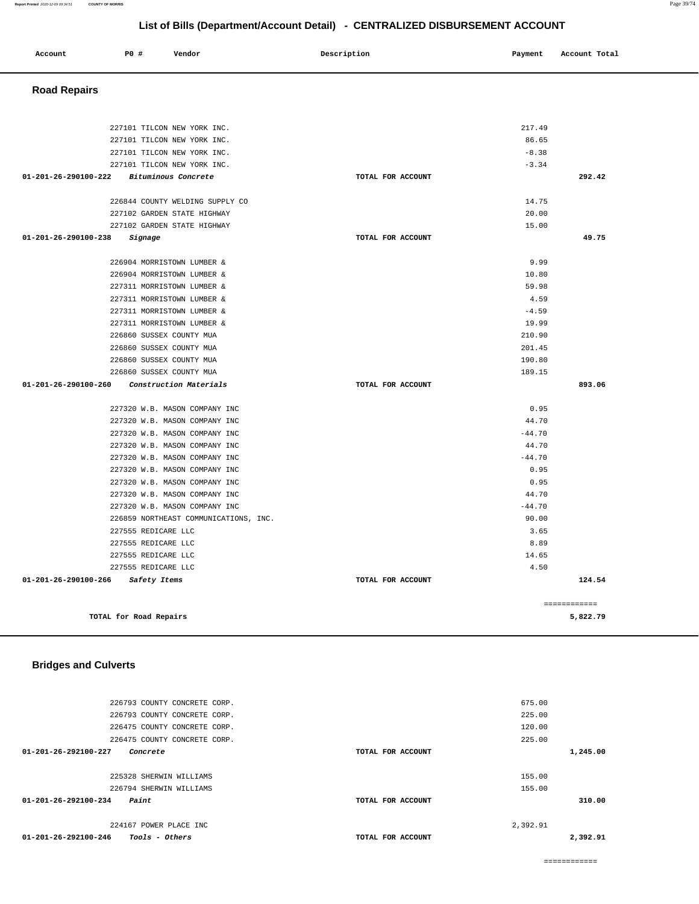## List of Bills (Department/Account Detail) - CENTRALIZED DISBURSEMENT ACCOUNT

| Account | PO # | Vendor | Description | Payment | Account Total |
|---|---|---|---|---|---|

### Road Repairs

| Account | PO # | Vendor | Description | Payment | Account Total |
|---|---|---|---|---|---|
| | 227101 | TILCON NEW YORK INC. | | 217.49 | |
| | 227101 | TILCON NEW YORK INC. | | 86.65 | |
| | 227101 | TILCON NEW YORK INC. | | -8.38 | |
| | 227101 | TILCON NEW YORK INC. | | -3.34 | |
| 01-201-26-290100-222 | | *Bituminous Concrete* | TOTAL FOR ACCOUNT | | 292.42 |
| | 226844 | COUNTY WELDING SUPPLY CO | | 14.75 | |
| | 227102 | GARDEN STATE HIGHWAY | | 20.00 | |
| | 227102 | GARDEN STATE HIGHWAY | | 15.00 | |
| 01-201-26-290100-238 | | *Signage* | TOTAL FOR ACCOUNT | | 49.75 |
| | 226904 | MORRISTOWN LUMBER & | | 9.99 | |
| | 226904 | MORRISTOWN LUMBER & | | 10.80 | |
| | 227311 | MORRISTOWN LUMBER & | | 59.98 | |
| | 227311 | MORRISTOWN LUMBER & | | 4.59 | |
| | 227311 | MORRISTOWN LUMBER & | | -4.59 | |
| | 227311 | MORRISTOWN LUMBER & | | 19.99 | |
| | 226860 | SUSSEX COUNTY MUA | | 210.90 | |
| | 226860 | SUSSEX COUNTY MUA | | 201.45 | |
| | 226860 | SUSSEX COUNTY MUA | | 190.80 | |
| | 226860 | SUSSEX COUNTY MUA | | 189.15 | |
| 01-201-26-290100-260 | | *Construction Materials* | TOTAL FOR ACCOUNT | | 893.06 |
| | 227320 | W.B. MASON COMPANY INC | | 0.95 | |
| | 227320 | W.B. MASON COMPANY INC | | 44.70 | |
| | 227320 | W.B. MASON COMPANY INC | | -44.70 | |
| | 227320 | W.B. MASON COMPANY INC | | 44.70 | |
| | 227320 | W.B. MASON COMPANY INC | | -44.70 | |
| | 227320 | W.B. MASON COMPANY INC | | 0.95 | |
| | 227320 | W.B. MASON COMPANY INC | | 0.95 | |
| | 227320 | W.B. MASON COMPANY INC | | 44.70 | |
| | 227320 | W.B. MASON COMPANY INC | | -44.70 | |
| | 226859 | NORTHEAST COMMUNICATIONS, INC. | | 90.00 | |
| | 227555 | REDICARE LLC | | 3.65 | |
| | 227555 | REDICARE LLC | | 8.89 | |
| | 227555 | REDICARE LLC | | 14.65 | |
| | 227555 | REDICARE LLC | | 4.50 | |
| 01-201-26-290100-266 | | *Safety Items* | TOTAL FOR ACCOUNT | | 124.54 |
| | | | | | ============ |
| TOTAL for Road Repairs | | | | | 5,822.79 |

### Bridges and Culverts

| Account | PO # | Vendor | Description | Payment | Account Total |
|---|---|---|---|---|---|
| | 226793 | COUNTY CONCRETE CORP. | | 675.00 | |
| | 226793 | COUNTY CONCRETE CORP. | | 225.00 | |
| | 226475 | COUNTY CONCRETE CORP. | | 120.00 | |
| | 226475 | COUNTY CONCRETE CORP. | | 225.00 | |
| 01-201-26-292100-227 | | *Concrete* | TOTAL FOR ACCOUNT | | 1,245.00 |
| | 225328 | SHERWIN WILLIAMS | | 155.00 | |
| | 226794 | SHERWIN WILLIAMS | | 155.00 | |
| 01-201-26-292100-234 | | *Paint* | TOTAL FOR ACCOUNT | | 310.00 |
| | 224167 | POWER PLACE INC | | 2,392.91 | |
| 01-201-26-292100-246 | | *Tools - Others* | TOTAL FOR ACCOUNT | | 2,392.91 |
| | | | | | ============ |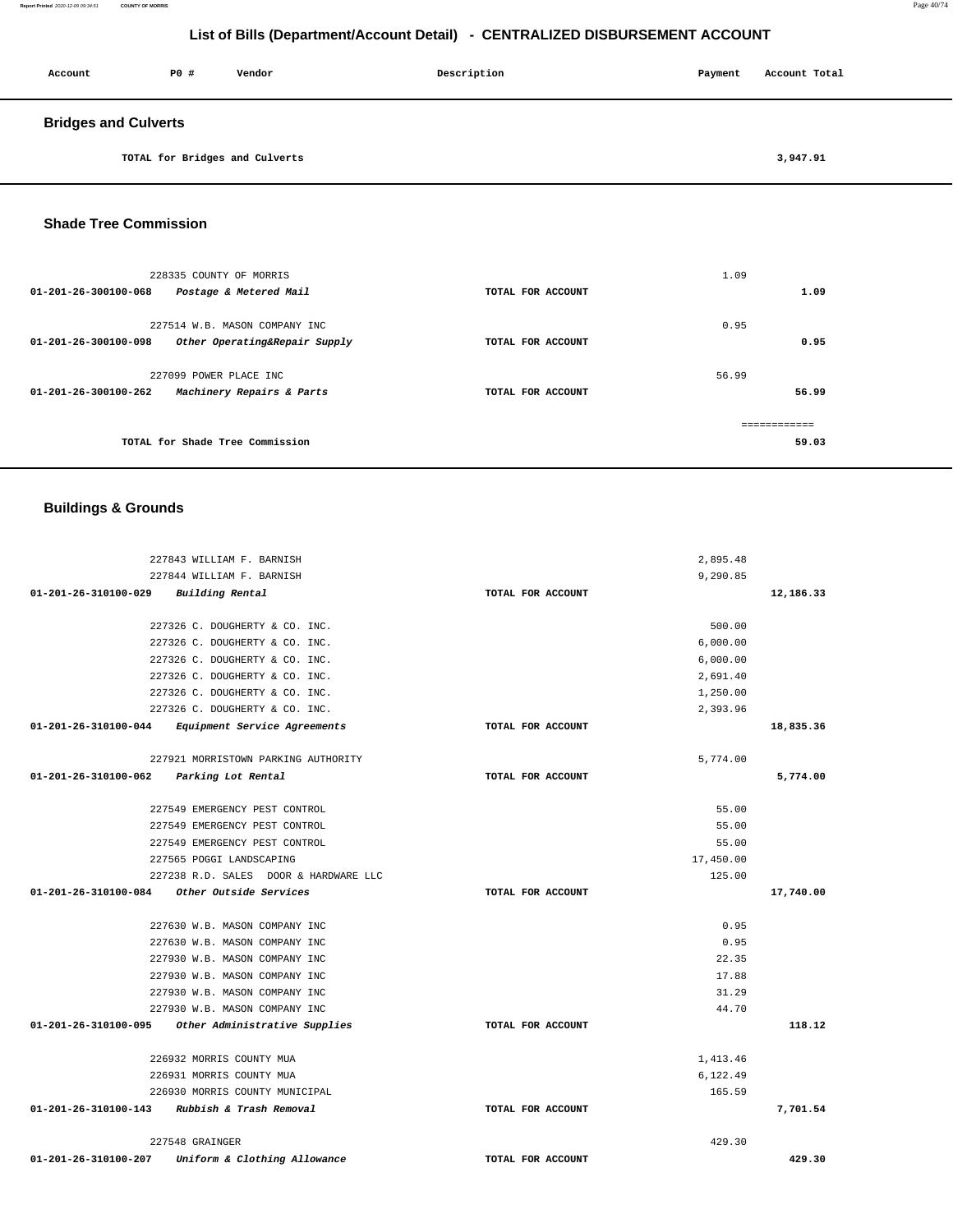# List of Bills (Department/Account Detail) - CENTRALIZED DISBURSEMENT ACCOUNT

| Account | PO # | Vendor | Description | Payment | Account Total |
|---|---|---|---|---|---|

## Bridges and Culverts

| | | | |
|---|---|---|---|
| TOTAL for Bridges and Culverts | | | 3,947.91 |

## Shade Tree Commission

| Account | PO # / Vendor | Description | Payment | Account Total |
|---|---|---|---|---|
| | 228335 COUNTY OF MORRIS | | 1.09 | |
| 01-201-26-300100-068 | *Postage & Metered Mail* | TOTAL FOR ACCOUNT | | 1.09 |
| | 227514 W.B. MASON COMPANY INC | | 0.95 | |
| 01-201-26-300100-098 | *Other Operating&Repair Supply* | TOTAL FOR ACCOUNT | | 0.95 |
| | 227099 POWER PLACE INC | | 56.99 | |
| 01-201-26-300100-262 | *Machinery Repairs & Parts* | TOTAL FOR ACCOUNT | | 56.99 |
| | | | | ============ |
| | TOTAL for Shade Tree Commission | | | 59.03 |

## Buildings & Grounds

| Account | PO # / Vendor | Description | Payment | Account Total |
|---|---|---|---|---|
| | 227843 WILLIAM F. BARNISH | | 2,895.48 | |
| | 227844 WILLIAM F. BARNISH | | 9,290.85 | |
| 01-201-26-310100-029 | *Building Rental* | TOTAL FOR ACCOUNT | | 12,186.33 |
| | 227326 C. DOUGHERTY & CO. INC. | | 500.00 | |
| | 227326 C. DOUGHERTY & CO. INC. | | 6,000.00 | |
| | 227326 C. DOUGHERTY & CO. INC. | | 6,000.00 | |
| | 227326 C. DOUGHERTY & CO. INC. | | 2,691.40 | |
| | 227326 C. DOUGHERTY & CO. INC. | | 1,250.00 | |
| | 227326 C. DOUGHERTY & CO. INC. | | 2,393.96 | |
| 01-201-26-310100-044 | *Equipment Service Agreements* | TOTAL FOR ACCOUNT | | 18,835.36 |
| | 227921 MORRISTOWN PARKING AUTHORITY | | 5,774.00 | |
| 01-201-26-310100-062 | *Parking Lot Rental* | TOTAL FOR ACCOUNT | | 5,774.00 |
| | 227549 EMERGENCY PEST CONTROL | | 55.00 | |
| | 227549 EMERGENCY PEST CONTROL | | 55.00 | |
| | 227549 EMERGENCY PEST CONTROL | | 55.00 | |
| | 227565 POGGI LANDSCAPING | | 17,450.00 | |
| | 227238 R.D. SALES DOOR & HARDWARE LLC | | 125.00 | |
| 01-201-26-310100-084 | *Other Outside Services* | TOTAL FOR ACCOUNT | | 17,740.00 |
| | 227630 W.B. MASON COMPANY INC | | 0.95 | |
| | 227630 W.B. MASON COMPANY INC | | 0.95 | |
| | 227930 W.B. MASON COMPANY INC | | 22.35 | |
| | 227930 W.B. MASON COMPANY INC | | 17.88 | |
| | 227930 W.B. MASON COMPANY INC | | 31.29 | |
| | 227930 W.B. MASON COMPANY INC | | 44.70 | |
| 01-201-26-310100-095 | *Other Administrative Supplies* | TOTAL FOR ACCOUNT | | 118.12 |
| | 226932 MORRIS COUNTY MUA | | 1,413.46 | |
| | 226931 MORRIS COUNTY MUA | | 6,122.49 | |
| | 226930 MORRIS COUNTY MUNICIPAL | | 165.59 | |
| 01-201-26-310100-143 | *Rubbish & Trash Removal* | TOTAL FOR ACCOUNT | | 7,701.54 |
| | 227548 GRAINGER | | 429.30 | |
| 01-201-26-310100-207 | *Uniform & Clothing Allowance* | TOTAL FOR ACCOUNT | | 429.30 |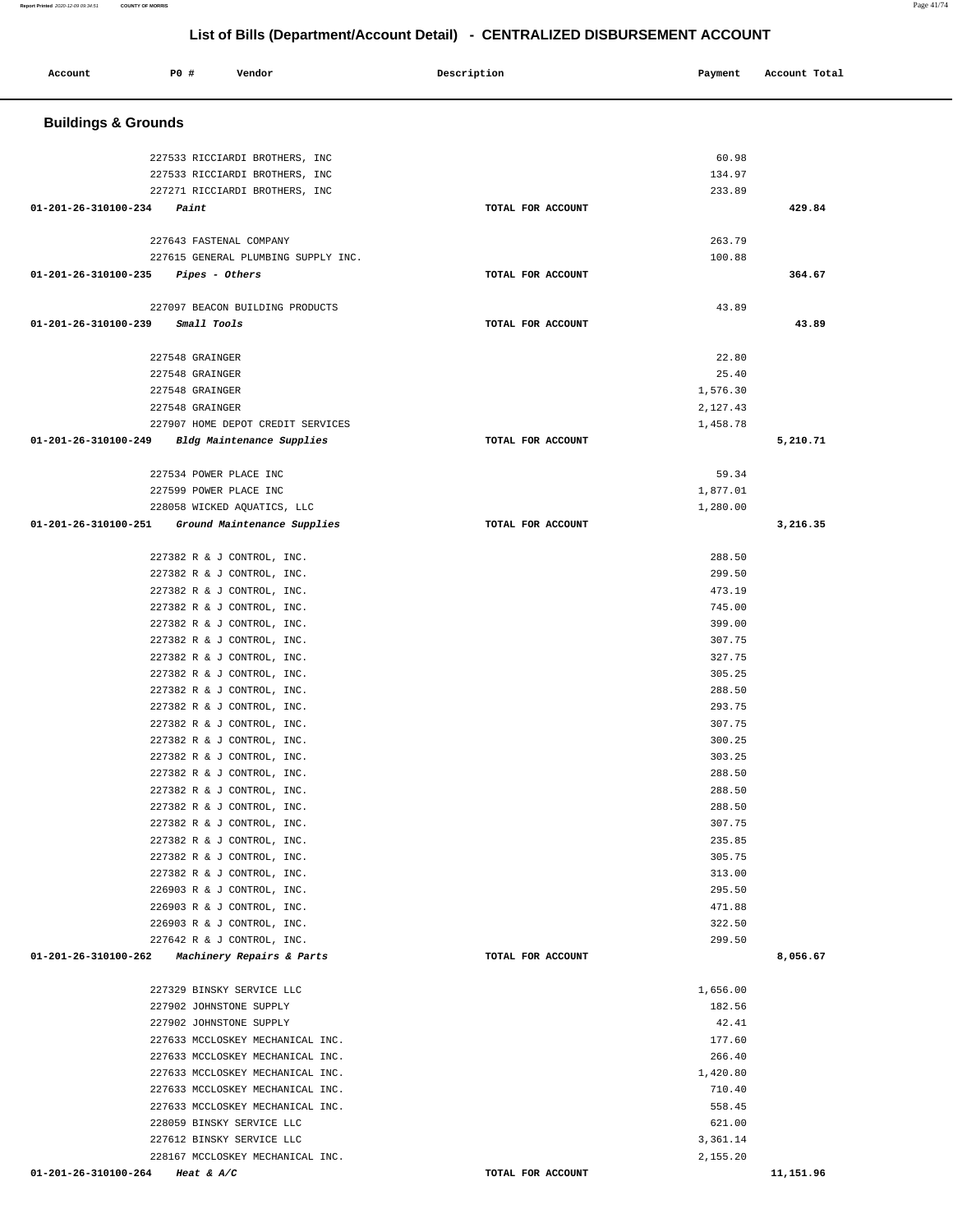# List of Bills (Department/Account Detail) - CENTRALIZED DISBURSEMENT ACCOUNT

| Account | PO # | Vendor | Description | Payment | Account Total |
|---|---|---|---|---|---|

## Buildings & Grounds

| Account | PO # | Vendor | Description | Payment | Account Total |
|---|---|---|---|---|---|
| | 227533 | RICCIARDI BROTHERS, INC | | 60.98 | |
| | 227533 | RICCIARDI BROTHERS, INC | | 134.97 | |
| | 227271 | RICCIARDI BROTHERS, INC | | 233.89 | |
| **01-201-26-310100-234** | | ***Paint*** | TOTAL FOR ACCOUNT | | **429.84** |
| | 227643 | FASTENAL COMPANY | | 263.79 | |
| | 227615 | GENERAL PLUMBING SUPPLY INC. | | 100.88 | |
| **01-201-26-310100-235** | | ***Pipes - Others*** | TOTAL FOR ACCOUNT | | **364.67** |
| | 227097 | BEACON BUILDING PRODUCTS | | 43.89 | |
| **01-201-26-310100-239** | | ***Small Tools*** | TOTAL FOR ACCOUNT | | **43.89** |
| | 227548 | GRAINGER | | 22.80 | |
| | 227548 | GRAINGER | | 25.40 | |
| | 227548 | GRAINGER | | 1,576.30 | |
| | 227548 | GRAINGER | | 2,127.43 | |
| | 227907 | HOME DEPOT CREDIT SERVICES | | 1,458.78 | |
| **01-201-26-310100-249** | | ***Bldg Maintenance Supplies*** | TOTAL FOR ACCOUNT | | **5,210.71** |
| | 227534 | POWER PLACE INC | | 59.34 | |
| | 227599 | POWER PLACE INC | | 1,877.01 | |
| | 228058 | WICKED AQUATICS, LLC | | 1,280.00 | |
| **01-201-26-310100-251** | | ***Ground Maintenance Supplies*** | TOTAL FOR ACCOUNT | | **3,216.35** |
| | 227382 | R & J CONTROL, INC. | | 288.50 | |
| | 227382 | R & J CONTROL, INC. | | 299.50 | |
| | 227382 | R & J CONTROL, INC. | | 473.19 | |
| | 227382 | R & J CONTROL, INC. | | 745.00 | |
| | 227382 | R & J CONTROL, INC. | | 399.00 | |
| | 227382 | R & J CONTROL, INC. | | 307.75 | |
| | 227382 | R & J CONTROL, INC. | | 327.75 | |
| | 227382 | R & J CONTROL, INC. | | 305.25 | |
| | 227382 | R & J CONTROL, INC. | | 288.50 | |
| | 227382 | R & J CONTROL, INC. | | 293.75 | |
| | 227382 | R & J CONTROL, INC. | | 307.75 | |
| | 227382 | R & J CONTROL, INC. | | 300.25 | |
| | 227382 | R & J CONTROL, INC. | | 303.25 | |
| | 227382 | R & J CONTROL, INC. | | 288.50 | |
| | 227382 | R & J CONTROL, INC. | | 288.50 | |
| | 227382 | R & J CONTROL, INC. | | 288.50 | |
| | 227382 | R & J CONTROL, INC. | | 307.75 | |
| | 227382 | R & J CONTROL, INC. | | 235.85 | |
| | 227382 | R & J CONTROL, INC. | | 305.75 | |
| | 227382 | R & J CONTROL, INC. | | 313.00 | |
| | 226903 | R & J CONTROL, INC. | | 295.50 | |
| | 226903 | R & J CONTROL, INC. | | 471.88 | |
| | 226903 | R & J CONTROL, INC. | | 322.50 | |
| | 227642 | R & J CONTROL, INC. | | 299.50 | |
| **01-201-26-310100-262** | | ***Machinery Repairs & Parts*** | TOTAL FOR ACCOUNT | | **8,056.67** |
| | 227329 | BINSKY SERVICE LLC | | 1,656.00 | |
| | 227902 | JOHNSTONE SUPPLY | | 182.56 | |
| | 227902 | JOHNSTONE SUPPLY | | 42.41 | |
| | 227633 | MCCLOSKEY MECHANICAL INC. | | 177.60 | |
| | 227633 | MCCLOSKEY MECHANICAL INC. | | 266.40 | |
| | 227633 | MCCLOSKEY MECHANICAL INC. | | 1,420.80 | |
| | 227633 | MCCLOSKEY MECHANICAL INC. | | 710.40 | |
| | 227633 | MCCLOSKEY MECHANICAL INC. | | 558.45 | |
| | 228059 | BINSKY SERVICE LLC | | 621.00 | |
| | 227612 | BINSKY SERVICE LLC | | 3,361.14 | |
| | 228167 | MCCLOSKEY MECHANICAL INC. | | 2,155.20 | |
| **01-201-26-310100-264** | | ***Heat & A/C*** | TOTAL FOR ACCOUNT | | **11,151.96** |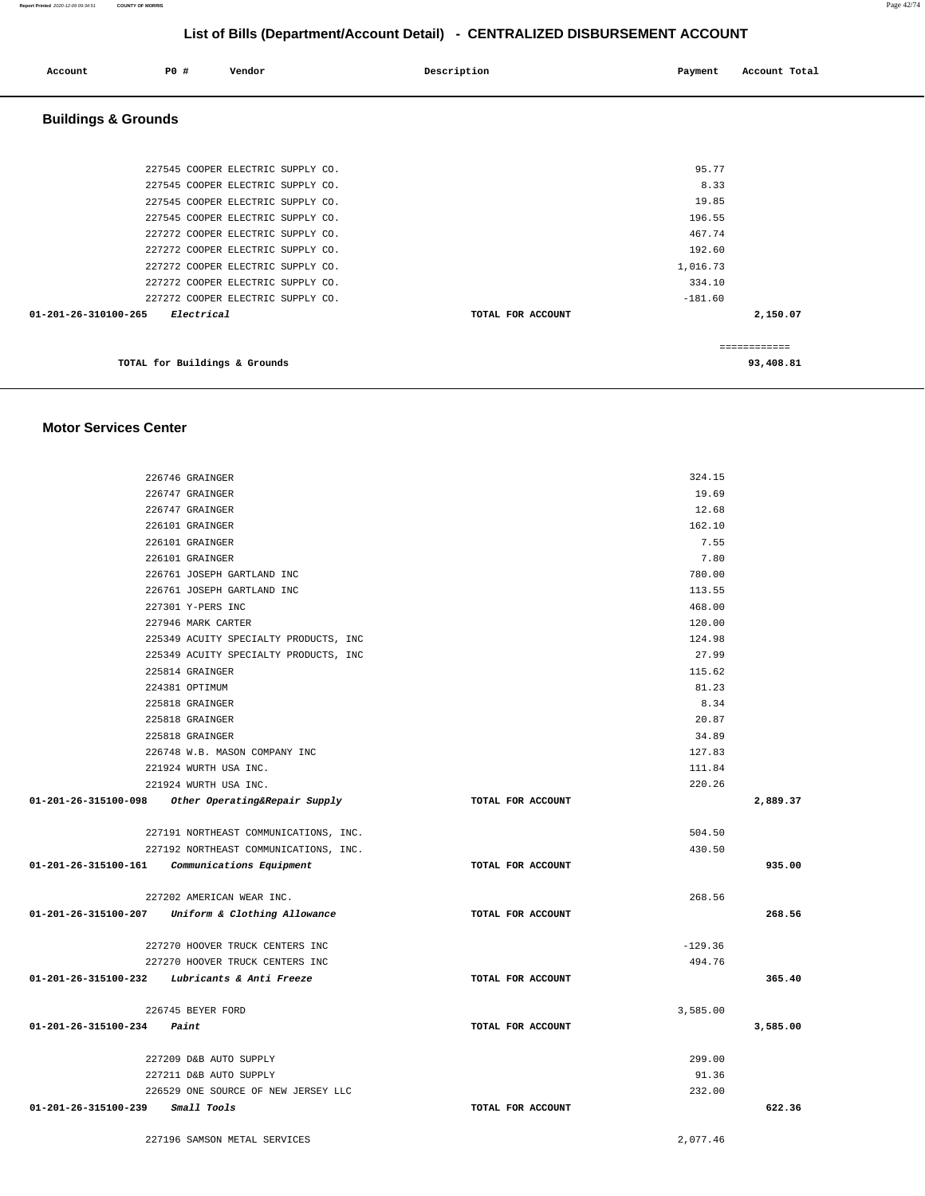# List of Bills (Department/Account Detail) - CENTRALIZED DISBURSEMENT ACCOUNT

| Account | PO # | Vendor | Description | Payment | Account Total |
|---|---|---|---|---|---|

## Buildings & Grounds

| Account | PO # | Vendor | Description | Payment | Account Total |
|---|---|---|---|---|---|
| | 227545 | COOPER ELECTRIC SUPPLY CO. | | 95.77 | |
| | 227545 | COOPER ELECTRIC SUPPLY CO. | | 8.33 | |
| | 227545 | COOPER ELECTRIC SUPPLY CO. | | 19.85 | |
| | 227545 | COOPER ELECTRIC SUPPLY CO. | | 196.55 | |
| | 227272 | COOPER ELECTRIC SUPPLY CO. | | 467.74 | |
| | 227272 | COOPER ELECTRIC SUPPLY CO. | | 192.60 | |
| | 227272 | COOPER ELECTRIC SUPPLY CO. | | 1,016.73 | |
| | 227272 | COOPER ELECTRIC SUPPLY CO. | | 334.10 | |
| | 227272 | COOPER ELECTRIC SUPPLY CO. | | -181.60 | |
| **01-201-26-310100-265** | | *Electrical* | TOTAL FOR ACCOUNT | | **2,150.07** |
| | | | | | ============ |
| | | **TOTAL for Buildings & Grounds** | | | **93,408.81** |

## Motor Services Center

| Account | PO # | Vendor | Description | Payment | Account Total |
|---|---|---|---|---|---|
| | 226746 | GRAINGER | | 324.15 | |
| | 226747 | GRAINGER | | 19.69 | |
| | 226747 | GRAINGER | | 12.68 | |
| | 226101 | GRAINGER | | 162.10 | |
| | 226101 | GRAINGER | | 7.55 | |
| | 226101 | GRAINGER | | 7.80 | |
| | 226761 | JOSEPH GARTLAND INC | | 780.00 | |
| | 226761 | JOSEPH GARTLAND INC | | 113.55 | |
| | 227301 | Y-PERS INC | | 468.00 | |
| | 227946 | MARK CARTER | | 120.00 | |
| | 225349 | ACUITY SPECIALTY PRODUCTS, INC | | 124.98 | |
| | 225349 | ACUITY SPECIALTY PRODUCTS, INC | | 27.99 | |
| | 225814 | GRAINGER | | 115.62 | |
| | 224381 | OPTIMUM | | 81.23 | |
| | 225818 | GRAINGER | | 8.34 | |
| | 225818 | GRAINGER | | 20.87 | |
| | 225818 | GRAINGER | | 34.89 | |
| | 226748 | W.B. MASON COMPANY INC | | 127.83 | |
| | 221924 | WURTH USA INC. | | 111.84 | |
| | 221924 | WURTH USA INC. | | 220.26 | |
| **01-201-26-315100-098** | | *Other Operating&Repair Supply* | TOTAL FOR ACCOUNT | | **2,889.37** |
| | 227191 | NORTHEAST COMMUNICATIONS, INC. | | 504.50 | |
| | 227192 | NORTHEAST COMMUNICATIONS, INC. | | 430.50 | |
| **01-201-26-315100-161** | | *Communications Equipment* | TOTAL FOR ACCOUNT | | **935.00** |
| | 227202 | AMERICAN WEAR INC. | | 268.56 | |
| **01-201-26-315100-207** | | *Uniform & Clothing Allowance* | TOTAL FOR ACCOUNT | | **268.56** |
| | 227270 | HOOVER TRUCK CENTERS INC | | -129.36 | |
| | 227270 | HOOVER TRUCK CENTERS INC | | 494.76 | |
| **01-201-26-315100-232** | | *Lubricants & Anti Freeze* | TOTAL FOR ACCOUNT | | **365.40** |
| | 226745 | BEYER FORD | | 3,585.00 | |
| **01-201-26-315100-234** | | *Paint* | TOTAL FOR ACCOUNT | | **3,585.00** |
| | 227209 | D&B AUTO SUPPLY | | 299.00 | |
| | 227211 | D&B AUTO SUPPLY | | 91.36 | |
| | 226529 | ONE SOURCE OF NEW JERSEY LLC | | 232.00 | |
| **01-201-26-315100-239** | | *Small Tools* | TOTAL FOR ACCOUNT | | **622.36** |
| | 227196 | SAMSON METAL SERVICES | | 2,077.46 | |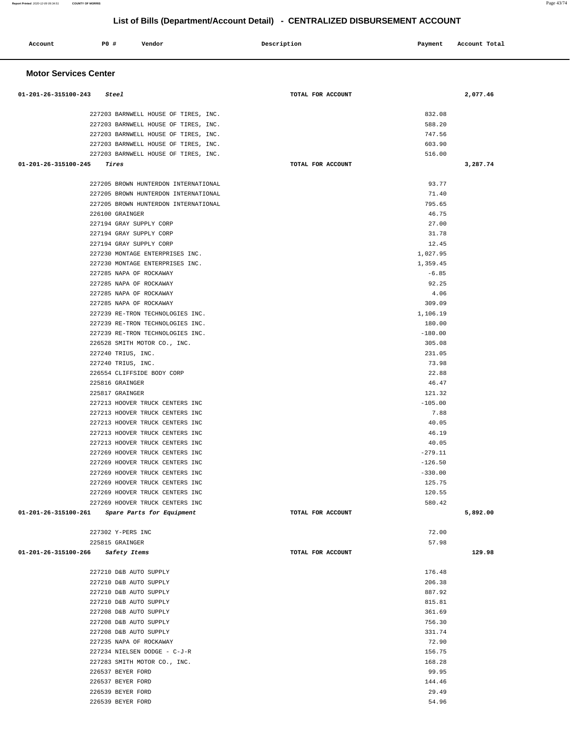## List of Bills (Department/Account Detail) - CENTRALIZED DISBURSEMENT ACCOUNT

| Account | PO # | Vendor | Description | Payment | Account Total |
|---|---|---|---|---|---|

### Motor Services Center

| Account | PO # | Vendor | Description | Payment | Account Total |
|---|---|---|---|---|---|
| 01-201-26-315100-243 *Steel* | | | TOTAL FOR ACCOUNT | | 2,077.46 |
| | 227203 | BARNWELL HOUSE OF TIRES, INC. | | 832.08 | |
| | 227203 | BARNWELL HOUSE OF TIRES, INC. | | 588.20 | |
| | 227203 | BARNWELL HOUSE OF TIRES, INC. | | 747.56 | |
| | 227203 | BARNWELL HOUSE OF TIRES, INC. | | 603.90 | |
| | 227203 | BARNWELL HOUSE OF TIRES, INC. | | 516.00 | |
| 01-201-26-315100-245 *Tires* | | | TOTAL FOR ACCOUNT | | 3,287.74 |
| | 227205 | BROWN HUNTERDON INTERNATIONAL | | 93.77 | |
| | 227205 | BROWN HUNTERDON INTERNATIONAL | | 71.40 | |
| | 227205 | BROWN HUNTERDON INTERNATIONAL | | 795.65 | |
| | 226100 | GRAINGER | | 46.75 | |
| | 227194 | GRAY SUPPLY CORP | | 27.00 | |
| | 227194 | GRAY SUPPLY CORP | | 31.78 | |
| | 227194 | GRAY SUPPLY CORP | | 12.45 | |
| | 227230 | MONTAGE ENTERPRISES INC. | | 1,027.95 | |
| | 227230 | MONTAGE ENTERPRISES INC. | | 1,359.45 | |
| | 227285 | NAPA OF ROCKAWAY | | -6.85 | |
| | 227285 | NAPA OF ROCKAWAY | | 92.25 | |
| | 227285 | NAPA OF ROCKAWAY | | 4.06 | |
| | 227285 | NAPA OF ROCKAWAY | | 309.09 | |
| | 227239 | RE-TRON TECHNOLOGIES INC. | | 1,106.19 | |
| | 227239 | RE-TRON TECHNOLOGIES INC. | | 180.00 | |
| | 227239 | RE-TRON TECHNOLOGIES INC. | | -180.00 | |
| | 226528 | SMITH MOTOR CO., INC. | | 305.08 | |
| | 227240 | TRIUS, INC. | | 231.05 | |
| | 227240 | TRIUS, INC. | | 73.98 | |
| | 226554 | CLIFFSIDE BODY CORP | | 22.88 | |
| | 225816 | GRAINGER | | 46.47 | |
| | 225817 | GRAINGER | | 121.32 | |
| | 227213 | HOOVER TRUCK CENTERS INC | | -105.00 | |
| | 227213 | HOOVER TRUCK CENTERS INC | | 7.88 | |
| | 227213 | HOOVER TRUCK CENTERS INC | | 40.05 | |
| | 227213 | HOOVER TRUCK CENTERS INC | | 46.19 | |
| | 227213 | HOOVER TRUCK CENTERS INC | | 40.05 | |
| | 227269 | HOOVER TRUCK CENTERS INC | | -279.11 | |
| | 227269 | HOOVER TRUCK CENTERS INC | | -126.50 | |
| | 227269 | HOOVER TRUCK CENTERS INC | | -330.00 | |
| | 227269 | HOOVER TRUCK CENTERS INC | | 125.75 | |
| | 227269 | HOOVER TRUCK CENTERS INC | | 120.55 | |
| | 227269 | HOOVER TRUCK CENTERS INC | | 580.42 | |
| 01-201-26-315100-261 *Spare Parts for Equipment* | | | TOTAL FOR ACCOUNT | | 5,892.00 |
| | 227302 | Y-PERS INC | | 72.00 | |
| | 225815 | GRAINGER | | 57.98 | |
| 01-201-26-315100-266 *Safety Items* | | | TOTAL FOR ACCOUNT | | 129.98 |
| | 227210 | D&B AUTO SUPPLY | | 176.48 | |
| | 227210 | D&B AUTO SUPPLY | | 206.38 | |
| | 227210 | D&B AUTO SUPPLY | | 887.92 | |
| | 227210 | D&B AUTO SUPPLY | | 815.81 | |
| | 227208 | D&B AUTO SUPPLY | | 361.69 | |
| | 227208 | D&B AUTO SUPPLY | | 756.30 | |
| | 227208 | D&B AUTO SUPPLY | | 331.74 | |
| | 227235 | NAPA OF ROCKAWAY | | 72.90 | |
| | 227234 | NIELSEN DODGE - C-J-R | | 156.75 | |
| | 227283 | SMITH MOTOR CO., INC. | | 168.28 | |
| | 226537 | BEYER FORD | | 99.95 | |
| | 226537 | BEYER FORD | | 144.46 | |
| | 226539 | BEYER FORD | | 29.49 | |
| | 226539 | BEYER FORD | | 54.96 | |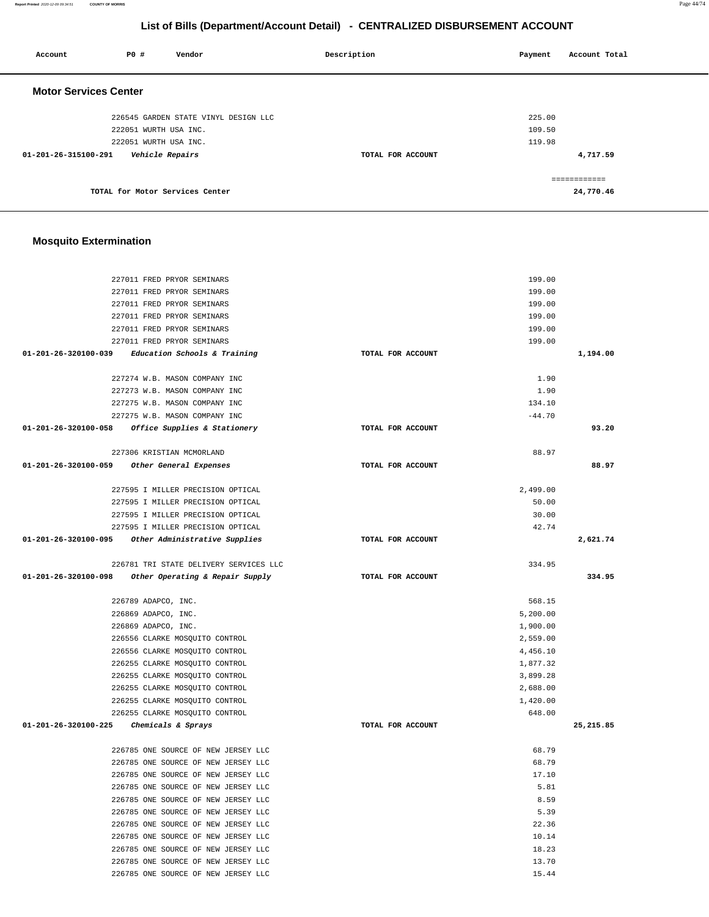## List of Bills (Department/Account Detail) - CENTRALIZED DISBURSEMENT ACCOUNT

| Account | PO # | Vendor | Description | Payment | Account Total |
|---|---|---|---|---|---|

### Motor Services Center

| Account | PO # | Vendor | Description | Payment | Account Total |
|---|---|---|---|---|---|
| | 226545 | GARDEN STATE VINYL DESIGN LLC | | 225.00 | |
| | 222051 | WURTH USA INC. | | 109.50 | |
| | 222051 | WURTH USA INC. | | 119.98 | |
| 01-201-26-315100-291 | | *Vehicle Repairs* | TOTAL FOR ACCOUNT | | 4,717.59 |
| | | | | | ============ |
| | | TOTAL for Motor Services Center | | | 24,770.46 |

### Mosquito Extermination

| Account | PO # | Vendor | Description | Payment | Account Total |
|---|---|---|---|---|---|
| | 227011 | FRED PRYOR SEMINARS | | 199.00 | |
| | 227011 | FRED PRYOR SEMINARS | | 199.00 | |
| | 227011 | FRED PRYOR SEMINARS | | 199.00 | |
| | 227011 | FRED PRYOR SEMINARS | | 199.00 | |
| | 227011 | FRED PRYOR SEMINARS | | 199.00 | |
| | 227011 | FRED PRYOR SEMINARS | | 199.00 | |
| 01-201-26-320100-039 | | *Education Schools & Training* | TOTAL FOR ACCOUNT | | 1,194.00 |
| | 227274 | W.B. MASON COMPANY INC | | 1.90 | |
| | 227273 | W.B. MASON COMPANY INC | | 1.90 | |
| | 227275 | W.B. MASON COMPANY INC | | 134.10 | |
| | 227275 | W.B. MASON COMPANY INC | | -44.70 | |
| 01-201-26-320100-058 | | *Office Supplies & Stationery* | TOTAL FOR ACCOUNT | | 93.20 |
| | 227306 | KRISTIAN MCMORLAND | | 88.97 | |
| 01-201-26-320100-059 | | *Other General Expenses* | TOTAL FOR ACCOUNT | | 88.97 |
| | 227595 | I MILLER PRECISION OPTICAL | | 2,499.00 | |
| | 227595 | I MILLER PRECISION OPTICAL | | 50.00 | |
| | 227595 | I MILLER PRECISION OPTICAL | | 30.00 | |
| | 227595 | I MILLER PRECISION OPTICAL | | 42.74 | |
| 01-201-26-320100-095 | | *Other Administrative Supplies* | TOTAL FOR ACCOUNT | | 2,621.74 |
| | 226781 | TRI STATE DELIVERY SERVICES LLC | | 334.95 | |
| 01-201-26-320100-098 | | *Other Operating & Repair Supply* | TOTAL FOR ACCOUNT | | 334.95 |
| | 226789 | ADAPCO, INC. | | 568.15 | |
| | 226869 | ADAPCO, INC. | | 5,200.00 | |
| | 226869 | ADAPCO, INC. | | 1,900.00 | |
| | 226556 | CLARKE MOSQUITO CONTROL | | 2,559.00 | |
| | 226556 | CLARKE MOSQUITO CONTROL | | 4,456.10 | |
| | 226255 | CLARKE MOSQUITO CONTROL | | 1,877.32 | |
| | 226255 | CLARKE MOSQUITO CONTROL | | 3,899.28 | |
| | 226255 | CLARKE MOSQUITO CONTROL | | 2,688.00 | |
| | 226255 | CLARKE MOSQUITO CONTROL | | 1,420.00 | |
| | 226255 | CLARKE MOSQUITO CONTROL | | 648.00 | |
| 01-201-26-320100-225 | | *Chemicals & Sprays* | TOTAL FOR ACCOUNT | | 25,215.85 |
| | 226785 | ONE SOURCE OF NEW JERSEY LLC | | 68.79 | |
| | 226785 | ONE SOURCE OF NEW JERSEY LLC | | 68.79 | |
| | 226785 | ONE SOURCE OF NEW JERSEY LLC | | 17.10 | |
| | 226785 | ONE SOURCE OF NEW JERSEY LLC | | 5.81 | |
| | 226785 | ONE SOURCE OF NEW JERSEY LLC | | 8.59 | |
| | 226785 | ONE SOURCE OF NEW JERSEY LLC | | 5.39 | |
| | 226785 | ONE SOURCE OF NEW JERSEY LLC | | 22.36 | |
| | 226785 | ONE SOURCE OF NEW JERSEY LLC | | 10.14 | |
| | 226785 | ONE SOURCE OF NEW JERSEY LLC | | 18.23 | |
| | 226785 | ONE SOURCE OF NEW JERSEY LLC | | 13.70 | |
| | 226785 | ONE SOURCE OF NEW JERSEY LLC | | 15.44 | |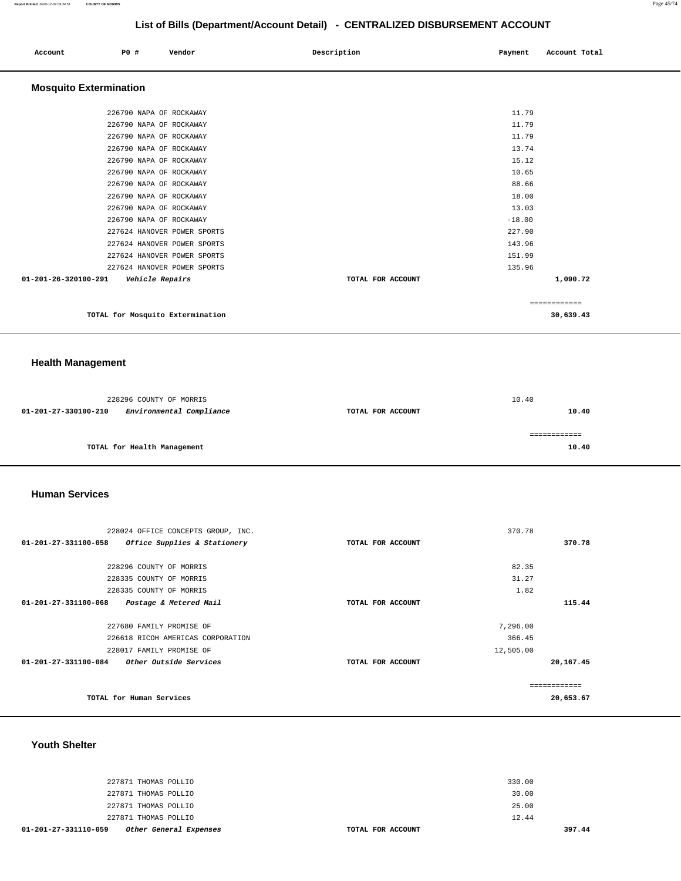## List of Bills (Department/Account Detail) - CENTRALIZED DISBURSEMENT ACCOUNT

| Account | PO # | Vendor | Description | Payment | Account Total |
|---|---|---|---|---|---|

### Mosquito Extermination

| Account | PO # | Vendor | Description | Payment | Account Total |
|---|---|---|---|---|---|
| | 226790 | NAPA OF ROCKAWAY | | 11.79 | |
| | 226790 | NAPA OF ROCKAWAY | | 11.79 | |
| | 226790 | NAPA OF ROCKAWAY | | 11.79 | |
| | 226790 | NAPA OF ROCKAWAY | | 13.74 | |
| | 226790 | NAPA OF ROCKAWAY | | 15.12 | |
| | 226790 | NAPA OF ROCKAWAY | | 10.65 | |
| | 226790 | NAPA OF ROCKAWAY | | 88.66 | |
| | 226790 | NAPA OF ROCKAWAY | | 18.00 | |
| | 226790 | NAPA OF ROCKAWAY | | 13.03 | |
| | 226790 | NAPA OF ROCKAWAY | | -18.00 | |
| | 227624 | HANOVER POWER SPORTS | | 227.90 | |
| | 227624 | HANOVER POWER SPORTS | | 143.96 | |
| | 227624 | HANOVER POWER SPORTS | | 151.99 | |
| | 227624 | HANOVER POWER SPORTS | | 135.96 | |
| 01-201-26-320100-291 | | *Vehicle Repairs* | TOTAL FOR ACCOUNT | | 1,090.72 |
| | | | | | ============ |
| | | TOTAL for Mosquito Extermination | | | 30,639.43 |

### Health Management

| Account | PO # | Vendor | Description | Payment | Account Total |
|---|---|---|---|---|---|
| | 228296 | COUNTY OF MORRIS | | 10.40 | |
| 01-201-27-330100-210 | | *Environmental Compliance* | TOTAL FOR ACCOUNT | | 10.40 |
| | | | | | ============ |
| | | TOTAL for Health Management | | | 10.40 |

### Human Services

| Account | PO # | Vendor | Description | Payment | Account Total |
|---|---|---|---|---|---|
| | 228024 | OFFICE CONCEPTS GROUP, INC. | | 370.78 | |
| 01-201-27-331100-058 | | *Office Supplies & Stationery* | TOTAL FOR ACCOUNT | | 370.78 |
| | 228296 | COUNTY OF MORRIS | | 82.35 | |
| | 228335 | COUNTY OF MORRIS | | 31.27 | |
| | 228335 | COUNTY OF MORRIS | | 1.82 | |
| 01-201-27-331100-068 | | *Postage & Metered Mail* | TOTAL FOR ACCOUNT | | 115.44 |
| | 227680 | FAMILY PROMISE OF | | 7,296.00 | |
| | 226618 | RICOH AMERICAS CORPORATION | | 366.45 | |
| | 228017 | FAMILY PROMISE OF | | 12,505.00 | |
| 01-201-27-331100-084 | | *Other Outside Services* | TOTAL FOR ACCOUNT | | 20,167.45 |
| | | | | | ============ |
| | | TOTAL for Human Services | | | 20,653.67 |

### Youth Shelter

| Account | PO # | Vendor | Description | Payment | Account Total |
|---|---|---|---|---|---|
| | 227871 | THOMAS POLLIO | | 330.00 | |
| | 227871 | THOMAS POLLIO | | 30.00 | |
| | 227871 | THOMAS POLLIO | | 25.00 | |
| | 227871 | THOMAS POLLIO | | 12.44 | |
| 01-201-27-331110-059 | | *Other General Expenses* | TOTAL FOR ACCOUNT | | 397.44 |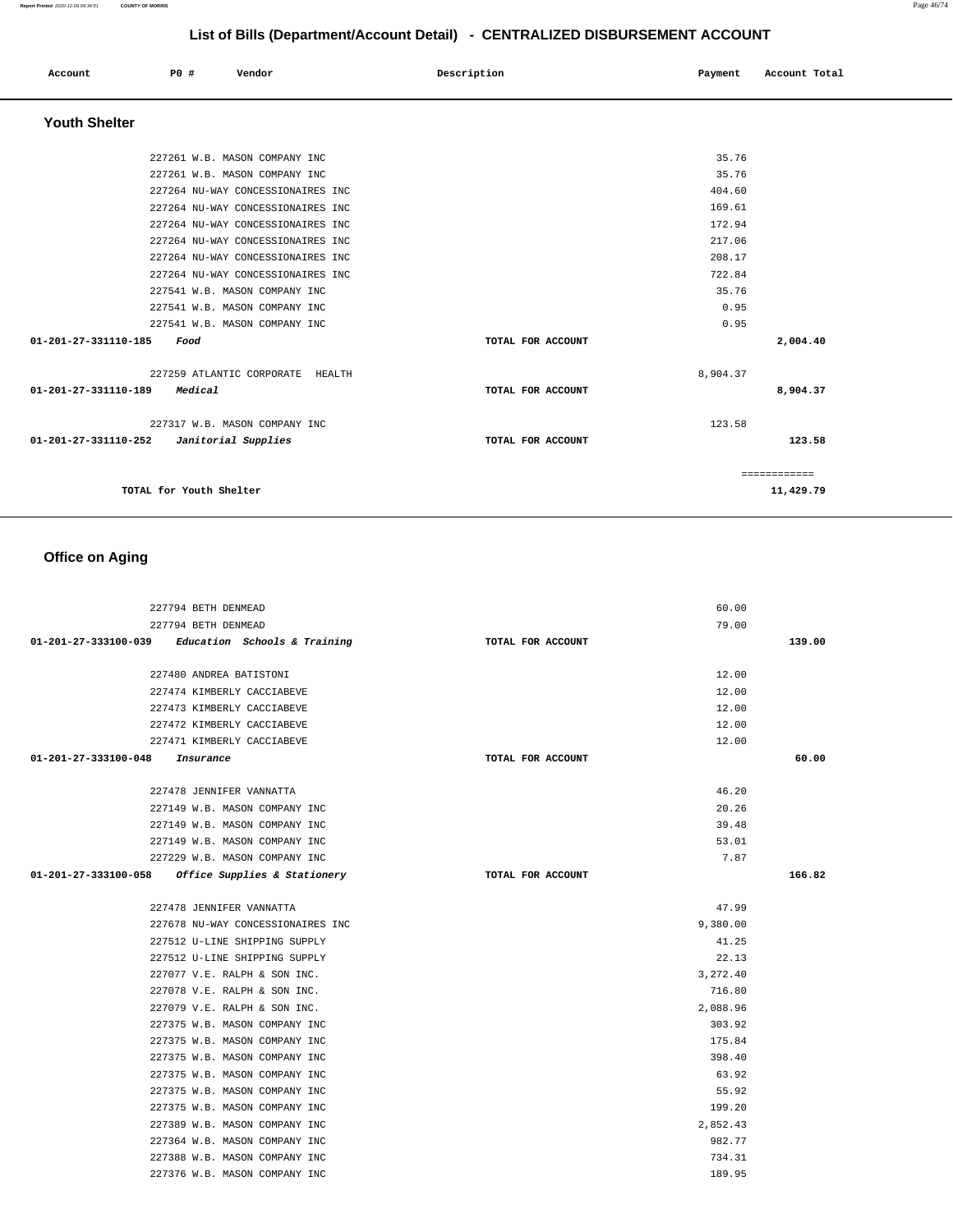## List of Bills (Department/Account Detail) - CENTRALIZED DISBURSEMENT ACCOUNT

| Account | PO # | Vendor | Description | Payment | Account Total |
|---|---|---|---|---|---|

### Youth Shelter

| Account | PO # | Vendor | Description | Payment | Account Total |
|---|---|---|---|---|---|
| | 227261 | W.B. MASON COMPANY INC | | 35.76 | |
| | 227261 | W.B. MASON COMPANY INC | | 35.76 | |
| | 227264 | NU-WAY CONCESSIONAIRES INC | | 404.60 | |
| | 227264 | NU-WAY CONCESSIONAIRES INC | | 169.61 | |
| | 227264 | NU-WAY CONCESSIONAIRES INC | | 172.94 | |
| | 227264 | NU-WAY CONCESSIONAIRES INC | | 217.06 | |
| | 227264 | NU-WAY CONCESSIONAIRES INC | | 208.17 | |
| | 227264 | NU-WAY CONCESSIONAIRES INC | | 722.84 | |
| | 227541 | W.B. MASON COMPANY INC | | 35.76 | |
| | 227541 | W.B. MASON COMPANY INC | | 0.95 | |
| | 227541 | W.B. MASON COMPANY INC | | 0.95 | |
| **01-201-27-331110-185** | *Food* | | TOTAL FOR ACCOUNT | | **2,004.40** |
| | 227259 | ATLANTIC CORPORATE HEALTH | | 8,904.37 | |
| **01-201-27-331110-189** | *Medical* | | TOTAL FOR ACCOUNT | | **8,904.37** |
| | 227317 | W.B. MASON COMPANY INC | | 123.58 | |
| **01-201-27-331110-252** | *Janitorial Supplies* | | TOTAL FOR ACCOUNT | | **123.58** |
| | | | | | ============ |
| **TOTAL for Youth Shelter** | | | | | **11,429.79** |

### Office on Aging

| Account | PO # | Vendor | Description | Payment | Account Total |
|---|---|---|---|---|---|
| | 227794 | BETH DENMEAD | | 60.00 | |
| | 227794 | BETH DENMEAD | | 79.00 | |
| **01-201-27-333100-039** | *Education Schools & Training* | | TOTAL FOR ACCOUNT | | **139.00** |
| | 227480 | ANDREA BATISTONI | | 12.00 | |
| | 227474 | KIMBERLY CACCIABEVE | | 12.00 | |
| | 227473 | KIMBERLY CACCIABEVE | | 12.00 | |
| | 227472 | KIMBERLY CACCIABEVE | | 12.00 | |
| | 227471 | KIMBERLY CACCIABEVE | | 12.00 | |
| **01-201-27-333100-048** | *Insurance* | | TOTAL FOR ACCOUNT | | **60.00** |
| | 227478 | JENNIFER VANNATTA | | 46.20 | |
| | 227149 | W.B. MASON COMPANY INC | | 20.26 | |
| | 227149 | W.B. MASON COMPANY INC | | 39.48 | |
| | 227149 | W.B. MASON COMPANY INC | | 53.01 | |
| | 227229 | W.B. MASON COMPANY INC | | 7.87 | |
| **01-201-27-333100-058** | *Office Supplies & Stationery* | | TOTAL FOR ACCOUNT | | **166.82** |
| | 227478 | JENNIFER VANNATTA | | 47.99 | |
| | 227678 | NU-WAY CONCESSIONAIRES INC | | 9,380.00 | |
| | 227512 | U-LINE SHIPPING SUPPLY | | 41.25 | |
| | 227512 | U-LINE SHIPPING SUPPLY | | 22.13 | |
| | 227077 | V.E. RALPH & SON INC. | | 3,272.40 | |
| | 227078 | V.E. RALPH & SON INC. | | 716.80 | |
| | 227079 | V.E. RALPH & SON INC. | | 2,088.96 | |
| | 227375 | W.B. MASON COMPANY INC | | 303.92 | |
| | 227375 | W.B. MASON COMPANY INC | | 175.84 | |
| | 227375 | W.B. MASON COMPANY INC | | 398.40 | |
| | 227375 | W.B. MASON COMPANY INC | | 63.92 | |
| | 227375 | W.B. MASON COMPANY INC | | 55.92 | |
| | 227375 | W.B. MASON COMPANY INC | | 199.20 | |
| | 227389 | W.B. MASON COMPANY INC | | 2,852.43 | |
| | 227364 | W.B. MASON COMPANY INC | | 982.77 | |
| | 227388 | W.B. MASON COMPANY INC | | 734.31 | |
| | 227376 | W.B. MASON COMPANY INC | | 189.95 | |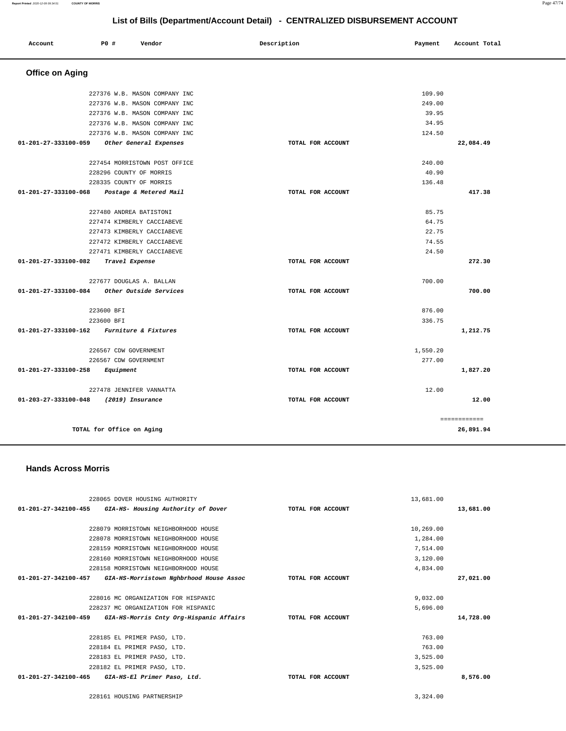# List of Bills (Department/Account Detail) - CENTRALIZED DISBURSEMENT ACCOUNT

| Account | PO # | Vendor | Description | Payment | Account Total |
|---|---|---|---|---|---|

## Office on Aging

| Account | PO # | Vendor | Description | Payment | Account Total |
|---|---|---|---|---|---|
| | 227376 | W.B. MASON COMPANY INC | | 109.90 | |
| | 227376 | W.B. MASON COMPANY INC | | 249.00 | |
| | 227376 | W.B. MASON COMPANY INC | | 39.95 | |
| | 227376 | W.B. MASON COMPANY INC | | 34.95 | |
| | 227376 | W.B. MASON COMPANY INC | | 124.50 | |
| **01-201-27-333100-059** | | *Other General Expenses* | TOTAL FOR ACCOUNT | | **22,084.49** |
| | 227454 | MORRISTOWN POST OFFICE | | 240.00 | |
| | 228296 | COUNTY OF MORRIS | | 40.90 | |
| | 228335 | COUNTY OF MORRIS | | 136.48 | |
| **01-201-27-333100-068** | | *Postage & Metered Mail* | TOTAL FOR ACCOUNT | | **417.38** |
| | 227480 | ANDREA BATISTONI | | 85.75 | |
| | 227474 | KIMBERLY CACCIABEVE | | 64.75 | |
| | 227473 | KIMBERLY CACCIABEVE | | 22.75 | |
| | 227472 | KIMBERLY CACCIABEVE | | 74.55 | |
| | 227471 | KIMBERLY CACCIABEVE | | 24.50 | |
| **01-201-27-333100-082** | | *Travel Expense* | TOTAL FOR ACCOUNT | | **272.30** |
| | 227677 | DOUGLAS A. BALLAN | | 700.00 | |
| **01-201-27-333100-084** | | *Other Outside Services* | TOTAL FOR ACCOUNT | | **700.00** |
| | 223600 | BFI | | 876.00 | |
| | 223600 | BFI | | 336.75 | |
| **01-201-27-333100-162** | | *Furniture & Fixtures* | TOTAL FOR ACCOUNT | | **1,212.75** |
| | 226567 | CDW GOVERNMENT | | 1,550.20 | |
| | 226567 | CDW GOVERNMENT | | 277.00 | |
| **01-201-27-333100-258** | | *Equipment* | TOTAL FOR ACCOUNT | | **1,827.20** |
| | 227478 | JENNIFER VANNATTA | | 12.00 | |
| **01-203-27-333100-048** | | *(2019) Insurance* | TOTAL FOR ACCOUNT | | **12.00** |
| | | | | | ============ |
| **TOTAL for Office on Aging** | | | | | **26,891.94** |

## Hands Across Morris

| Account | PO # | Vendor | Description | Payment | Account Total |
|---|---|---|---|---|---|
| | 228065 | DOVER HOUSING AUTHORITY | | 13,681.00 | |
| **01-201-27-342100-455** | | *GIA-HS- Housing Authority of Dover* | TOTAL FOR ACCOUNT | | **13,681.00** |
| | 228079 | MORRISTOWN NEIGHBORHOOD HOUSE | | 10,269.00 | |
| | 228078 | MORRISTOWN NEIGHBORHOOD HOUSE | | 1,284.00 | |
| | 228159 | MORRISTOWN NEIGHBORHOOD HOUSE | | 7,514.00 | |
| | 228160 | MORRISTOWN NEIGHBORHOOD HOUSE | | 3,120.00 | |
| | 228158 | MORRISTOWN NEIGHBORHOOD HOUSE | | 4,834.00 | |
| **01-201-27-342100-457** | | *GIA-HS-Morristown Nghbrhood House Assoc* | TOTAL FOR ACCOUNT | | **27,021.00** |
| | 228016 | MC ORGANIZATION FOR HISPANIC | | 9,032.00 | |
| | 228237 | MC ORGANIZATION FOR HISPANIC | | 5,696.00 | |
| **01-201-27-342100-459** | | *GIA-HS-Morris Cnty Org-Hispanic Affairs* | TOTAL FOR ACCOUNT | | **14,728.00** |
| | 228185 | EL PRIMER PASO, LTD. | | 763.00 | |
| | 228184 | EL PRIMER PASO, LTD. | | 763.00 | |
| | 228183 | EL PRIMER PASO, LTD. | | 3,525.00 | |
| | 228182 | EL PRIMER PASO, LTD. | | 3,525.00 | |
| **01-201-27-342100-465** | | *GIA-HS-El Primer Paso, Ltd.* | TOTAL FOR ACCOUNT | | **8,576.00** |
| | 228161 | HOUSING PARTNERSHIP | | 3,324.00 | |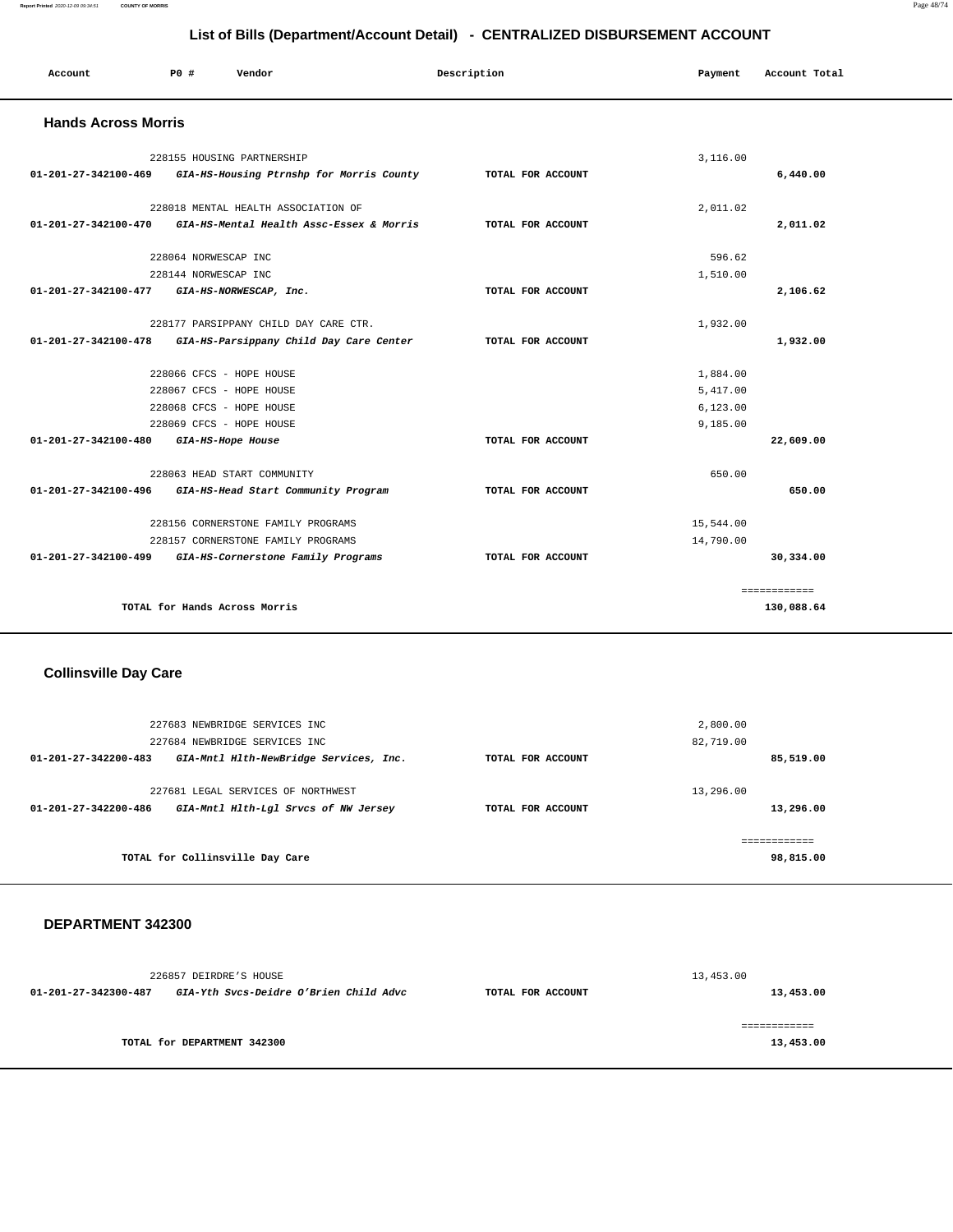# List of Bills (Department/Account Detail) - CENTRALIZED DISBURSEMENT ACCOUNT

| Account | PO # | Vendor | Description | Payment | Account Total |
|---|---|---|---|---|---|

## Hands Across Morris

| Account | PO # | Vendor | Description | Payment | Account Total |
|---|---|---|---|---|---|
| | 228155 | HOUSING PARTNERSHIP | | 3,116.00 | |
| 01-201-27-342100-469 | | *GIA-HS-Housing Ptrnshp for Morris County* | TOTAL FOR ACCOUNT | | 6,440.00 |
| | 228018 | MENTAL HEALTH ASSOCIATION OF | | 2,011.02 | |
| 01-201-27-342100-470 | | *GIA-HS-Mental Health Assc-Essex & Morris* | TOTAL FOR ACCOUNT | | 2,011.02 |
| | 228064 | NORWESCAP INC | | 596.62 | |
| | 228144 | NORWESCAP INC | | 1,510.00 | |
| 01-201-27-342100-477 | | *GIA-HS-NORWESCAP, Inc.* | TOTAL FOR ACCOUNT | | 2,106.62 |
| | 228177 | PARSIPPANY CHILD DAY CARE CTR. | | 1,932.00 | |
| 01-201-27-342100-478 | | *GIA-HS-Parsippany Child Day Care Center* | TOTAL FOR ACCOUNT | | 1,932.00 |
| | 228066 | CFCS - HOPE HOUSE | | 1,884.00 | |
| | 228067 | CFCS - HOPE HOUSE | | 5,417.00 | |
| | 228068 | CFCS - HOPE HOUSE | | 6,123.00 | |
| | 228069 | CFCS - HOPE HOUSE | | 9,185.00 | |
| 01-201-27-342100-480 | | *GIA-HS-Hope House* | TOTAL FOR ACCOUNT | | 22,609.00 |
| | 228063 | HEAD START COMMUNITY | | 650.00 | |
| 01-201-27-342100-496 | | *GIA-HS-Head Start Community Program* | TOTAL FOR ACCOUNT | | 650.00 |
| | 228156 | CORNERSTONE FAMILY PROGRAMS | | 15,544.00 | |
| | 228157 | CORNERSTONE FAMILY PROGRAMS | | 14,790.00 | |
| 01-201-27-342100-499 | | *GIA-HS-Cornerstone Family Programs* | TOTAL FOR ACCOUNT | | 30,334.00 |

TOTAL for Hands Across Morris: **130,088.64**

## Collinsville Day Care

| Account | PO # | Vendor | Description | Payment | Account Total |
|---|---|---|---|---|---|
| | 227683 | NEWBRIDGE SERVICES INC | | 2,800.00 | |
| | 227684 | NEWBRIDGE SERVICES INC | | 82,719.00 | |
| 01-201-27-342200-483 | | *GIA-Mntl Hlth-NewBridge Services, Inc.* | TOTAL FOR ACCOUNT | | 85,519.00 |
| | 227681 | LEGAL SERVICES OF NORTHWEST | | 13,296.00 | |
| 01-201-27-342200-486 | | *GIA-Mntl Hlth-Lgl Srvcs of NW Jersey* | TOTAL FOR ACCOUNT | | 13,296.00 |

TOTAL for Collinsville Day Care: **98,815.00**

## DEPARTMENT 342300

| Account | PO # | Vendor | Description | Payment | Account Total |
|---|---|---|---|---|---|
| | 226857 | DEIRDRE'S HOUSE | | 13,453.00 | |
| 01-201-27-342300-487 | | *GIA-Yth Svcs-Deidre O'Brien Child Advc* | TOTAL FOR ACCOUNT | | 13,453.00 |

TOTAL for DEPARTMENT 342300: **13,453.00**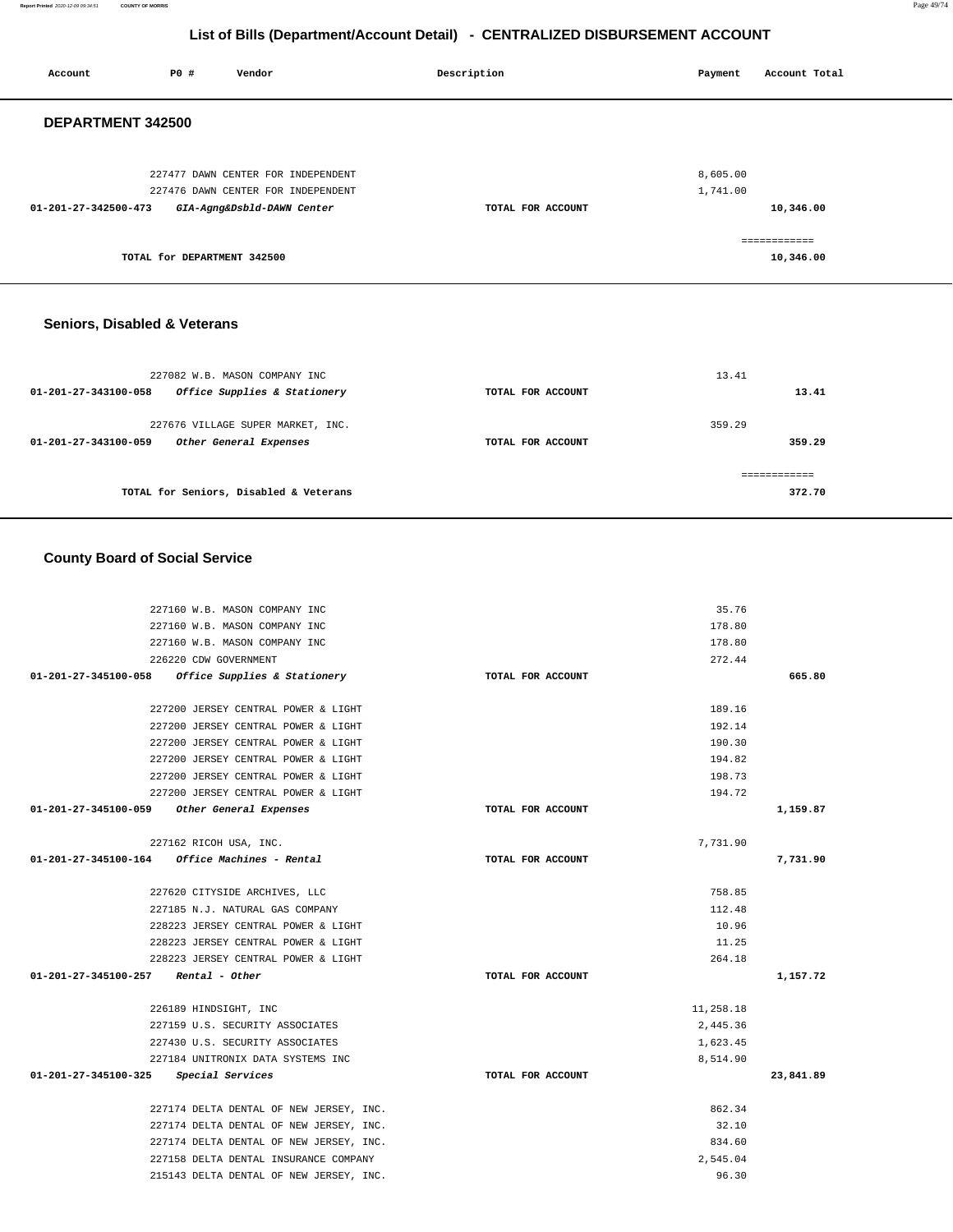## List of Bills (Department/Account Detail) - CENTRALIZED DISBURSEMENT ACCOUNT

| Account | PO # | Vendor | Description | Payment | Account Total |
|---|---|---|---|---|---|

### DEPARTMENT 342500

| Account | PO # | Vendor | Description | Payment | Account Total |
|---|---|---|---|---|---|
| | 227477 | DAWN CENTER FOR INDEPENDENT | | 8,605.00 | |
| | 227476 | DAWN CENTER FOR INDEPENDENT | | 1,741.00 | |
| 01-201-27-342500-473 | | *GIA-Agng&Dsbld-DAWN Center* | TOTAL FOR ACCOUNT | | 10,346.00 |
| | | TOTAL for DEPARTMENT 342500 | | | 10,346.00 |

### Seniors, Disabled & Veterans

| Account | PO # | Vendor | Description | Payment | Account Total |
|---|---|---|---|---|---|
| | 227082 | W.B. MASON COMPANY INC | | 13.41 | |
| 01-201-27-343100-058 | | *Office Supplies & Stationery* | TOTAL FOR ACCOUNT | | 13.41 |
| | 227676 | VILLAGE SUPER MARKET, INC. | | 359.29 | |
| 01-201-27-343100-059 | | *Other General Expenses* | TOTAL FOR ACCOUNT | | 359.29 |
| | | TOTAL for Seniors, Disabled & Veterans | | | 372.70 |

### County Board of Social Service

| Account | PO # | Vendor | Description | Payment | Account Total |
|---|---|---|---|---|---|
| | 227160 | W.B. MASON COMPANY INC | | 35.76 | |
| | 227160 | W.B. MASON COMPANY INC | | 178.80 | |
| | 227160 | W.B. MASON COMPANY INC | | 178.80 | |
| | 226220 | CDW GOVERNMENT | | 272.44 | |
| 01-201-27-345100-058 | | *Office Supplies & Stationery* | TOTAL FOR ACCOUNT | | 665.80 |
| | 227200 | JERSEY CENTRAL POWER & LIGHT | | 189.16 | |
| | 227200 | JERSEY CENTRAL POWER & LIGHT | | 192.14 | |
| | 227200 | JERSEY CENTRAL POWER & LIGHT | | 190.30 | |
| | 227200 | JERSEY CENTRAL POWER & LIGHT | | 194.82 | |
| | 227200 | JERSEY CENTRAL POWER & LIGHT | | 198.73 | |
| | 227200 | JERSEY CENTRAL POWER & LIGHT | | 194.72 | |
| 01-201-27-345100-059 | | *Other General Expenses* | TOTAL FOR ACCOUNT | | 1,159.87 |
| | 227162 | RICOH USA, INC. | | 7,731.90 | |
| 01-201-27-345100-164 | | *Office Machines - Rental* | TOTAL FOR ACCOUNT | | 7,731.90 |
| | 227620 | CITYSIDE ARCHIVES, LLC | | 758.85 | |
| | 227185 | N.J. NATURAL GAS COMPANY | | 112.48 | |
| | 228223 | JERSEY CENTRAL POWER & LIGHT | | 10.96 | |
| | 228223 | JERSEY CENTRAL POWER & LIGHT | | 11.25 | |
| | 228223 | JERSEY CENTRAL POWER & LIGHT | | 264.18 | |
| 01-201-27-345100-257 | | *Rental - Other* | TOTAL FOR ACCOUNT | | 1,157.72 |
| | 226189 | HINDSIGHT, INC | | 11,258.18 | |
| | 227159 | U.S. SECURITY ASSOCIATES | | 2,445.36 | |
| | 227430 | U.S. SECURITY ASSOCIATES | | 1,623.45 | |
| | 227184 | UNITRONIX DATA SYSTEMS INC | | 8,514.90 | |
| 01-201-27-345100-325 | | *Special Services* | TOTAL FOR ACCOUNT | | 23,841.89 |
| | 227174 | DELTA DENTAL OF NEW JERSEY, INC. | | 862.34 | |
| | 227174 | DELTA DENTAL OF NEW JERSEY, INC. | | 32.10 | |
| | 227174 | DELTA DENTAL OF NEW JERSEY, INC. | | 834.60 | |
| | 227158 | DELTA DENTAL INSURANCE COMPANY | | 2,545.04 | |
| | 215143 | DELTA DENTAL OF NEW JERSEY, INC. | | 96.30 | |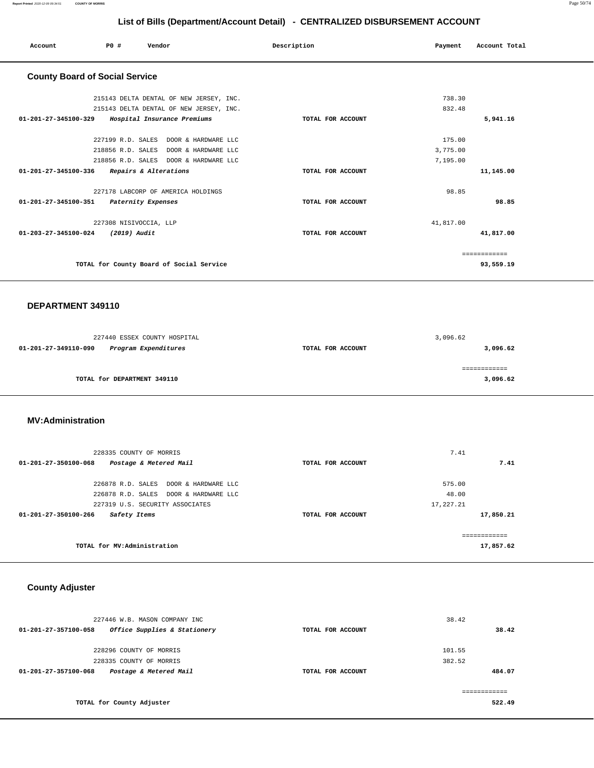## List of Bills (Department/Account Detail) - CENTRALIZED DISBURSEMENT ACCOUNT

| Account | PO # | Vendor | Description | Payment | Account Total |
|---|---|---|---|---|---|

### County Board of Social Service

| Account | PO # | Vendor | Description | Payment | Account Total |
|---|---|---|---|---|---|
| | 215143 | DELTA DENTAL OF NEW JERSEY, INC. | | 738.30 | |
| | 215143 | DELTA DENTAL OF NEW JERSEY, INC. | | 832.48 | |
| 01-201-27-345100-329 | | *Hospital Insurance Premiums* | TOTAL FOR ACCOUNT | | 5,941.16 |
| | 227199 | R.D. SALES DOOR & HARDWARE LLC | | 175.00 | |
| | 218856 | R.D. SALES DOOR & HARDWARE LLC | | 3,775.00 | |
| | 218856 | R.D. SALES DOOR & HARDWARE LLC | | 7,195.00 | |
| 01-201-27-345100-336 | | *Repairs & Alterations* | TOTAL FOR ACCOUNT | | 11,145.00 |
| | 227178 | LABCORP OF AMERICA HOLDINGS | | 98.85 | |
| 01-201-27-345100-351 | | *Paternity Expenses* | TOTAL FOR ACCOUNT | | 98.85 |
| | 227308 | NISIVOCCIA, LLP | | 41,817.00 | |
| 01-203-27-345100-024 | | *(2019) Audit* | TOTAL FOR ACCOUNT | | 41,817.00 |
| | | TOTAL for County Board of Social Service | | | 93,559.19 |

### DEPARTMENT 349110

| Account | PO # | Vendor | Description | Payment | Account Total |
|---|---|---|---|---|---|
| | 227440 | ESSEX COUNTY HOSPITAL | | 3,096.62 | |
| 01-201-27-349110-090 | | *Program Expenditures* | TOTAL FOR ACCOUNT | | 3,096.62 |
| | | TOTAL for DEPARTMENT 349110 | | | 3,096.62 |

### MV:Administration

| Account | PO # | Vendor | Description | Payment | Account Total |
|---|---|---|---|---|---|
| | 228335 | COUNTY OF MORRIS | | 7.41 | |
| 01-201-27-350100-068 | | *Postage & Metered Mail* | TOTAL FOR ACCOUNT | | 7.41 |
| | 226878 | R.D. SALES DOOR & HARDWARE LLC | | 575.00 | |
| | 226878 | R.D. SALES DOOR & HARDWARE LLC | | 48.00 | |
| | 227319 | U.S. SECURITY ASSOCIATES | | 17,227.21 | |
| 01-201-27-350100-266 | | *Safety Items* | TOTAL FOR ACCOUNT | | 17,850.21 |
| | | TOTAL for MV:Administration | | | 17,857.62 |

### County Adjuster

| Account | PO # | Vendor | Description | Payment | Account Total |
|---|---|---|---|---|---|
| | 227446 | W.B. MASON COMPANY INC | | 38.42 | |
| 01-201-27-357100-058 | | *Office Supplies & Stationery* | TOTAL FOR ACCOUNT | | 38.42 |
| | 228296 | COUNTY OF MORRIS | | 101.55 | |
| | 228335 | COUNTY OF MORRIS | | 382.52 | |
| 01-201-27-357100-068 | | *Postage & Metered Mail* | TOTAL FOR ACCOUNT | | 484.07 |
| | | TOTAL for County Adjuster | | | 522.49 |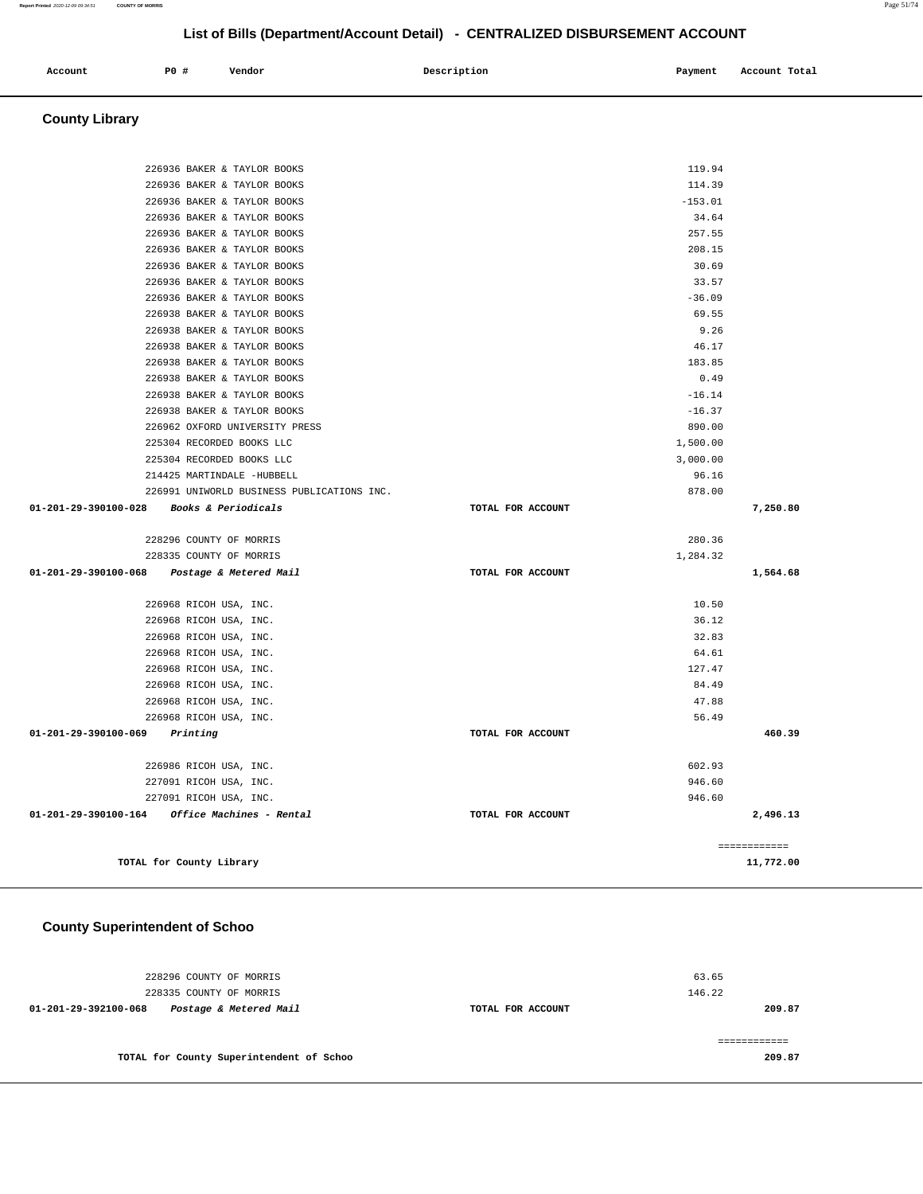## List of Bills (Department/Account Detail) - CENTRALIZED DISBURSEMENT ACCOUNT

| Account | P0 # | Vendor | Description | Payment | Account Total |
|---|---|---|---|---|---|

### County Library

| Account | P0 # | Vendor | Description | Payment | Account Total |
|---|---|---|---|---|---|
| | 226936 | BAKER & TAYLOR BOOKS | | 119.94 | |
| | 226936 | BAKER & TAYLOR BOOKS | | 114.39 | |
| | 226936 | BAKER & TAYLOR BOOKS | | -153.01 | |
| | 226936 | BAKER & TAYLOR BOOKS | | 34.64 | |
| | 226936 | BAKER & TAYLOR BOOKS | | 257.55 | |
| | 226936 | BAKER & TAYLOR BOOKS | | 208.15 | |
| | 226936 | BAKER & TAYLOR BOOKS | | 30.69 | |
| | 226936 | BAKER & TAYLOR BOOKS | | 33.57 | |
| | 226936 | BAKER & TAYLOR BOOKS | | -36.09 | |
| | 226938 | BAKER & TAYLOR BOOKS | | 69.55 | |
| | 226938 | BAKER & TAYLOR BOOKS | | 9.26 | |
| | 226938 | BAKER & TAYLOR BOOKS | | 46.17 | |
| | 226938 | BAKER & TAYLOR BOOKS | | 183.85 | |
| | 226938 | BAKER & TAYLOR BOOKS | | 0.49 | |
| | 226938 | BAKER & TAYLOR BOOKS | | -16.14 | |
| | 226938 | BAKER & TAYLOR BOOKS | | -16.37 | |
| | 226962 | OXFORD UNIVERSITY PRESS | | 890.00 | |
| | 225304 | RECORDED BOOKS LLC | | 1,500.00 | |
| | 225304 | RECORDED BOOKS LLC | | 3,000.00 | |
| | 214425 | MARTINDALE -HUBBELL | | 96.16 | |
| | 226991 | UNIWORLD BUSINESS PUBLICATIONS INC. | | 878.00 | |
| **01-201-29-390100-028** | | ***Books & Periodicals*** | **TOTAL FOR ACCOUNT** | | **7,250.80** |
| | 228296 | COUNTY OF MORRIS | | 280.36 | |
| | 228335 | COUNTY OF MORRIS | | 1,284.32 | |
| **01-201-29-390100-068** | | ***Postage & Metered Mail*** | **TOTAL FOR ACCOUNT** | | **1,564.68** |
| | 226968 | RICOH USA, INC. | | 10.50 | |
| | 226968 | RICOH USA, INC. | | 36.12 | |
| | 226968 | RICOH USA, INC. | | 32.83 | |
| | 226968 | RICOH USA, INC. | | 64.61 | |
| | 226968 | RICOH USA, INC. | | 127.47 | |
| | 226968 | RICOH USA, INC. | | 84.49 | |
| | 226968 | RICOH USA, INC. | | 47.88 | |
| | 226968 | RICOH USA, INC. | | 56.49 | |
| **01-201-29-390100-069** | | ***Printing*** | **TOTAL FOR ACCOUNT** | | **460.39** |
| | 226986 | RICOH USA, INC. | | 602.93 | |
| | 227091 | RICOH USA, INC. | | 946.60 | |
| | 227091 | RICOH USA, INC. | | 946.60 | |
| **01-201-29-390100-164** | | ***Office Machines - Rental*** | **TOTAL FOR ACCOUNT** | | **2,496.13** |
| | | | | | ============ |
| | | **TOTAL for County Library** | | | **11,772.00** |

### County Superintendent of Schoo

| Account | P0 # | Vendor | Description | Payment | Account Total |
|---|---|---|---|---|---|
| | 228296 | COUNTY OF MORRIS | | 63.65 | |
| | 228335 | COUNTY OF MORRIS | | 146.22 | |
| **01-201-29-392100-068** | | ***Postage & Metered Mail*** | **TOTAL FOR ACCOUNT** | | **209.87** |
| | | | | | ============ |
| | | **TOTAL for County Superintendent of Schoo** | | | **209.87** |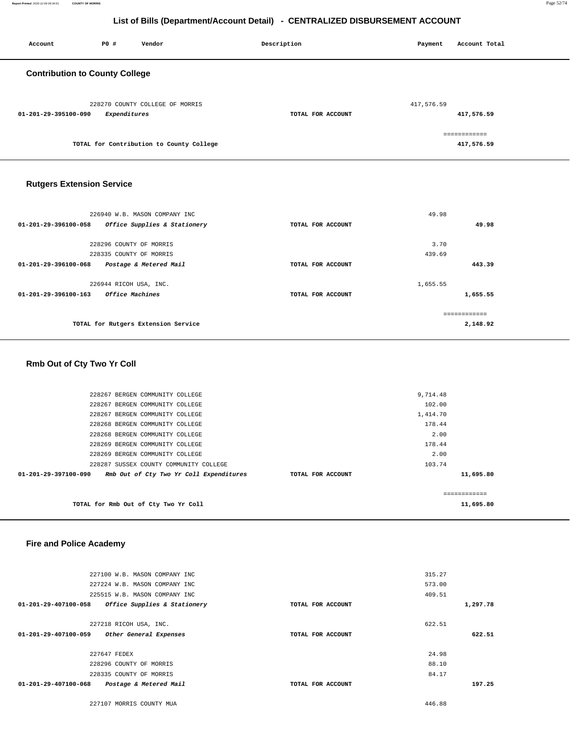# List of Bills (Department/Account Detail) - CENTRALIZED DISBURSEMENT ACCOUNT

| Account | PO # | Vendor | Description | Payment | Account Total |
|---|---|---|---|---|---|

## Contribution to County College

| Account | PO # | Vendor | Description | Payment | Account Total |
|---|---|---|---|---|---|
| | 228270 | COUNTY COLLEGE OF MORRIS | | 417,576.59 | |
| 01-201-29-395100-090 | | *Expenditures* | TOTAL FOR ACCOUNT | | 417,576.59 |
| | | | | | ============ |
| | | TOTAL for Contribution to County College | | | 417,576.59 |

## Rutgers Extension Service

| Account | PO # | Vendor | Description | Payment | Account Total |
|---|---|---|---|---|---|
| | 226940 | W.B. MASON COMPANY INC | | 49.98 | |
| 01-201-29-396100-058 | | *Office Supplies & Stationery* | TOTAL FOR ACCOUNT | | 49.98 |
| | 228296 | COUNTY OF MORRIS | | 3.70 | |
| | 228335 | COUNTY OF MORRIS | | 439.69 | |
| 01-201-29-396100-068 | | *Postage & Metered Mail* | TOTAL FOR ACCOUNT | | 443.39 |
| | 226944 | RICOH USA, INC. | | 1,655.55 | |
| 01-201-29-396100-163 | | *Office Machines* | TOTAL FOR ACCOUNT | | 1,655.55 |
| | | | | | ============ |
| | | TOTAL for Rutgers Extension Service | | | 2,148.92 |

## Rmb Out of Cty Two Yr Coll

| Account | PO # | Vendor | Description | Payment | Account Total |
|---|---|---|---|---|---|
| | 228267 | BERGEN COMMUNITY COLLEGE | | 9,714.48 | |
| | 228267 | BERGEN COMMUNITY COLLEGE | | 102.00 | |
| | 228267 | BERGEN COMMUNITY COLLEGE | | 1,414.70 | |
| | 228268 | BERGEN COMMUNITY COLLEGE | | 178.44 | |
| | 228268 | BERGEN COMMUNITY COLLEGE | | 2.00 | |
| | 228269 | BERGEN COMMUNITY COLLEGE | | 178.44 | |
| | 228269 | BERGEN COMMUNITY COLLEGE | | 2.00 | |
| | 228287 | SUSSEX COUNTY COMMUNITY COLLEGE | | 103.74 | |
| 01-201-29-397100-090 | | *Rmb Out of Cty Two Yr Coll Expenditures* | TOTAL FOR ACCOUNT | | 11,695.80 |
| | | | | | ============ |
| | | TOTAL for Rmb Out of Cty Two Yr Coll | | | 11,695.80 |

## Fire and Police Academy

| Account | PO # | Vendor | Description | Payment | Account Total |
|---|---|---|---|---|---|
| | 227100 | W.B. MASON COMPANY INC | | 315.27 | |
| | 227224 | W.B. MASON COMPANY INC | | 573.00 | |
| | 225515 | W.B. MASON COMPANY INC | | 409.51 | |
| 01-201-29-407100-058 | | *Office Supplies & Stationery* | TOTAL FOR ACCOUNT | | 1,297.78 |
| | 227218 | RICOH USA, INC. | | 622.51 | |
| 01-201-29-407100-059 | | *Other General Expenses* | TOTAL FOR ACCOUNT | | 622.51 |
| | 227647 | FEDEX | | 24.98 | |
| | 228296 | COUNTY OF MORRIS | | 88.10 | |
| | 228335 | COUNTY OF MORRIS | | 84.17 | |
| 01-201-29-407100-068 | | *Postage & Metered Mail* | TOTAL FOR ACCOUNT | | 197.25 |
| | 227107 | MORRIS COUNTY MUA | | 446.88 | |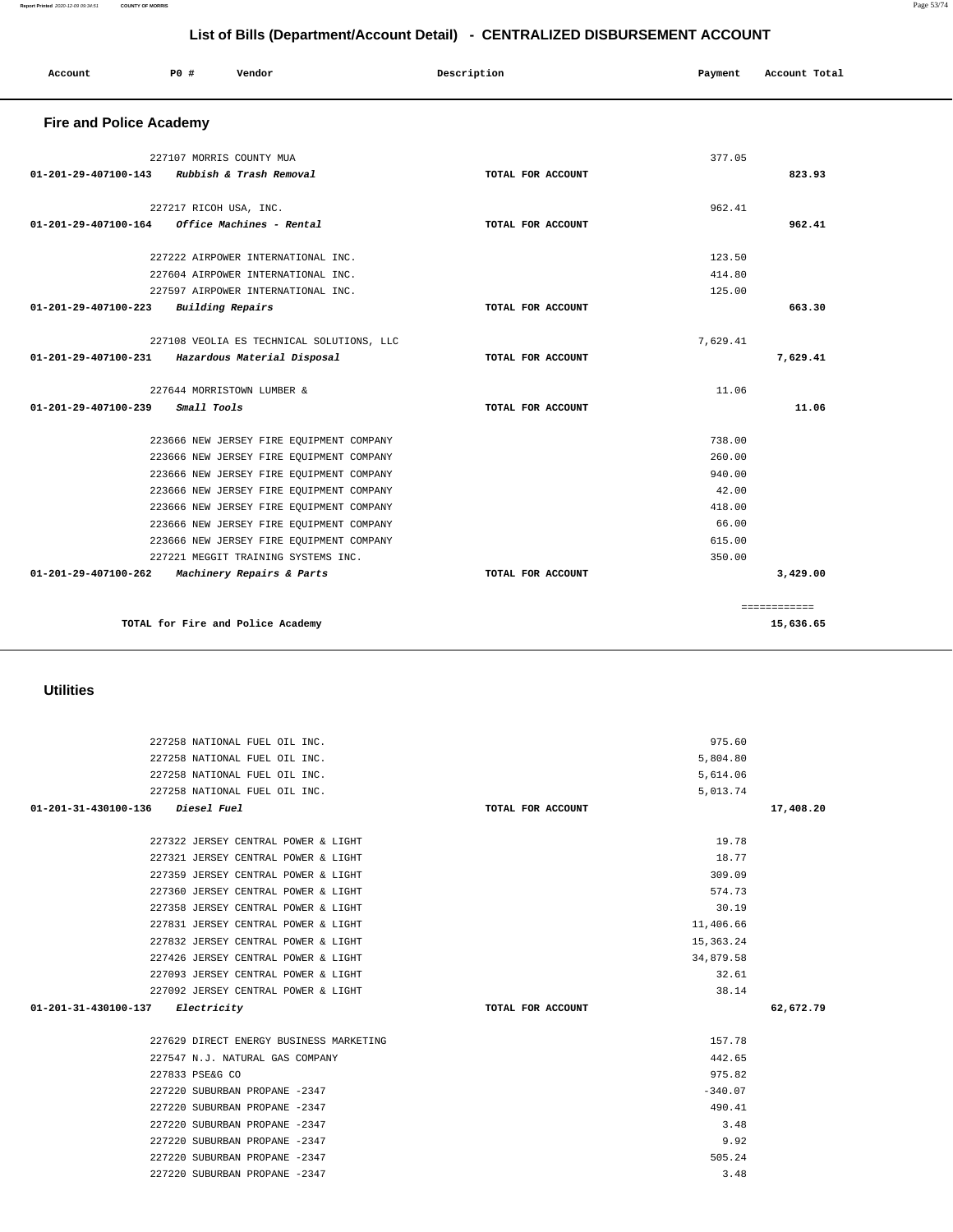## List of Bills (Department/Account Detail) - CENTRALIZED DISBURSEMENT ACCOUNT

| Account | PO # | Vendor | Description | Payment | Account Total |
|---|---|---|---|---|---|

### Fire and Police Academy

| Account | PO # | Vendor | Description | Payment | Account Total |
|---|---|---|---|---|---|
| | 227107 | MORRIS COUNTY MUA | | 377.05 | |
| 01-201-29-407100-143 | | *Rubbish & Trash Removal* | TOTAL FOR ACCOUNT | | 823.93 |
| | 227217 | RICOH USA, INC. | | 962.41 | |
| 01-201-29-407100-164 | | *Office Machines - Rental* | TOTAL FOR ACCOUNT | | 962.41 |
| | 227222 | AIRPOWER INTERNATIONAL INC. | | 123.50 | |
| | 227604 | AIRPOWER INTERNATIONAL INC. | | 414.80 | |
| | 227597 | AIRPOWER INTERNATIONAL INC. | | 125.00 | |
| 01-201-29-407100-223 | | *Building Repairs* | TOTAL FOR ACCOUNT | | 663.30 |
| | 227108 | VEOLIA ES TECHNICAL SOLUTIONS, LLC | | 7,629.41 | |
| 01-201-29-407100-231 | | *Hazardous Material Disposal* | TOTAL FOR ACCOUNT | | 7,629.41 |
| | 227644 | MORRISTOWN LUMBER & | | 11.06 | |
| 01-201-29-407100-239 | | *Small Tools* | TOTAL FOR ACCOUNT | | 11.06 |
| | 223666 | NEW JERSEY FIRE EQUIPMENT COMPANY | | 738.00 | |
| | 223666 | NEW JERSEY FIRE EQUIPMENT COMPANY | | 260.00 | |
| | 223666 | NEW JERSEY FIRE EQUIPMENT COMPANY | | 940.00 | |
| | 223666 | NEW JERSEY FIRE EQUIPMENT COMPANY | | 42.00 | |
| | 223666 | NEW JERSEY FIRE EQUIPMENT COMPANY | | 418.00 | |
| | 223666 | NEW JERSEY FIRE EQUIPMENT COMPANY | | 66.00 | |
| | 223666 | NEW JERSEY FIRE EQUIPMENT COMPANY | | 615.00 | |
| | 227221 | MEGGIT TRAINING SYSTEMS INC. | | 350.00 | |
| 01-201-29-407100-262 | | *Machinery Repairs & Parts* | TOTAL FOR ACCOUNT | | 3,429.00 |
| | | | | | ============ |
| | | TOTAL for Fire and Police Academy | | | 15,636.65 |

### Utilities

| Account | PO # | Vendor | Description | Payment | Account Total |
|---|---|---|---|---|---|
| | 227258 | NATIONAL FUEL OIL INC. | | 975.60 | |
| | 227258 | NATIONAL FUEL OIL INC. | | 5,804.80 | |
| | 227258 | NATIONAL FUEL OIL INC. | | 5,614.06 | |
| | 227258 | NATIONAL FUEL OIL INC. | | 5,013.74 | |
| 01-201-31-430100-136 | | *Diesel Fuel* | TOTAL FOR ACCOUNT | | 17,408.20 |
| | 227322 | JERSEY CENTRAL POWER & LIGHT | | 19.78 | |
| | 227321 | JERSEY CENTRAL POWER & LIGHT | | 18.77 | |
| | 227359 | JERSEY CENTRAL POWER & LIGHT | | 309.09 | |
| | 227360 | JERSEY CENTRAL POWER & LIGHT | | 574.73 | |
| | 227358 | JERSEY CENTRAL POWER & LIGHT | | 30.19 | |
| | 227831 | JERSEY CENTRAL POWER & LIGHT | | 11,406.66 | |
| | 227832 | JERSEY CENTRAL POWER & LIGHT | | 15,363.24 | |
| | 227426 | JERSEY CENTRAL POWER & LIGHT | | 34,879.58 | |
| | 227093 | JERSEY CENTRAL POWER & LIGHT | | 32.61 | |
| | 227092 | JERSEY CENTRAL POWER & LIGHT | | 38.14 | |
| 01-201-31-430100-137 | | *Electricity* | TOTAL FOR ACCOUNT | | 62,672.79 |
| | 227629 | DIRECT ENERGY BUSINESS MARKETING | | 157.78 | |
| | 227547 | N.J. NATURAL GAS COMPANY | | 442.65 | |
| | 227833 | PSE&G CO | | 975.82 | |
| | 227220 | SUBURBAN PROPANE -2347 | | -340.07 | |
| | 227220 | SUBURBAN PROPANE -2347 | | 490.41 | |
| | 227220 | SUBURBAN PROPANE -2347 | | 3.48 | |
| | 227220 | SUBURBAN PROPANE -2347 | | 9.92 | |
| | 227220 | SUBURBAN PROPANE -2347 | | 505.24 | |
| | 227220 | SUBURBAN PROPANE -2347 | | 3.48 | |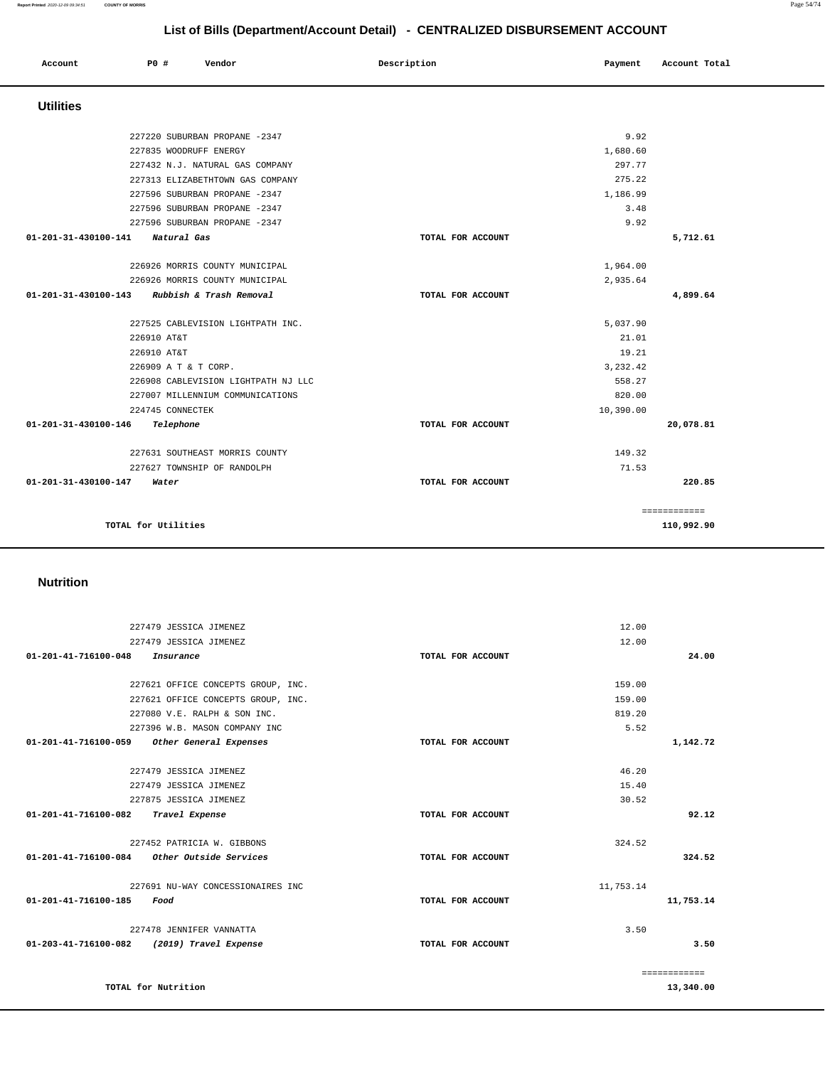## List of Bills (Department/Account Detail) - CENTRALIZED DISBURSEMENT ACCOUNT

| Account | PO # | Vendor | Description | Payment | Account Total |
|---|---|---|---|---|---|

### Utilities

| Account | PO # | Vendor | Description | Payment | Account Total |
|---|---|---|---|---|---|
| | 227220 | SUBURBAN PROPANE -2347 | | 9.92 | |
| | 227835 | WOODRUFF ENERGY | | 1,680.60 | |
| | 227432 | N.J. NATURAL GAS COMPANY | | 297.77 | |
| | 227313 | ELIZABETHTOWN GAS COMPANY | | 275.22 | |
| | 227596 | SUBURBAN PROPANE -2347 | | 1,186.99 | |
| | 227596 | SUBURBAN PROPANE -2347 | | 3.48 | |
| | 227596 | SUBURBAN PROPANE -2347 | | 9.92 | |
| 01-201-31-430100-141 *Natural Gas* | | | TOTAL FOR ACCOUNT | | 5,712.61 |
| | 226926 | MORRIS COUNTY MUNICIPAL | | 1,964.00 | |
| | 226926 | MORRIS COUNTY MUNICIPAL | | 2,935.64 | |
| 01-201-31-430100-143 *Rubbish & Trash Removal* | | | TOTAL FOR ACCOUNT | | 4,899.64 |
| | 227525 | CABLEVISION LIGHTPATH INC. | | 5,037.90 | |
| | 226910 | AT&T | | 21.01 | |
| | 226910 | AT&T | | 19.21 | |
| | 226909 | A T & T CORP. | | 3,232.42 | |
| | 226908 | CABLEVISION LIGHTPATH NJ LLC | | 558.27 | |
| | 227007 | MILLENNIUM COMMUNICATIONS | | 820.00 | |
| | 224745 | CONNECTEK | | 10,390.00 | |
| 01-201-31-430100-146 *Telephone* | | | TOTAL FOR ACCOUNT | | 20,078.81 |
| | 227631 | SOUTHEAST MORRIS COUNTY | | 149.32 | |
| | 227627 | TOWNSHIP OF RANDOLPH | | 71.53 | |
| 01-201-31-430100-147 *Water* | | | TOTAL FOR ACCOUNT | | 220.85 |
| TOTAL for Utilities | | | | | 110,992.90 |

### Nutrition

| Account | PO # | Vendor | Description | Payment | Account Total |
|---|---|---|---|---|---|
| | 227479 | JESSICA JIMENEZ | | 12.00 | |
| | 227479 | JESSICA JIMENEZ | | 12.00 | |
| 01-201-41-716100-048 *Insurance* | | | TOTAL FOR ACCOUNT | | 24.00 |
| | 227621 | OFFICE CONCEPTS GROUP, INC. | | 159.00 | |
| | 227621 | OFFICE CONCEPTS GROUP, INC. | | 159.00 | |
| | 227080 | V.E. RALPH & SON INC. | | 819.20 | |
| | 227396 | W.B. MASON COMPANY INC | | 5.52 | |
| 01-201-41-716100-059 *Other General Expenses* | | | TOTAL FOR ACCOUNT | | 1,142.72 |
| | 227479 | JESSICA JIMENEZ | | 46.20 | |
| | 227479 | JESSICA JIMENEZ | | 15.40 | |
| | 227875 | JESSICA JIMENEZ | | 30.52 | |
| 01-201-41-716100-082 *Travel Expense* | | | TOTAL FOR ACCOUNT | | 92.12 |
| | 227452 | PATRICIA W. GIBBONS | | 324.52 | |
| 01-201-41-716100-084 *Other Outside Services* | | | TOTAL FOR ACCOUNT | | 324.52 |
| | 227691 | NU-WAY CONCESSIONAIRES INC | | 11,753.14 | |
| 01-201-41-716100-185 *Food* | | | TOTAL FOR ACCOUNT | | 11,753.14 |
| | 227478 | JENNIFER VANNATTA | | 3.50 | |
| 01-203-41-716100-082 *(2019) Travel Expense* | | | TOTAL FOR ACCOUNT | | 3.50 |
| TOTAL for Nutrition | | | | | 13,340.00 |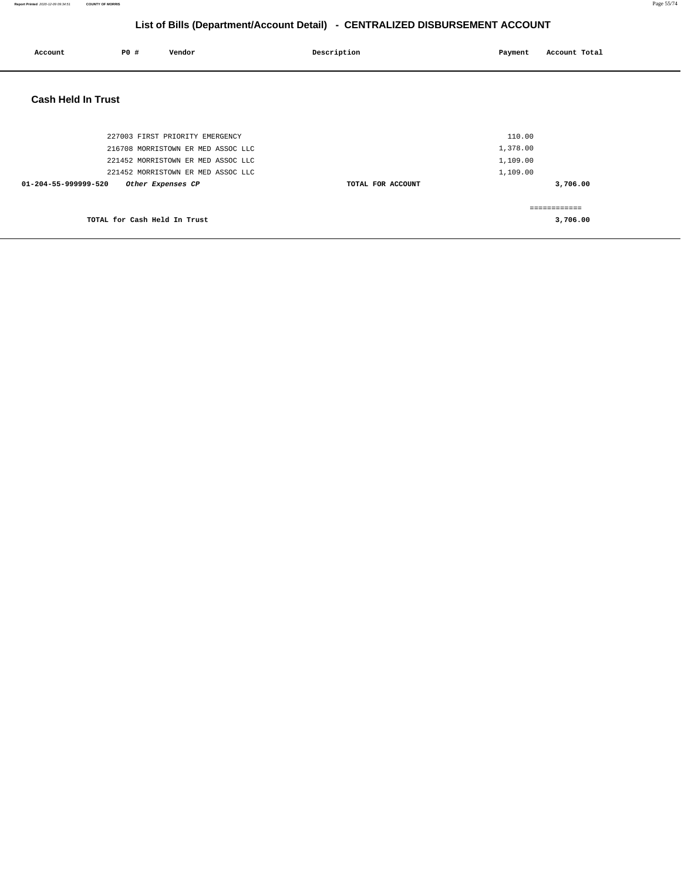# List of Bills (Department/Account Detail) - CENTRALIZED DISBURSEMENT ACCOUNT

## Cash Held In Trust

| Account | PO # | Vendor | Description | Payment | Account Total |
|---|---|---|---|---|---|
| | 227003 | FIRST PRIORITY EMERGENCY | | 110.00 | |
| | 216708 | MORRISTOWN ER MED ASSOC LLC | | 1,378.00 | |
| | 221452 | MORRISTOWN ER MED ASSOC LLC | | 1,109.00 | |
| | 221452 | MORRISTOWN ER MED ASSOC LLC | | 1,109.00 | |
| **01-204-55-999999-520** | ***Other Expenses CP*** | | **TOTAL FOR ACCOUNT** | | **3,706.00** |
| | | | | | ============ |
| | **TOTAL for Cash Held In Trust** | | | | **3,706.00** |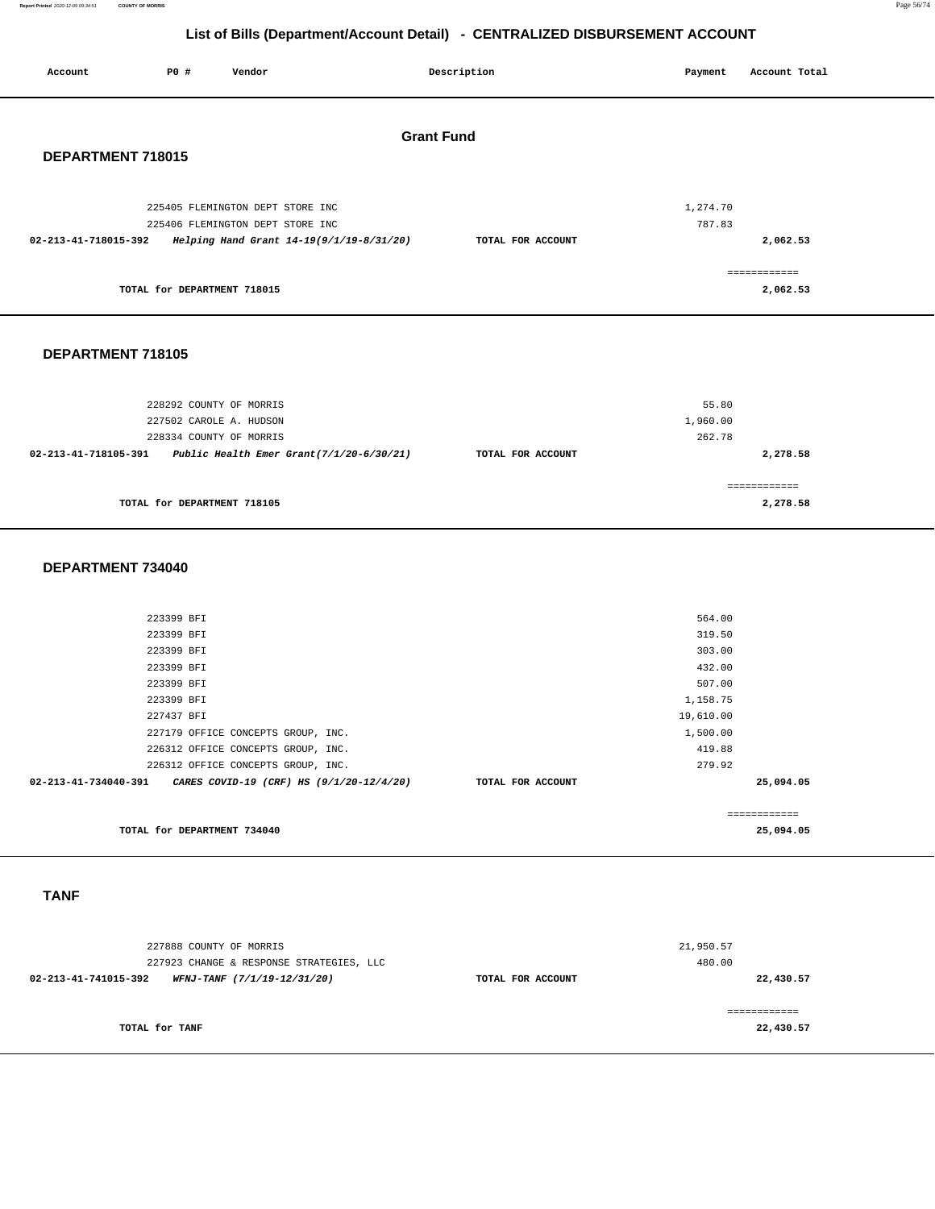# List of Bills (Department/Account Detail) - CENTRALIZED DISBURSEMENT ACCOUNT

| Account | PO # | Vendor | Description | Payment | Account Total |
|---|---|---|---|---|---|

## Grant Fund

### DEPARTMENT 718015

| Account | PO # | Vendor | Description | Payment | Account Total |
|---|---|---|---|---|---|
| | 225405 | FLEMINGTON DEPT STORE INC | | 1,274.70 | |
| | 225406 | FLEMINGTON DEPT STORE INC | | 787.83 | |
| **02-213-41-718015-392** | | ***Helping Hand Grant 14-19(9/1/19-8/31/20)*** | **TOTAL FOR ACCOUNT** | | **2,062.53** |
| | | | | | ============ |
| | **TOTAL for DEPARTMENT 718015** | | | | **2,062.53** |

### DEPARTMENT 718105

| Account | PO # | Vendor | Description | Payment | Account Total |
|---|---|---|---|---|---|
| | 228292 | COUNTY OF MORRIS | | 55.80 | |
| | 227502 | CAROLE A. HUDSON | | 1,960.00 | |
| | 228334 | COUNTY OF MORRIS | | 262.78 | |
| **02-213-41-718105-391** | | ***Public Health Emer Grant(7/1/20-6/30/21)*** | **TOTAL FOR ACCOUNT** | | **2,278.58** |
| | | | | | ============ |
| | **TOTAL for DEPARTMENT 718105** | | | | **2,278.58** |

### DEPARTMENT 734040

| Account | PO # | Vendor | Description | Payment | Account Total |
|---|---|---|---|---|---|
| | 223399 | BFI | | 564.00 | |
| | 223399 | BFI | | 319.50 | |
| | 223399 | BFI | | 303.00 | |
| | 223399 | BFI | | 432.00 | |
| | 223399 | BFI | | 507.00 | |
| | 223399 | BFI | | 1,158.75 | |
| | 227437 | BFI | | 19,610.00 | |
| | 227179 | OFFICE CONCEPTS GROUP, INC. | | 1,500.00 | |
| | 226312 | OFFICE CONCEPTS GROUP, INC. | | 419.88 | |
| | 226312 | OFFICE CONCEPTS GROUP, INC. | | 279.92 | |
| **02-213-41-734040-391** | | ***CARES COVID-19 (CRF) HS (9/1/20-12/4/20)*** | **TOTAL FOR ACCOUNT** | | **25,094.05** |
| | | | | | ============ |
| | **TOTAL for DEPARTMENT 734040** | | | | **25,094.05** |

### TANF

| Account | PO # | Vendor | Description | Payment | Account Total |
|---|---|---|---|---|---|
| | 227888 | COUNTY OF MORRIS | | 21,950.57 | |
| | 227923 | CHANGE & RESPONSE STRATEGIES, LLC | | 480.00 | |
| **02-213-41-741015-392** | | ***WFNJ-TANF (7/1/19-12/31/20)*** | **TOTAL FOR ACCOUNT** | | **22,430.57** |
| | | | | | ============ |
| | **TOTAL for TANF** | | | | **22,430.57** |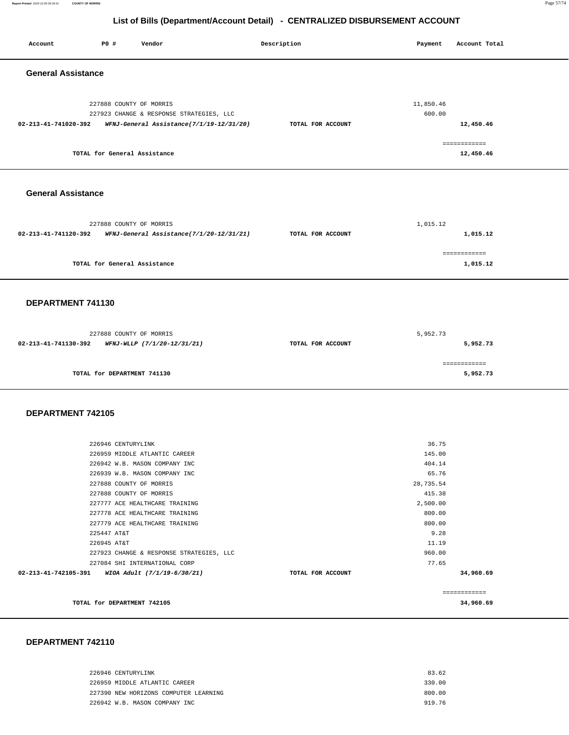## List of Bills (Department/Account Detail) - CENTRALIZED DISBURSEMENT ACCOUNT

| Account | PO # | Vendor | Description | Payment | Account Total |
|---|---|---|---|---|---|

### General Assistance

| Account | PO # | Vendor | Description | Payment | Account Total |
|---|---|---|---|---|---|
| | 227888 | COUNTY OF MORRIS | | 11,850.46 | |
| | 227923 | CHANGE & RESPONSE STRATEGIES, LLC | | 600.00 | |
| **02-213-41-741020-392** | | ***WFNJ-General Assistance(7/1/19-12/31/20)*** | **TOTAL FOR ACCOUNT** | | **12,450.46** |
| | | | | | ============ |
| | | **TOTAL for General Assistance** | | | **12,450.46** |

### General Assistance

| Account | PO # | Vendor | Description | Payment | Account Total |
|---|---|---|---|---|---|
| | 227888 | COUNTY OF MORRIS | | 1,015.12 | |
| **02-213-41-741120-392** | | ***WFNJ-General Assistance(7/1/20-12/31/21)*** | **TOTAL FOR ACCOUNT** | | **1,015.12** |
| | | | | | ============ |
| | | **TOTAL for General Assistance** | | | **1,015.12** |

### DEPARTMENT 741130

| Account | PO # | Vendor | Description | Payment | Account Total |
|---|---|---|---|---|---|
| | 227888 | COUNTY OF MORRIS | | 5,952.73 | |
| **02-213-41-741130-392** | | ***WFNJ-WLLP (7/1/20-12/31/21)*** | **TOTAL FOR ACCOUNT** | | **5,952.73** |
| | | | | | ============ |
| | | **TOTAL for DEPARTMENT 741130** | | | **5,952.73** |

### DEPARTMENT 742105

| Account | PO # | Vendor | Description | Payment | Account Total |
|---|---|---|---|---|---|
| | 226946 | CENTURYLINK | | 36.75 | |
| | 226959 | MIDDLE ATLANTIC CAREER | | 145.00 | |
| | 226942 | W.B. MASON COMPANY INC | | 404.14 | |
| | 226939 | W.B. MASON COMPANY INC | | 65.76 | |
| | 227888 | COUNTY OF MORRIS | | 28,735.54 | |
| | 227888 | COUNTY OF MORRIS | | 415.38 | |
| | 227777 | ACE HEALTHCARE TRAINING | | 2,500.00 | |
| | 227778 | ACE HEALTHCARE TRAINING | | 800.00 | |
| | 227779 | ACE HEALTHCARE TRAINING | | 800.00 | |
| | 225447 | AT&T | | 9.28 | |
| | 226945 | AT&T | | 11.19 | |
| | 227923 | CHANGE & RESPONSE STRATEGIES, LLC | | 960.00 | |
| | 227084 | SHI INTERNATIONAL CORP | | 77.65 | |
| **02-213-41-742105-391** | | ***WIOA Adult (7/1/19-6/30/21)*** | **TOTAL FOR ACCOUNT** | | **34,960.69** |
| | | | | | ============ |
| | | **TOTAL for DEPARTMENT 742105** | | | **34,960.69** |

### DEPARTMENT 742110

| Account | PO # | Vendor | Description | Payment | Account Total |
|---|---|---|---|---|---|
| | 226946 | CENTURYLINK | | 83.62 | |
| | 226959 | MIDDLE ATLANTIC CAREER | | 330.00 | |
| | 227390 | NEW HORIZONS COMPUTER LEARNING | | 800.00 | |
| | 226942 | W.B. MASON COMPANY INC | | 919.76 | |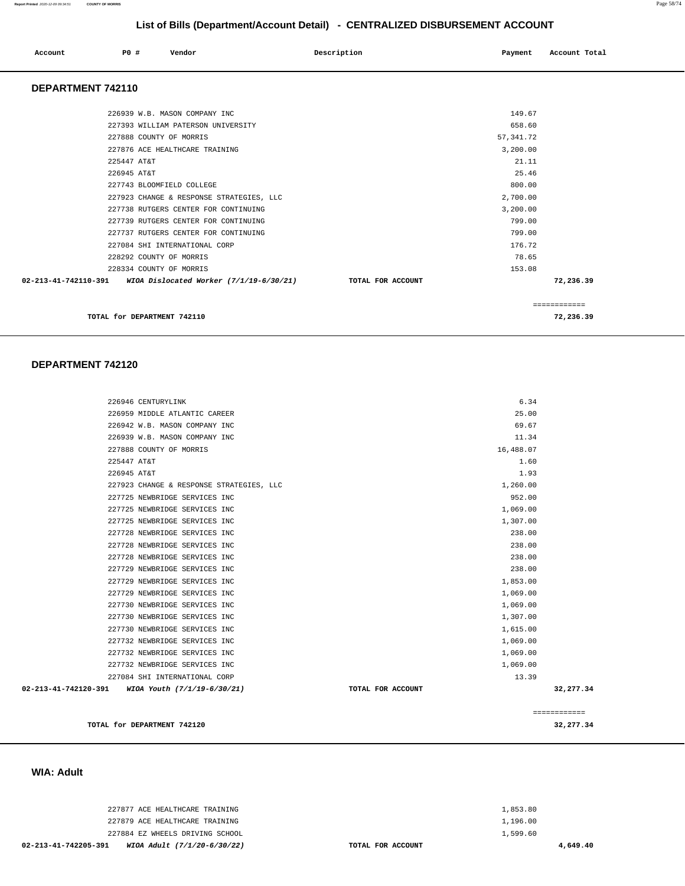# List of Bills (Department/Account Detail) - CENTRALIZED DISBURSEMENT ACCOUNT

| Account | PO # | Vendor | Description | Payment | Account Total |
|---|---|---|---|---|---|

## DEPARTMENT 742110

| Account | PO # | Vendor | Description | Payment | Account Total |
|---|---|---|---|---|---|
| | 226939 | W.B. MASON COMPANY INC | | 149.67 | |
| | 227393 | WILLIAM PATERSON UNIVERSITY | | 658.60 | |
| | 227888 | COUNTY OF MORRIS | | 57,341.72 | |
| | 227876 | ACE HEALTHCARE TRAINING | | 3,200.00 | |
| | 225447 | AT&T | | 21.11 | |
| | 226945 | AT&T | | 25.46 | |
| | 227743 | BLOOMFIELD COLLEGE | | 800.00 | |
| | 227923 | CHANGE & RESPONSE STRATEGIES, LLC | | 2,700.00 | |
| | 227738 | RUTGERS CENTER FOR CONTINUING | | 3,200.00 | |
| | 227739 | RUTGERS CENTER FOR CONTINUING | | 799.00 | |
| | 227737 | RUTGERS CENTER FOR CONTINUING | | 799.00 | |
| | 227084 | SHI INTERNATIONAL CORP | | 176.72 | |
| | 228292 | COUNTY OF MORRIS | | 78.65 | |
| | 228334 | COUNTY OF MORRIS | | 153.08 | |
| **02-213-41-742110-391** | | ***WIOA Dislocated Worker (7/1/19-6/30/21)*** | **TOTAL FOR ACCOUNT** | | **72,236.39** |

**TOTAL for DEPARTMENT 742110** ............ **72,236.39**

## DEPARTMENT 742120

| Account | PO # | Vendor | Description | Payment | Account Total |
|---|---|---|---|---|---|
| | 226946 | CENTURYLINK | | 6.34 | |
| | 226959 | MIDDLE ATLANTIC CAREER | | 25.00 | |
| | 226942 | W.B. MASON COMPANY INC | | 69.67 | |
| | 226939 | W.B. MASON COMPANY INC | | 11.34 | |
| | 227888 | COUNTY OF MORRIS | | 16,488.07 | |
| | 225447 | AT&T | | 1.60 | |
| | 226945 | AT&T | | 1.93 | |
| | 227923 | CHANGE & RESPONSE STRATEGIES, LLC | | 1,260.00 | |
| | 227725 | NEWBRIDGE SERVICES INC | | 952.00 | |
| | 227725 | NEWBRIDGE SERVICES INC | | 1,069.00 | |
| | 227725 | NEWBRIDGE SERVICES INC | | 1,307.00 | |
| | 227728 | NEWBRIDGE SERVICES INC | | 238.00 | |
| | 227728 | NEWBRIDGE SERVICES INC | | 238.00 | |
| | 227728 | NEWBRIDGE SERVICES INC | | 238.00 | |
| | 227729 | NEWBRIDGE SERVICES INC | | 238.00 | |
| | 227729 | NEWBRIDGE SERVICES INC | | 1,853.00 | |
| | 227729 | NEWBRIDGE SERVICES INC | | 1,069.00 | |
| | 227730 | NEWBRIDGE SERVICES INC | | 1,069.00 | |
| | 227730 | NEWBRIDGE SERVICES INC | | 1,307.00 | |
| | 227730 | NEWBRIDGE SERVICES INC | | 1,615.00 | |
| | 227732 | NEWBRIDGE SERVICES INC | | 1,069.00 | |
| | 227732 | NEWBRIDGE SERVICES INC | | 1,069.00 | |
| | 227732 | NEWBRIDGE SERVICES INC | | 1,069.00 | |
| | 227084 | SHI INTERNATIONAL CORP | | 13.39 | |
| **02-213-41-742120-391** | | ***WIOA Youth (7/1/19-6/30/21)*** | **TOTAL FOR ACCOUNT** | | **32,277.34** |

**TOTAL for DEPARTMENT 742120** ............ **32,277.34**

## WIA: Adult

| Account | PO # | Vendor | Description | Payment | Account Total |
|---|---|---|---|---|---|
| | 227877 | ACE HEALTHCARE TRAINING | | 1,853.80 | |
| | 227879 | ACE HEALTHCARE TRAINING | | 1,196.00 | |
| | 227884 | EZ WHEELS DRIVING SCHOOL | | 1,599.60 | |
| **02-213-41-742205-391** | | ***WIOA Adult (7/1/20-6/30/22)*** | **TOTAL FOR ACCOUNT** | | **4,649.40** |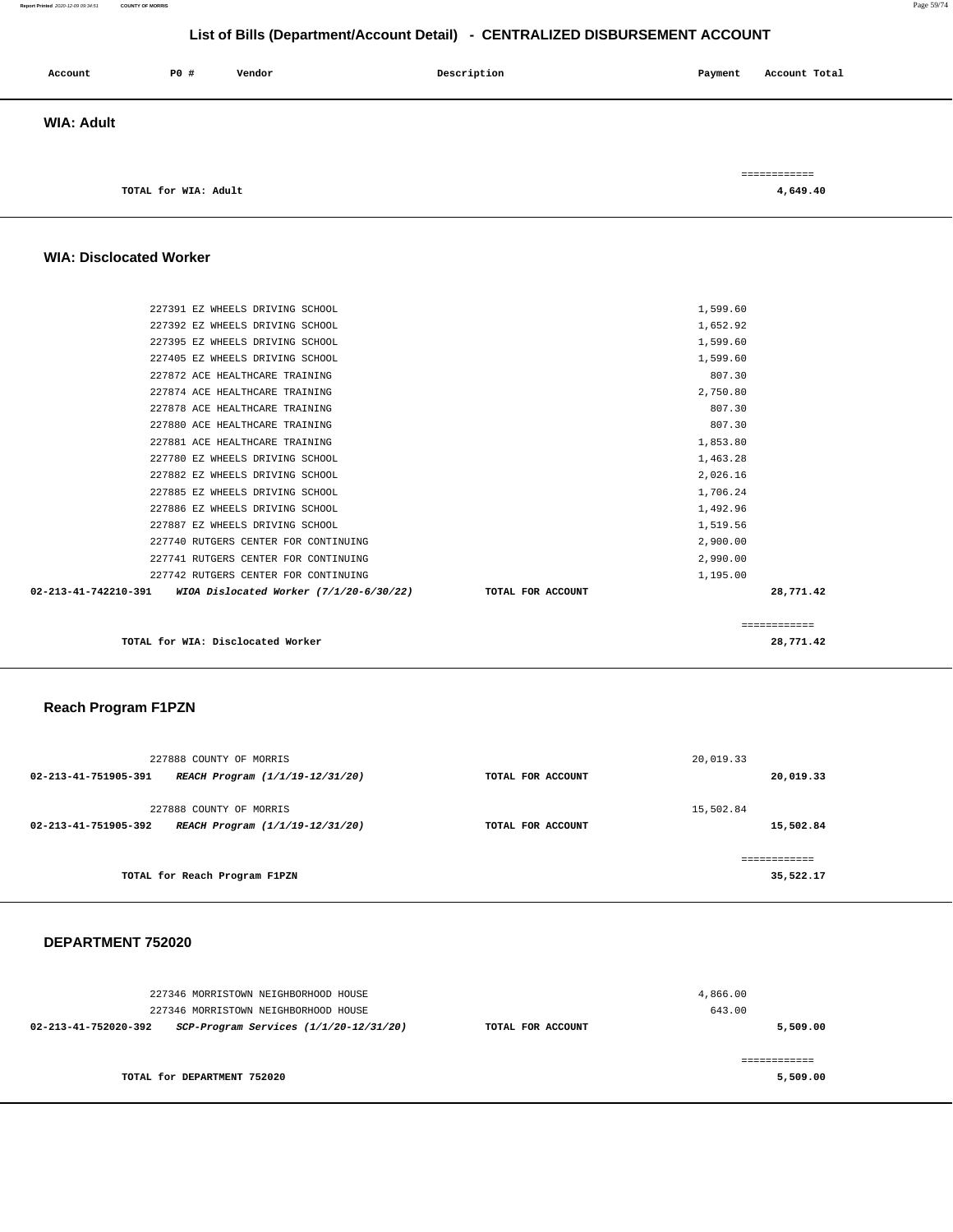# List of Bills (Department/Account Detail) - CENTRALIZED DISBURSEMENT ACCOUNT

| Account | PO # | Vendor | Description | Payment | Account Total |
|---|---|---|---|---|---|

## WIA: Adult

| | | |
|---|---|---|
| TOTAL for WIA: Adult | | 4,649.40 |

## WIA: Disclocated Worker

| Account | PO # | Vendor | Description | Payment | Account Total |
|---|---|---|---|---|---|
| | 227391 | EZ WHEELS DRIVING SCHOOL | | 1,599.60 | |
| | 227392 | EZ WHEELS DRIVING SCHOOL | | 1,652.92 | |
| | 227395 | EZ WHEELS DRIVING SCHOOL | | 1,599.60 | |
| | 227405 | EZ WHEELS DRIVING SCHOOL | | 1,599.60 | |
| | 227872 | ACE HEALTHCARE TRAINING | | 807.30 | |
| | 227874 | ACE HEALTHCARE TRAINING | | 2,750.80 | |
| | 227878 | ACE HEALTHCARE TRAINING | | 807.30 | |
| | 227880 | ACE HEALTHCARE TRAINING | | 807.30 | |
| | 227881 | ACE HEALTHCARE TRAINING | | 1,853.80 | |
| | 227780 | EZ WHEELS DRIVING SCHOOL | | 1,463.28 | |
| | 227882 | EZ WHEELS DRIVING SCHOOL | | 2,026.16 | |
| | 227885 | EZ WHEELS DRIVING SCHOOL | | 1,706.24 | |
| | 227886 | EZ WHEELS DRIVING SCHOOL | | 1,492.96 | |
| | 227887 | EZ WHEELS DRIVING SCHOOL | | 1,519.56 | |
| | 227740 | RUTGERS CENTER FOR CONTINUING | | 2,900.00 | |
| | 227741 | RUTGERS CENTER FOR CONTINUING | | 2,990.00 | |
| | 227742 | RUTGERS CENTER FOR CONTINUING | | 1,195.00 | |
| **02-213-41-742210-391** | | ***WIOA Dislocated Worker (7/1/20-6/30/22)*** | **TOTAL FOR ACCOUNT** | | **28,771.42** |

| | | |
|---|---|---|
| TOTAL for WIA: Disclocated Worker | | 28,771.42 |

## Reach Program F1PZN

| Account | PO # | Vendor | Description | Payment | Account Total |
|---|---|---|---|---|---|
| | 227888 | COUNTY OF MORRIS | | 20,019.33 | |
| **02-213-41-751905-391** | | ***REACH Program (1/1/19-12/31/20)*** | **TOTAL FOR ACCOUNT** | | **20,019.33** |
| | 227888 | COUNTY OF MORRIS | | 15,502.84 | |
| **02-213-41-751905-392** | | ***REACH Program (1/1/19-12/31/20)*** | **TOTAL FOR ACCOUNT** | | **15,502.84** |

| | | |
|---|---|---|
| TOTAL for Reach Program F1PZN | | 35,522.17 |

## DEPARTMENT 752020

| Account | PO # | Vendor | Description | Payment | Account Total |
|---|---|---|---|---|---|
| | 227346 | MORRISTOWN NEIGHBORHOOD HOUSE | | 4,866.00 | |
| | 227346 | MORRISTOWN NEIGHBORHOOD HOUSE | | 643.00 | |
| **02-213-41-752020-392** | | ***SCP-Program Services (1/1/20-12/31/20)*** | **TOTAL FOR ACCOUNT** | | **5,509.00** |

| | | |
|---|---|---|
| TOTAL for DEPARTMENT 752020 | | 5,509.00 |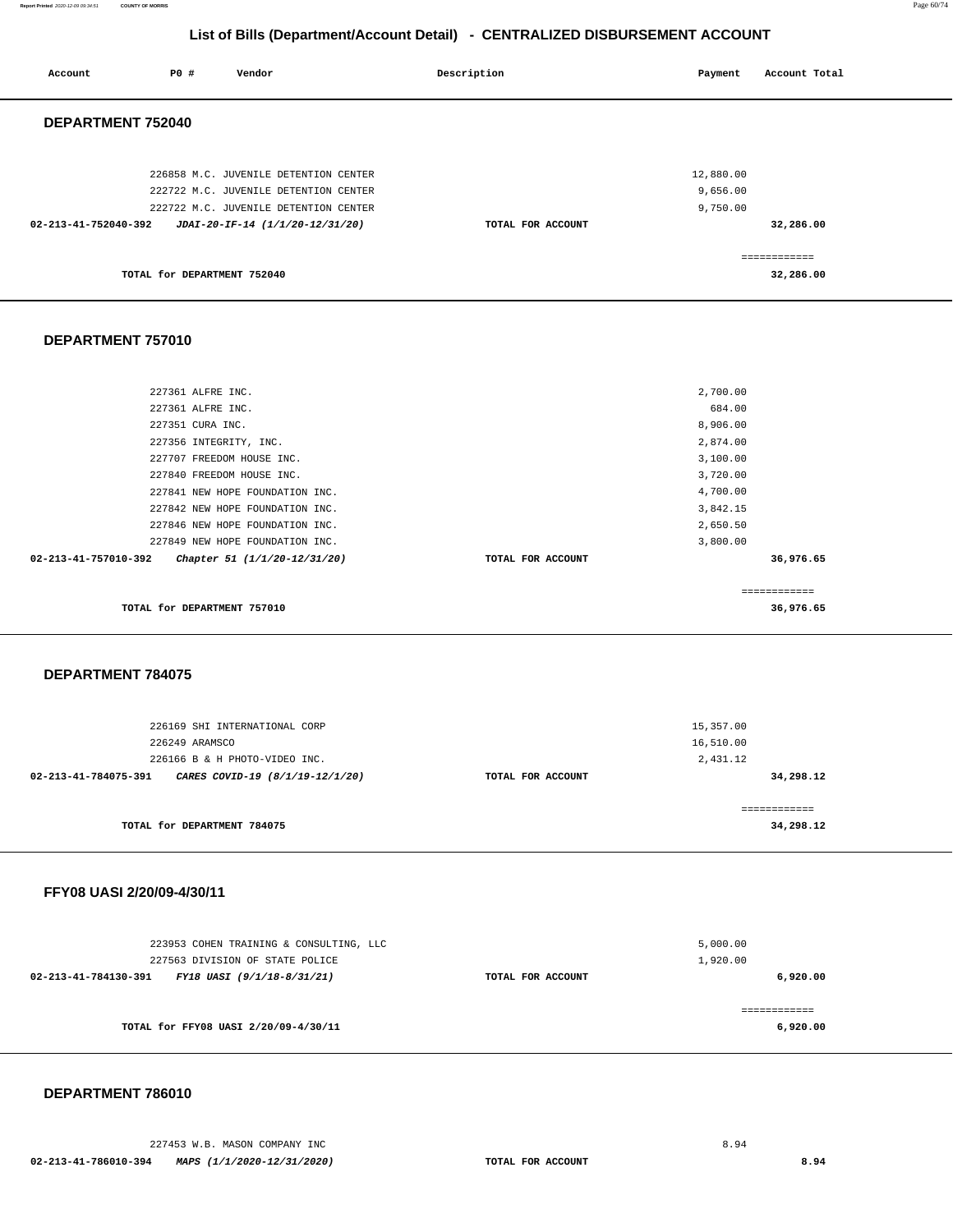## List of Bills (Department/Account Detail) - CENTRALIZED DISBURSEMENT ACCOUNT

| Account | PO # | Vendor | Description | Payment | Account Total |
|---|---|---|---|---|---|

### DEPARTMENT 752040

| Account | PO # | Vendor | Description | Payment | Account Total |
|---|---|---|---|---|---|
| | 226858 | M.C. JUVENILE DETENTION CENTER | | 12,880.00 | |
| | 222722 | M.C. JUVENILE DETENTION CENTER | | 9,656.00 | |
| | 222722 | M.C. JUVENILE DETENTION CENTER | | 9,750.00 | |
| 02-213-41-752040-392 | | *JDAI-20-IF-14 (1/1/20-12/31/20)* | TOTAL FOR ACCOUNT | | 32,286.00 |
| | | TOTAL for DEPARTMENT 752040 | | | 32,286.00 |

### DEPARTMENT 757010

| Account | PO # | Vendor | Description | Payment | Account Total |
|---|---|---|---|---|---|
| | 227361 | ALFRE INC. | | 2,700.00 | |
| | 227361 | ALFRE INC. | | 684.00 | |
| | 227351 | CURA INC. | | 8,906.00 | |
| | 227356 | INTEGRITY, INC. | | 2,874.00 | |
| | 227707 | FREEDOM HOUSE INC. | | 3,100.00 | |
| | 227840 | FREEDOM HOUSE INC. | | 3,720.00 | |
| | 227841 | NEW HOPE FOUNDATION INC. | | 4,700.00 | |
| | 227842 | NEW HOPE FOUNDATION INC. | | 3,842.15 | |
| | 227846 | NEW HOPE FOUNDATION INC. | | 2,650.50 | |
| | 227849 | NEW HOPE FOUNDATION INC. | | 3,800.00 | |
| 02-213-41-757010-392 | | *Chapter 51 (1/1/20-12/31/20)* | TOTAL FOR ACCOUNT | | 36,976.65 |
| | | TOTAL for DEPARTMENT 757010 | | | 36,976.65 |

### DEPARTMENT 784075

| Account | PO # | Vendor | Description | Payment | Account Total |
|---|---|---|---|---|---|
| | 226169 | SHI INTERNATIONAL CORP | | 15,357.00 | |
| | 226249 | ARAMSCO | | 16,510.00 | |
| | 226166 | B & H PHOTO-VIDEO INC. | | 2,431.12 | |
| 02-213-41-784075-391 | | *CARES COVID-19 (8/1/19-12/1/20)* | TOTAL FOR ACCOUNT | | 34,298.12 |
| | | TOTAL for DEPARTMENT 784075 | | | 34,298.12 |

### FFY08 UASI 2/20/09-4/30/11

| Account | PO # | Vendor | Description | Payment | Account Total |
|---|---|---|---|---|---|
| | 223953 | COHEN TRAINING & CONSULTING, LLC | | 5,000.00 | |
| | 227563 | DIVISION OF STATE POLICE | | 1,920.00 | |
| 02-213-41-784130-391 | | *FY18 UASI (9/1/18-8/31/21)* | TOTAL FOR ACCOUNT | | 6,920.00 |
| | | TOTAL for FFY08 UASI 2/20/09-4/30/11 | | | 6,920.00 |

### DEPARTMENT 786010

| Account | PO # | Vendor | Description | Payment | Account Total |
|---|---|---|---|---|---|
| | 227453 | W.B. MASON COMPANY INC | | 8.94 | |
| 02-213-41-786010-394 | | *MAPS (1/1/2020-12/31/2020)* | TOTAL FOR ACCOUNT | | 8.94 |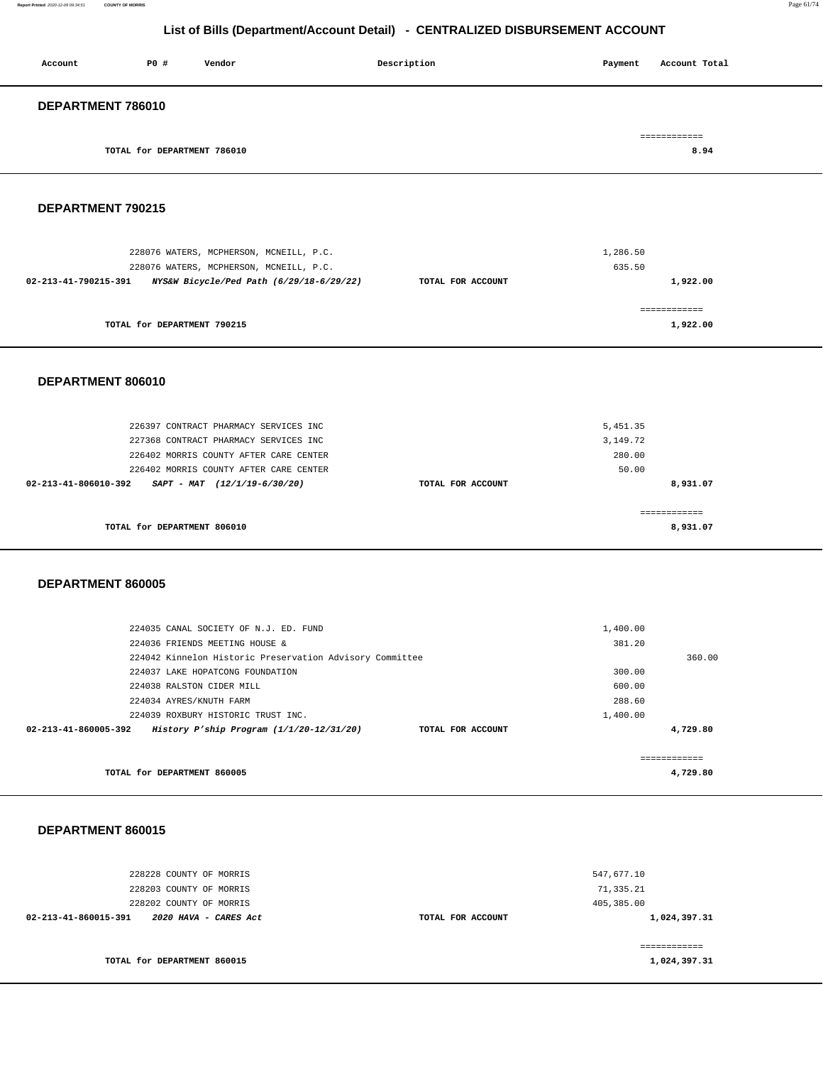# List of Bills (Department/Account Detail) - CENTRALIZED DISBURSEMENT ACCOUNT

| Account | PO # | Vendor | Description | Payment | Account Total |
|---|---|---|---|---|---|

## DEPARTMENT 786010

| | | |
|---|---|---|
| TOTAL for DEPARTMENT 786010 | | 8.94 |

## DEPARTMENT 790215

| Account | PO # / Vendor | Description | Payment | Account Total |
|---|---|---|---|---|
| | 228076 WATERS, MCPHERSON, MCNEILL, P.C. | | 1,286.50 | |
| | 228076 WATERS, MCPHERSON, MCNEILL, P.C. | | 635.50 | |
| 02-213-41-790215-391 | ***NYS&W Bicycle/Ped Path (6/29/18-6/29/22)*** | TOTAL FOR ACCOUNT | | 1,922.00 |

| | | |
|---|---|---|
| TOTAL for DEPARTMENT 790215 | | 1,922.00 |

## DEPARTMENT 806010

| Account | PO # / Vendor | Description | Payment | Account Total |
|---|---|---|---|---|
| | 226397 CONTRACT PHARMACY SERVICES INC | | 5,451.35 | |
| | 227368 CONTRACT PHARMACY SERVICES INC | | 3,149.72 | |
| | 226402 MORRIS COUNTY AFTER CARE CENTER | | 280.00 | |
| | 226402 MORRIS COUNTY AFTER CARE CENTER | | 50.00 | |
| 02-213-41-806010-392 | ***SAPT - MAT (12/1/19-6/30/20)*** | TOTAL FOR ACCOUNT | | 8,931.07 |

| | | |
|---|---|---|
| TOTAL for DEPARTMENT 806010 | | 8,931.07 |

## DEPARTMENT 860005

| Account | PO # / Vendor | Description | Payment | Account Total |
|---|---|---|---|---|
| | 224035 CANAL SOCIETY OF N.J. ED. FUND | | 1,400.00 | |
| | 224036 FRIENDS MEETING HOUSE & | | 381.20 | |
| | 224042 Kinnelon Historic Preservation Advisory Committee | | | 360.00 |
| | 224037 LAKE HOPATCONG FOUNDATION | | 300.00 | |
| | 224038 RALSTON CIDER MILL | | 600.00 | |
| | 224034 AYRES/KNUTH FARM | | 288.60 | |
| | 224039 ROXBURY HISTORIC TRUST INC. | | 1,400.00 | |
| 02-213-41-860005-392 | ***History P'ship Program (1/1/20-12/31/20)*** | TOTAL FOR ACCOUNT | | 4,729.80 |

| | | |
|---|---|---|
| TOTAL for DEPARTMENT 860005 | | 4,729.80 |

## DEPARTMENT 860015

| Account | PO # / Vendor | Description | Payment | Account Total |
|---|---|---|---|---|
| | 228228 COUNTY OF MORRIS | | 547,677.10 | |
| | 228203 COUNTY OF MORRIS | | 71,335.21 | |
| | 228202 COUNTY OF MORRIS | | 405,385.00 | |
| 02-213-41-860015-391 | ***2020 HAVA - CARES Act*** | TOTAL FOR ACCOUNT | | 1,024,397.31 |

| | | |
|---|---|---|
| TOTAL for DEPARTMENT 860015 | | 1,024,397.31 |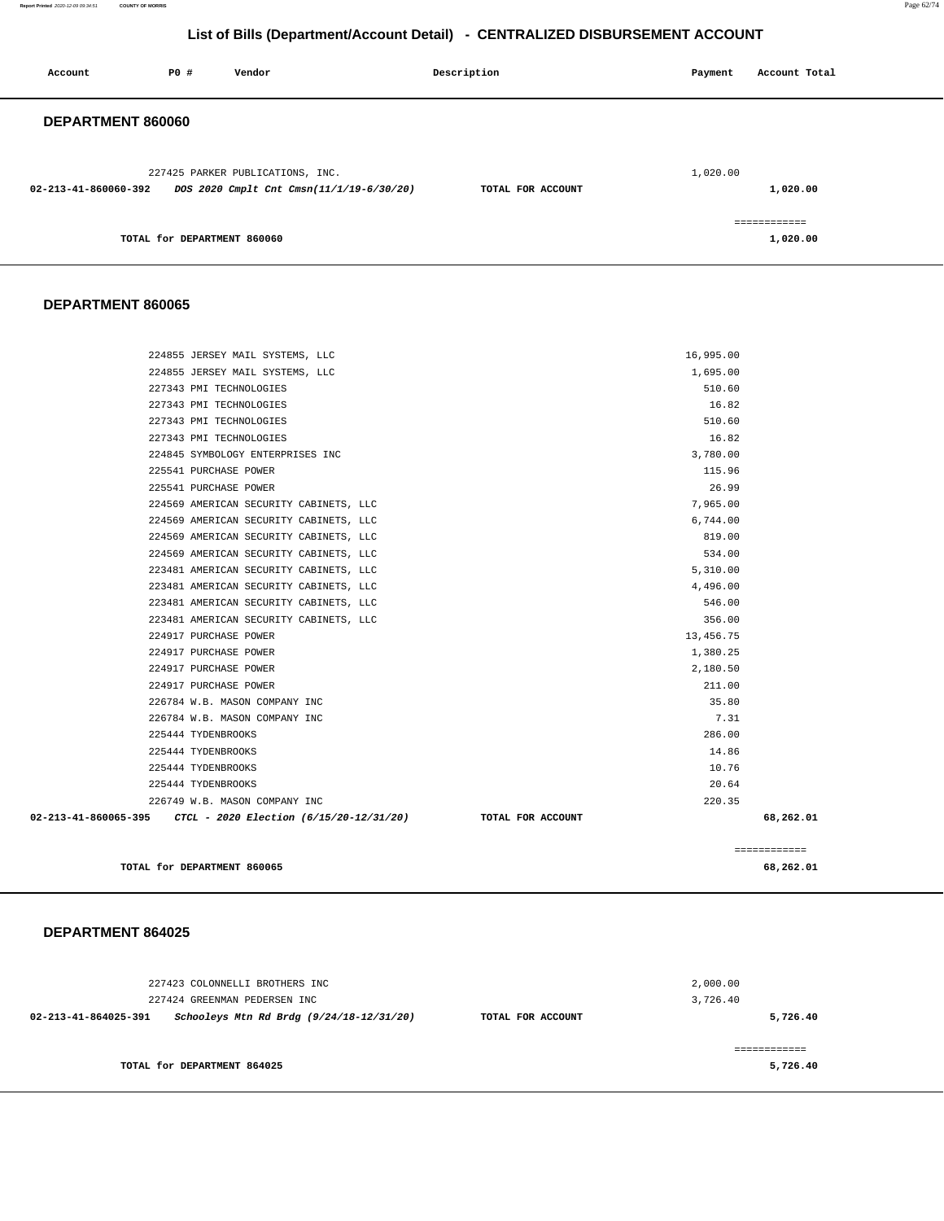# List of Bills (Department/Account Detail) - CENTRALIZED DISBURSEMENT ACCOUNT

| Account | PO # | Vendor | Description | Payment | Account Total |
|---|---|---|---|---|---|

## DEPARTMENT 860060

| Account | PO # | Vendor | Description | Payment | Account Total |
|---|---|---|---|---|---|
| | 227425 | PARKER PUBLICATIONS, INC. | | 1,020.00 | |
| 02-213-41-860060-392 | | *DOS 2020 Cmplt Cnt Cmsn(11/1/19-6/30/20)* | TOTAL FOR ACCOUNT | | 1,020.00 |
| | | | | | ============ |
| | | TOTAL for DEPARTMENT 860060 | | | 1,020.00 |

## DEPARTMENT 860065

| Account | PO # | Vendor | Description | Payment | Account Total |
|---|---|---|---|---|---|
| | 224855 | JERSEY MAIL SYSTEMS, LLC | | 16,995.00 | |
| | 224855 | JERSEY MAIL SYSTEMS, LLC | | 1,695.00 | |
| | 227343 | PMI TECHNOLOGIES | | 510.60 | |
| | 227343 | PMI TECHNOLOGIES | | 16.82 | |
| | 227343 | PMI TECHNOLOGIES | | 510.60 | |
| | 227343 | PMI TECHNOLOGIES | | 16.82 | |
| | 224845 | SYMBOLOGY ENTERPRISES INC | | 3,780.00 | |
| | 225541 | PURCHASE POWER | | 115.96 | |
| | 225541 | PURCHASE POWER | | 26.99 | |
| | 224569 | AMERICAN SECURITY CABINETS, LLC | | 7,965.00 | |
| | 224569 | AMERICAN SECURITY CABINETS, LLC | | 6,744.00 | |
| | 224569 | AMERICAN SECURITY CABINETS, LLC | | 819.00 | |
| | 224569 | AMERICAN SECURITY CABINETS, LLC | | 534.00 | |
| | 223481 | AMERICAN SECURITY CABINETS, LLC | | 5,310.00 | |
| | 223481 | AMERICAN SECURITY CABINETS, LLC | | 4,496.00 | |
| | 223481 | AMERICAN SECURITY CABINETS, LLC | | 546.00 | |
| | 223481 | AMERICAN SECURITY CABINETS, LLC | | 356.00 | |
| | 224917 | PURCHASE POWER | | 13,456.75 | |
| | 224917 | PURCHASE POWER | | 1,380.25 | |
| | 224917 | PURCHASE POWER | | 2,180.50 | |
| | 224917 | PURCHASE POWER | | 211.00 | |
| | 226784 | W.B. MASON COMPANY INC | | 35.80 | |
| | 226784 | W.B. MASON COMPANY INC | | 7.31 | |
| | 225444 | TYDENBROOKS | | 286.00 | |
| | 225444 | TYDENBROOKS | | 14.86 | |
| | 225444 | TYDENBROOKS | | 10.76 | |
| | 225444 | TYDENBROOKS | | 20.64 | |
| | 226749 | W.B. MASON COMPANY INC | | 220.35 | |
| 02-213-41-860065-395 | | *CTCL - 2020 Election (6/15/20-12/31/20)* | TOTAL FOR ACCOUNT | | 68,262.01 |
| | | | | | ============ |
| | | TOTAL for DEPARTMENT 860065 | | | 68,262.01 |

## DEPARTMENT 864025

| Account | PO # | Vendor | Description | Payment | Account Total |
|---|---|---|---|---|---|
| | 227423 | COLONNELLI BROTHERS INC | | 2,000.00 | |
| | 227424 | GREENMAN PEDERSEN INC | | 3,726.40 | |
| 02-213-41-864025-391 | | *Schooleys Mtn Rd Brdg (9/24/18-12/31/20)* | TOTAL FOR ACCOUNT | | 5,726.40 |
| | | | | | ============ |
| | | TOTAL for DEPARTMENT 864025 | | | 5,726.40 |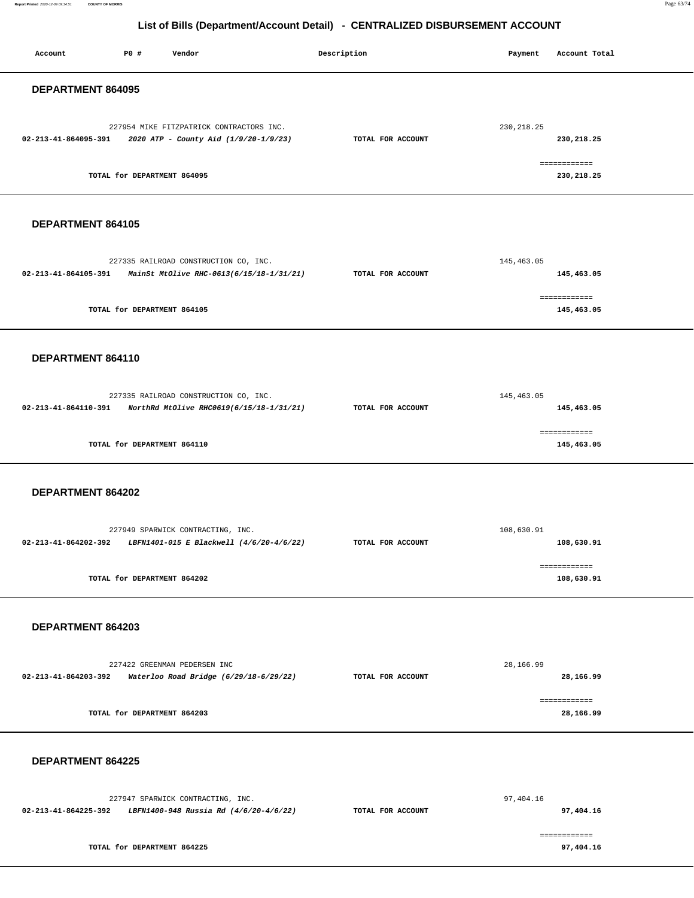## List of Bills (Department/Account Detail) - CENTRALIZED DISBURSEMENT ACCOUNT

| Account | PO # | Vendor | Description | Payment | Account Total |
|---|---|---|---|---|---|

### DEPARTMENT 864095

| Account | PO # | Vendor | Description | Payment | Account Total |
|---|---|---|---|---|---|
| | 227954 | MIKE FITZPATRICK CONTRACTORS INC. | | 230,218.25 | |
| **02-213-41-864095-391** | | ***2020 ATP - County Aid (1/9/20-1/9/23)*** | **TOTAL FOR ACCOUNT** | | **230,218.25** |
| | | **TOTAL for DEPARTMENT 864095** | | | **230,218.25** |

### DEPARTMENT 864105

| Account | PO # | Vendor | Description | Payment | Account Total |
|---|---|---|---|---|---|
| | 227335 | RAILROAD CONSTRUCTION CO, INC. | | 145,463.05 | |
| **02-213-41-864105-391** | | ***MainSt MtOlive RHC-0613(6/15/18-1/31/21)*** | **TOTAL FOR ACCOUNT** | | **145,463.05** |
| | | **TOTAL for DEPARTMENT 864105** | | | **145,463.05** |

### DEPARTMENT 864110

| Account | PO # | Vendor | Description | Payment | Account Total |
|---|---|---|---|---|---|
| | 227335 | RAILROAD CONSTRUCTION CO, INC. | | 145,463.05 | |
| **02-213-41-864110-391** | | ***NorthRd MtOlive RHC0619(6/15/18-1/31/21)*** | **TOTAL FOR ACCOUNT** | | **145,463.05** |
| | | **TOTAL for DEPARTMENT 864110** | | | **145,463.05** |

### DEPARTMENT 864202

| Account | PO # | Vendor | Description | Payment | Account Total |
|---|---|---|---|---|---|
| | 227949 | SPARWICK CONTRACTING, INC. | | 108,630.91 | |
| **02-213-41-864202-392** | | ***LBFN1401-015 E Blackwell (4/6/20-4/6/22)*** | **TOTAL FOR ACCOUNT** | | **108,630.91** |
| | | **TOTAL for DEPARTMENT 864202** | | | **108,630.91** |

### DEPARTMENT 864203

| Account | PO # | Vendor | Description | Payment | Account Total |
|---|---|---|---|---|---|
| | 227422 | GREENMAN PEDERSEN INC | | 28,166.99 | |
| **02-213-41-864203-392** | | ***Waterloo Road Bridge (6/29/18-6/29/22)*** | **TOTAL FOR ACCOUNT** | | **28,166.99** |
| | | **TOTAL for DEPARTMENT 864203** | | | **28,166.99** |

### DEPARTMENT 864225

| Account | PO # | Vendor | Description | Payment | Account Total |
|---|---|---|---|---|---|
| | 227947 | SPARWICK CONTRACTING, INC. | | 97,404.16 | |
| **02-213-41-864225-392** | | ***LBFN1400-948 Russia Rd (4/6/20-4/6/22)*** | **TOTAL FOR ACCOUNT** | | **97,404.16** |
| | | **TOTAL for DEPARTMENT 864225** | | | **97,404.16** |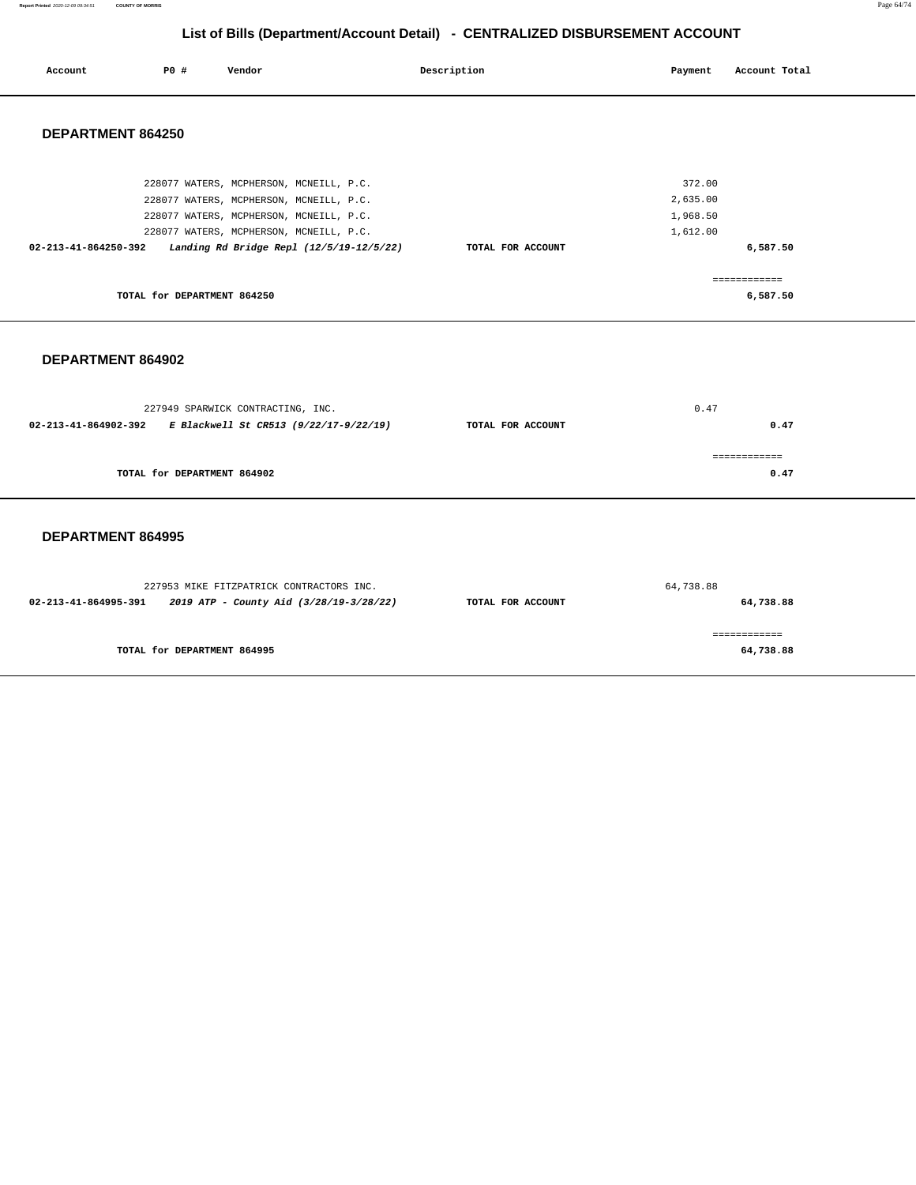# List of Bills (Department/Account Detail) - CENTRALIZED DISBURSEMENT ACCOUNT

| Account | PO # | Vendor | Description | Payment | Account Total |
|---|---|---|---|---|---|

## DEPARTMENT 864250

| Account | PO # | Vendor | Description | Payment | Account Total |
|---|---|---|---|---|---|
| | 228077 | WATERS, MCPHERSON, MCNEILL, P.C. | | 372.00 | |
| | 228077 | WATERS, MCPHERSON, MCNEILL, P.C. | | 2,635.00 | |
| | 228077 | WATERS, MCPHERSON, MCNEILL, P.C. | | 1,968.50 | |
| | 228077 | WATERS, MCPHERSON, MCNEILL, P.C. | | 1,612.00 | |
| **02-213-41-864250-392** | | ***Landing Rd Bridge Repl (12/5/19-12/5/22)*** | **TOTAL FOR ACCOUNT** | | **6,587.50** |

============

**TOTAL for DEPARTMENT 864250** **6,587.50**

## DEPARTMENT 864902

| Account | PO # | Vendor | Description | Payment | Account Total |
|---|---|---|---|---|---|
| | 227949 | SPARWICK CONTRACTING, INC. | | 0.47 | |
| **02-213-41-864902-392** | | ***E Blackwell St CR513 (9/22/17-9/22/19)*** | **TOTAL FOR ACCOUNT** | | **0.47** |

============

**TOTAL for DEPARTMENT 864902** **0.47**

## DEPARTMENT 864995

| Account | PO # | Vendor | Description | Payment | Account Total |
|---|---|---|---|---|---|
| | 227953 | MIKE FITZPATRICK CONTRACTORS INC. | | 64,738.88 | |
| **02-213-41-864995-391** | | ***2019 ATP - County Aid (3/28/19-3/28/22)*** | **TOTAL FOR ACCOUNT** | | **64,738.88** |

============

**TOTAL for DEPARTMENT 864995** **64,738.88**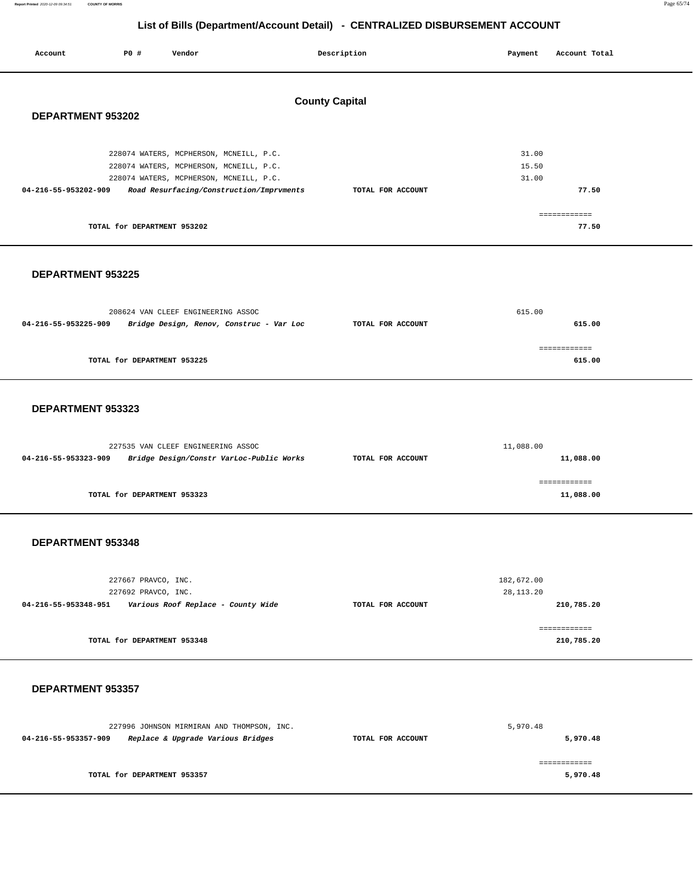# List of Bills (Department/Account Detail) - CENTRALIZED DISBURSEMENT ACCOUNT

| Account | PO # | Vendor | Description | Payment | Account Total |
|---|---|---|---|---|---|

## County Capital

### DEPARTMENT 953202

| Account | PO # | Vendor | Description | Payment | Account Total |
|---|---|---|---|---|---|
| | 228074 | WATERS, MCPHERSON, MCNEILL, P.C. | | 31.00 | |
| | 228074 | WATERS, MCPHERSON, MCNEILL, P.C. | | 15.50 | |
| | 228074 | WATERS, MCPHERSON, MCNEILL, P.C. | | 31.00 | |
| **04-216-55-953202-909** | | ***Road Resurfacing/Construction/Imprvments*** | **TOTAL FOR ACCOUNT** | | **77.50** |
| | | | | | ============ |
| | | **TOTAL for DEPARTMENT 953202** | | | **77.50** |

### DEPARTMENT 953225

| Account | PO # | Vendor | Description | Payment | Account Total |
|---|---|---|---|---|---|
| | 208624 | VAN CLEEF ENGINEERING ASSOC | | 615.00 | |
| **04-216-55-953225-909** | | ***Bridge Design, Renov, Construc - Var Loc*** | **TOTAL FOR ACCOUNT** | | **615.00** |
| | | | | | ============ |
| | | **TOTAL for DEPARTMENT 953225** | | | **615.00** |

### DEPARTMENT 953323

| Account | PO # | Vendor | Description | Payment | Account Total |
|---|---|---|---|---|---|
| | 227535 | VAN CLEEF ENGINEERING ASSOC | | 11,088.00 | |
| **04-216-55-953323-909** | | ***Bridge Design/Constr VarLoc-Public Works*** | **TOTAL FOR ACCOUNT** | | **11,088.00** |
| | | | | | ============ |
| | | **TOTAL for DEPARTMENT 953323** | | | **11,088.00** |

### DEPARTMENT 953348

| Account | PO # | Vendor | Description | Payment | Account Total |
|---|---|---|---|---|---|
| | 227667 | PRAVCO, INC. | | 182,672.00 | |
| | 227692 | PRAVCO, INC. | | 28,113.20 | |
| **04-216-55-953348-951** | | ***Various Roof Replace - County Wide*** | **TOTAL FOR ACCOUNT** | | **210,785.20** |
| | | | | | ============ |
| | | **TOTAL for DEPARTMENT 953348** | | | **210,785.20** |

### DEPARTMENT 953357

| Account | PO # | Vendor | Description | Payment | Account Total |
|---|---|---|---|---|---|
| | 227996 | JOHNSON MIRMIRAN AND THOMPSON, INC. | | 5,970.48 | |
| **04-216-55-953357-909** | | ***Replace & Upgrade Various Bridges*** | **TOTAL FOR ACCOUNT** | | **5,970.48** |
| | | | | | ============ |
| | | **TOTAL for DEPARTMENT 953357** | | | **5,970.48** |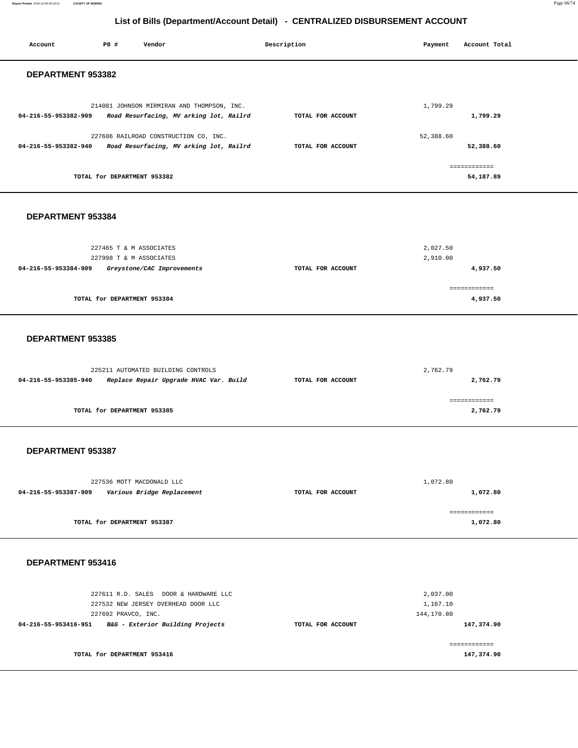# List of Bills (Department/Account Detail) - CENTRALIZED DISBURSEMENT ACCOUNT

| Account | PO # | Vendor | Description | Payment | Account Total |
|---|---|---|---|---|---|

## DEPARTMENT 953382

| Account | PO # | Vendor | Description | Payment | Account Total |
|---|---|---|---|---|---|
| | 214081 | JOHNSON MIRMIRAN AND THOMPSON, INC. | | 1,799.29 | |
| **04-216-55-953382-909** | | *Road Resurfacing, MV arking lot, Railrd* | **TOTAL FOR ACCOUNT** | | **1,799.29** |
| | 227606 | RAILROAD CONSTRUCTION CO, INC. | | 52,388.60 | |
| **04-216-55-953382-940** | | *Road Resurfacing, MV arking lot, Railrd* | **TOTAL FOR ACCOUNT** | | **52,388.60** |
| | | **TOTAL for DEPARTMENT 953382** | | | **54,187.89** |

## DEPARTMENT 953384

| Account | PO # | Vendor | Description | Payment | Account Total |
|---|---|---|---|---|---|
| | 227465 | T & M ASSOCIATES | | 2,027.50 | |
| | 227998 | T & M ASSOCIATES | | 2,910.00 | |
| **04-216-55-953384-909** | | *Greystone/CAC Improvements* | **TOTAL FOR ACCOUNT** | | **4,937.50** |
| | | **TOTAL for DEPARTMENT 953384** | | | **4,937.50** |

## DEPARTMENT 953385

| Account | PO # | Vendor | Description | Payment | Account Total |
|---|---|---|---|---|---|
| | 225211 | AUTOMATED BUILDING CONTROLS | | 2,762.79 | |
| **04-216-55-953385-940** | | *Replace Repair Upgrade HVAC Var. Build* | **TOTAL FOR ACCOUNT** | | **2,762.79** |
| | | **TOTAL for DEPARTMENT 953385** | | | **2,762.79** |

## DEPARTMENT 953387

| Account | PO # | Vendor | Description | Payment | Account Total |
|---|---|---|---|---|---|
| | 227536 | MOTT MACDONALD LLC | | 1,072.80 | |
| **04-216-55-953387-909** | | *Various Bridge Replacement* | **TOTAL FOR ACCOUNT** | | **1,072.80** |
| | | **TOTAL for DEPARTMENT 953387** | | | **1,072.80** |

## DEPARTMENT 953416

| Account | PO # | Vendor | Description | Payment | Account Total |
|---|---|---|---|---|---|
| | 227611 | R.D. SALES DOOR & HARDWARE LLC | | 2,037.00 | |
| | 227532 | NEW JERSEY OVERHEAD DOOR LLC | | 1,167.10 | |
| | 227692 | PRAVCO, INC. | | 144,170.80 | |
| **04-216-55-953416-951** | | *B&G - Exterior Building Projects* | **TOTAL FOR ACCOUNT** | | **147,374.90** |
| | | **TOTAL for DEPARTMENT 953416** | | | **147,374.90** |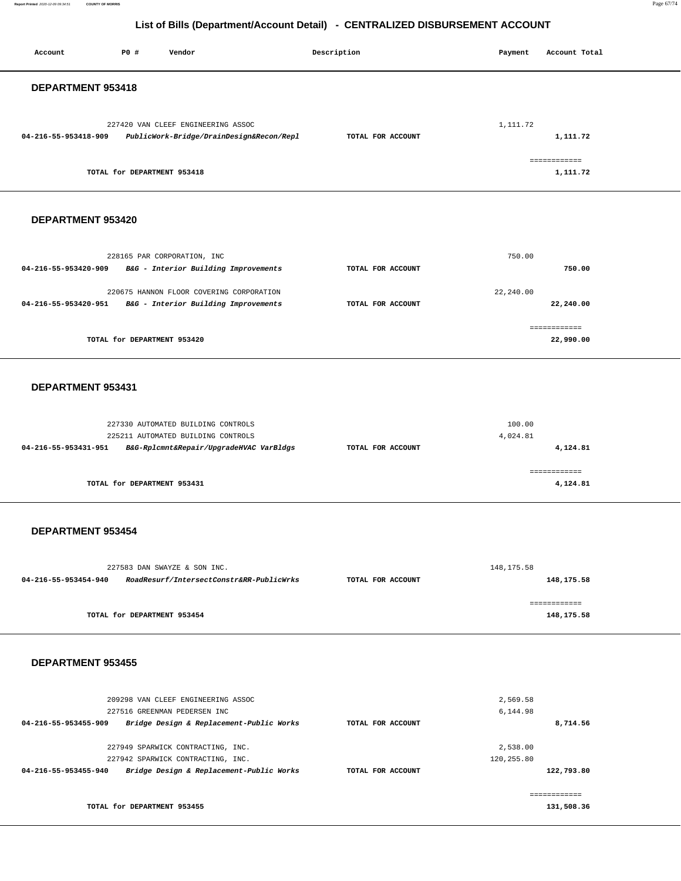# List of Bills (Department/Account Detail) - CENTRALIZED DISBURSEMENT ACCOUNT

| Account | PO # | Vendor | Description | Payment | Account Total |
|---|---|---|---|---|---|

## DEPARTMENT 953418

| Account | PO # | Vendor | Description | Payment | Account Total |
|---|---|---|---|---|---|
| | 227420 | VAN CLEEF ENGINEERING ASSOC | | 1,111.72 | |
| 04-216-55-953418-909 | | *PublicWork-Bridge/DrainDesign&Recon/Repl* | TOTAL FOR ACCOUNT | | 1,111.72 |
| | | | | | ============ |
| | | TOTAL for DEPARTMENT 953418 | | | 1,111.72 |

## DEPARTMENT 953420

| Account | PO # | Vendor | Description | Payment | Account Total |
|---|---|---|---|---|---|
| | 228165 | PAR CORPORATION, INC | | 750.00 | |
| 04-216-55-953420-909 | | *B&G - Interior Building Improvements* | TOTAL FOR ACCOUNT | | 750.00 |
| | 220675 | HANNON FLOOR COVERING CORPORATION | | 22,240.00 | |
| 04-216-55-953420-951 | | *B&G - Interior Building Improvements* | TOTAL FOR ACCOUNT | | 22,240.00 |
| | | | | | ============ |
| | | TOTAL for DEPARTMENT 953420 | | | 22,990.00 |

## DEPARTMENT 953431

| Account | PO # | Vendor | Description | Payment | Account Total |
|---|---|---|---|---|---|
| | 227330 | AUTOMATED BUILDING CONTROLS | | 100.00 | |
| | 225211 | AUTOMATED BUILDING CONTROLS | | 4,024.81 | |
| 04-216-55-953431-951 | | *B&G-Rplcmnt&Repair/UpgradeHVAC VarBldgs* | TOTAL FOR ACCOUNT | | 4,124.81 |
| | | | | | ============ |
| | | TOTAL for DEPARTMENT 953431 | | | 4,124.81 |

## DEPARTMENT 953454

| Account | PO # | Vendor | Description | Payment | Account Total |
|---|---|---|---|---|---|
| | 227583 | DAN SWAYZE & SON INC. | | 148,175.58 | |
| 04-216-55-953454-940 | | *RoadResurf/IntersectConstr&RR-PublicWrks* | TOTAL FOR ACCOUNT | | 148,175.58 |
| | | | | | ============ |
| | | TOTAL for DEPARTMENT 953454 | | | 148,175.58 |

## DEPARTMENT 953455

| Account | PO # | Vendor | Description | Payment | Account Total |
|---|---|---|---|---|---|
| | 209298 | VAN CLEEF ENGINEERING ASSOC | | 2,569.58 | |
| | 227516 | GREENMAN PEDERSEN INC | | 6,144.98 | |
| 04-216-55-953455-909 | | *Bridge Design & Replacement-Public Works* | TOTAL FOR ACCOUNT | | 8,714.56 |
| | 227949 | SPARWICK CONTRACTING, INC. | | 2,538.00 | |
| | 227942 | SPARWICK CONTRACTING, INC. | | 120,255.80 | |
| 04-216-55-953455-940 | | *Bridge Design & Replacement-Public Works* | TOTAL FOR ACCOUNT | | 122,793.80 |
| | | | | | ============ |
| | | TOTAL for DEPARTMENT 953455 | | | 131,508.36 |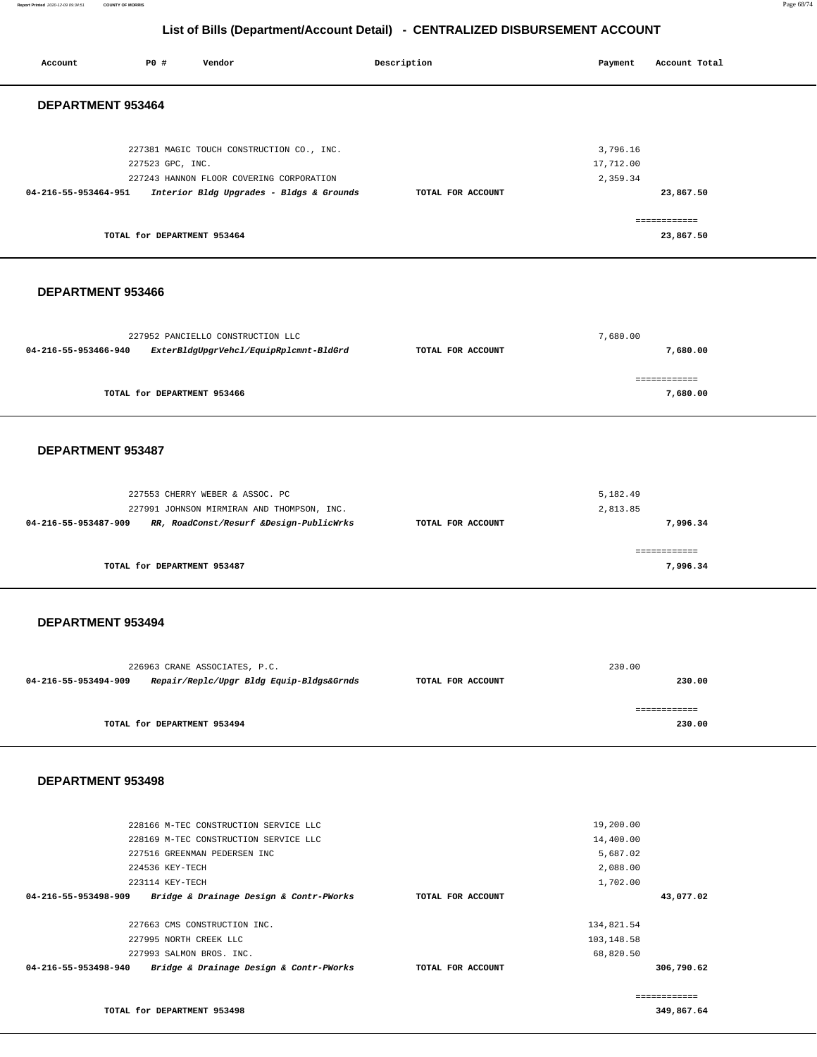# List of Bills (Department/Account Detail) - CENTRALIZED DISBURSEMENT ACCOUNT

| Account | PO # | Vendor | Description | Payment | Account Total |
|---|---|---|---|---|---|

## DEPARTMENT 953464

| Account | PO # | Vendor | Description | Payment | Account Total |
|---|---|---|---|---|---|
| | 227381 | MAGIC TOUCH CONSTRUCTION CO., INC. | | 3,796.16 | |
| | 227523 | GPC, INC. | | 17,712.00 | |
| | 227243 | HANNON FLOOR COVERING CORPORATION | | 2,359.34 | |
| 04-216-55-953464-951 | | *Interior Bldg Upgrades - Bldgs & Grounds* | TOTAL FOR ACCOUNT | | 23,867.50 |
| | | | | | ============ |
| | | TOTAL for DEPARTMENT 953464 | | | 23,867.50 |

## DEPARTMENT 953466

| Account | PO # | Vendor | Description | Payment | Account Total |
|---|---|---|---|---|---|
| | 227952 | PANCIELLO CONSTRUCTION LLC | | 7,680.00 | |
| 04-216-55-953466-940 | | *ExterBldgUpgrVehcl/EquipRplcmnt-BldGrd* | TOTAL FOR ACCOUNT | | 7,680.00 |
| | | | | | ============ |
| | | TOTAL for DEPARTMENT 953466 | | | 7,680.00 |

## DEPARTMENT 953487

| Account | PO # | Vendor | Description | Payment | Account Total |
|---|---|---|---|---|---|
| | 227553 | CHERRY WEBER & ASSOC. PC | | 5,182.49 | |
| | 227991 | JOHNSON MIRMIRAN AND THOMPSON, INC. | | 2,813.85 | |
| 04-216-55-953487-909 | | *RR, RoadConst/Resurf &Design-PublicWrks* | TOTAL FOR ACCOUNT | | 7,996.34 |
| | | | | | ============ |
| | | TOTAL for DEPARTMENT 953487 | | | 7,996.34 |

## DEPARTMENT 953494

| Account | PO # | Vendor | Description | Payment | Account Total |
|---|---|---|---|---|---|
| | 226963 | CRANE ASSOCIATES, P.C. | | 230.00 | |
| 04-216-55-953494-909 | | *Repair/Replc/Upgr Bldg Equip-Bldgs&Grnds* | TOTAL FOR ACCOUNT | | 230.00 |
| | | | | | ============ |
| | | TOTAL for DEPARTMENT 953494 | | | 230.00 |

## DEPARTMENT 953498

| Account | PO # | Vendor | Description | Payment | Account Total |
|---|---|---|---|---|---|
| | 228166 | M-TEC CONSTRUCTION SERVICE LLC | | 19,200.00 | |
| | 228169 | M-TEC CONSTRUCTION SERVICE LLC | | 14,400.00 | |
| | 227516 | GREENMAN PEDERSEN INC | | 5,687.02 | |
| | 224536 | KEY-TECH | | 2,088.00 | |
| | 223114 | KEY-TECH | | 1,702.00 | |
| 04-216-55-953498-909 | | *Bridge & Drainage Design & Contr-PWorks* | TOTAL FOR ACCOUNT | | 43,077.02 |
| | 227663 | CMS CONSTRUCTION INC. | | 134,821.54 | |
| | 227995 | NORTH CREEK LLC | | 103,148.58 | |
| | 227993 | SALMON BROS. INC. | | 68,820.50 | |
| 04-216-55-953498-940 | | *Bridge & Drainage Design & Contr-PWorks* | TOTAL FOR ACCOUNT | | 306,790.62 |
| | | | | | ============ |
| | | TOTAL for DEPARTMENT 953498 | | | 349,867.64 |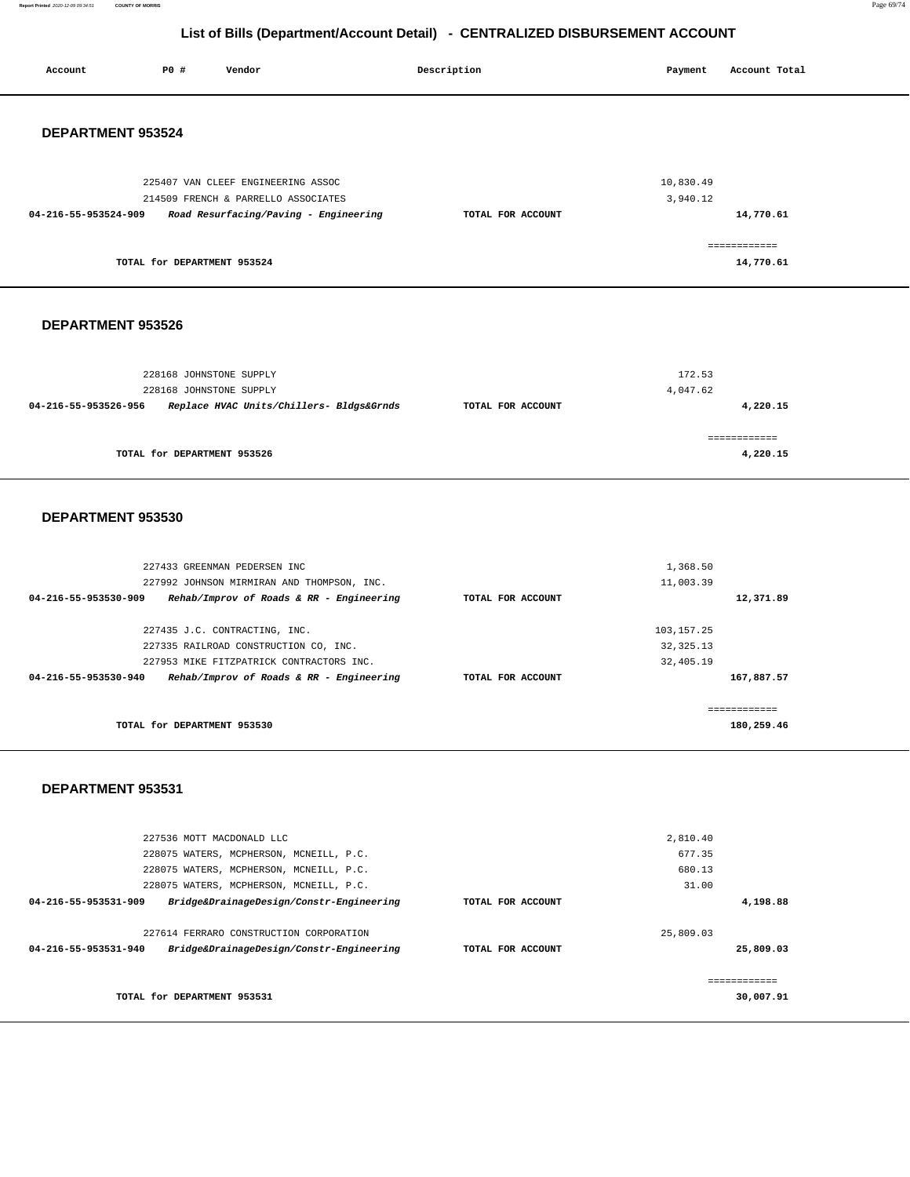## List of Bills (Department/Account Detail) - CENTRALIZED DISBURSEMENT ACCOUNT

| Account | PO # | Vendor | Description | Payment | Account Total |
|---|---|---|---|---|---|

### DEPARTMENT 953524

| Account | PO # | Vendor | Description | Payment | Account Total |
|---|---|---|---|---|---|
| | 225407 | VAN CLEEF ENGINEERING ASSOC | | 10,830.49 | |
| | 214509 | FRENCH & PARRELLO ASSOCIATES | | 3,940.12 | |
| 04-216-55-953524-909 | | *Road Resurfacing/Paving - Engineering* | TOTAL FOR ACCOUNT | | 14,770.61 |
| | | | | | ============ |
| | | TOTAL for DEPARTMENT 953524 | | | 14,770.61 |

### DEPARTMENT 953526

| Account | PO # | Vendor | Description | Payment | Account Total |
|---|---|---|---|---|---|
| | 228168 | JOHNSTONE SUPPLY | | 172.53 | |
| | 228168 | JOHNSTONE SUPPLY | | 4,047.62 | |
| 04-216-55-953526-956 | | *Replace HVAC Units/Chillers- Bldgs&Grnds* | TOTAL FOR ACCOUNT | | 4,220.15 |
| | | | | | ============ |
| | | TOTAL for DEPARTMENT 953526 | | | 4,220.15 |

### DEPARTMENT 953530

| Account | PO # | Vendor | Description | Payment | Account Total |
|---|---|---|---|---|---|
| | 227433 | GREENMAN PEDERSEN INC | | 1,368.50 | |
| | 227992 | JOHNSON MIRMIRAN AND THOMPSON, INC. | | 11,003.39 | |
| 04-216-55-953530-909 | | *Rehab/Improv of Roads & RR - Engineering* | TOTAL FOR ACCOUNT | | 12,371.89 |
| | 227435 | J.C. CONTRACTING, INC. | | 103,157.25 | |
| | 227335 | RAILROAD CONSTRUCTION CO, INC. | | 32,325.13 | |
| | 227953 | MIKE FITZPATRICK CONTRACTORS INC. | | 32,405.19 | |
| 04-216-55-953530-940 | | *Rehab/Improv of Roads & RR - Engineering* | TOTAL FOR ACCOUNT | | 167,887.57 |
| | | | | | ============ |
| | | TOTAL for DEPARTMENT 953530 | | | 180,259.46 |

### DEPARTMENT 953531

| Account | PO # | Vendor | Description | Payment | Account Total |
|---|---|---|---|---|---|
| | 227536 | MOTT MACDONALD LLC | | 2,810.40 | |
| | 228075 | WATERS, MCPHERSON, MCNEILL, P.C. | | 677.35 | |
| | 228075 | WATERS, MCPHERSON, MCNEILL, P.C. | | 680.13 | |
| | 228075 | WATERS, MCPHERSON, MCNEILL, P.C. | | 31.00 | |
| 04-216-55-953531-909 | | *Bridge&DrainageDesign/Constr-Engineering* | TOTAL FOR ACCOUNT | | 4,198.88 |
| | 227614 | FERRARO CONSTRUCTION CORPORATION | | 25,809.03 | |
| 04-216-55-953531-940 | | *Bridge&DrainageDesign/Constr-Engineering* | TOTAL FOR ACCOUNT | | 25,809.03 |
| | | | | | ============ |
| | | TOTAL for DEPARTMENT 953531 | | | 30,007.91 |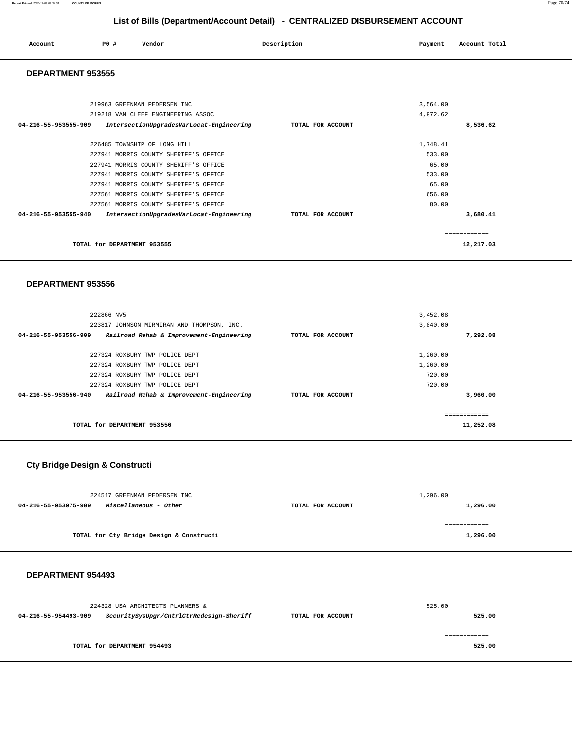# List of Bills (Department/Account Detail) - CENTRALIZED DISBURSEMENT ACCOUNT

| Account | PO # | Vendor | Description | Payment | Account Total |
|---|---|---|---|---|---|

## DEPARTMENT 953555

| Account | PO # | Vendor | Description | Payment | Account Total |
|---|---|---|---|---|---|
| | 219963 | GREENMAN PEDERSEN INC | | 3,564.00 | |
| | 219218 | VAN CLEEF ENGINEERING ASSOC | | 4,972.62 | |
| **04-216-55-953555-909** | | ***IntersectionUpgradesVarLocat-Engineering*** | **TOTAL FOR ACCOUNT** | | **8,536.62** |
| | 226485 | TOWNSHIP OF LONG HILL | | 1,748.41 | |
| | 227941 | MORRIS COUNTY SHERIFF'S OFFICE | | 533.00 | |
| | 227941 | MORRIS COUNTY SHERIFF'S OFFICE | | 65.00 | |
| | 227941 | MORRIS COUNTY SHERIFF'S OFFICE | | 533.00 | |
| | 227941 | MORRIS COUNTY SHERIFF'S OFFICE | | 65.00 | |
| | 227561 | MORRIS COUNTY SHERIFF'S OFFICE | | 656.00 | |
| | 227561 | MORRIS COUNTY SHERIFF'S OFFICE | | 80.00 | |
| **04-216-55-953555-940** | | ***IntersectionUpgradesVarLocat-Engineering*** | **TOTAL FOR ACCOUNT** | | **3,680.41** |
| | | | | | ============ |
| | | **TOTAL for DEPARTMENT 953555** | | | **12,217.03** |

## DEPARTMENT 953556

| Account | PO # | Vendor | Description | Payment | Account Total |
|---|---|---|---|---|---|
| | 222866 | NV5 | | 3,452.08 | |
| | 223817 | JOHNSON MIRMIRAN AND THOMPSON, INC. | | 3,840.00 | |
| **04-216-55-953556-909** | | ***Railroad Rehab & Improvement-Engineering*** | **TOTAL FOR ACCOUNT** | | **7,292.08** |
| | 227324 | ROXBURY TWP POLICE DEPT | | 1,260.00 | |
| | 227324 | ROXBURY TWP POLICE DEPT | | 1,260.00 | |
| | 227324 | ROXBURY TWP POLICE DEPT | | 720.00 | |
| | 227324 | ROXBURY TWP POLICE DEPT | | 720.00 | |
| **04-216-55-953556-940** | | ***Railroad Rehab & Improvement-Engineering*** | **TOTAL FOR ACCOUNT** | | **3,960.00** |
| | | | | | ============ |
| | | **TOTAL for DEPARTMENT 953556** | | | **11,252.08** |

## Cty Bridge Design & Constructi

| Account | PO # | Vendor | Description | Payment | Account Total |
|---|---|---|---|---|---|
| | 224517 | GREENMAN PEDERSEN INC | | 1,296.00 | |
| **04-216-55-953975-909** | | ***Miscellaneous - Other*** | **TOTAL FOR ACCOUNT** | | **1,296.00** |
| | | | | | ============ |
| | | **TOTAL for Cty Bridge Design & Constructi** | | | **1,296.00** |

## DEPARTMENT 954493

| Account | PO # | Vendor | Description | Payment | Account Total |
|---|---|---|---|---|---|
| | 224328 | USA ARCHITECTS PLANNERS & | | 525.00 | |
| **04-216-55-954493-909** | | ***SecuritySysUpgr/CntrlCtrRedesign-Sheriff*** | **TOTAL FOR ACCOUNT** | | **525.00** |
| | | | | | ============ |
| | | **TOTAL for DEPARTMENT 954493** | | | **525.00** |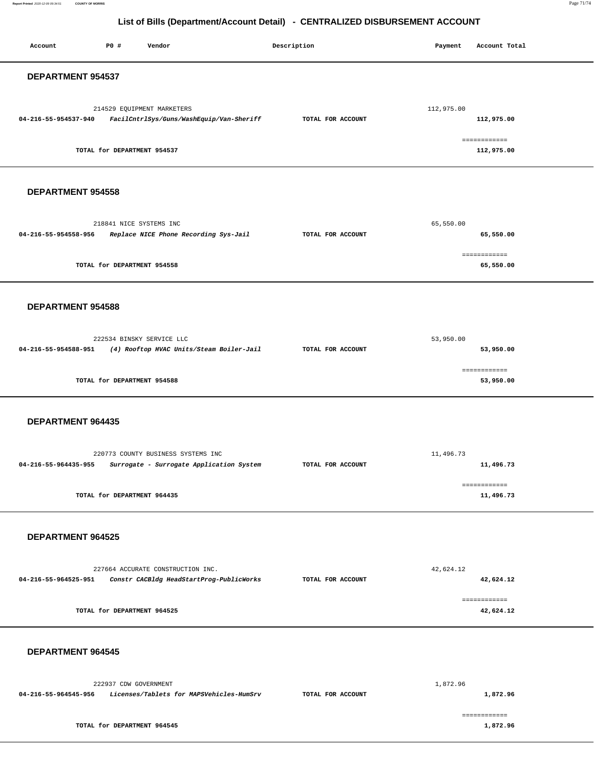## List of Bills (Department/Account Detail) - CENTRALIZED DISBURSEMENT ACCOUNT

| Account | PO # | Vendor | Description | Payment | Account Total |
|---|---|---|---|---|---|

### DEPARTMENT 954537

| Account | PO # | Vendor | Description | Payment | Account Total |
|---|---|---|---|---|---|
| | 214529 | EQUIPMENT MARKETERS | | 112,975.00 | |
| **04-216-55-954537-940** | | ***FacilCntrlSys/Guns/WashEquip/Van-Sheriff*** | **TOTAL FOR ACCOUNT** | | **112,975.00** |
| | | | | | ============ |
| | | **TOTAL for DEPARTMENT 954537** | | | **112,975.00** |

### DEPARTMENT 954558

| Account | PO # | Vendor | Description | Payment | Account Total |
|---|---|---|---|---|---|
| | 218841 | NICE SYSTEMS INC | | 65,550.00 | |
| **04-216-55-954558-956** | | ***Replace NICE Phone Recording Sys-Jail*** | **TOTAL FOR ACCOUNT** | | **65,550.00** |
| | | | | | ============ |
| | | **TOTAL for DEPARTMENT 954558** | | | **65,550.00** |

### DEPARTMENT 954588

| Account | PO # | Vendor | Description | Payment | Account Total |
|---|---|---|---|---|---|
| | 222534 | BINSKY SERVICE LLC | | 53,950.00 | |
| **04-216-55-954588-951** | | ***(4) Rooftop HVAC Units/Steam Boiler-Jail*** | **TOTAL FOR ACCOUNT** | | **53,950.00** |
| | | | | | ============ |
| | | **TOTAL for DEPARTMENT 954588** | | | **53,950.00** |

### DEPARTMENT 964435

| Account | PO # | Vendor | Description | Payment | Account Total |
|---|---|---|---|---|---|
| | 220773 | COUNTY BUSINESS SYSTEMS INC | | 11,496.73 | |
| **04-216-55-964435-955** | | ***Surrogate - Surrogate Application System*** | **TOTAL FOR ACCOUNT** | | **11,496.73** |
| | | | | | ============ |
| | | **TOTAL for DEPARTMENT 964435** | | | **11,496.73** |

### DEPARTMENT 964525

| Account | PO # | Vendor | Description | Payment | Account Total |
|---|---|---|---|---|---|
| | 227664 | ACCURATE CONSTRUCTION INC. | | 42,624.12 | |
| **04-216-55-964525-951** | | ***Constr CACBldg HeadStartProg-PublicWorks*** | **TOTAL FOR ACCOUNT** | | **42,624.12** |
| | | | | | ============ |
| | | **TOTAL for DEPARTMENT 964525** | | | **42,624.12** |

### DEPARTMENT 964545

| Account | PO # | Vendor | Description | Payment | Account Total |
|---|---|---|---|---|---|
| | 222937 | CDW GOVERNMENT | | 1,872.96 | |
| **04-216-55-964545-956** | | ***Licenses/Tablets for MAPSVehicles-HumSrv*** | **TOTAL FOR ACCOUNT** | | **1,872.96** |
| | | | | | ============ |
| | | **TOTAL for DEPARTMENT 964545** | | | **1,872.96** |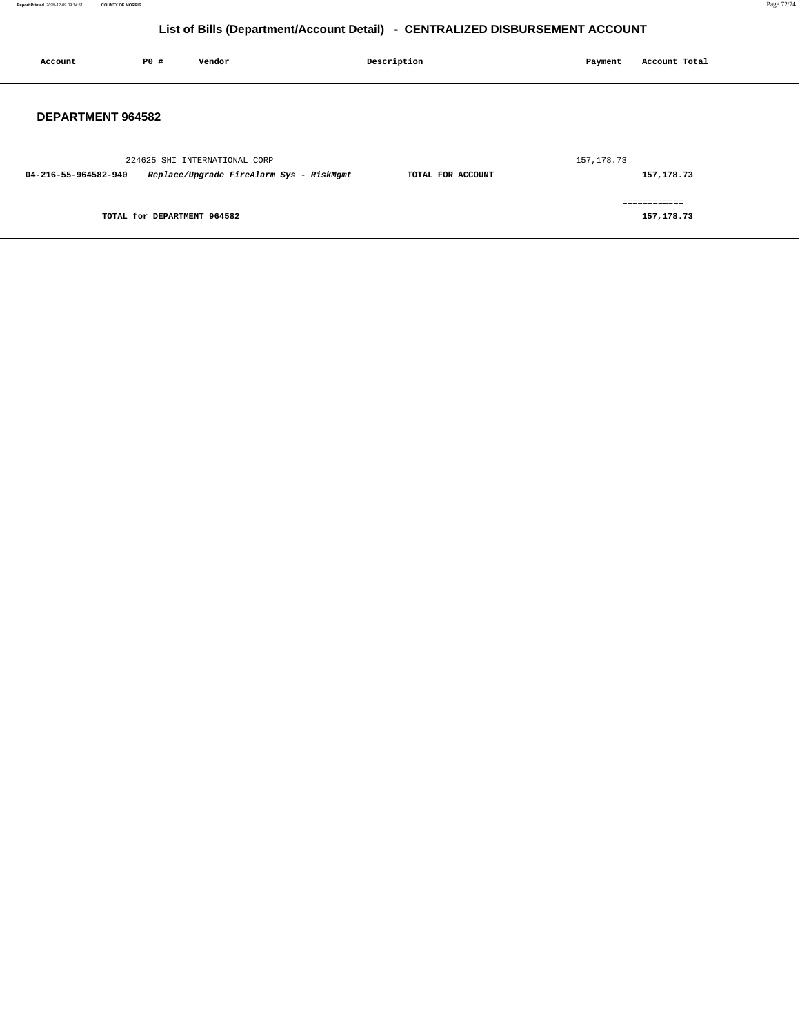# List of Bills (Department/Account Detail) - CENTRALIZED DISBURSEMENT ACCOUNT

| Account | PO # | Vendor | Description | Payment | Account Total |
|---|---|---|---|---|---|

## DEPARTMENT 964582

| Account | PO # | Vendor | Description | Payment | Account Total |
|---|---|---|---|---|---|
| | 224625 | SHI INTERNATIONAL CORP | | 157,178.73 | |
| **04-216-55-964582-940** | | ***Replace/Upgrade FireAlarm Sys - RiskMgmt*** | **TOTAL FOR ACCOUNT** | | **157,178.73** |

============

**TOTAL for DEPARTMENT 964582** **157,178.73**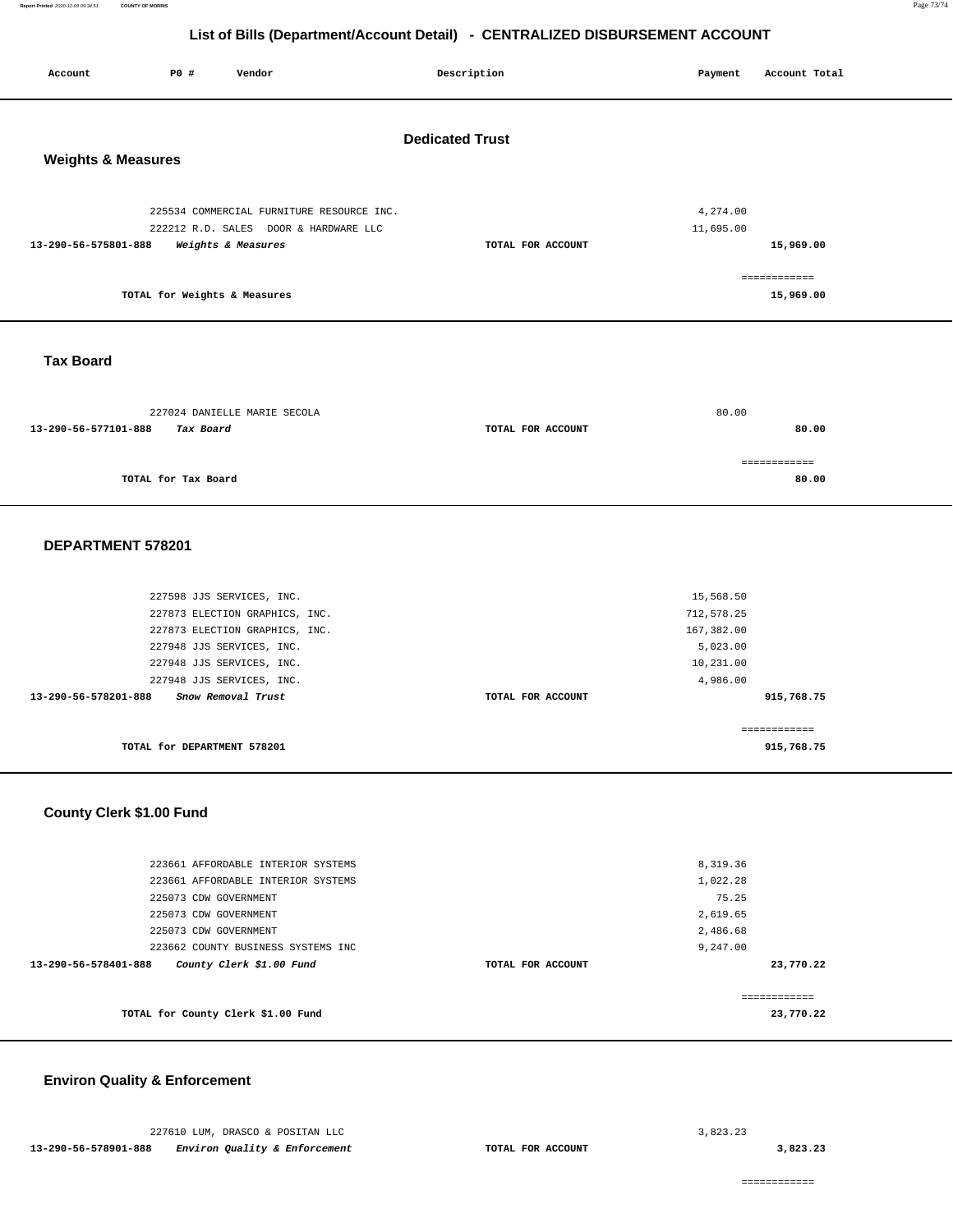# List of Bills (Department/Account Detail) - CENTRALIZED DISBURSEMENT ACCOUNT

| Account | PO # | Vendor | Description | Payment | Account Total |
|---|---|---|---|---|---|

## Dedicated Trust

### Weights & Measures

| Account | PO # | Vendor | Description | Payment | Account Total |
|---|---|---|---|---|---|
| | 225534 | COMMERCIAL FURNITURE RESOURCE INC. | | 4,274.00 | |
| | 222212 | R.D. SALES DOOR & HARDWARE LLC | | 11,695.00 | |
| **13-290-56-575801-888** | | ***Weights & Measures*** | **TOTAL FOR ACCOUNT** | | **15,969.00** |
| | | | | | ============ |
| | | **TOTAL for Weights & Measures** | | | **15,969.00** |

### Tax Board

| Account | PO # | Vendor | Description | Payment | Account Total |
|---|---|---|---|---|---|
| | 227024 | DANIELLE MARIE SECOLA | | 80.00 | |
| **13-290-56-577101-888** | | ***Tax Board*** | **TOTAL FOR ACCOUNT** | | **80.00** |
| | | | | | ============ |
| | | **TOTAL for Tax Board** | | | **80.00** |

### DEPARTMENT 578201

| Account | PO # | Vendor | Description | Payment | Account Total |
|---|---|---|---|---|---|
| | 227598 | JJS SERVICES, INC. | | 15,568.50 | |
| | 227873 | ELECTION GRAPHICS, INC. | | 712,578.25 | |
| | 227873 | ELECTION GRAPHICS, INC. | | 167,382.00 | |
| | 227948 | JJS SERVICES, INC. | | 5,023.00 | |
| | 227948 | JJS SERVICES, INC. | | 10,231.00 | |
| | 227948 | JJS SERVICES, INC. | | 4,986.00 | |
| **13-290-56-578201-888** | | ***Snow Removal Trust*** | **TOTAL FOR ACCOUNT** | | **915,768.75** |
| | | | | | ============ |
| | | **TOTAL for DEPARTMENT 578201** | | | **915,768.75** |

### County Clerk $1.00 Fund

| Account | PO # | Vendor | Description | Payment | Account Total |
|---|---|---|---|---|---|
| | 223661 | AFFORDABLE INTERIOR SYSTEMS | | 8,319.36 | |
| | 223661 | AFFORDABLE INTERIOR SYSTEMS | | 1,022.28 | |
| | 225073 | CDW GOVERNMENT | | 75.25 | |
| | 225073 | CDW GOVERNMENT | | 2,619.65 | |
| | 225073 | CDW GOVERNMENT | | 2,486.68 | |
| | 223662 | COUNTY BUSINESS SYSTEMS INC | | 9,247.00 | |
| **13-290-56-578401-888** | | ***County Clerk $1.00 Fund*** | **TOTAL FOR ACCOUNT** | | **23,770.22** |
| | | | | | ============ |
| | | **TOTAL for County Clerk $1.00 Fund** | | | **23,770.22** |

### Environ Quality & Enforcement

| Account | PO # | Vendor | Description | Payment | Account Total |
|---|---|---|---|---|---|
| | 227610 | LUM, DRASCO & POSITAN LLC | | 3,823.23 | |
| **13-290-56-578901-888** | | ***Environ Quality & Enforcement*** | **TOTAL FOR ACCOUNT** | | **3,823.23** |
| | | | | | ============ |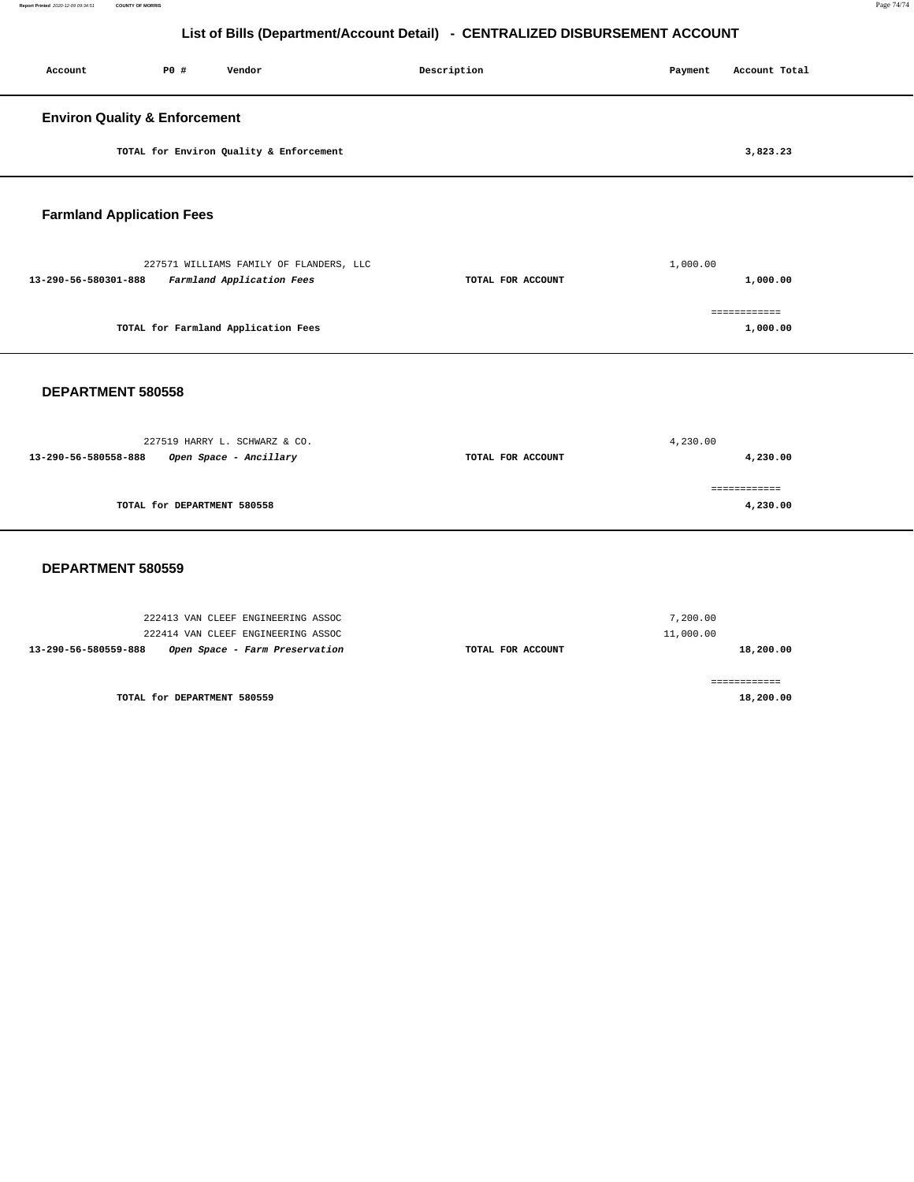## List of Bills (Department/Account Detail) - CENTRALIZED DISBURSEMENT ACCOUNT

| Account | PO # | Vendor | Description | Payment | Account Total |
|---|---|---|---|---|---|

### Environ Quality & Enforcement

| | | |
|---|---|---|
| | TOTAL for Environ Quality & Enforcement | 3,823.23 |

### Farmland Application Fees

| Account | PO # | Vendor | Description | Payment | Account Total |
|---|---|---|---|---|---|
| | 227571 | WILLIAMS FAMILY OF FLANDERS, LLC | | 1,000.00 | |
| **13-290-56-580301-888** | | ***Farmland Application Fees*** | **TOTAL FOR ACCOUNT** | | **1,000.00** |
| | | | | | ============ |
| | | **TOTAL for Farmland Application Fees** | | | **1,000.00** |

### DEPARTMENT 580558

| Account | PO # | Vendor | Description | Payment | Account Total |
|---|---|---|---|---|---|
| | 227519 | HARRY L. SCHWARZ & CO. | | 4,230.00 | |
| **13-290-56-580558-888** | | ***Open Space - Ancillary*** | **TOTAL FOR ACCOUNT** | | **4,230.00** |
| | | | | | ============ |
| | | **TOTAL for DEPARTMENT 580558** | | | **4,230.00** |

### DEPARTMENT 580559

| Account | PO # | Vendor | Description | Payment | Account Total |
|---|---|---|---|---|---|
| | 222413 | VAN CLEEF ENGINEERING ASSOC | | 7,200.00 | |
| | 222414 | VAN CLEEF ENGINEERING ASSOC | | 11,000.00 | |
| **13-290-56-580559-888** | | ***Open Space - Farm Preservation*** | **TOTAL FOR ACCOUNT** | | **18,200.00** |
| | | | | | ============ |
| | | **TOTAL for DEPARTMENT 580559** | | | **18,200.00** |